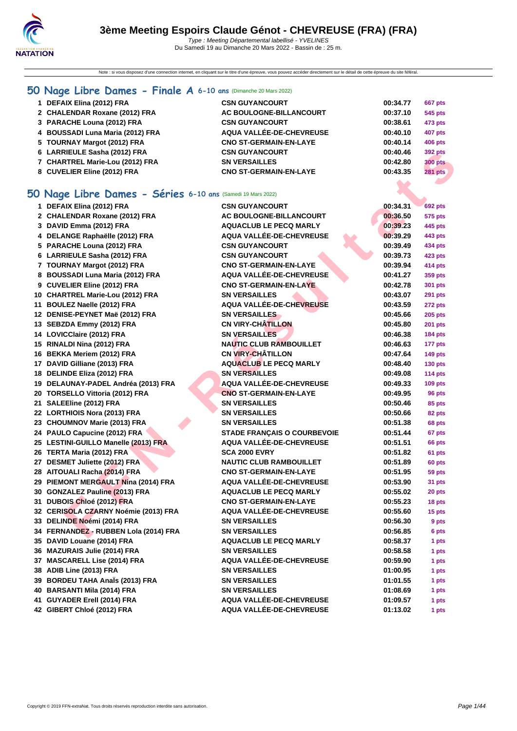# 3ème Meeting Espoirs Claude Génot - CHEVREUSE (FRA) (FRA)

*Type : Meeting Départemental labellisé - YVELINES*
Du Samedi 19 au Dimanche 20 Mars 2022 - Bassin de : 25 m.

Note : si vous disposez d'une connexion internet, en cliquant sur le titre d'une épreuve, vous pouvez accéder directement sur le détail de cette épreuve du site féféral.

## 50 Nage Libre Dames - Finale A 6-10 ans (Dimanche 20 Mars 2022)

| | | | | |
|---|---|---|---|---|
| 1 | DEFAIX Elina (2012) FRA | CSN GUYANCOURT | 00:34.77 | 667 pts |
| 2 | CHALENDAR Roxane (2012) FRA | AC BOULOGNE-BILLANCOURT | 00:37.10 | 545 pts |
| 3 | PARACHE Louna (2012) FRA | CSN GUYANCOURT | 00:38.61 | 473 pts |
| 4 | BOUSSADI Luna Maria (2012) FRA | AQUA VALLÉE-DE-CHEVREUSE | 00:40.10 | 407 pts |
| 5 | TOURNAY Margot (2012) FRA | CNO ST-GERMAIN-EN-LAYE | 00:40.14 | 406 pts |
| 6 | LARRIEULE Sasha (2012) FRA | CSN GUYANCOURT | 00:40.46 | 392 pts |
| 7 | CHARTREL Marie-Lou (2012) FRA | SN VERSAILLES | 00:42.80 | 300 pts |
| 8 | CUVELIER Eline (2012) FRA | CNO ST-GERMAIN-EN-LAYE | 00:43.35 | 281 pts |

## 50 Nage Libre Dames - Séries 6-10 ans (Samedi 19 Mars 2022)

| | | | | |
|---|---|---|---|---|
| 1 | DEFAIX Elina (2012) FRA | CSN GUYANCOURT | 00:34.31 | 692 pts |
| 2 | CHALENDAR Roxane (2012) FRA | AC BOULOGNE-BILLANCOURT | 00:36.50 | 575 pts |
| 3 | DAVID Emma (2012) FRA | AQUACLUB LE PECQ MARLY | 00:39.23 | 445 pts |
| 4 | DELANGE Raphaëlle (2012) FRA | AQUA VALLÉE-DE-CHEVREUSE | 00:39.29 | 443 pts |
| 5 | PARACHE Louna (2012) FRA | CSN GUYANCOURT | 00:39.49 | 434 pts |
| 6 | LARRIEULE Sasha (2012) FRA | CSN GUYANCOURT | 00:39.73 | 423 pts |
| 7 | TOURNAY Margot (2012) FRA | CNO ST-GERMAIN-EN-LAYE | 00:39.94 | 414 pts |
| 8 | BOUSSADI Luna Maria (2012) FRA | AQUA VALLÉE-DE-CHEVREUSE | 00:41.27 | 359 pts |
| 9 | CUVELIER Eline (2012) FRA | CNO ST-GERMAIN-EN-LAYE | 00:42.78 | 301 pts |
| 10 | CHARTREL Marie-Lou (2012) FRA | SN VERSAILLES | 00:43.07 | 291 pts |
| 11 | BOULEZ Naelle (2012) FRA | AQUA VALLÉE-DE-CHEVREUSE | 00:43.59 | 272 pts |
| 12 | DENISE-PEYNET Maë (2012) FRA | SN VERSAILLES | 00:45.66 | 205 pts |
| 13 | SEBZDA Emmy (2012) FRA | CN VIRY-CHÂTILLON | 00:45.80 | 201 pts |
| 14 | LOVICClaire (2012) FRA | SN VERSAILLES | 00:46.38 | 184 pts |
| 15 | RINALDI Nina (2012) FRA | NAUTIC CLUB RAMBOUILLET | 00:46.63 | 177 pts |
| 16 | BEKKA Meriem (2012) FRA | CN VIRY-CHÂTILLON | 00:47.64 | 149 pts |
| 17 | DAVID Gilliane (2013) FRA | AQUACLUB LE PECQ MARLY | 00:48.40 | 130 pts |
| 18 | DELINDE Eliza (2012) FRA | SN VERSAILLES | 00:49.08 | 114 pts |
| 19 | DELAUNAY-PADEL Andréa (2013) FRA | AQUA VALLÉE-DE-CHEVREUSE | 00:49.33 | 109 pts |
| 20 | TORSELLO Vittoria (2012) FRA | CNO ST-GERMAIN-EN-LAYE | 00:49.95 | 96 pts |
| 21 | SALEEline (2012) FRA | SN VERSAILLES | 00:50.46 | 85 pts |
| 22 | LORTHIOIS Nora (2013) FRA | SN VERSAILLES | 00:50.66 | 82 pts |
| 23 | CHOUMNOV Marie (2013) FRA | SN VERSAILLES | 00:51.38 | 68 pts |
| 24 | PAULO Capucine (2012) FRA | STADE FRANÇAIS O COURBEVOIE | 00:51.44 | 67 pts |
| 25 | LESTINI-GUILLO Manelle (2013) FRA | AQUA VALLÉE-DE-CHEVREUSE | 00:51.51 | 66 pts |
| 26 | TERTA Maria (2012) FRA | SCA 2000 EVRY | 00:51.82 | 61 pts |
| 27 | DESMET Juliette (2012) FRA | NAUTIC CLUB RAMBOUILLET | 00:51.89 | 60 pts |
| 28 | AITOUALI Racha (2014) FRA | CNO ST-GERMAIN-EN-LAYE | 00:51.95 | 59 pts |
| 29 | PIEMONT MERGAULT Nina (2014) FRA | AQUA VALLÉE-DE-CHEVREUSE | 00:53.90 | 31 pts |
| 30 | GONZALEZ Pauline (2013) FRA | AQUACLUB LE PECQ MARLY | 00:55.02 | 20 pts |
| 31 | DUBOIS Chloé (2012) FRA | CNO ST-GERMAIN-EN-LAYE | 00:55.23 | 18 pts |
| 32 | CERISOLA CZARNY Noémie (2013) FRA | AQUA VALLÉE-DE-CHEVREUSE | 00:55.60 | 15 pts |
| 33 | DELINDE Noémi (2014) FRA | SN VERSAILLES | 00:56.30 | 9 pts |
| 34 | FERNANDEZ - RUBBEN Lola (2014) FRA | SN VERSAILLES | 00:56.85 | 6 pts |
| 35 | DAVID Louane (2014) FRA | AQUACLUB LE PECQ MARLY | 00:58.37 | 1 pts |
| 36 | MAZURAIS Julie (2014) FRA | SN VERSAILLES | 00:58.58 | 1 pts |
| 37 | MASCARELL Lise (2014) FRA | AQUA VALLÉE-DE-CHEVREUSE | 00:59.90 | 1 pts |
| 38 | ADIB Line (2013) FRA | SN VERSAILLES | 01:00.95 | 1 pts |
| 39 | BORDEU TAHA Anaïs (2013) FRA | SN VERSAILLES | 01:01.55 | 1 pts |
| 40 | BARSANTI Mila (2014) FRA | SN VERSAILLES | 01:08.69 | 1 pts |
| 41 | GUYADER Erell (2014) FRA | AQUA VALLÉE-DE-CHEVREUSE | 01:09.57 | 1 pts |
| 42 | GIBERT Chloé (2012) FRA | AQUA VALLÉE-DE-CHEVREUSE | 01:13.02 | 1 pts |

Copyright © 2019 FFN-extraNat. Tous droits réservés reproduction interdite sans autorisation.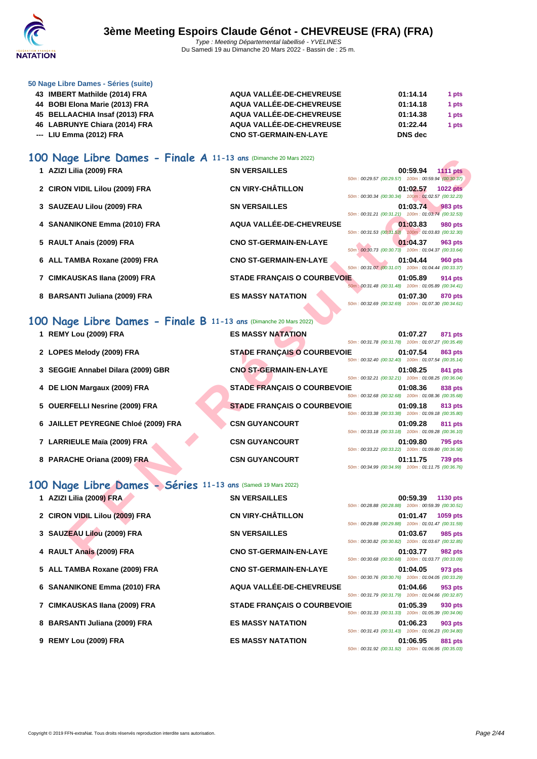### 50 Nage Libre Dames - Séries (suite)

| | | | | |
|---|---|---|---|---|
| 43 | IMBERT Mathilde (2014) FRA | AQUA VALLÉE-DE-CHEVREUSE | 01:14.14 | 1 pts |
| 44 | BOBI Elona Marie (2013) FRA | AQUA VALLÉE-DE-CHEVREUSE | 01:14.18 | 1 pts |
| 45 | BELLAACHIA Insaf (2013) FRA | AQUA VALLÉE-DE-CHEVREUSE | 01:14.38 | 1 pts |
| 46 | LABRUNYE Chiara (2014) FRA | AQUA VALLÉE-DE-CHEVREUSE | 01:22.44 | 1 pts |
| --- | LIU Emma (2012) FRA | CNO ST-GERMAIN-EN-LAYE | DNS dec | |

## 100 Nage Libre Dames - Finale A 11-13 ans (Dimanche 20 Mars 2022)

| | | | | | |
|---|---|---|---|---|---|
| 1 | AZIZI Lilia (2009) FRA | SN VERSAILLES | 00:59.94 | 1111 pts | 50m : 00:29.57 (00:29.57) 100m : 00:59.94 (00:30.37) |
| 2 | CIRON VIDIL Lilou (2009) FRA | CN VIRY-CHÂTILLON | 01:02.57 | 1022 pts | 50m : 00:30.34 (00:30.34) 100m : 01:02.57 (00:32.23) |
| 3 | SAUZEAU Lilou (2009) FRA | SN VERSAILLES | 01:03.74 | 983 pts | 50m : 00:31.21 (00:31.21) 100m : 01:03.74 (00:32.53) |
| 4 | SANANIKONE Emma (2010) FRA | AQUA VALLÉE-DE-CHEVREUSE | 01:03.83 | 980 pts | 50m : 00:31.53 (00:31.53) 100m : 01:03.83 (00:32.30) |
| 5 | RAULT Anais (2009) FRA | CNO ST-GERMAIN-EN-LAYE | 01:04.37 | 963 pts | 50m : 00:30.73 (00:30.73) 100m : 01:04.37 (00:33.64) |
| 6 | ALL TAMBA Roxane (2009) FRA | CNO ST-GERMAIN-EN-LAYE | 01:04.44 | 960 pts | 50m : 00:31.07 (00:31.07) 100m : 01:04.44 (00:33.37) |
| 7 | CIMKAUSKAS Ilana (2009) FRA | STADE FRANÇAIS O COURBEVOIE | 01:05.89 | 914 pts | 50m : 00:31.48 (00:31.48) 100m : 01:05.89 (00:34.41) |
| 8 | BARSANTI Juliana (2009) FRA | ES MASSY NATATION | 01:07.30 | 870 pts | 50m : 00:32.69 (00:32.69) 100m : 01:07.30 (00:34.61) |

## 100 Nage Libre Dames - Finale B 11-13 ans (Dimanche 20 Mars 2022)

| | | | | | |
|---|---|---|---|---|---|
| 1 | REMY Lou (2009) FRA | ES MASSY NATATION | 01:07.27 | 871 pts | 50m : 00:31.78 (00:31.78) 100m : 01:07.27 (00:35.49) |
| 2 | LOPES Melody (2009) FRA | STADE FRANÇAIS O COURBEVOIE | 01:07.54 | 863 pts | 50m : 00:32.40 (00:32.40) 100m : 01:07.54 (00:35.14) |
| 3 | SEGGIE Annabel Dilara (2009) GBR | CNO ST-GERMAIN-EN-LAYE | 01:08.25 | 841 pts | 50m : 00:32.21 (00:32.21) 100m : 01:08.25 (00:36.04) |
| 4 | DE LION Margaux (2009) FRA | STADE FRANÇAIS O COURBEVOIE | 01:08.36 | 838 pts | 50m : 00:32.68 (00:32.68) 100m : 01:08.36 (00:35.68) |
| 5 | OUERFELLI Nesrine (2009) FRA | STADE FRANÇAIS O COURBEVOIE | 01:09.18 | 813 pts | 50m : 00:33.38 (00:33.38) 100m : 01:09.18 (00:35.80) |
| 6 | JAILLET PEYREGNE Chloé (2009) FRA | CSN GUYANCOURT | 01:09.28 | 811 pts | 50m : 00:33.18 (00:33.18) 100m : 01:09.28 (00:36.10) |
| 7 | LARRIEULE Maïa (2009) FRA | CSN GUYANCOURT | 01:09.80 | 795 pts | 50m : 00:33.22 (00:33.22) 100m : 01:09.80 (00:36.58) |
| 8 | PARACHE Oriana (2009) FRA | CSN GUYANCOURT | 01:11.75 | 739 pts | 50m : 00:34.99 (00:34.99) 100m : 01:11.75 (00:36.76) |

## 100 Nage Libre Dames - Séries 11-13 ans (Samedi 19 Mars 2022)

| | | | | | |
|---|---|---|---|---|---|
| 1 | AZIZI Lilia (2009) FRA | SN VERSAILLES | 00:59.39 | 1130 pts | 50m : 00:28.88 (00:28.88) 100m : 00:59.39 (00:30.51) |
| 2 | CIRON VIDIL Lilou (2009) FRA | CN VIRY-CHÂTILLON | 01:01.47 | 1059 pts | 50m : 00:29.88 (00:29.88) 100m : 01:01.47 (00:31.59) |
| 3 | SAUZEAU Lilou (2009) FRA | SN VERSAILLES | 01:03.67 | 985 pts | 50m : 00:30.82 (00:30.82) 100m : 01:03.67 (00:32.85) |
| 4 | RAULT Anais (2009) FRA | CNO ST-GERMAIN-EN-LAYE | 01:03.77 | 982 pts | 50m : 00:30.68 (00:30.68) 100m : 01:03.77 (00:33.09) |
| 5 | ALL TAMBA Roxane (2009) FRA | CNO ST-GERMAIN-EN-LAYE | 01:04.05 | 973 pts | 50m : 00:30.76 (00:30.76) 100m : 01:04.05 (00:33.29) |
| 6 | SANANIKONE Emma (2010) FRA | AQUA VALLÉE-DE-CHEVREUSE | 01:04.66 | 953 pts | 50m : 00:31.79 (00:31.79) 100m : 01:04.66 (00:32.87) |
| 7 | CIMKAUSKAS Ilana (2009) FRA | STADE FRANÇAIS O COURBEVOIE | 01:05.39 | 930 pts | 50m : 00:31.33 (00:31.33) 100m : 01:05.39 (00:34.06) |
| 8 | BARSANTI Juliana (2009) FRA | ES MASSY NATATION | 01:06.23 | 903 pts | 50m : 00:31.43 (00:31.43) 100m : 01:06.23 (00:34.80) |
| 9 | REMY Lou (2009) FRA | ES MASSY NATATION | 01:06.95 | 881 pts | 50m : 00:31.92 (00:31.92) 100m : 01:06.95 (00:35.03) |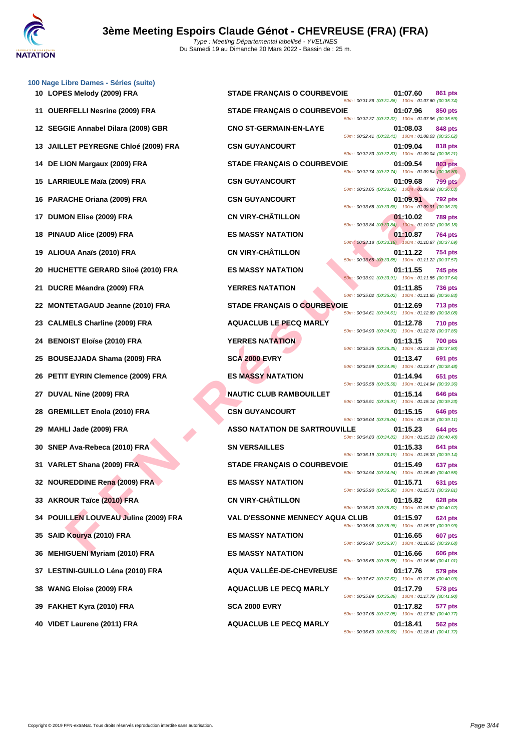# 3ème Meeting Espoirs Claude Génot - CHEVREUSE (FRA) (FRA)

Type : Meeting Départemental labellisé - YVELINES
Du Samedi 19 au Dimanche 20 Mars 2022 - Bassin de : 25 m.

### 100 Nage Libre Dames - Séries (suite)

| Rg | Nom | Club | Temps | Points | Splits |
|---|---|---|---|---|---|
| 10 | LOPES Melody (2009) FRA | STADE FRANÇAIS O COURBEVOIE | 01:07.60 | 861 pts | 50m : 00:31.86 (00:31.86) 100m : 01:07.60 (00:35.74) |
| 11 | OUERFELLI Nesrine (2009) FRA | STADE FRANÇAIS O COURBEVOIE | 01:07.96 | 850 pts | 50m : 00:32.37 (00:32.37) 100m : 01:07.96 (00:35.59) |
| 12 | SEGGIE Annabel Dilara (2009) GBR | CNO ST-GERMAIN-EN-LAYE | 01:08.03 | 848 pts | 50m : 00:32.41 (00:32.41) 100m : 01:08.03 (00:35.62) |
| 13 | JAILLET PEYREGNE Chloé (2009) FRA | CSN GUYANCOURT | 01:09.04 | 818 pts | 50m : 00:32.83 (00:32.83) 100m : 01:09.04 (00:36.21) |
| 14 | DE LION Margaux (2009) FRA | STADE FRANÇAIS O COURBEVOIE | 01:09.54 | 803 pts | 50m : 00:32.74 (00:32.74) 100m : 01:09.54 (00:36.80) |
| 15 | LARRIEULE Maïa (2009) FRA | CSN GUYANCOURT | 01:09.68 | 799 pts | 50m : 00:33.05 (00:33.05) 100m : 01:09.68 (00:36.63) |
| 16 | PARACHE Oriana (2009) FRA | CSN GUYANCOURT | 01:09.91 | 792 pts | 50m : 00:33.68 (00:33.68) 100m : 01:09.91 (00:36.23) |
| 17 | DUMON Elise (2009) FRA | CN VIRY-CHÂTILLON | 01:10.02 | 789 pts | 50m : 00:33.84 (00:33.84) 100m : 01:10.02 (00:36.18) |
| 18 | PINAUD Alice (2009) FRA | ES MASSY NATATION | 01:10.87 | 764 pts | 50m : 00:33.18 (00:33.18) 100m : 01:10.87 (00:37.69) |
| 19 | ALIOUA Anaïs (2010) FRA | CN VIRY-CHÂTILLON | 01:11.22 | 754 pts | 50m : 00:33.65 (00:33.65) 100m : 01:11.22 (00:37.57) |
| 20 | HUCHETTE GERARD Siloë (2010) FRA | ES MASSY NATATION | 01:11.55 | 745 pts | 50m : 00:33.91 (00:33.91) 100m : 01:11.55 (00:37.64) |
| 21 | DUCRE Méandra (2009) FRA | YERRES NATATION | 01:11.85 | 736 pts | 50m : 00:35.02 (00:35.02) 100m : 01:11.85 (00:36.83) |
| 22 | MONTETAGAUD Jeanne (2010) FRA | STADE FRANÇAIS O COURBEVOIE | 01:12.69 | 713 pts | 50m : 00:34.61 (00:34.61) 100m : 01:12.69 (00:38.08) |
| 23 | CALMELS Charline (2009) FRA | AQUACLUB LE PECQ MARLY | 01:12.78 | 710 pts | 50m : 00:34.93 (00:34.93) 100m : 01:12.78 (00:37.85) |
| 24 | BENOIST Eloïse (2010) FRA | YERRES NATATION | 01:13.15 | 700 pts | 50m : 00:35.35 (00:35.35) 100m : 01:13.15 (00:37.80) |
| 25 | BOUSEJJADA Shama (2009) FRA | SCA 2000 EVRY | 01:13.47 | 691 pts | 50m : 00:34.99 (00:34.99) 100m : 01:13.47 (00:38.48) |
| 26 | PETIT EYRIN Clemence (2009) FRA | ES MASSY NATATION | 01:14.94 | 651 pts | 50m : 00:35.58 (00:35.58) 100m : 01:14.94 (00:39.36) |
| 27 | DUVAL Nine (2009) FRA | NAUTIC CLUB RAMBOUILLET | 01:15.14 | 646 pts | 50m : 00:35.91 (00:35.91) 100m : 01:15.14 (00:39.23) |
| 28 | GREMILLET Enola (2010) FRA | CSN GUYANCOURT | 01:15.15 | 646 pts | 50m : 00:36.04 (00:36.04) 100m : 01:15.15 (00:39.11) |
| 29 | MAHLI Jade (2009) FRA | ASSO NATATION DE SARTROUVILLE | 01:15.23 | 644 pts | 50m : 00:34.83 (00:34.83) 100m : 01:15.23 (00:40.40) |
| 30 | SNEP Ava-Rebeca (2010) FRA | SN VERSAILLES | 01:15.33 | 641 pts | 50m : 00:36.19 (00:36.19) 100m : 01:15.33 (00:39.14) |
| 31 | VARLET Shana (2009) FRA | STADE FRANÇAIS O COURBEVOIE | 01:15.49 | 637 pts | 50m : 00:34.94 (00:34.94) 100m : 01:15.49 (00:40.55) |
| 32 | NOUREDDINE Rena (2009) FRA | ES MASSY NATATION | 01:15.71 | 631 pts | 50m : 00:35.90 (00:35.90) 100m : 01:15.71 (00:39.81) |
| 33 | AKROUR Taïce (2010) FRA | CN VIRY-CHÂTILLON | 01:15.82 | 628 pts | 50m : 00:35.80 (00:35.80) 100m : 01:15.82 (00:40.02) |
| 34 | POUILLEN LOUVEAU Juline (2009) FRA | VAL D'ESSONNE MENNECY AQUA CLUB | 01:15.97 | 624 pts | 50m : 00:35.98 (00:35.98) 100m : 01:15.97 (00:39.99) |
| 35 | SAID Kourya (2010) FRA | ES MASSY NATATION | 01:16.65 | 607 pts | 50m : 00:36.97 (00:36.97) 100m : 01:16.65 (00:39.68) |
| 36 | MEHIGUENI Myriam (2010) FRA | ES MASSY NATATION | 01:16.66 | 606 pts | 50m : 00:35.65 (00:35.65) 100m : 01:16.66 (00:41.01) |
| 37 | LESTINI-GUILLO Léna (2010) FRA | AQUA VALLÉE-DE-CHEVREUSE | 01:17.76 | 579 pts | 50m : 00:37.67 (00:37.67) 100m : 01:17.76 (00:40.09) |
| 38 | WANG Eloise (2009) FRA | AQUACLUB LE PECQ MARLY | 01:17.79 | 578 pts | 50m : 00:35.89 (00:35.89) 100m : 01:17.79 (00:41.90) |
| 39 | FAKHET Kyra (2010) FRA | SCA 2000 EVRY | 01:17.82 | 577 pts | 50m : 00:37.05 (00:37.05) 100m : 01:17.82 (00:40.77) |
| 40 | VIDET Laurene (2011) FRA | AQUACLUB LE PECQ MARLY | 01:18.41 | 562 pts | 50m : 00:36.69 (00:36.69) 100m : 01:18.41 (00:41.72) |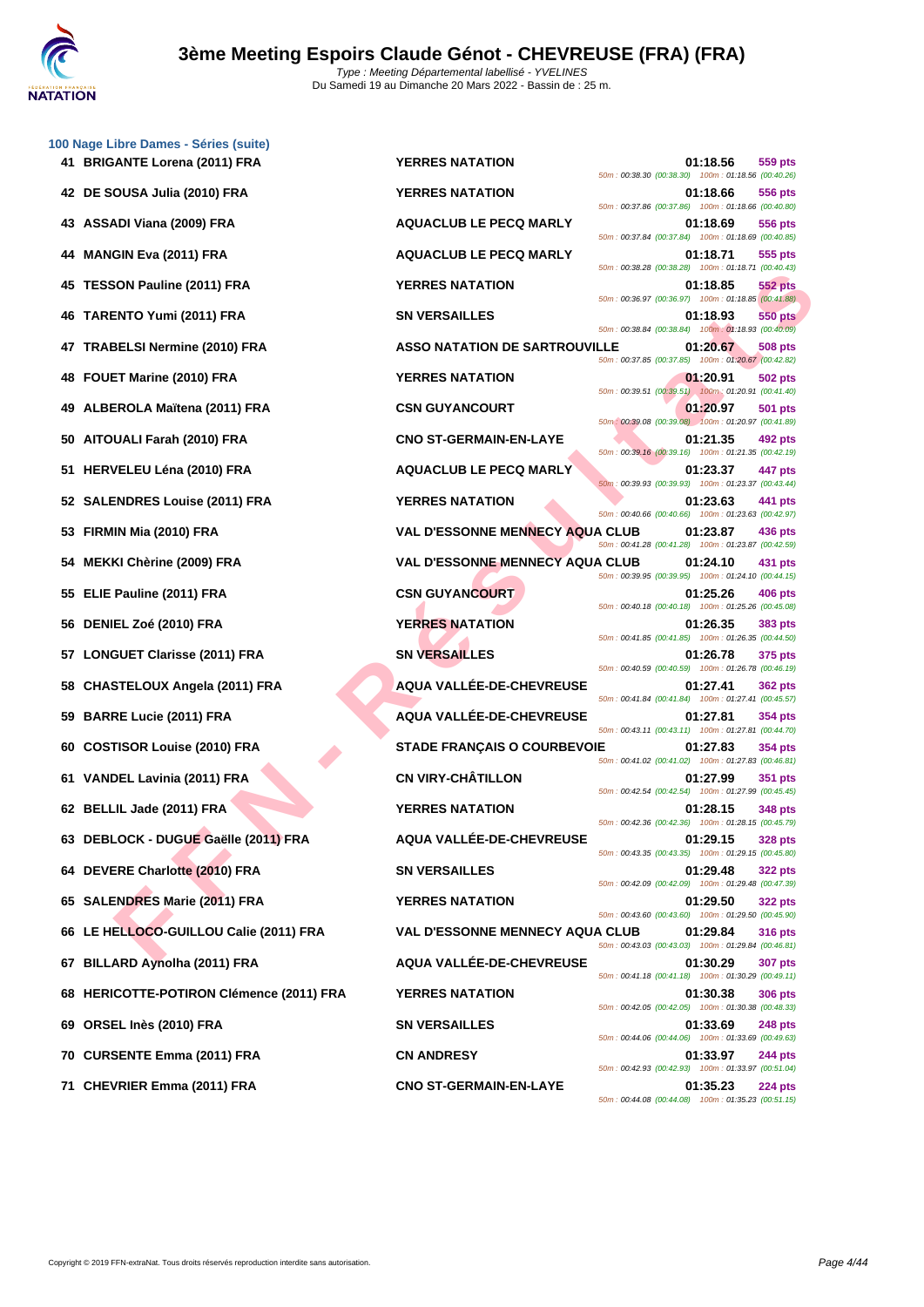### 100 Nage Libre Dames - Séries (suite)

| Rang | Nom | Club | Temps | Points | Splits |
|---|---|---|---|---|---|
| 41 | BRIGANTE Lorena (2011) FRA | YERRES NATATION | 01:18.56 | 559 pts | 50m : 00:38.30 (00:38.30) 100m : 01:18.56 (00:40.26) |
| 42 | DE SOUSA Julia (2010) FRA | YERRES NATATION | 01:18.66 | 556 pts | 50m : 00:37.86 (00:37.86) 100m : 01:18.66 (00:40.80) |
| 43 | ASSADI Viana (2009) FRA | AQUACLUB LE PECQ MARLY | 01:18.69 | 556 pts | 50m : 00:37.84 (00:37.84) 100m : 01:18.69 (00:40.85) |
| 44 | MANGIN Eva (2011) FRA | AQUACLUB LE PECQ MARLY | 01:18.71 | 555 pts | 50m : 00:38.28 (00:38.28) 100m : 01:18.71 (00:40.43) |
| 45 | TESSON Pauline (2011) FRA | YERRES NATATION | 01:18.85 | 552 pts | 50m : 00:36.97 (00:36.97) 100m : 01:18.85 (00:41.88) |
| 46 | TARENTO Yumi (2011) FRA | SN VERSAILLES | 01:18.93 | 550 pts | 50m : 00:38.84 (00:38.84) 100m : 01:18.93 (00:40.09) |
| 47 | TRABELSI Nermine (2010) FRA | ASSO NATATION DE SARTROUVILLE | 01:20.67 | 508 pts | 50m : 00:37.85 (00:37.85) 100m : 01:20.67 (00:42.82) |
| 48 | FOUET Marine (2010) FRA | YERRES NATATION | 01:20.91 | 502 pts | 50m : 00:39.51 (00:39.51) 100m : 01:20.91 (00:41.40) |
| 49 | ALBEROLA Maïtena (2011) FRA | CSN GUYANCOURT | 01:20.97 | 501 pts | 50m : 00:39.08 (00:39.08) 100m : 01:20.97 (00:41.89) |
| 50 | AITOUALI Farah (2010) FRA | CNO ST-GERMAIN-EN-LAYE | 01:21.35 | 492 pts | 50m : 00:39.16 (00:39.16) 100m : 01:21.35 (00:42.19) |
| 51 | HERVELEU Léna (2010) FRA | AQUACLUB LE PECQ MARLY | 01:23.37 | 447 pts | 50m : 00:39.93 (00:39.93) 100m : 01:23.37 (00:43.44) |
| 52 | SALENDRES Louise (2011) FRA | YERRES NATATION | 01:23.63 | 441 pts | 50m : 00:40.66 (00:40.66) 100m : 01:23.63 (00:42.97) |
| 53 | FIRMIN Mia (2010) FRA | VAL D'ESSONNE MENNECY AQUA CLUB | 01:23.87 | 436 pts | 50m : 00:41.28 (00:41.28) 100m : 01:23.87 (00:42.59) |
| 54 | MEKKI Chèrine (2009) FRA | VAL D'ESSONNE MENNECY AQUA CLUB | 01:24.10 | 431 pts | 50m : 00:39.95 (00:39.95) 100m : 01:24.10 (00:44.15) |
| 55 | ELIE Pauline (2011) FRA | CSN GUYANCOURT | 01:25.26 | 406 pts | 50m : 00:40.18 (00:40.18) 100m : 01:25.26 (00:45.08) |
| 56 | DENIEL Zoé (2010) FRA | YERRES NATATION | 01:26.35 | 383 pts | 50m : 00:41.85 (00:41.85) 100m : 01:26.35 (00:44.50) |
| 57 | LONGUET Clarisse (2011) FRA | SN VERSAILLES | 01:26.78 | 375 pts | 50m : 00:40.59 (00:40.59) 100m : 01:26.78 (00:46.19) |
| 58 | CHASTELOUX Angela (2011) FRA | AQUA VALLÉE-DE-CHEVREUSE | 01:27.41 | 362 pts | 50m : 00:41.84 (00:41.84) 100m : 01:27.41 (00:45.57) |
| 59 | BARRE Lucie (2011) FRA | AQUA VALLÉE-DE-CHEVREUSE | 01:27.81 | 354 pts | 50m : 00:43.11 (00:43.11) 100m : 01:27.81 (00:44.70) |
| 60 | COSTISOR Louise (2010) FRA | STADE FRANÇAIS O COURBEVOIE | 01:27.83 | 354 pts | 50m : 00:41.02 (00:41.02) 100m : 01:27.83 (00:46.81) |
| 61 | VANDEL Lavinia (2011) FRA | CN VIRY-CHÂTILLON | 01:27.99 | 351 pts | 50m : 00:42.54 (00:42.54) 100m : 01:27.99 (00:45.45) |
| 62 | BELLIL Jade (2011) FRA | YERRES NATATION | 01:28.15 | 348 pts | 50m : 00:42.36 (00:42.36) 100m : 01:28.15 (00:45.79) |
| 63 | DEBLOCK - DUGUE Gaëlle (2011) FRA | AQUA VALLÉE-DE-CHEVREUSE | 01:29.15 | 328 pts | 50m : 00:43.35 (00:43.35) 100m : 01:29.15 (00:45.80) |
| 64 | DEVERE Charlotte (2010) FRA | SN VERSAILLES | 01:29.48 | 322 pts | 50m : 00:42.09 (00:42.09) 100m : 01:29.48 (00:47.39) |
| 65 | SALENDRES Marie (2011) FRA | YERRES NATATION | 01:29.50 | 322 pts | 50m : 00:43.60 (00:43.60) 100m : 01:29.50 (00:45.90) |
| 66 | LE HELLOCO-GUILLOU Calie (2011) FRA | VAL D'ESSONNE MENNECY AQUA CLUB | 01:29.84 | 316 pts | 50m : 00:43.03 (00:43.03) 100m : 01:29.84 (00:46.81) |
| 67 | BILLARD Aynolha (2011) FRA | AQUA VALLÉE-DE-CHEVREUSE | 01:30.29 | 307 pts | 50m : 00:41.18 (00:41.18) 100m : 01:30.29 (00:49.11) |
| 68 | HERICOTTE-POTIRON Clémence (2011) FRA | YERRES NATATION | 01:30.38 | 306 pts | 50m : 00:42.05 (00:42.05) 100m : 01:30.38 (00:48.33) |
| 69 | ORSEL Inès (2010) FRA | SN VERSAILLES | 01:33.69 | 248 pts | 50m : 00:44.06 (00:44.06) 100m : 01:33.69 (00:49.63) |
| 70 | CURSENTE Emma (2011) FRA | CN ANDRESY | 01:33.97 | 244 pts | 50m : 00:42.93 (00:42.93) 100m : 01:33.97 (00:51.04) |
| 71 | CHEVRIER Emma (2011) FRA | CNO ST-GERMAIN-EN-LAYE | 01:35.23 | 224 pts | 50m : 00:44.08 (00:44.08) 100m : 01:35.23 (00:51.15) |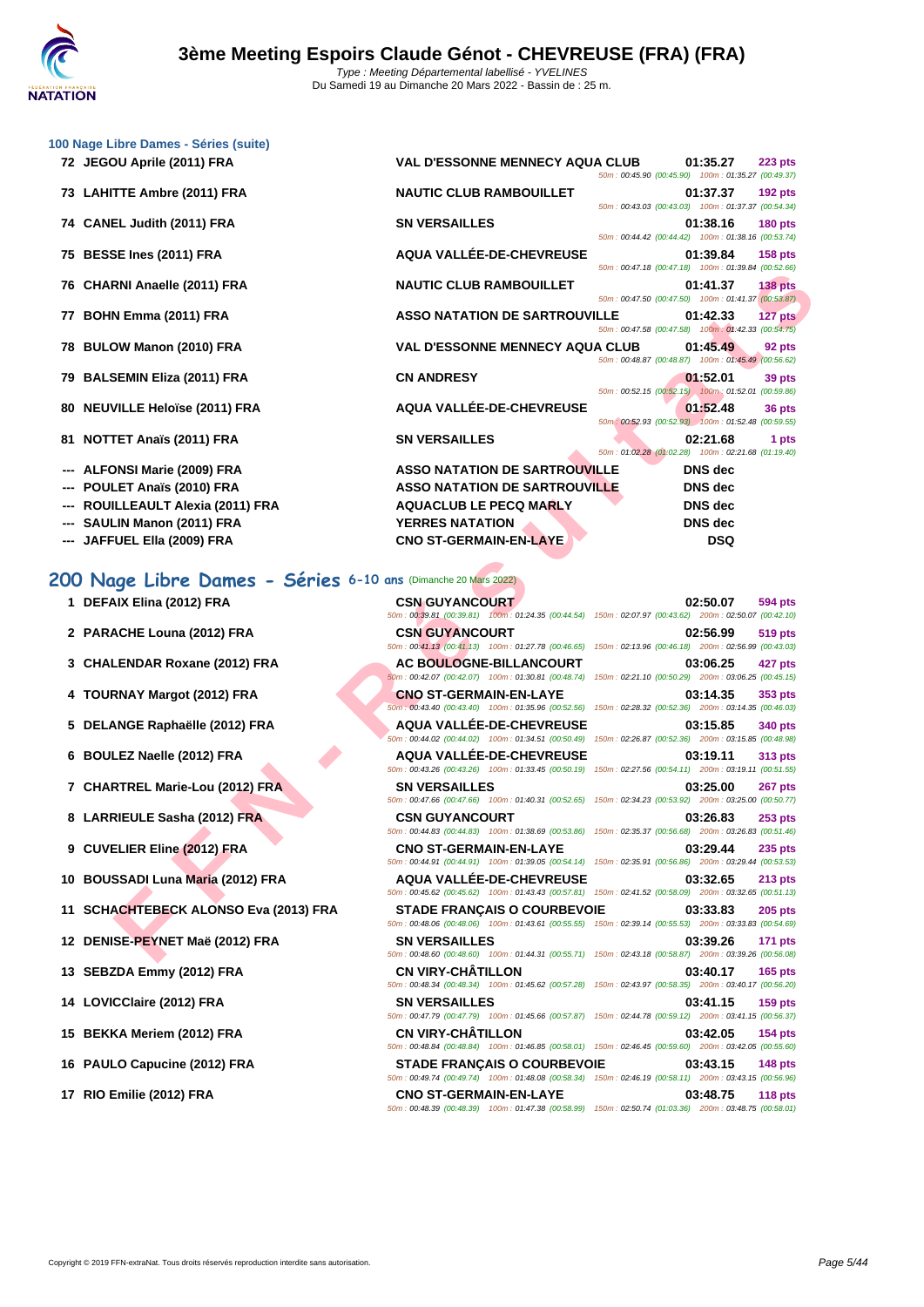### 100 Nage Libre Dames - Séries (suite)

| Rang | Nom | Club | Temps | Points | Splits |
|---|---|---|---|---|---|
| 72 | JEGOU Aprile (2011) FRA | VAL D'ESSONNE MENNECY AQUA CLUB | 01:35.27 | 223 pts | 50m : 00:45.90 (00:45.90) 100m : 01:35.27 (00:49.37) |
| 73 | LAHITTE Ambre (2011) FRA | NAUTIC CLUB RAMBOUILLET | 01:37.37 | 192 pts | 50m : 00:43.03 (00:43.03) 100m : 01:37.37 (00:54.34) |
| 74 | CANEL Judith (2011) FRA | SN VERSAILLES | 01:38.16 | 180 pts | 50m : 00:44.42 (00:44.42) 100m : 01:38.16 (00:53.74) |
| 75 | BESSE Ines (2011) FRA | AQUA VALLÉE-DE-CHEVREUSE | 01:39.84 | 158 pts | 50m : 00:47.18 (00:47.18) 100m : 01:39.84 (00:52.66) |
| 76 | CHARNI Anaelle (2011) FRA | NAUTIC CLUB RAMBOUILLET | 01:41.37 | 138 pts | 50m : 00:47.50 (00:47.50) 100m : 01:41.37 (00:53.87) |
| 77 | BOHN Emma (2011) FRA | ASSO NATATION DE SARTROUVILLE | 01:42.33 | 127 pts | 50m : 00:47.58 (00:47.58) 100m : 01:42.33 (00:54.75) |
| 78 | BULOW Manon (2010) FRA | VAL D'ESSONNE MENNECY AQUA CLUB | 01:45.49 | 92 pts | 50m : 00:48.87 (00:48.87) 100m : 01:45.49 (00:56.62) |
| 79 | BALSEMIN Eliza (2011) FRA | CN ANDRESY | 01:52.01 | 39 pts | 50m : 00:52.15 (00:52.15) 100m : 01:52.01 (00:59.86) |
| 80 | NEUVILLE Heloïse (2011) FRA | AQUA VALLÉE-DE-CHEVREUSE | 01:52.48 | 36 pts | 50m : 00:52.93 (00:52.93) 100m : 01:52.48 (00:59.55) |
| 81 | NOTTET Anaïs (2011) FRA | SN VERSAILLES | 02:21.68 | 1 pts | 50m : 01:02.28 (01:02.28) 100m : 02:21.68 (01:19.40) |
| --- | ALFONSI Marie (2009) FRA | ASSO NATATION DE SARTROUVILLE | DNS dec | | |
| --- | POULET Anaïs (2010) FRA | ASSO NATATION DE SARTROUVILLE | DNS dec | | |
| --- | ROUILLEAULT Alexia (2011) FRA | AQUACLUB LE PECQ MARLY | DNS dec | | |
| --- | SAULIN Manon (2011) FRA | YERRES NATATION | DNS dec | | |
| --- | JAFFUEL Ella (2009) FRA | CNO ST-GERMAIN-EN-LAYE | DSQ | | |

## 200 Nage Libre Dames - Séries 6-10 ans (Dimanche 20 Mars 2022)

| Rang | Nom | Club | Temps | Points | Splits |
|---|---|---|---|---|---|
| 1 | DEFAIX Elina (2012) FRA | CSN GUYANCOURT | 02:50.07 | 594 pts | 50m : 00:39.81 (00:39.81) 100m : 01:24.35 (00:44.54) 150m : 02:07.97 (00:43.62) 200m : 02:50.07 (00:42.10) |
| 2 | PARACHE Louna (2012) FRA | CSN GUYANCOURT | 02:56.99 | 519 pts | 50m : 00:41.13 (00:41.13) 100m : 01:27.78 (00:46.65) 150m : 02:13.96 (00:46.18) 200m : 02:56.99 (00:43.03) |
| 3 | CHALENDAR Roxane (2012) FRA | AC BOULOGNE-BILLANCOURT | 03:06.25 | 427 pts | 50m : 00:42.07 (00:42.07) 100m : 01:30.81 (00:48.74) 150m : 02:21.10 (00:50.29) 200m : 03:06.25 (00:45.15) |
| 4 | TOURNAY Margot (2012) FRA | CNO ST-GERMAIN-EN-LAYE | 03:14.35 | 353 pts | 50m : 00:43.40 (00:43.40) 100m : 01:35.96 (00:52.56) 150m : 02:28.32 (00:52.36) 200m : 03:14.35 (00:46.03) |
| 5 | DELANGE Raphaëlle (2012) FRA | AQUA VALLÉE-DE-CHEVREUSE | 03:15.85 | 340 pts | 50m : 00:44.02 (00:44.02) 100m : 01:34.51 (00:50.49) 150m : 02:26.87 (00:52.36) 200m : 03:15.85 (00:48.98) |
| 6 | BOULEZ Naelle (2012) FRA | AQUA VALLÉE-DE-CHEVREUSE | 03:19.11 | 313 pts | 50m : 00:43.26 (00:43.26) 100m : 01:33.45 (00:50.19) 150m : 02:27.56 (00:54.11) 200m : 03:19.11 (00:51.55) |
| 7 | CHARTREL Marie-Lou (2012) FRA | SN VERSAILLES | 03:25.00 | 267 pts | 50m : 00:47.66 (00:47.66) 100m : 01:40.31 (00:52.65) 150m : 02:34.23 (00:53.92) 200m : 03:25.00 (00:50.77) |
| 8 | LARRIEULE Sasha (2012) FRA | CSN GUYANCOURT | 03:26.83 | 253 pts | 50m : 00:44.83 (00:44.83) 100m : 01:38.69 (00:53.86) 150m : 02:35.37 (00:56.68) 200m : 03:26.83 (00:51.46) |
| 9 | CUVELIER Eline (2012) FRA | CNO ST-GERMAIN-EN-LAYE | 03:29.44 | 235 pts | 50m : 00:44.91 (00:44.91) 100m : 01:39.05 (00:54.14) 150m : 02:35.91 (00:56.86) 200m : 03:29.44 (00:53.53) |
| 10 | BOUSSADI Luna Maria (2012) FRA | AQUA VALLÉE-DE-CHEVREUSE | 03:32.65 | 213 pts | 50m : 00:45.62 (00:45.62) 100m : 01:43.43 (00:57.81) 150m : 02:41.52 (00:58.09) 200m : 03:32.65 (00:51.13) |
| 11 | SCHACHTEBECK ALONSO Eva (2013) FRA | STADE FRANÇAIS O COURBEVOIE | 03:33.83 | 205 pts | 50m : 00:48.06 (00:48.06) 100m : 01:43.61 (00:55.55) 150m : 02:39.14 (00:55.53) 200m : 03:33.83 (00:54.69) |
| 12 | DENISE-PEYNET Maë (2012) FRA | SN VERSAILLES | 03:39.26 | 171 pts | 50m : 00:48.60 (00:48.60) 100m : 01:44.31 (00:55.71) 150m : 02:43.18 (00:58.87) 200m : 03:39.26 (00:56.08) |
| 13 | SEBZDA Emmy (2012) FRA | CN VIRY-CHÂTILLON | 03:40.17 | 165 pts | 50m : 00:48.34 (00:48.34) 100m : 01:45.62 (00:57.28) 150m : 02:43.97 (00:58.35) 200m : 03:40.17 (00:56.20) |
| 14 | LOVICClaire (2012) FRA | SN VERSAILLES | 03:41.15 | 159 pts | 50m : 00:47.79 (00:47.79) 100m : 01:45.66 (00:57.87) 150m : 02:44.78 (00:59.12) 200m : 03:41.15 (00:56.37) |
| 15 | BEKKA Meriem (2012) FRA | CN VIRY-CHÂTILLON | 03:42.05 | 154 pts | 50m : 00:48.84 (00:48.84) 100m : 01:46.85 (00:58.01) 150m : 02:46.45 (00:59.60) 200m : 03:42.05 (00:55.60) |
| 16 | PAULO Capucine (2012) FRA | STADE FRANÇAIS O COURBEVOIE | 03:43.15 | 148 pts | 50m : 00:49.74 (00:49.74) 100m : 01:48.08 (00:58.34) 150m : 02:46.19 (00:58.11) 200m : 03:43.15 (00:56.96) |
| 17 | RIO Emilie (2012) FRA | CNO ST-GERMAIN-EN-LAYE | 03:48.75 | 118 pts | 50m : 00:48.39 (00:48.39) 100m : 01:47.38 (00:58.99) 150m : 02:50.74 (01:03.36) 200m : 03:48.75 (00:58.01) |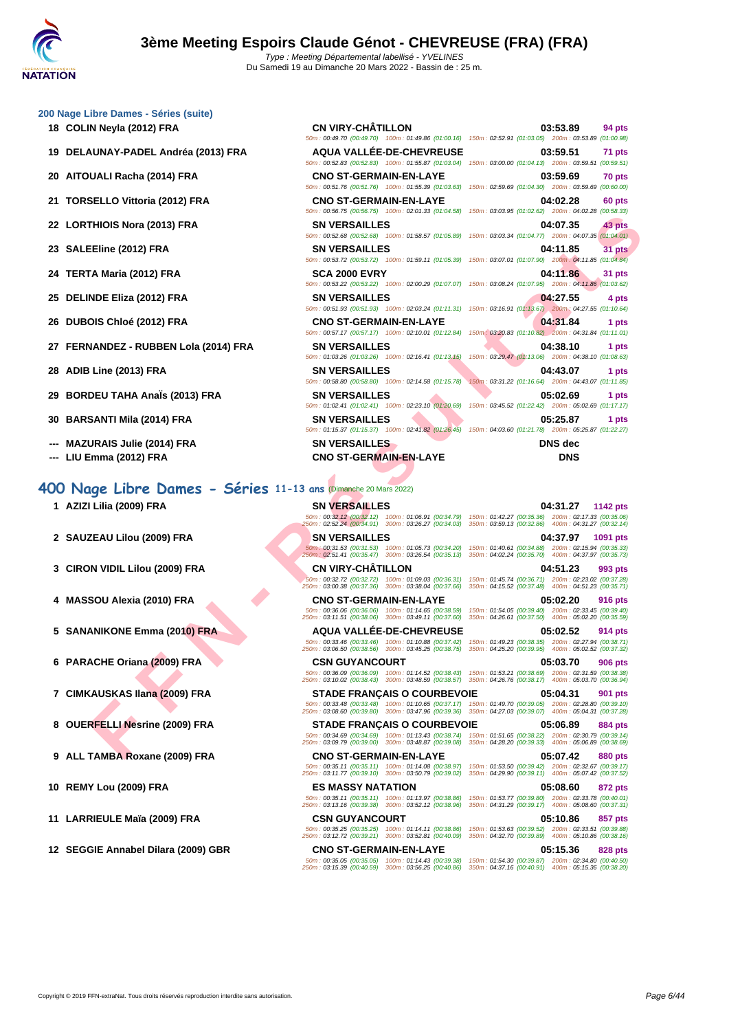# 3ème Meeting Espoirs Claude Génot - CHEVREUSE (FRA) (FRA)

Type : Meeting Départemental labellisé - YVELINES
Du Samedi 19 au Dimanche 20 Mars 2022 - Bassin de : 25 m.

## 200 Nage Libre Dames - Séries (suite)

| Pl. | Nom | Club | Temps | Points |
|---|---|---|---|---|
| 18 | COLIN Neyla (2012) FRA | CN VIRY-CHÂTILLON | 03:53.89 | 94 pts |
| | | 50m : 00:49.70 (00:49.70) 100m : 01:49.86 (01:00.16) 150m : 02:52.91 (01:03.05) 200m : 03:53.89 (01:00.98) | | |
| 19 | DELAUNAY-PADEL Andréa (2013) FRA | AQUA VALLÉE-DE-CHEVREUSE | 03:59.51 | 71 pts |
| | | 50m : 00:52.83 (00:52.83) 100m : 01:55.87 (01:03.04) 150m : 03:00.00 (01:04.13) 200m : 03:59.51 (00:59.51) | | |
| 20 | AITOUALI Racha (2014) FRA | CNO ST-GERMAIN-EN-LAYE | 03:59.69 | 70 pts |
| | | 50m : 00:51.76 (00:51.76) 100m : 01:55.39 (01:03.63) 150m : 02:59.69 (01:04.30) 200m : 03:59.69 (01:00.00) | | |
| 21 | TORSELLO Vittoria (2012) FRA | CNO ST-GERMAIN-EN-LAYE | 04:02.28 | 60 pts |
| | | 50m : 00:56.75 (00:56.75) 100m : 02:01.33 (01:04.58) 150m : 03:03.95 (01:02.62) 200m : 04:02.28 (00:58.33) | | |
| 22 | LORTHIOIS Nora (2013) FRA | SN VERSAILLES | 04:07.35 | 43 pts |
| | | 50m : 00:52.68 (00:52.68) 100m : 01:58.57 (01:05.89) 150m : 03:03.34 (01:04.77) 200m : 04:07.35 (01:04.01) | | |
| 23 | SALEEline (2012) FRA | SN VERSAILLES | 04:11.85 | 31 pts |
| | | 50m : 00:53.72 (00:53.72) 100m : 01:59.11 (01:05.39) 150m : 03:07.01 (01:07.90) 200m : 04:11.85 (01:04.84) | | |
| 24 | TERTA Maria (2012) FRA | SCA 2000 EVRY | 04:11.86 | 31 pts |
| | | 50m : 00:53.22 (00:53.22) 100m : 02:00.29 (01:07.07) 150m : 03:08.24 (01:07.95) 200m : 04:11.86 (01:03.62) | | |
| 25 | DELINDE Eliza (2012) FRA | SN VERSAILLES | 04:27.55 | 4 pts |
| | | 50m : 00:51.93 (00:51.93) 100m : 02:03.24 (01:11.31) 150m : 03:16.91 (01:13.67) 200m : 04:27.55 (01:10.64) | | |
| 26 | DUBOIS Chloé (2012) FRA | CNO ST-GERMAIN-EN-LAYE | 04:31.84 | 1 pts |
| | | 50m : 00:57.17 (00:57.17) 100m : 02:10.01 (01:12.84) 150m : 03:20.83 (01:10.82) 200m : 04:31.84 (01:11.01) | | |
| 27 | FERNANDEZ - RUBBEN Lola (2014) FRA | SN VERSAILLES | 04:38.10 | 1 pts |
| | | 50m : 01:03.26 (01:03.26) 100m : 02:16.41 (01:13.15) 150m : 03:29.47 (01:13.06) 200m : 04:38.10 (01:08.63) | | |
| 28 | ADIB Line (2013) FRA | SN VERSAILLES | 04:43.07 | 1 pts |
| | | 50m : 00:58.80 (00:58.80) 100m : 02:14.58 (01:15.78) 150m : 03:31.22 (01:16.64) 200m : 04:43.07 (01:11.85) | | |
| 29 | BORDEU TAHA Anaïs (2013) FRA | SN VERSAILLES | 05:02.69 | 1 pts |
| | | 50m : 01:02.41 (01:02.41) 100m : 02:23.10 (01:20.69) 150m : 03:45.52 (01:22.42) 200m : 05:02.69 (01:17.17) | | |
| 30 | BARSANTI Mila (2014) FRA | SN VERSAILLES | 05:25.87 | 1 pts |
| | | 50m : 01:15.37 (01:15.37) 100m : 02:41.82 (01:26.45) 150m : 04:03.60 (01:21.78) 200m : 05:25.87 (01:22.27) | | |
| --- | MAZURAIS Julie (2014) FRA | SN VERSAILLES | DNS dec | |
| --- | LIU Emma (2012) FRA | CNO ST-GERMAIN-EN-LAYE | DNS | |

## 400 Nage Libre Dames - Séries 11-13 ans (Dimanche 20 Mars 2022)

| Pl. | Nom | Club | Temps | Points |
|---|---|---|---|---|
| 1 | AZIZI Lilia (2009) FRA | SN VERSAILLES | 04:31.27 | 1142 pts |
| | | 50m : 00:32.12 (00:32.12) 100m : 01:06.91 (00:34.79) 150m : 01:42.27 (00:35.36) 200m : 02:17.33 (00:35.06) 250m : 02:52.24 (00:34.91) 300m : 03:26.27 (00:34.03) 350m : 03:59.13 (00:32.86) 400m : 04:31.27 (00:32.14) | | |
| 2 | SAUZEAU Lilou (2009) FRA | SN VERSAILLES | 04:37.97 | 1091 pts |
| | | 50m : 00:31.53 (00:31.53) 100m : 01:05.73 (00:34.20) 150m : 01:40.61 (00:34.88) 200m : 02:15.94 (00:35.33) 250m : 02:51.41 (00:35.47) 300m : 03:26.54 (00:35.13) 350m : 04:02.24 (00:35.70) 400m : 04:37.97 (00:35.73) | | |
| 3 | CIRON VIDIL Lilou (2009) FRA | CN VIRY-CHÂTILLON | 04:51.23 | 993 pts |
| | | 50m : 00:32.72 (00:32.72) 100m : 01:09.03 (00:36.31) 150m : 01:45.74 (00:36.71) 200m : 02:23.02 (00:37.28) 250m : 03:00.38 (00:37.36) 300m : 03:38.04 (00:37.66) 350m : 04:15.52 (00:37.48) 400m : 04:51.23 (00:35.71) | | |
| 4 | MASSOU Alexia (2010) FRA | CNO ST-GERMAIN-EN-LAYE | 05:02.20 | 916 pts |
| | | 50m : 00:36.06 (00:36.06) 100m : 01:14.65 (00:38.59) 150m : 01:54.05 (00:39.40) 200m : 02:33.45 (00:39.40) 250m : 03:11.51 (00:38.06) 300m : 03:49.11 (00:37.60) 350m : 04:26.61 (00:37.50) 400m : 05:02.20 (00:35.59) | | |
| 5 | SANANIKONE Emma (2010) FRA | AQUA VALLÉE-DE-CHEVREUSE | 05:02.52 | 914 pts |
| | | 50m : 00:33.46 (00:33.46) 100m : 01:10.88 (00:37.42) 150m : 01:49.23 (00:38.35) 200m : 02:27.94 (00:38.71) 250m : 03:06.50 (00:38.56) 300m : 03:45.25 (00:38.75) 350m : 04:25.20 (00:39.95) 400m : 05:02.52 (00:37.32) | | |
| 6 | PARACHE Oriana (2009) FRA | CSN GUYANCOURT | 05:03.70 | 906 pts |
| | | 50m : 00:36.09 (00:36.09) 100m : 01:14.52 (00:38.43) 150m : 01:53.21 (00:38.69) 200m : 02:31.59 (00:38.38) 250m : 03:10.02 (00:38.43) 300m : 03:48.59 (00:38.57) 350m : 04:26.76 (00:38.17) 400m : 05:03.70 (00:36.94) | | |
| 7 | CIMKAUSKAS Ilana (2009) FRA | STADE FRANÇAIS O COURBEVOIE | 05:04.31 | 901 pts |
| | | 50m : 00:33.48 (00:33.48) 100m : 01:10.65 (00:37.17) 150m : 01:49.70 (00:39.05) 200m : 02:28.80 (00:39.10) 250m : 03:08.60 (00:39.80) 300m : 03:47.96 (00:39.36) 350m : 04:27.03 (00:39.07) 400m : 05:04.31 (00:37.28) | | |
| 8 | OUERFELLI Nesrine (2009) FRA | STADE FRANÇAIS O COURBEVOIE | 05:06.89 | 884 pts |
| | | 50m : 00:34.69 (00:34.69) 100m : 01:13.43 (00:38.74) 150m : 01:51.65 (00:38.22) 200m : 02:30.79 (00:39.14) 250m : 03:09.79 (00:39.00) 300m : 03:48.87 (00:39.08) 350m : 04:28.20 (00:39.33) 400m : 05:06.89 (00:38.69) | | |
| 9 | ALL TAMBA Roxane (2009) FRA | CNO ST-GERMAIN-EN-LAYE | 05:07.42 | 880 pts |
| | | 50m : 00:35.11 (00:35.11) 100m : 01:14.08 (00:38.97) 150m : 01:53.50 (00:39.42) 200m : 02:32.67 (00:39.17) 250m : 03:11.77 (00:39.10) 300m : 03:50.79 (00:39.02) 350m : 04:29.90 (00:39.11) 400m : 05:07.42 (00:37.52) | | |
| 10 | REMY Lou (2009) FRA | ES MASSY NATATION | 05:08.60 | 872 pts |
| | | 50m : 00:35.11 (00:35.11) 100m : 01:13.97 (00:38.86) 150m : 01:53.77 (00:39.80) 200m : 02:33.78 (00:40.01) 250m : 03:13.16 (00:39.38) 300m : 03:52.12 (00:38.96) 350m : 04:31.29 (00:39.17) 400m : 05:08.60 (00:37.31) | | |
| 11 | LARRIEULE Maïa (2009) FRA | CSN GUYANCOURT | 05:10.86 | 857 pts |
| | | 50m : 00:35.25 (00:35.25) 100m : 01:14.11 (00:38.86) 150m : 01:53.63 (00:39.52) 200m : 02:33.51 (00:39.88) 250m : 03:12.72 (00:39.21) 300m : 03:52.81 (00:40.09) 350m : 04:32.70 (00:39.89) 400m : 05:10.86 (00:38.16) | | |
| 12 | SEGGIE Annabel Dilara (2009) GBR | CNO ST-GERMAIN-EN-LAYE | 05:15.36 | 828 pts |
| | | 50m : 00:35.05 (00:35.05) 100m : 01:14.43 (00:39.38) 150m : 01:54.30 (00:39.87) 200m : 02:34.80 (00:40.50) 250m : 03:15.39 (00:40.59) 300m : 03:56.25 (00:40.86) 350m : 04:37.16 (00:40.91) 400m : 05:15.36 (00:38.20) | | |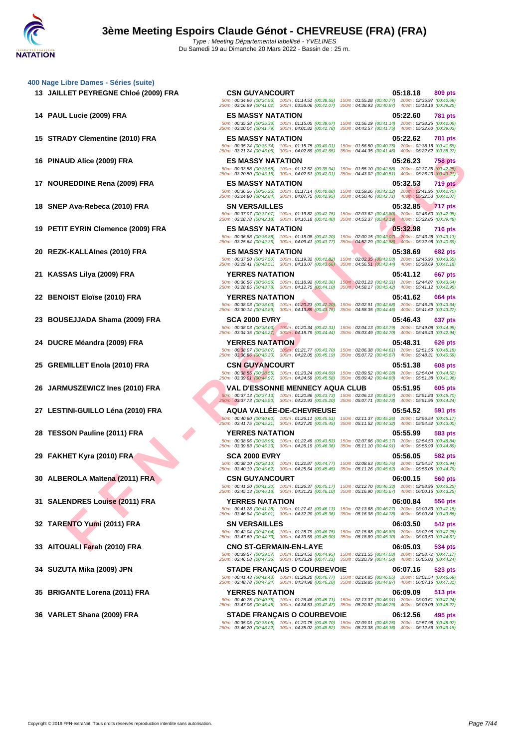# 3ème Meeting Espoirs Claude Génot - CHEVREUSE (FRA) (FRA)

*Type : Meeting Départemental labellisé - YVELINES*
Du Samedi 19 au Dimanche 20 Mars 2022 - Bassin de : 25 m.

## 400 Nage Libre Dames - Séries (suite)

| Rg | Nom | Club | Temps | Points |
|---|---|---|---|---|
| 13 | JAILLET PEYREGNE Chloé (2009) FRA | CSN GUYANCOURT | 05:18.18 | 809 pts |
| | 50m : 00:34.96 (00:34.96) 100m : 01:14.51 (00:39.55) 150m : 01:55.28 (00:40.77) 200m : 02:35.97 (00:40.69) 250m : 03:16.99 (00:41.02) 300m : 03:58.06 (00:41.07) 350m : 04:38.93 (00:40.87) 400m : 05:18.18 (00:39.25) | | | |
| 14 | PAUL Lucie (2009) FRA | ES MASSY NATATION | 05:22.60 | 781 pts |
| | 50m : 00:35.38 (00:35.38) 100m : 01:15.05 (00:39.67) 150m : 01:56.19 (00:41.14) 200m : 02:38.25 (00:42.06) 250m : 03:20.04 (00:41.79) 300m : 04:01.82 (00:41.78) 350m : 04:43.57 (00:41.75) 400m : 05:22.60 (00:39.03) | | | |
| 15 | STRADY Clementine (2010) FRA | ES MASSY NATATION | 05:22.62 | 781 pts |
| | 50m : 00:35.74 (00:35.74) 100m : 01:15.75 (00:40.01) 150m : 01:56.50 (00:40.75) 200m : 02:38.18 (00:41.68) 250m : 03:21.24 (00:43.06) 300m : 04:02.89 (00:41.65) 350m : 04:44.35 (00:41.46) 400m : 05:22.62 (00:38.27) | | | |
| 16 | PINAUD Alice (2009) FRA | ES MASSY NATATION | 05:26.23 | 758 pts |
| | 50m : 00:33.58 (00:33.58) 100m : 01:12.52 (00:38.94) 150m : 01:55.10 (00:42.58) 200m : 02:37.35 (00:42.25) 250m : 03:20.50 (00:43.15) 300m : 04:02.51 (00:42.01) 350m : 04:43.02 (00:40.51) 400m : 05:26.23 (00:43.21) | | | |
| 17 | NOUREDDINE Rena (2009) FRA | ES MASSY NATATION | 05:32.53 | 719 pts |
| | 50m : 00:36.26 (00:36.26) 100m : 01:17.14 (00:40.88) 150m : 01:59.26 (00:42.12) 200m : 02:41.96 (00:42.70) 250m : 03:24.80 (00:42.84) 300m : 04:07.75 (00:42.95) 350m : 04:50.46 (00:42.71) 400m : 05:32.53 (00:42.07) | | | |
| 18 | SNEP Ava-Rebeca (2010) FRA | SN VERSAILLES | 05:32.85 | 717 pts |
| | 50m : 00:37.07 (00:37.07) 100m : 01:19.82 (00:42.75) 150m : 02:03.62 (00:43.80) 200m : 02:46.60 (00:42.98) 250m : 03:28.78 (00:42.18) 300m : 04:10.18 (00:41.40) 350m : 04:53.37 (00:43.19) 400m : 05:32.85 (00:39.48) | | | |
| 19 | PETIT EYRIN Clemence (2009) FRA | ES MASSY NATATION | 05:32.98 | 716 pts |
| | 50m : 00:36.88 (00:36.88) 100m : 01:18.08 (00:41.20) 150m : 02:00.15 (00:42.07) 200m : 02:43.28 (00:43.13) 250m : 03:25.64 (00:42.36) 300m : 04:09.41 (00:43.77) 350m : 04:52.29 (00:42.88) 400m : 05:32.98 (00:40.69) | | | |
| 20 | REZK-KALLAInes (2010) FRA | ES MASSY NATATION | 05:38.69 | 682 pts |
| | 50m : 00:37.50 (00:37.50) 100m : 01:19.32 (00:41.82) 150m : 02:02.35 (00:43.03) 200m : 02:45.90 (00:43.55) 250m : 03:29.41 (00:43.51) 300m : 04:13.07 (00:43.66) 350m : 04:56.51 (00:43.44) 400m : 05:38.69 (00:42.18) | | | |
| 21 | KASSAS Lilya (2009) FRA | YERRES NATATION | 05:41.12 | 667 pts |
| | 50m : 00:36.56 (00:36.56) 100m : 01:18.92 (00:42.36) 150m : 02:01.23 (00:42.31) 200m : 02:44.87 (00:43.64) 250m : 03:28.65 (00:43.78) 300m : 04:12.75 (00:44.10) 350m : 04:58.17 (00:45.42) 400m : 05:41.12 (00:42.95) | | | |
| 22 | BENOIST Eloïse (2010) FRA | YERRES NATATION | 05:41.62 | 664 pts |
| | 50m : 00:38.03 (00:38.03) 100m : 01:20.23 (00:42.20) 150m : 02:02.91 (00:42.68) 200m : 02:46.25 (00:43.34) 250m : 03:30.14 (00:43.89) 300m : 04:13.89 (00:43.75) 350m : 04:58.35 (00:44.46) 400m : 05:41.62 (00:43.27) | | | |
| 23 | BOUSEJJADA Shama (2009) FRA | SCA 2000 EVRY | 05:46.43 | 637 pts |
| | 50m : 00:38.03 (00:38.03) 100m : 01:20.34 (00:42.31) 150m : 02:04.13 (00:43.79) 200m : 02:49.08 (00:44.95) 250m : 03:34.35 (00:45.27) 300m : 04:18.79 (00:44.44) 350m : 05:03.49 (00:44.70) 400m : 05:46.43 (00:42.94) | | | |
| 24 | DUCRE Méandra (2009) FRA | YERRES NATATION | 05:48.31 | 626 pts |
| | 50m : 00:38.07 (00:38.07) 100m : 01:21.77 (00:43.70) 150m : 02:06.38 (00:44.61) 200m : 02:51.56 (00:45.18) 250m : 03:36.86 (00:45.30) 300m : 04:22.05 (00:45.19) 350m : 05:07.72 (00:45.67) 400m : 05:48.31 (00:40.59) | | | |
| 25 | GREMILLET Enola (2010) FRA | CSN GUYANCOURT | 05:51.38 | 608 pts |
| | 50m : 00:38.55 (00:38.55) 100m : 01:23.24 (00:44.69) 150m : 02:09.52 (00:46.28) 200m : 02:54.04 (00:44.52) 250m : 03:39.01 (00:44.97) 300m : 04:24.59 (00:45.58) 350m : 05:09.42 (00:44.83) 400m : 05:51.38 (00:41.96) | | | |
| 26 | JARMUSZEWICZ Ines (2010) FRA | VAL D'ESSONNE MENNECY AQUA CLUB | 05:51.95 | 605 pts |
| | 50m : 00:37.13 (00:37.13) 100m : 01:20.86 (00:43.73) 150m : 02:06.13 (00:45.27) 200m : 02:51.83 (00:45.70) 250m : 03:37.73 (00:45.90) 300m : 04:22.93 (00:45.20) 350m : 05:07.71 (00:44.78) 400m : 05:51.95 (00:44.24) | | | |
| 27 | LESTINI-GUILLO Léna (2010) FRA | AQUA VALLÉE-DE-CHEVREUSE | 05:54.52 | 591 pts |
| | 50m : 00:40.60 (00:40.60) 100m : 01:26.11 (00:45.51) 150m : 02:11.37 (00:45.26) 200m : 02:56.54 (00:45.17) 250m : 03:41.75 (00:45.21) 300m : 04:27.20 (00:45.45) 350m : 05:11.52 (00:44.32) 400m : 05:54.52 (00:43.00) | | | |
| 28 | TESSON Pauline (2011) FRA | YERRES NATATION | 05:55.99 | 583 pts |
| | 50m : 00:38.96 (00:38.96) 100m : 01:22.49 (00:43.53) 150m : 02:07.66 (00:45.17) 200m : 02:54.50 (00:46.84) 250m : 03:39.83 (00:45.33) 300m : 04:26.19 (00:46.36) 350m : 05:11.10 (00:44.91) 400m : 05:55.99 (00:44.89) | | | |
| 29 | FAKHET Kyra (2010) FRA | SCA 2000 EVRY | 05:56.05 | 582 pts |
| | 50m : 00:38.10 (00:38.10) 100m : 01:22.87 (00:44.77) 150m : 02:08.63 (00:45.76) 200m : 02:54.57 (00:45.94) 250m : 03:40.19 (00:45.62) 300m : 04:25.64 (00:45.45) 350m : 05:11.26 (00:45.62) 400m : 05:56.05 (00:44.79) | | | |
| 30 | ALBEROLA Maïtena (2011) FRA | CSN GUYANCOURT | 06:00.15 | 560 pts |
| | 50m : 00:41.20 (00:41.20) 100m : 01:26.37 (00:45.17) 150m : 02:12.70 (00:46.33) 200m : 02:58.95 (00:46.25) 250m : 03:45.13 (00:46.18) 300m : 04:31.23 (00:46.10) 350m : 05:16.90 (00:45.67) 400m : 06:00.15 (00:43.25) | | | |
| 31 | SALENDRES Louise (2011) FRA | YERRES NATATION | 06:00.84 | 556 pts |
| | 50m : 00:41.28 (00:41.28) 100m : 01:27.41 (00:46.13) 150m : 02:13.68 (00:46.27) 200m : 03:00.83 (00:47.15) 250m : 03:46.84 (00:46.01) 300m : 04:32.20 (00:45.36) 350m : 05:16.98 (00:44.78) 400m : 06:00.84 (00:43.86) | | | |
| 32 | TARENTO Yumi (2011) FRA | SN VERSAILLES | 06:03.50 | 542 pts |
| | 50m : 00:42.04 (00:42.04) 100m : 01:28.79 (00:46.75) 150m : 02:15.68 (00:46.89) 200m : 03:02.96 (00:47.28) 250m : 03:47.69 (00:44.73) 300m : 04:33.59 (00:45.90) 350m : 05:18.89 (00:45.30) 400m : 06:03.50 (00:44.61) | | | |
| 33 | AITOUALI Farah (2010) FRA | CNO ST-GERMAIN-EN-LAYE | 06:05.03 | 534 pts |
| | 50m : 00:39.57 (00:39.57) 100m : 01:24.52 (00:44.95) 150m : 02:11.55 (00:47.03) 200m : 02:58.72 (00:47.17) 250m : 03:46.08 (00:47.36) 300m : 04:33.29 (00:47.21) 350m : 05:20.79 (00:47.50) 400m : 06:05.03 (00:44.24) | | | |
| 34 | SUZUTA Mika (2009) JPN | STADE FRANÇAIS O COURBEVOIE | 06:07.16 | 523 pts |
| | 50m : 00:41.43 (00:41.43) 100m : 01:28.20 (00:46.77) 150m : 02:14.85 (00:46.65) 200m : 03:01.54 (00:46.69) 250m : 03:48.78 (00:47.24) 300m : 04:34.98 (00:46.20) 350m : 05:19.85 (00:44.87) 400m : 06:07.16 (00:47.31) | | | |
| 35 | BRIGANTE Lorena (2011) FRA | YERRES NATATION | 06:09.09 | 513 pts |
| | 50m : 00:40.75 (00:40.75) 100m : 01:26.46 (00:45.71) 150m : 02:13.37 (00:46.91) 200m : 03:00.61 (00:47.24) 250m : 03:47.06 (00:46.45) 300m : 04:34.53 (00:47.47) 350m : 05:20.82 (00:46.29) 400m : 06:09.09 (00:48.27) | | | |
| 36 | VARLET Shana (2009) FRA | STADE FRANÇAIS O COURBEVOIE | 06:12.56 | 495 pts |
| | 50m : 00:35.05 (00:35.05) 100m : 01:20.75 (00:45.70) 150m : 02:09.01 (00:48.26) 200m : 02:57.98 (00:48.97) 250m : 03:46.20 (00:48.22) 300m : 04:35.02 (00:48.82) 350m : 05:23.38 (00:48.36) 400m : 06:12.56 (00:49.18) | | | |

Copyright © 2019 FFN-extraNat. Tous droits réservés reproduction interdite sans autorisation.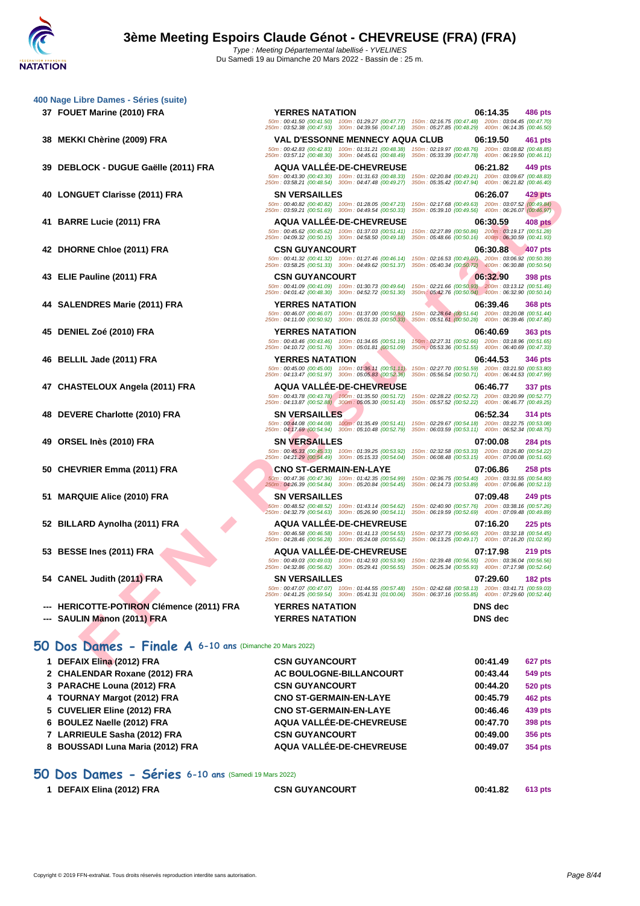# 3ème Meeting Espoirs Claude Génot - CHEVREUSE (FRA) (FRA)

*Type : Meeting Départemental labellisé - YVELINES*
Du Samedi 19 au Dimanche 20 Mars 2022 - Bassin de : 25 m.

## 400 Nage Libre Dames - Séries (suite)

| Place | Nom | Club | Temps | Points |
|---|---|---|---|---|
| 37 | FOUET Marine (2010) FRA | YERRES NATATION | 06:14.35 | 486 pts |
| | | 50m : 00:41.50 (00:41.50) 100m : 01:29.27 (00:47.77) 150m : 02:16.75 (00:47.48) 200m : 03:04.45 (00:47.70) 250m : 03:52.38 (00:47.93) 300m : 04:39.56 (00:47.18) 350m : 05:27.85 (00:48.29) 400m : 06:14.35 (00:46.50) | | |
| 38 | MEKKI Chèrine (2009) FRA | VAL D'ESSONNE MENNECY AQUA CLUB | 06:19.50 | 461 pts |
| | | 50m : 00:42.83 (00:42.83) 100m : 01:31.21 (00:48.38) 150m : 02:19.97 (00:48.76) 200m : 03:08.82 (00:48.85) 250m : 03:57.12 (00:48.30) 300m : 04:45.61 (00:48.49) 350m : 05:33.39 (00:47.78) 400m : 06:19.50 (00:46.11) | | |
| 39 | DEBLOCK - DUGUE Gaëlle (2011) FRA | AQUA VALLÉE-DE-CHEVREUSE | 06:21.82 | 449 pts |
| | | 50m : 00:43.30 (00:43.30) 100m : 01:31.63 (00:48.33) 150m : 02:20.84 (00:49.21) 200m : 03:09.67 (00:48.83) 250m : 03:58.21 (00:48.54) 300m : 04:47.48 (00:49.27) 350m : 05:35.42 (00:47.94) 400m : 06:21.82 (00:46.40) | | |
| 40 | LONGUET Clarisse (2011) FRA | SN VERSAILLES | 06:26.07 | 429 pts |
| | | 50m : 00:40.82 (00:40.82) 100m : 01:28.05 (00:47.23) 150m : 02:17.68 (00:49.63) 200m : 03:07.52 (00:49.84) 250m : 03:59.21 (00:51.69) 300m : 04:49.54 (00:50.33) 350m : 05:39.10 (00:49.56) 400m : 06:26.07 (00:46.97) | | |
| 41 | BARRE Lucie (2011) FRA | AQUA VALLÉE-DE-CHEVREUSE | 06:30.59 | 408 pts |
| | | 50m : 00:45.62 (00:45.62) 100m : 01:37.03 (00:51.41) 150m : 02:27.89 (00:50.86) 200m : 03:19.17 (00:51.28) 250m : 04:09.32 (00:50.15) 300m : 04:58.50 (00:49.18) 350m : 05:48.66 (00:50.16) 400m : 06:30.59 (00:41.93) | | |
| 42 | DHORNE Chloe (2011) FRA | CSN GUYANCOURT | 06:30.88 | 407 pts |
| | | 50m : 00:41.32 (00:41.32) 100m : 01:27.46 (00:46.14) 150m : 02:16.53 (00:49.07) 200m : 03:06.92 (00:50.39) 250m : 03:58.25 (00:51.33) 300m : 04:49.62 (00:51.37) 350m : 05:40.34 (00:50.72) 400m : 06:30.88 (00:50.54) | | |
| 43 | ELIE Pauline (2011) FRA | CSN GUYANCOURT | 06:32.90 | 398 pts |
| | | 50m : 00:41.09 (00:41.09) 100m : 01:30.73 (00:49.64) 150m : 02:21.66 (00:50.93) 200m : 03:13.12 (00:51.46) 250m : 04:01.42 (00:48.30) 300m : 04:52.72 (00:51.30) 350m : 05:42.76 (00:50.04) 400m : 06:32.90 (00:50.14) | | |
| 44 | SALENDRES Marie (2011) FRA | YERRES NATATION | 06:39.46 | 368 pts |
| | | 50m : 00:46.07 (00:46.07) 100m : 01:37.00 (00:50.93) 150m : 02:28.64 (00:51.64) 200m : 03:20.08 (00:51.44) 250m : 04:11.00 (00:50.92) 300m : 05:01.33 (00:50.33) 350m : 05:51.61 (00:50.28) 400m : 06:39.46 (00:47.85) | | |
| 45 | DENIEL Zoé (2010) FRA | YERRES NATATION | 06:40.69 | 363 pts |
| | | 50m : 00:43.46 (00:43.46) 100m : 01:34.65 (00:51.19) 150m : 02:27.31 (00:52.66) 200m : 03:18.96 (00:51.65) 250m : 04:10.72 (00:51.76) 300m : 05:01.81 (00:51.09) 350m : 05:53.36 (00:51.55) 400m : 06:40.69 (00:47.33) | | |
| 46 | BELLIL Jade (2011) FRA | YERRES NATATION | 06:44.53 | 346 pts |
| | | 50m : 00:45.00 (00:45.00) 100m : 01:36.11 (00:51.11) 150m : 02:27.70 (00:51.59) 200m : 03:21.50 (00:53.80) 250m : 04:13.47 (00:51.97) 300m : 05:05.83 (00:52.36) 350m : 05:56.54 (00:50.71) 400m : 06:44.53 (00:47.99) | | |
| 47 | CHASTELOUX Angela (2011) FRA | AQUA VALLÉE-DE-CHEVREUSE | 06:46.77 | 337 pts |
| | | 50m : 00:43.78 (00:43.78) 100m : 01:35.50 (00:51.72) 150m : 02:28.22 (00:52.72) 200m : 03:20.99 (00:52.77) 250m : 04:13.87 (00:52.88) 300m : 05:05.30 (00:51.43) 350m : 05:57.52 (00:52.22) 400m : 06:46.77 (00:49.25) | | |
| 48 | DEVERE Charlotte (2010) FRA | SN VERSAILLES | 06:52.34 | 314 pts |
| | | 50m : 00:44.08 (00:44.08) 100m : 01:35.49 (00:51.41) 150m : 02:29.67 (00:54.18) 200m : 03:22.75 (00:53.08) 250m : 04:17.69 (00:54.94) 300m : 05:10.48 (00:52.79) 350m : 06:03.59 (00:53.11) 400m : 06:52.34 (00:48.75) | | |
| 49 | ORSEL Inès (2010) FRA | SN VERSAILLES | 07:00.08 | 284 pts |
| | | 50m : 00:45.33 (00:45.33) 100m : 01:39.25 (00:53.92) 150m : 02:32.58 (00:53.33) 200m : 03:26.80 (00:54.22) 250m : 04:21.29 (00:54.49) 300m : 05:15.33 (00:54.04) 350m : 06:08.48 (00:53.15) 400m : 07:00.08 (00:51.60) | | |
| 50 | CHEVRIER Emma (2011) FRA | CNO ST-GERMAIN-EN-LAYE | 07:06.86 | 258 pts |
| | | 50m : 00:47.36 (00:47.36) 100m : 01:42.35 (00:54.99) 150m : 02:36.75 (00:54.40) 200m : 03:31.55 (00:54.80) 250m : 04:26.39 (00:54.84) 300m : 05:20.84 (00:54.45) 350m : 06:14.73 (00:53.89) 400m : 07:06.86 (00:52.13) | | |
| 51 | MARQUIE Alice (2010) FRA | SN VERSAILLES | 07:09.48 | 249 pts |
| | | 50m : 00:48.52 (00:48.52) 100m : 01:43.14 (00:54.62) 150m : 02:40.90 (00:57.76) 200m : 03:38.16 (00:57.26) 250m : 04:32.79 (00:54.63) 300m : 05:26.90 (00:54.11) 350m : 06:19.59 (00:52.69) 400m : 07:09.48 (00:49.89) | | |
| 52 | BILLARD Aynolha (2011) FRA | AQUA VALLÉE-DE-CHEVREUSE | 07:16.20 | 225 pts |
| | | 50m : 00:46.58 (00:46.58) 100m : 01:41.13 (00:54.55) 150m : 02:37.73 (00:56.60) 200m : 03:32.18 (00:54.45) 250m : 04:28.46 (00:56.28) 300m : 05:24.08 (00:55.62) 350m : 06:13.25 (00:49.17) 400m : 07:16.20 (01:02.95) | | |
| 53 | BESSE Ines (2011) FRA | AQUA VALLÉE-DE-CHEVREUSE | 07:17.98 | 219 pts |
| | | 50m : 00:49.03 (00:49.03) 100m : 01:42.93 (00:53.90) 150m : 02:39.48 (00:56.55) 200m : 03:36.04 (00:56.56) 250m : 04:32.86 (00:56.82) 300m : 05:29.41 (00:56.55) 350m : 06:25.34 (00:55.93) 400m : 07:17.98 (00:52.64) | | |
| 54 | CANEL Judith (2011) FRA | SN VERSAILLES | 07:29.60 | 182 pts |
| | | 50m : 00:47.07 (00:47.07) 100m : 01:44.55 (00:57.48) 150m : 02:42.68 (00:58.13) 200m : 03:41.71 (00:59.03) 250m : 04:41.25 (00:59.54) 300m : 05:41.31 (01:00.06) 350m : 06:37.16 (00:55.85) 400m : 07:29.60 (00:52.44) | | |
| --- | HERICOTTE-POTIRON Clémence (2011) FRA | YERRES NATATION | DNS dec | |
| --- | SAULIN Manon (2011) FRA | YERRES NATATION | DNS dec | |

## 50 Dos Dames - Finale A 6-10 ans (Dimanche 20 Mars 2022)

| Place | Nom | Club | Temps | Points |
|---|---|---|---|---|
| 1 | DEFAIX Elina (2012) FRA | CSN GUYANCOURT | 00:41.49 | 627 pts |
| 2 | CHALENDAR Roxane (2012) FRA | AC BOULOGNE-BILLANCOURT | 00:43.44 | 549 pts |
| 3 | PARACHE Louna (2012) FRA | CSN GUYANCOURT | 00:44.20 | 520 pts |
| 4 | TOURNAY Margot (2012) FRA | CNO ST-GERMAIN-EN-LAYE | 00:45.79 | 462 pts |
| 5 | CUVELIER Eline (2012) FRA | CNO ST-GERMAIN-EN-LAYE | 00:46.46 | 439 pts |
| 6 | BOULEZ Naelle (2012) FRA | AQUA VALLÉE-DE-CHEVREUSE | 00:47.70 | 398 pts |
| 7 | LARRIEULE Sasha (2012) FRA | CSN GUYANCOURT | 00:49.00 | 356 pts |
| 8 | BOUSSADI Luna Maria (2012) FRA | AQUA VALLÉE-DE-CHEVREUSE | 00:49.07 | 354 pts |

## 50 Dos Dames - Séries 6-10 ans (Samedi 19 Mars 2022)

| Place | Nom | Club | Temps | Points |
|---|---|---|---|---|
| 1 | DEFAIX Elina (2012) FRA | CSN GUYANCOURT | 00:41.82 | 613 pts |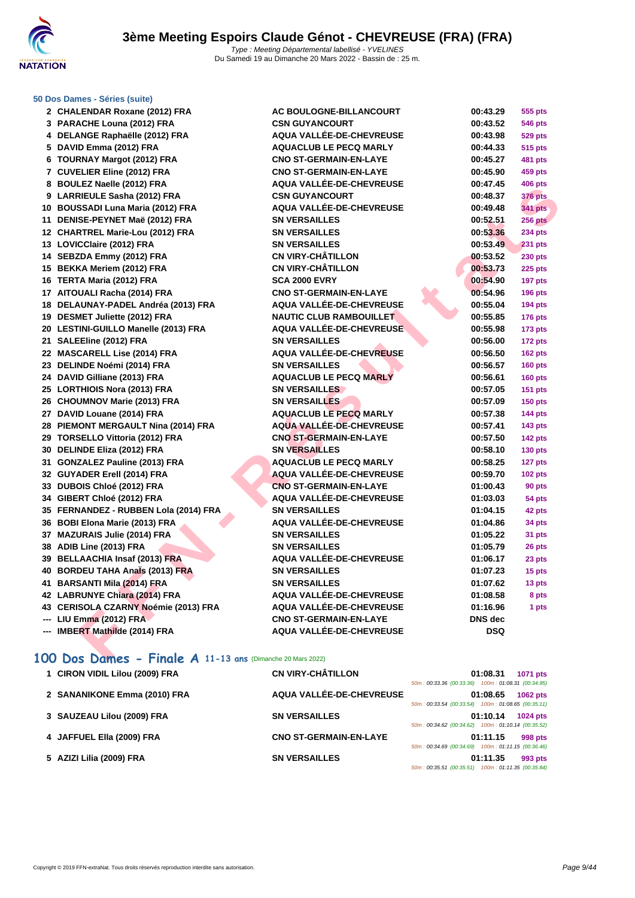# 3ème Meeting Espoirs Claude Génot - CHEVREUSE (FRA) (FRA)

*Type : Meeting Départemental labellisé - YVELINES*
Du Samedi 19 au Dimanche 20 Mars 2022 - Bassin de : 25 m.

## 50 Dos Dames - Séries (suite)

| Rg | Nom | Club | Temps | Points |
|---|---|---|---|---|
| 2 | CHALENDAR Roxane (2012) FRA | AC BOULOGNE-BILLANCOURT | 00:43.29 | 555 pts |
| 3 | PARACHE Louna (2012) FRA | CSN GUYANCOURT | 00:43.52 | 546 pts |
| 4 | DELANGE Raphaëlle (2012) FRA | AQUA VALLÉE-DE-CHEVREUSE | 00:43.98 | 529 pts |
| 5 | DAVID Emma (2012) FRA | AQUACLUB LE PECQ MARLY | 00:44.33 | 515 pts |
| 6 | TOURNAY Margot (2012) FRA | CNO ST-GERMAIN-EN-LAYE | 00:45.27 | 481 pts |
| 7 | CUVELIER Eline (2012) FRA | CNO ST-GERMAIN-EN-LAYE | 00:45.90 | 459 pts |
| 8 | BOULEZ Naelle (2012) FRA | AQUA VALLÉE-DE-CHEVREUSE | 00:47.45 | 406 pts |
| 9 | LARRIEULE Sasha (2012) FRA | CSN GUYANCOURT | 00:48.37 | 376 pts |
| 10 | BOUSSADI Luna Maria (2012) FRA | AQUA VALLÉE-DE-CHEVREUSE | 00:49.48 | 341 pts |
| 11 | DENISE-PEYNET Maë (2012) FRA | SN VERSAILLES | 00:52.51 | 256 pts |
| 12 | CHARTREL Marie-Lou (2012) FRA | SN VERSAILLES | 00:53.36 | 234 pts |
| 13 | LOVICClaire (2012) FRA | SN VERSAILLES | 00:53.49 | 231 pts |
| 14 | SEBZDA Emmy (2012) FRA | CN VIRY-CHÂTILLON | 00:53.52 | 230 pts |
| 15 | BEKKA Meriem (2012) FRA | CN VIRY-CHÂTILLON | 00:53.73 | 225 pts |
| 16 | TERTA Maria (2012) FRA | SCA 2000 EVRY | 00:54.90 | 197 pts |
| 17 | AITOUALI Racha (2014) FRA | CNO ST-GERMAIN-EN-LAYE | 00:54.96 | 196 pts |
| 18 | DELAUNAY-PADEL Andréa (2013) FRA | AQUA VALLÉE-DE-CHEVREUSE | 00:55.04 | 194 pts |
| 19 | DESMET Juliette (2012) FRA | NAUTIC CLUB RAMBOUILLET | 00:55.85 | 176 pts |
| 20 | LESTINI-GUILLO Manelle (2013) FRA | AQUA VALLÉE-DE-CHEVREUSE | 00:55.98 | 173 pts |
| 21 | SALEEline (2012) FRA | SN VERSAILLES | 00:56.00 | 172 pts |
| 22 | MASCARELL Lise (2014) FRA | AQUA VALLÉE-DE-CHEVREUSE | 00:56.50 | 162 pts |
| 23 | DELINDE Noémi (2014) FRA | SN VERSAILLES | 00:56.57 | 160 pts |
| 24 | DAVID Gilliane (2013) FRA | AQUACLUB LE PECQ MARLY | 00:56.61 | 160 pts |
| 25 | LORTHIOIS Nora (2013) FRA | SN VERSAILLES | 00:57.05 | 151 pts |
| 26 | CHOUMNOV Marie (2013) FRA | SN VERSAILLES | 00:57.09 | 150 pts |
| 27 | DAVID Louane (2014) FRA | AQUACLUB LE PECQ MARLY | 00:57.38 | 144 pts |
| 28 | PIEMONT MERGAULT Nina (2014) FRA | AQUA VALLÉE-DE-CHEVREUSE | 00:57.41 | 143 pts |
| 29 | TORSELLO Vittoria (2012) FRA | CNO ST-GERMAIN-EN-LAYE | 00:57.50 | 142 pts |
| 30 | DELINDE Eliza (2012) FRA | SN VERSAILLES | 00:58.10 | 130 pts |
| 31 | GONZALEZ Pauline (2013) FRA | AQUACLUB LE PECQ MARLY | 00:58.25 | 127 pts |
| 32 | GUYADER Erell (2014) FRA | AQUA VALLÉE-DE-CHEVREUSE | 00:59.70 | 102 pts |
| 33 | DUBOIS Chloé (2012) FRA | CNO ST-GERMAIN-EN-LAYE | 01:00.43 | 90 pts |
| 34 | GIBERT Chloé (2012) FRA | AQUA VALLÉE-DE-CHEVREUSE | 01:03.03 | 54 pts |
| 35 | FERNANDEZ - RUBBEN Lola (2014) FRA | SN VERSAILLES | 01:04.15 | 42 pts |
| 36 | BOBI Elona Marie (2013) FRA | AQUA VALLÉE-DE-CHEVREUSE | 01:04.86 | 34 pts |
| 37 | MAZURAIS Julie (2014) FRA | SN VERSAILLES | 01:05.22 | 31 pts |
| 38 | ADIB Line (2013) FRA | SN VERSAILLES | 01:05.79 | 26 pts |
| 39 | BELLAACHIA Insaf (2013) FRA | AQUA VALLÉE-DE-CHEVREUSE | 01:06.17 | 23 pts |
| 40 | BORDEU TAHA Anaïs (2013) FRA | SN VERSAILLES | 01:07.23 | 15 pts |
| 41 | BARSANTI Mila (2014) FRA | SN VERSAILLES | 01:07.62 | 13 pts |
| 42 | LABRUNYE Chiara (2014) FRA | AQUA VALLÉE-DE-CHEVREUSE | 01:08.58 | 8 pts |
| 43 | CERISOLA CZARNY Noémie (2013) FRA | AQUA VALLÉE-DE-CHEVREUSE | 01:16.96 | 1 pts |
| --- | LIU Emma (2012) FRA | CNO ST-GERMAIN-EN-LAYE | DNS dec | |
| --- | IMBERT Mathilde (2014) FRA | AQUA VALLÉE-DE-CHEVREUSE | DSQ | |

## 100 Dos Dames - Finale A 11-13 ans (Dimanche 20 Mars 2022)

| Rg | Nom | Club | Temps | Points | Splits |
|---|---|---|---|---|---|
| 1 | CIRON VIDIL Lilou (2009) FRA | CN VIRY-CHÂTILLON | 01:08.31 | 1071 pts | 50m : 00:33.36 (00:33.36) 100m : 01:08.31 (00:34.95) |
| 2 | SANANIKONE Emma (2010) FRA | AQUA VALLÉE-DE-CHEVREUSE | 01:08.65 | 1062 pts | 50m : 00:33.54 (00:33.54) 100m : 01:08.65 (00:35.11) |
| 3 | SAUZEAU Lilou (2009) FRA | SN VERSAILLES | 01:10.14 | 1024 pts | 50m : 00:34.62 (00:34.62) 100m : 01:10.14 (00:35.52) |
| 4 | JAFFUEL Ella (2009) FRA | CNO ST-GERMAIN-EN-LAYE | 01:11.15 | 998 pts | 50m : 00:34.69 (00:34.69) 100m : 01:11.15 (00:36.46) |
| 5 | AZIZI Lilia (2009) FRA | SN VERSAILLES | 01:11.35 | 993 pts | 50m : 00:35.51 (00:35.51) 100m : 01:11.35 (00:35.84) |

Copyright © 2019 FFN-extraNat. Tous droits réservés reproduction interdite sans autorisation.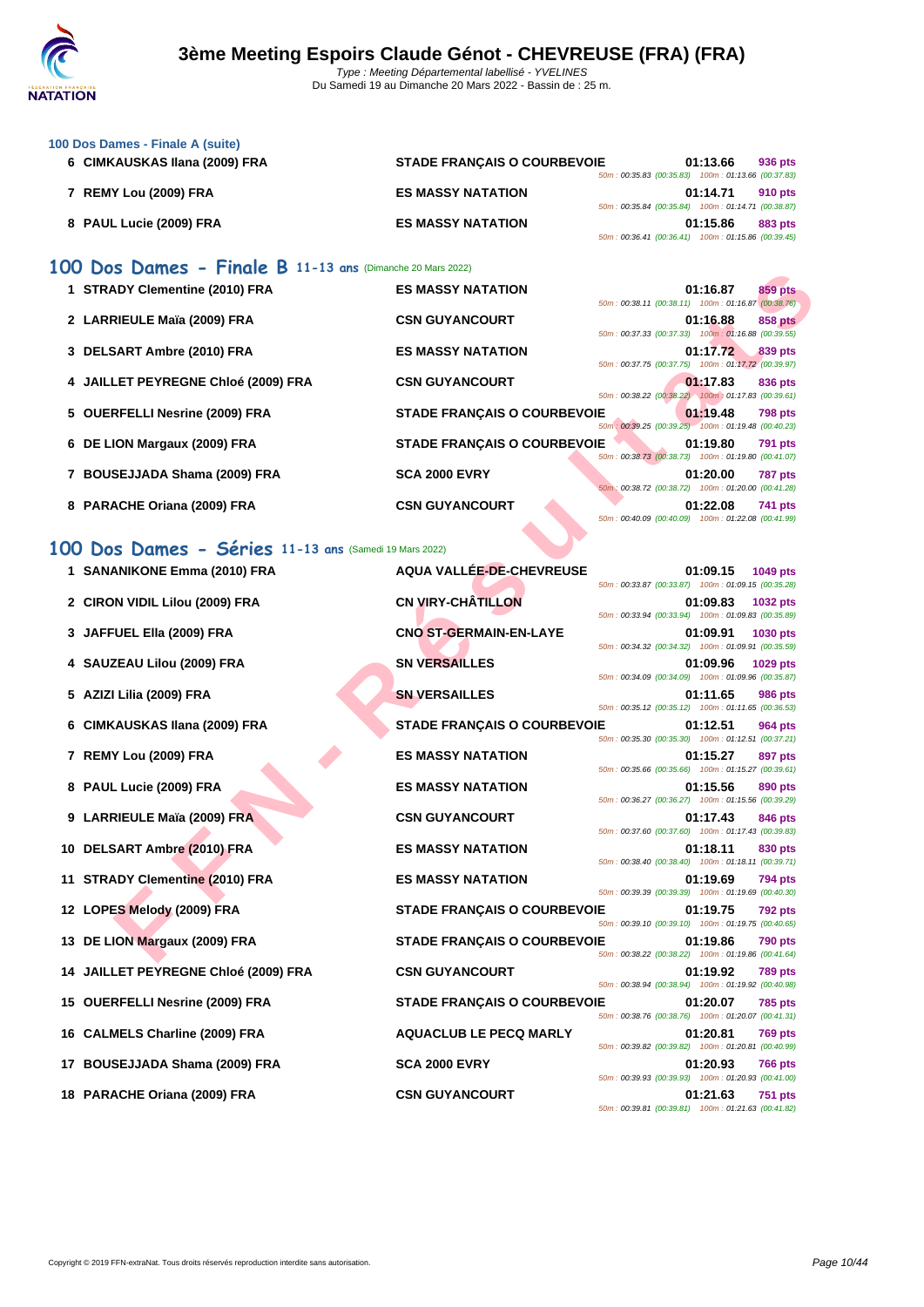# 3ème Meeting Espoirs Claude Génot - CHEVREUSE (FRA) (FRA)

Type : Meeting Départemental labellisé - YVELINES

Du Samedi 19 au Dimanche 20 Mars 2022 - Bassin de : 25 m.

### 100 Dos Dames - Finale A (suite)

| Rang | Nom | Club | Temps | Points | Splits |
|---|---|---|---|---|---|
| 6 | CIMKAUSKAS Ilana (2009) FRA | STADE FRANÇAIS O COURBEVOIE | 01:13.66 | 936 pts | 50m : 00:35.83 (00:35.83) 100m : 01:13.66 (00:37.83) |
| 7 | REMY Lou (2009) FRA | ES MASSY NATATION | 01:14.71 | 910 pts | 50m : 00:35.84 (00:35.84) 100m : 01:14.71 (00:38.87) |
| 8 | PAUL Lucie (2009) FRA | ES MASSY NATATION | 01:15.86 | 883 pts | 50m : 00:36.41 (00:36.41) 100m : 01:15.86 (00:39.45) |

## 100 Dos Dames - Finale B 11-13 ans (Dimanche 20 Mars 2022)

| Rang | Nom | Club | Temps | Points | Splits |
|---|---|---|---|---|---|
| 1 | STRADY Clementine (2010) FRA | ES MASSY NATATION | 01:16.87 | 859 pts | 50m : 00:38.11 (00:38.11) 100m : 01:16.87 (00:38.76) |
| 2 | LARRIEULE Maïa (2009) FRA | CSN GUYANCOURT | 01:16.88 | 858 pts | 50m : 00:37.33 (00:37.33) 100m : 01:16.88 (00:39.55) |
| 3 | DELSART Ambre (2010) FRA | ES MASSY NATATION | 01:17.72 | 839 pts | 50m : 00:37.75 (00:37.75) 100m : 01:17.72 (00:39.97) |
| 4 | JAILLET PEYREGNE Chloé (2009) FRA | CSN GUYANCOURT | 01:17.83 | 836 pts | 50m : 00:38.22 (00:38.22) 100m : 01:17.83 (00:39.61) |
| 5 | OUERFELLI Nesrine (2009) FRA | STADE FRANÇAIS O COURBEVOIE | 01:19.48 | 798 pts | 50m : 00:39.25 (00:39.25) 100m : 01:19.48 (00:40.23) |
| 6 | DE LION Margaux (2009) FRA | STADE FRANÇAIS O COURBEVOIE | 01:19.80 | 791 pts | 50m : 00:38.73 (00:38.73) 100m : 01:19.80 (00:41.07) |
| 7 | BOUSEJJADA Shama (2009) FRA | SCA 2000 EVRY | 01:20.00 | 787 pts | 50m : 00:38.72 (00:38.72) 100m : 01:20.00 (00:41.28) |
| 8 | PARACHE Oriana (2009) FRA | CSN GUYANCOURT | 01:22.08 | 741 pts | 50m : 00:40.09 (00:40.09) 100m : 01:22.08 (00:41.99) |

## 100 Dos Dames - Séries 11-13 ans (Samedi 19 Mars 2022)

| Rang | Nom | Club | Temps | Points | Splits |
|---|---|---|---|---|---|
| 1 | SANANIKONE Emma (2010) FRA | AQUA VALLÉE-DE-CHEVREUSE | 01:09.15 | 1049 pts | 50m : 00:33.87 (00:33.87) 100m : 01:09.15 (00:35.28) |
| 2 | CIRON VIDIL Lilou (2009) FRA | CN VIRY-CHÂTILLON | 01:09.83 | 1032 pts | 50m : 00:33.94 (00:33.94) 100m : 01:09.83 (00:35.89) |
| 3 | JAFFUEL Ella (2009) FRA | CNO ST-GERMAIN-EN-LAYE | 01:09.91 | 1030 pts | 50m : 00:34.32 (00:34.32) 100m : 01:09.91 (00:35.59) |
| 4 | SAUZEAU Lilou (2009) FRA | SN VERSAILLES | 01:09.96 | 1029 pts | 50m : 00:34.09 (00:34.09) 100m : 01:09.96 (00:35.87) |
| 5 | AZIZI Lilia (2009) FRA | SN VERSAILLES | 01:11.65 | 986 pts | 50m : 00:35.12 (00:35.12) 100m : 01:11.65 (00:36.53) |
| 6 | CIMKAUSKAS Ilana (2009) FRA | STADE FRANÇAIS O COURBEVOIE | 01:12.51 | 964 pts | 50m : 00:35.30 (00:35.30) 100m : 01:12.51 (00:37.21) |
| 7 | REMY Lou (2009) FRA | ES MASSY NATATION | 01:15.27 | 897 pts | 50m : 00:35.66 (00:35.66) 100m : 01:15.27 (00:39.61) |
| 8 | PAUL Lucie (2009) FRA | ES MASSY NATATION | 01:15.56 | 890 pts | 50m : 00:36.27 (00:36.27) 100m : 01:15.56 (00:39.29) |
| 9 | LARRIEULE Maïa (2009) FRA | CSN GUYANCOURT | 01:17.43 | 846 pts | 50m : 00:37.60 (00:37.60) 100m : 01:17.43 (00:39.83) |
| 10 | DELSART Ambre (2010) FRA | ES MASSY NATATION | 01:18.11 | 830 pts | 50m : 00:38.40 (00:38.40) 100m : 01:18.11 (00:39.71) |
| 11 | STRADY Clementine (2010) FRA | ES MASSY NATATION | 01:19.69 | 794 pts | 50m : 00:39.39 (00:39.39) 100m : 01:19.69 (00:40.30) |
| 12 | LOPES Melody (2009) FRA | STADE FRANÇAIS O COURBEVOIE | 01:19.75 | 792 pts | 50m : 00:39.10 (00:39.10) 100m : 01:19.75 (00:40.65) |
| 13 | DE LION Margaux (2009) FRA | STADE FRANÇAIS O COURBEVOIE | 01:19.86 | 790 pts | 50m : 00:38.22 (00:38.22) 100m : 01:19.86 (00:41.64) |
| 14 | JAILLET PEYREGNE Chloé (2009) FRA | CSN GUYANCOURT | 01:19.92 | 789 pts | 50m : 00:38.94 (00:38.94) 100m : 01:19.92 (00:40.98) |
| 15 | OUERFELLI Nesrine (2009) FRA | STADE FRANÇAIS O COURBEVOIE | 01:20.07 | 785 pts | 50m : 00:38.76 (00:38.76) 100m : 01:20.07 (00:41.31) |
| 16 | CALMELS Charline (2009) FRA | AQUACLUB LE PECQ MARLY | 01:20.81 | 769 pts | 50m : 00:39.82 (00:39.82) 100m : 01:20.81 (00:40.99) |
| 17 | BOUSEJJADA Shama (2009) FRA | SCA 2000 EVRY | 01:20.93 | 766 pts | 50m : 00:39.93 (00:39.93) 100m : 01:20.93 (00:41.00) |
| 18 | PARACHE Oriana (2009) FRA | CSN GUYANCOURT | 01:21.63 | 751 pts | 50m : 00:39.81 (00:39.81) 100m : 01:21.63 (00:41.82) |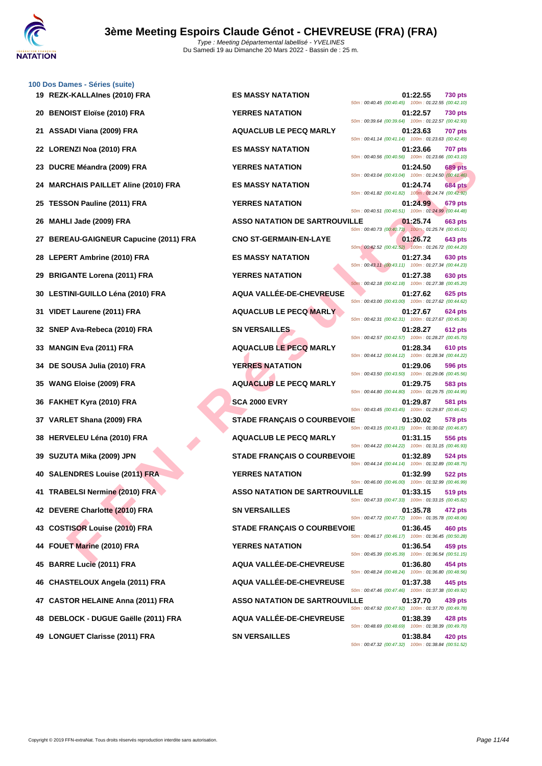# 3ème Meeting Espoirs Claude Génot - CHEVREUSE (FRA) (FRA)

*Type : Meeting Départemental labellisé - YVELINES*

Du Samedi 19 au Dimanche 20 Mars 2022 - Bassin de : 25 m.

## 100 Dos Dames - Séries (suite)

| Rang | Nom | Club | Temps | Points | Intermédiaires |
|---|---|---|---|---|---|
| 19 | REZK-KALLAInes (2010) FRA | ES MASSY NATATION | 01:22.55 | 730 pts | 50m : 00:40.45 (00:40.45) 100m : 01:22.55 (00:42.10) |
| 20 | BENOIST Eloïse (2010) FRA | YERRES NATATION | 01:22.57 | 730 pts | 50m : 00:39.64 (00:39.64) 100m : 01:22.57 (00:42.93) |
| 21 | ASSADI Viana (2009) FRA | AQUACLUB LE PECQ MARLY | 01:23.63 | 707 pts | 50m : 00:41.14 (00:41.14) 100m : 01:23.63 (00:42.49) |
| 22 | LORENZI Noa (2010) FRA | ES MASSY NATATION | 01:23.66 | 707 pts | 50m : 00:40.56 (00:40.56) 100m : 01:23.66 (00:43.10) |
| 23 | DUCRE Méandra (2009) FRA | YERRES NATATION | 01:24.50 | 689 pts | 50m : 00:43.04 (00:43.04) 100m : 01:24.50 (00:41.46) |
| 24 | MARCHAIS PAILLET Aline (2010) FRA | ES MASSY NATATION | 01:24.74 | 684 pts | 50m : 00:41.82 (00:41.82) 100m : 01:24.74 (00:42.92) |
| 25 | TESSON Pauline (2011) FRA | YERRES NATATION | 01:24.99 | 679 pts | 50m : 00:40.51 (00:40.51) 100m : 01:24.99 (00:44.48) |
| 26 | MAHLI Jade (2009) FRA | ASSO NATATION DE SARTROUVILLE | 01:25.74 | 663 pts | 50m : 00:40.73 (00:40.73) 100m : 01:25.74 (00:45.01) |
| 27 | BEREAU-GAIGNEUR Capucine (2011) FRA | CNO ST-GERMAIN-EN-LAYE | 01:26.72 | 643 pts | 50m : 00:42.52 (00:42.52) 100m : 01:26.72 (00:44.20) |
| 28 | LEPERT Ambrine (2010) FRA | ES MASSY NATATION | 01:27.34 | 630 pts | 50m : 00:43.11 (00:43.11) 100m : 01:27.34 (00:44.23) |
| 29 | BRIGANTE Lorena (2011) FRA | YERRES NATATION | 01:27.38 | 630 pts | 50m : 00:42.18 (00:42.18) 100m : 01:27.38 (00:45.20) |
| 30 | LESTINI-GUILLO Léna (2010) FRA | AQUA VALLÉE-DE-CHEVREUSE | 01:27.62 | 625 pts | 50m : 00:43.00 (00:43.00) 100m : 01:27.62 (00:44.62) |
| 31 | VIDET Laurene (2011) FRA | AQUACLUB LE PECQ MARLY | 01:27.67 | 624 pts | 50m : 00:42.31 (00:42.31) 100m : 01:27.67 (00:45.36) |
| 32 | SNEP Ava-Rebeca (2010) FRA | SN VERSAILLES | 01:28.27 | 612 pts | 50m : 00:42.57 (00:42.57) 100m : 01:28.27 (00:45.70) |
| 33 | MANGIN Eva (2011) FRA | AQUACLUB LE PECQ MARLY | 01:28.34 | 610 pts | 50m : 00:44.12 (00:44.12) 100m : 01:28.34 (00:44.22) |
| 34 | DE SOUSA Julia (2010) FRA | YERRES NATATION | 01:29.06 | 596 pts | 50m : 00:43.50 (00:43.50) 100m : 01:29.06 (00:45.56) |
| 35 | WANG Eloise (2009) FRA | AQUACLUB LE PECQ MARLY | 01:29.75 | 583 pts | 50m : 00:44.80 (00:44.80) 100m : 01:29.75 (00:44.95) |
| 36 | FAKHET Kyra (2010) FRA | SCA 2000 EVRY | 01:29.87 | 581 pts | 50m : 00:43.45 (00:43.45) 100m : 01:29.87 (00:46.42) |
| 37 | VARLET Shana (2009) FRA | STADE FRANÇAIS O COURBEVOIE | 01:30.02 | 578 pts | 50m : 00:43.15 (00:43.15) 100m : 01:30.02 (00:46.87) |
| 38 | HERVELEU Léna (2010) FRA | AQUACLUB LE PECQ MARLY | 01:31.15 | 556 pts | 50m : 00:44.22 (00:44.22) 100m : 01:31.15 (00:46.93) |
| 39 | SUZUTA Mika (2009) JPN | STADE FRANÇAIS O COURBEVOIE | 01:32.89 | 524 pts | 50m : 00:44.14 (00:44.14) 100m : 01:32.89 (00:48.75) |
| 40 | SALENDRES Louise (2011) FRA | YERRES NATATION | 01:32.99 | 522 pts | 50m : 00:46.00 (00:46.00) 100m : 01:32.99 (00:46.99) |
| 41 | TRABELSI Nermine (2010) FRA | ASSO NATATION DE SARTROUVILLE | 01:33.15 | 519 pts | 50m : 00:47.33 (00:47.33) 100m : 01:33.15 (00:45.82) |
| 42 | DEVERE Charlotte (2010) FRA | SN VERSAILLES | 01:35.78 | 472 pts | 50m : 00:47.72 (00:47.72) 100m : 01:35.78 (00:48.06) |
| 43 | COSTISOR Louise (2010) FRA | STADE FRANÇAIS O COURBEVOIE | 01:36.45 | 460 pts | 50m : 00:46.17 (00:46.17) 100m : 01:36.45 (00:50.28) |
| 44 | FOUET Marine (2010) FRA | YERRES NATATION | 01:36.54 | 459 pts | 50m : 00:45.39 (00:45.39) 100m : 01:36.54 (00:51.15) |
| 45 | BARRE Lucie (2011) FRA | AQUA VALLÉE-DE-CHEVREUSE | 01:36.80 | 454 pts | 50m : 00:48.24 (00:48.24) 100m : 01:36.80 (00:48.56) |
| 46 | CHASTELOUX Angela (2011) FRA | AQUA VALLÉE-DE-CHEVREUSE | 01:37.38 | 445 pts | 50m : 00:47.46 (00:47.46) 100m : 01:37.38 (00:49.92) |
| 47 | CASTOR HELAINE Anna (2011) FRA | ASSO NATATION DE SARTROUVILLE | 01:37.70 | 439 pts | 50m : 00:47.92 (00:47.92) 100m : 01:37.70 (00:49.78) |
| 48 | DEBLOCK - DUGUE Gaëlle (2011) FRA | AQUA VALLÉE-DE-CHEVREUSE | 01:38.39 | 428 pts | 50m : 00:48.69 (00:48.69) 100m : 01:38.39 (00:49.70) |
| 49 | LONGUET Clarisse (2011) FRA | SN VERSAILLES | 01:38.84 | 420 pts | 50m : 00:47.32 (00:47.32) 100m : 01:38.84 (00:51.52) |

Copyright © 2019 FFN-extraNat. Tous droits réservés reproduction interdite sans autorisation.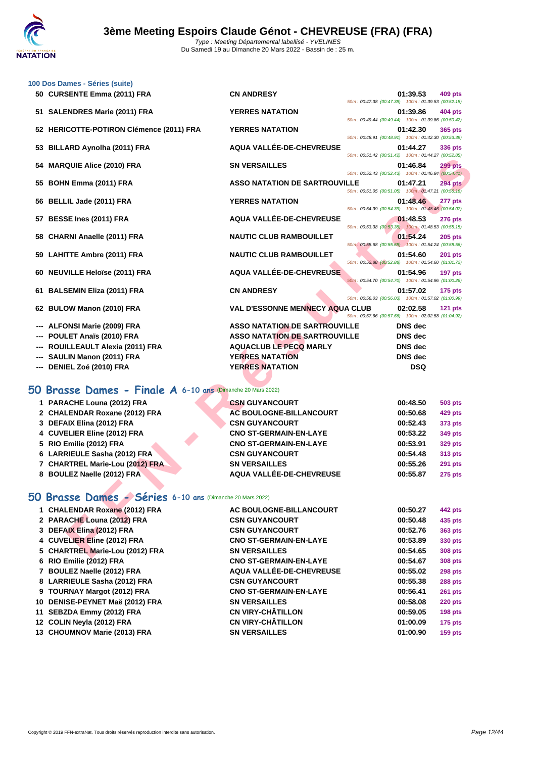### 100 Dos Dames - Séries (suite)

| | Nom | Club | Temps | Points |
|---|---|---|---|---|
| 50 | CURSENTE Emma (2011) FRA | CN ANDRESY | 01:39.53 | 409 pts |
| | | | 50m : 00:47.38 (00:47.38) 100m : 01:39.53 (00:52.15) | |
| 51 | SALENDRES Marie (2011) FRA | YERRES NATATION | 01:39.86 | 404 pts |
| | | | 50m : 00:49.44 (00:49.44) 100m : 01:39.86 (00:50.42) | |
| 52 | HERICOTTE-POTIRON Clémence (2011) FRA | YERRES NATATION | 01:42.30 | 365 pts |
| | | | 50m : 00:48.91 (00:48.91) 100m : 01:42.30 (00:53.39) | |
| 53 | BILLARD Aynolha (2011) FRA | AQUA VALLÉE-DE-CHEVREUSE | 01:44.27 | 336 pts |
| | | | 50m : 00:51.42 (00:51.42) 100m : 01:44.27 (00:52.85) | |
| 54 | MARQUIE Alice (2010) FRA | SN VERSAILLES | 01:46.84 | 299 pts |
| | | | 50m : 00:52.43 (00:52.43) 100m : 01:46.84 (00:54.41) | |
| 55 | BOHN Emma (2011) FRA | ASSO NATATION DE SARTROUVILLE | 01:47.21 | 294 pts |
| | | | 50m : 00:51.05 (00:51.05) 100m : 01:47.21 (00:56.16) | |
| 56 | BELLIL Jade (2011) FRA | YERRES NATATION | 01:48.46 | 277 pts |
| | | | 50m : 00:54.39 (00:54.39) 100m : 01:48.46 (00:54.07) | |
| 57 | BESSE Ines (2011) FRA | AQUA VALLÉE-DE-CHEVREUSE | 01:48.53 | 276 pts |
| | | | 50m : 00:53.38 (00:53.38) 100m : 01:48.53 (00:55.15) | |
| 58 | CHARNI Anaelle (2011) FRA | NAUTIC CLUB RAMBOUILLET | 01:54.24 | 205 pts |
| | | | 50m : 00:55.68 (00:55.68) 100m : 01:54.24 (00:58.56) | |
| 59 | LAHITTE Ambre (2011) FRA | NAUTIC CLUB RAMBOUILLET | 01:54.60 | 201 pts |
| | | | 50m : 00:52.88 (00:52.88) 100m : 01:54.60 (01:01.72) | |
| 60 | NEUVILLE Heloïse (2011) FRA | AQUA VALLÉE-DE-CHEVREUSE | 01:54.96 | 197 pts |
| | | | 50m : 00:54.70 (00:54.70) 100m : 01:54.96 (01:00.26) | |
| 61 | BALSEMIN Eliza (2011) FRA | CN ANDRESY | 01:57.02 | 175 pts |
| | | | 50m : 00:56.03 (00:56.03) 100m : 01:57.02 (01:00.99) | |
| 62 | BULOW Manon (2010) FRA | VAL D'ESSONNE MENNECY AQUA CLUB | 02:02.58 | 121 pts |
| | | | 50m : 00:57.66 (00:57.66) 100m : 02:02.58 (01:04.92) | |
| --- | ALFONSI Marie (2009) FRA | ASSO NATATION DE SARTROUVILLE | DNS dec | |
| --- | POULET Anaïs (2010) FRA | ASSO NATATION DE SARTROUVILLE | DNS dec | |
| --- | ROUILLEAULT Alexia (2011) FRA | AQUACLUB LE PECQ MARLY | DNS dec | |
| --- | SAULIN Manon (2011) FRA | YERRES NATATION | DNS dec | |
| --- | DENIEL Zoé (2010) FRA | YERRES NATATION | DSQ | |

## 50 Brasse Dames - Finale A 6-10 ans (Dimanche 20 Mars 2022)

| | Nom | Club | Temps | Points |
|---|---|---|---|---|
| 1 | PARACHE Louna (2012) FRA | CSN GUYANCOURT | 00:48.50 | 503 pts |
| 2 | CHALENDAR Roxane (2012) FRA | AC BOULOGNE-BILLANCOURT | 00:50.68 | 429 pts |
| 3 | DEFAIX Elina (2012) FRA | CSN GUYANCOURT | 00:52.43 | 373 pts |
| 4 | CUVELIER Eline (2012) FRA | CNO ST-GERMAIN-EN-LAYE | 00:53.22 | 349 pts |
| 5 | RIO Emilie (2012) FRA | CNO ST-GERMAIN-EN-LAYE | 00:53.91 | 329 pts |
| 6 | LARRIEULE Sasha (2012) FRA | CSN GUYANCOURT | 00:54.48 | 313 pts |
| 7 | CHARTREL Marie-Lou (2012) FRA | SN VERSAILLES | 00:55.26 | 291 pts |
| 8 | BOULEZ Naelle (2012) FRA | AQUA VALLÉE-DE-CHEVREUSE | 00:55.87 | 275 pts |

## 50 Brasse Dames - Séries 6-10 ans (Dimanche 20 Mars 2022)

| | Nom | Club | Temps | Points |
|---|---|---|---|---|
| 1 | CHALENDAR Roxane (2012) FRA | AC BOULOGNE-BILLANCOURT | 00:50.27 | 442 pts |
| 2 | PARACHE Louna (2012) FRA | CSN GUYANCOURT | 00:50.48 | 435 pts |
| 3 | DEFAIX Elina (2012) FRA | CSN GUYANCOURT | 00:52.76 | 363 pts |
| 4 | CUVELIER Eline (2012) FRA | CNO ST-GERMAIN-EN-LAYE | 00:53.89 | 330 pts |
| 5 | CHARTREL Marie-Lou (2012) FRA | SN VERSAILLES | 00:54.65 | 308 pts |
| 6 | RIO Emilie (2012) FRA | CNO ST-GERMAIN-EN-LAYE | 00:54.67 | 308 pts |
| 7 | BOULEZ Naelle (2012) FRA | AQUA VALLÉE-DE-CHEVREUSE | 00:55.02 | 298 pts |
| 8 | LARRIEULE Sasha (2012) FRA | CSN GUYANCOURT | 00:55.38 | 288 pts |
| 9 | TOURNAY Margot (2012) FRA | CNO ST-GERMAIN-EN-LAYE | 00:56.41 | 261 pts |
| 10 | DENISE-PEYNET Maë (2012) FRA | SN VERSAILLES | 00:58.08 | 220 pts |
| 11 | SEBZDA Emmy (2012) FRA | CN VIRY-CHÂTILLON | 00:59.05 | 198 pts |
| 12 | COLIN Neyla (2012) FRA | CN VIRY-CHÂTILLON | 01:00.09 | 175 pts |
| 13 | CHOUMNOV Marie (2013) FRA | SN VERSAILLES | 01:00.90 | 159 pts |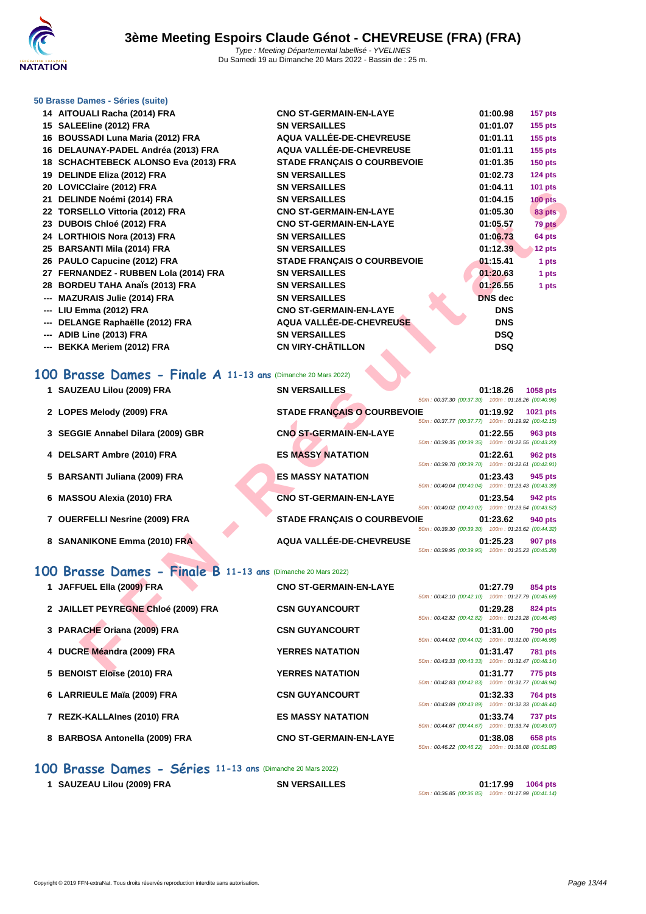# 3ème Meeting Espoirs Claude Génot - CHEVREUSE (FRA) (FRA)

*Type : Meeting Départemental labellisé - YVELINES*
Du Samedi 19 au Dimanche 20 Mars 2022 - Bassin de : 25 m.

### 50 Brasse Dames - Séries (suite)

| Pl. | Nom | Club | Temps | Points |
|---|---|---|---|---|
| 14 | AITOUALI Racha (2014) FRA | CNO ST-GERMAIN-EN-LAYE | 01:00.98 | 157 pts |
| 15 | SALEEline (2012) FRA | SN VERSAILLES | 01:01.07 | 155 pts |
| 16 | BOUSSADI Luna Maria (2012) FRA | AQUA VALLÉE-DE-CHEVREUSE | 01:01.11 | 155 pts |
| 16 | DELAUNAY-PADEL Andréa (2013) FRA | AQUA VALLÉE-DE-CHEVREUSE | 01:01.11 | 155 pts |
| 18 | SCHACHTEBECK ALONSO Eva (2013) FRA | STADE FRANÇAIS O COURBEVOIE | 01:01.35 | 150 pts |
| 19 | DELINDE Eliza (2012) FRA | SN VERSAILLES | 01:02.73 | 124 pts |
| 20 | LOVICClaire (2012) FRA | SN VERSAILLES | 01:04.11 | 101 pts |
| 21 | DELINDE Noémi (2014) FRA | SN VERSAILLES | 01:04.15 | 100 pts |
| 22 | TORSELLO Vittoria (2012) FRA | CNO ST-GERMAIN-EN-LAYE | 01:05.30 | 83 pts |
| 23 | DUBOIS Chloé (2012) FRA | CNO ST-GERMAIN-EN-LAYE | 01:05.57 | 79 pts |
| 24 | LORTHIOIS Nora (2013) FRA | SN VERSAILLES | 01:06.73 | 64 pts |
| 25 | BARSANTI Mila (2014) FRA | SN VERSAILLES | 01:12.39 | 12 pts |
| 26 | PAULO Capucine (2012) FRA | STADE FRANÇAIS O COURBEVOIE | 01:15.41 | 1 pts |
| 27 | FERNANDEZ - RUBBEN Lola (2014) FRA | SN VERSAILLES | 01:20.63 | 1 pts |
| 28 | BORDEU TAHA Anaïs (2013) FRA | SN VERSAILLES | 01:26.55 | 1 pts |
| --- | MAZURAIS Julie (2014) FRA | SN VERSAILLES | DNS dec | |
| --- | LIU Emma (2012) FRA | CNO ST-GERMAIN-EN-LAYE | DNS | |
| --- | DELANGE Raphaëlle (2012) FRA | AQUA VALLÉE-DE-CHEVREUSE | DNS | |
| --- | ADIB Line (2013) FRA | SN VERSAILLES | DSQ | |
| --- | BEKKA Meriem (2012) FRA | CN VIRY-CHÂTILLON | DSQ | |

## 100 Brasse Dames - Finale A 11-13 ans (Dimanche 20 Mars 2022)

| Pl. | Nom | Club | Temps | Points | Intermédiaires |
|---|---|---|---|---|---|
| 1 | SAUZEAU Lilou (2009) FRA | SN VERSAILLES | 01:18.26 | 1058 pts | 50m : 00:37.30 (00:37.30) 100m : 01:18.26 (00:40.96) |
| 2 | LOPES Melody (2009) FRA | STADE FRANÇAIS O COURBEVOIE | 01:19.92 | 1021 pts | 50m : 00:37.77 (00:37.77) 100m : 01:19.92 (00:42.15) |
| 3 | SEGGIE Annabel Dilara (2009) GBR | CNO ST-GERMAIN-EN-LAYE | 01:22.55 | 963 pts | 50m : 00:39.35 (00:39.35) 100m : 01:22.55 (00:43.20) |
| 4 | DELSART Ambre (2010) FRA | ES MASSY NATATION | 01:22.61 | 962 pts | 50m : 00:39.70 (00:39.70) 100m : 01:22.61 (00:42.91) |
| 5 | BARSANTI Juliana (2009) FRA | ES MASSY NATATION | 01:23.43 | 945 pts | 50m : 00:40.04 (00:40.04) 100m : 01:23.43 (00:43.39) |
| 6 | MASSOU Alexia (2010) FRA | CNO ST-GERMAIN-EN-LAYE | 01:23.54 | 942 pts | 50m : 00:40.02 (00:40.02) 100m : 01:23.54 (00:43.52) |
| 7 | OUERFELLI Nesrine (2009) FRA | STADE FRANÇAIS O COURBEVOIE | 01:23.62 | 940 pts | 50m : 00:39.30 (00:39.30) 100m : 01:23.62 (00:44.32) |
| 8 | SANANIKONE Emma (2010) FRA | AQUA VALLÉE-DE-CHEVREUSE | 01:25.23 | 907 pts | 50m : 00:39.95 (00:39.95) 100m : 01:25.23 (00:45.28) |

## 100 Brasse Dames - Finale B 11-13 ans (Dimanche 20 Mars 2022)

| Pl. | Nom | Club | Temps | Points | Intermédiaires |
|---|---|---|---|---|---|
| 1 | JAFFUEL Ella (2009) FRA | CNO ST-GERMAIN-EN-LAYE | 01:27.79 | 854 pts | 50m : 00:42.10 (00:42.10) 100m : 01:27.79 (00:45.69) |
| 2 | JAILLET PEYREGNE Chloé (2009) FRA | CSN GUYANCOURT | 01:29.28 | 824 pts | 50m : 00:42.82 (00:42.82) 100m : 01:29.28 (00:46.46) |
| 3 | PARACHE Oriana (2009) FRA | CSN GUYANCOURT | 01:31.00 | 790 pts | 50m : 00:44.02 (00:44.02) 100m : 01:31.00 (00:46.98) |
| 4 | DUCRE Méandra (2009) FRA | YERRES NATATION | 01:31.47 | 781 pts | 50m : 00:43.33 (00:43.33) 100m : 01:31.47 (00:48.14) |
| 5 | BENOIST Eloïse (2010) FRA | YERRES NATATION | 01:31.77 | 775 pts | 50m : 00:42.83 (00:42.83) 100m : 01:31.77 (00:48.94) |
| 6 | LARRIEULE Maïa (2009) FRA | CSN GUYANCOURT | 01:32.33 | 764 pts | 50m : 00:43.89 (00:43.89) 100m : 01:32.33 (00:48.44) |
| 7 | REZK-KALLAInes (2010) FRA | ES MASSY NATATION | 01:33.74 | 737 pts | 50m : 00:44.67 (00:44.67) 100m : 01:33.74 (00:49.07) |
| 8 | BARBOSA Antonella (2009) FRA | CNO ST-GERMAIN-EN-LAYE | 01:38.08 | 658 pts | 50m : 00:46.22 (00:46.22) 100m : 01:38.08 (00:51.86) |

## 100 Brasse Dames - Séries 11-13 ans (Dimanche 20 Mars 2022)

| Pl. | Nom | Club | Temps | Points | Intermédiaires |
|---|---|---|---|---|---|
| 1 | SAUZEAU Lilou (2009) FRA | SN VERSAILLES | 01:17.99 | 1064 pts | 50m : 00:36.85 (00:36.85) 100m : 01:17.99 (00:41.14) |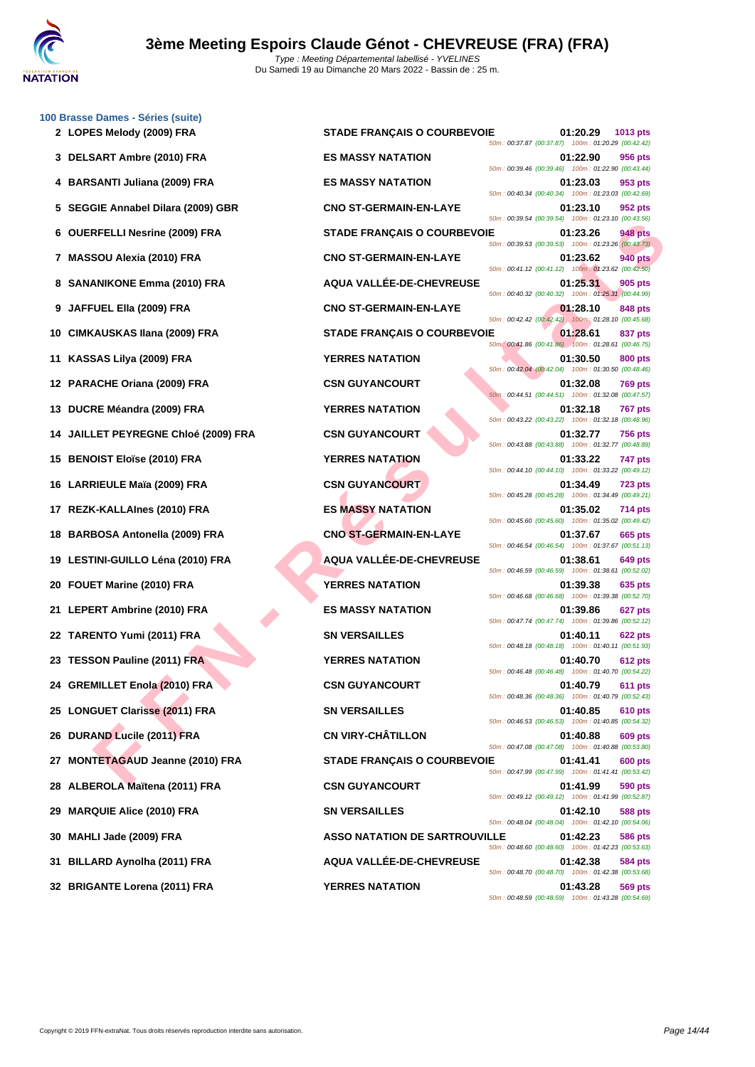# 3ème Meeting Espoirs Claude Génot - CHEVREUSE (FRA) (FRA)

Type : Meeting Départemental labellisé - YVELINES
Du Samedi 19 au Dimanche 20 Mars 2022 - Bassin de : 25 m.

### 100 Brasse Dames - Séries (suite)

| Pl. | Nom | Club | Temps | Points | Splits |
|---|---|---|---|---|---|
| 2 | LOPES Melody (2009) FRA | STADE FRANÇAIS O COURBEVOIE | 01:20.29 | 1013 pts | 50m : 00:37.87 (00:37.87) 100m : 01:20.29 (00:42.42) |
| 3 | DELSART Ambre (2010) FRA | ES MASSY NATATION | 01:22.90 | 956 pts | 50m : 00:39.46 (00:39.46) 100m : 01:22.90 (00:43.44) |
| 4 | BARSANTI Juliana (2009) FRA | ES MASSY NATATION | 01:23.03 | 953 pts | 50m : 00:40.34 (00:40.34) 100m : 01:23.03 (00:42.69) |
| 5 | SEGGIE Annabel Dilara (2009) GBR | CNO ST-GERMAIN-EN-LAYE | 01:23.10 | 952 pts | 50m : 00:39.54 (00:39.54) 100m : 01:23.10 (00:43.56) |
| 6 | OUERFELLI Nesrine (2009) FRA | STADE FRANÇAIS O COURBEVOIE | 01:23.26 | 948 pts | 50m : 00:39.53 (00:39.53) 100m : 01:23.26 (00:43.73) |
| 7 | MASSOU Alexia (2010) FRA | CNO ST-GERMAIN-EN-LAYE | 01:23.62 | 940 pts | 50m : 00:41.12 (00:41.12) 100m : 01:23.62 (00:42.50) |
| 8 | SANANIKONE Emma (2010) FRA | AQUA VALLÉE-DE-CHEVREUSE | 01:25.31 | 905 pts | 50m : 00:40.32 (00:40.32) 100m : 01:25.31 (00:44.99) |
| 9 | JAFFUEL Ella (2009) FRA | CNO ST-GERMAIN-EN-LAYE | 01:28.10 | 848 pts | 50m : 00:42.42 (00:42.42) 100m : 01:28.10 (00:45.68) |
| 10 | CIMKAUSKAS Ilana (2009) FRA | STADE FRANÇAIS O COURBEVOIE | 01:28.61 | 837 pts | 50m : 00:41.86 (00:41.86) 100m : 01:28.61 (00:46.75) |
| 11 | KASSAS Lilya (2009) FRA | YERRES NATATION | 01:30.50 | 800 pts | 50m : 00:42.04 (00:42.04) 100m : 01:30.50 (00:48.46) |
| 12 | PARACHE Oriana (2009) FRA | CSN GUYANCOURT | 01:32.08 | 769 pts | 50m : 00:44.51 (00:44.51) 100m : 01:32.08 (00:47.57) |
| 13 | DUCRE Méandra (2009) FRA | YERRES NATATION | 01:32.18 | 767 pts | 50m : 00:43.22 (00:43.22) 100m : 01:32.18 (00:48.96) |
| 14 | JAILLET PEYREGNE Chloé (2009) FRA | CSN GUYANCOURT | 01:32.77 | 756 pts | 50m : 00:43.88 (00:43.88) 100m : 01:32.77 (00:48.89) |
| 15 | BENOIST Eloïse (2010) FRA | YERRES NATATION | 01:33.22 | 747 pts | 50m : 00:44.10 (00:44.10) 100m : 01:33.22 (00:49.12) |
| 16 | LARRIEULE Maïa (2009) FRA | CSN GUYANCOURT | 01:34.49 | 723 pts | 50m : 00:45.28 (00:45.28) 100m : 01:34.49 (00:49.21) |
| 17 | REZK-KALLAInes (2010) FRA | ES MASSY NATATION | 01:35.02 | 714 pts | 50m : 00:45.60 (00:45.60) 100m : 01:35.02 (00:49.42) |
| 18 | BARBOSA Antonella (2009) FRA | CNO ST-GERMAIN-EN-LAYE | 01:37.67 | 665 pts | 50m : 00:46.54 (00:46.54) 100m : 01:37.67 (00:51.13) |
| 19 | LESTINI-GUILLO Léna (2010) FRA | AQUA VALLÉE-DE-CHEVREUSE | 01:38.61 | 649 pts | 50m : 00:46.59 (00:46.59) 100m : 01:38.61 (00:52.02) |
| 20 | FOUET Marine (2010) FRA | YERRES NATATION | 01:39.38 | 635 pts | 50m : 00:46.68 (00:46.68) 100m : 01:39.38 (00:52.70) |
| 21 | LEPERT Ambrine (2010) FRA | ES MASSY NATATION | 01:39.86 | 627 pts | 50m : 00:47.74 (00:47.74) 100m : 01:39.86 (00:52.12) |
| 22 | TARENTO Yumi (2011) FRA | SN VERSAILLES | 01:40.11 | 622 pts | 50m : 00:48.18 (00:48.18) 100m : 01:40.11 (00:51.93) |
| 23 | TESSON Pauline (2011) FRA | YERRES NATATION | 01:40.70 | 612 pts | 50m : 00:46.48 (00:46.48) 100m : 01:40.70 (00:54.22) |
| 24 | GREMILLET Enola (2010) FRA | CSN GUYANCOURT | 01:40.79 | 611 pts | 50m : 00:48.36 (00:48.36) 100m : 01:40.79 (00:52.43) |
| 25 | LONGUET Clarisse (2011) FRA | SN VERSAILLES | 01:40.85 | 610 pts | 50m : 00:46.53 (00:46.53) 100m : 01:40.85 (00:54.32) |
| 26 | DURAND Lucile (2011) FRA | CN VIRY-CHÂTILLON | 01:40.88 | 609 pts | 50m : 00:47.08 (00:47.08) 100m : 01:40.88 (00:53.80) |
| 27 | MONTETAGAUD Jeanne (2010) FRA | STADE FRANÇAIS O COURBEVOIE | 01:41.41 | 600 pts | 50m : 00:47.99 (00:47.99) 100m : 01:41.41 (00:53.42) |
| 28 | ALBEROLA Maïtena (2011) FRA | CSN GUYANCOURT | 01:41.99 | 590 pts | 50m : 00:49.12 (00:49.12) 100m : 01:41.99 (00:52.87) |
| 29 | MARQUIE Alice (2010) FRA | SN VERSAILLES | 01:42.10 | 588 pts | 50m : 00:48.04 (00:48.04) 100m : 01:42.10 (00:54.06) |
| 30 | MAHLI Jade (2009) FRA | ASSO NATATION DE SARTROUVILLE | 01:42.23 | 586 pts | 50m : 00:48.60 (00:48.60) 100m : 01:42.23 (00:53.63) |
| 31 | BILLARD Aynolha (2011) FRA | AQUA VALLÉE-DE-CHEVREUSE | 01:42.38 | 584 pts | 50m : 00:48.70 (00:48.70) 100m : 01:42.38 (00:53.68) |
| 32 | BRIGANTE Lorena (2011) FRA | YERRES NATATION | 01:43.28 | 569 pts | 50m : 00:48.59 (00:48.59) 100m : 01:43.28 (00:54.69) |

Copyright © 2019 FFN-extraNat. Tous droits réservés reproduction interdite sans autorisation.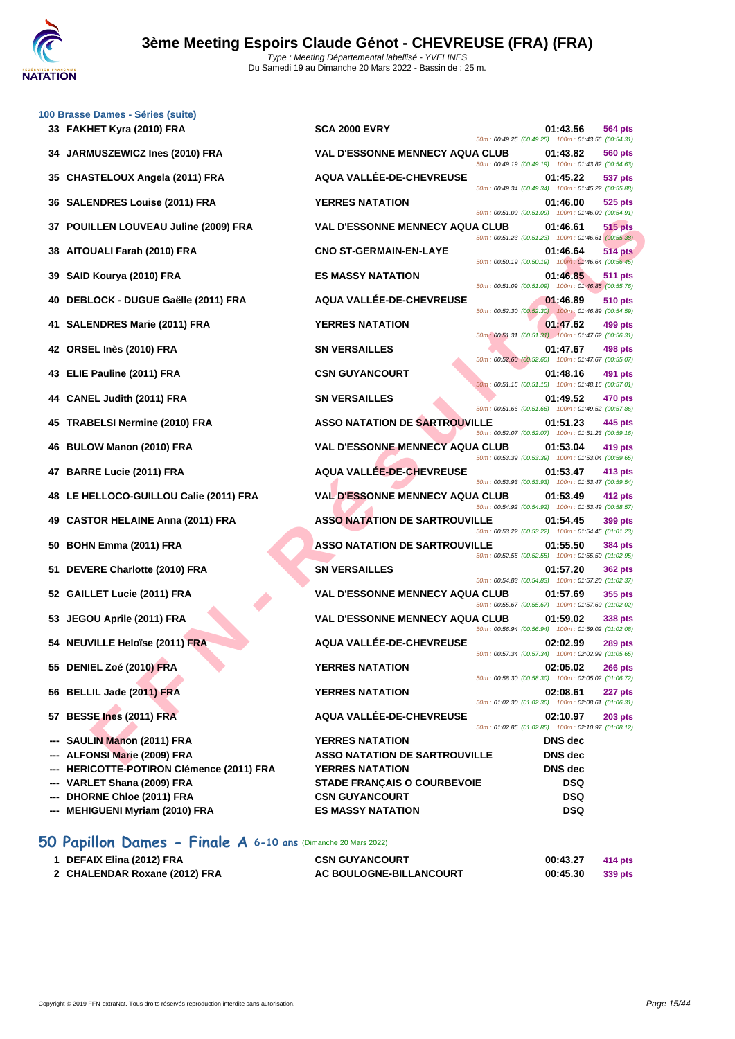### 100 Brasse Dames - Séries (suite)

| Rang | Nom | Club | Temps | Points | Splits |
|---|---|---|---|---|---|
| 33 | FAKHET Kyra (2010) FRA | SCA 2000 EVRY | 01:43.56 | 564 pts | 50m : 00:49.25 (00:49.25) 100m : 01:43.56 (00:54.31) |
| 34 | JARMUSZEWICZ Ines (2010) FRA | VAL D'ESSONNE MENNECY AQUA CLUB | 01:43.82 | 560 pts | 50m : 00:49.19 (00:49.19) 100m : 01:43.82 (00:54.63) |
| 35 | CHASTELOUX Angela (2011) FRA | AQUA VALLÉE-DE-CHEVREUSE | 01:45.22 | 537 pts | 50m : 00:49.34 (00:49.34) 100m : 01:45.22 (00:55.88) |
| 36 | SALENDRES Louise (2011) FRA | YERRES NATATION | 01:46.00 | 525 pts | 50m : 00:51.09 (00:51.09) 100m : 01:46.00 (00:54.91) |
| 37 | POUILLEN LOUVEAU Juline (2009) FRA | VAL D'ESSONNE MENNECY AQUA CLUB | 01:46.61 | 515 pts | 50m : 00:51.23 (00:51.23) 100m : 01:46.61 (00:55.38) |
| 38 | AITOUALI Farah (2010) FRA | CNO ST-GERMAIN-EN-LAYE | 01:46.64 | 514 pts | 50m : 00:50.19 (00:50.19) 100m : 01:46.64 (00:56.45) |
| 39 | SAID Kourya (2010) FRA | ES MASSY NATATION | 01:46.85 | 511 pts | 50m : 00:51.09 (00:51.09) 100m : 01:46.85 (00:55.76) |
| 40 | DEBLOCK - DUGUE Gaëlle (2011) FRA | AQUA VALLÉE-DE-CHEVREUSE | 01:46.89 | 510 pts | 50m : 00:52.30 (00:52.30) 100m : 01:46.89 (00:54.59) |
| 41 | SALENDRES Marie (2011) FRA | YERRES NATATION | 01:47.62 | 499 pts | 50m : 00:51.31 (00:51.31) 100m : 01:47.62 (00:56.31) |
| 42 | ORSEL Inès (2010) FRA | SN VERSAILLES | 01:47.67 | 498 pts | 50m : 00:52.60 (00:52.60) 100m : 01:47.67 (00:55.07) |
| 43 | ELIE Pauline (2011) FRA | CSN GUYANCOURT | 01:48.16 | 491 pts | 50m : 00:51.15 (00:51.15) 100m : 01:48.16 (00:57.01) |
| 44 | CANEL Judith (2011) FRA | SN VERSAILLES | 01:49.52 | 470 pts | 50m : 00:51.66 (00:51.66) 100m : 01:49.52 (00:57.86) |
| 45 | TRABELSI Nermine (2010) FRA | ASSO NATATION DE SARTROUVILLE | 01:51.23 | 445 pts | 50m : 00:52.07 (00:52.07) 100m : 01:51.23 (00:59.16) |
| 46 | BULOW Manon (2010) FRA | VAL D'ESSONNE MENNECY AQUA CLUB | 01:53.04 | 419 pts | 50m : 00:53.39 (00:53.39) 100m : 01:53.04 (00:59.65) |
| 47 | BARRE Lucie (2011) FRA | AQUA VALLÉE-DE-CHEVREUSE | 01:53.47 | 413 pts | 50m : 00:53.93 (00:53.93) 100m : 01:53.47 (00:59.54) |
| 48 | LE HELLOCO-GUILLOU Calie (2011) FRA | VAL D'ESSONNE MENNECY AQUA CLUB | 01:53.49 | 412 pts | 50m : 00:54.92 (00:54.92) 100m : 01:53.49 (00:58.57) |
| 49 | CASTOR HELAINE Anna (2011) FRA | ASSO NATATION DE SARTROUVILLE | 01:54.45 | 399 pts | 50m : 00:53.22 (00:53.22) 100m : 01:54.45 (01:01.23) |
| 50 | BOHN Emma (2011) FRA | ASSO NATATION DE SARTROUVILLE | 01:55.50 | 384 pts | 50m : 00:52.55 (00:52.55) 100m : 01:55.50 (01:02.95) |
| 51 | DEVERE Charlotte (2010) FRA | SN VERSAILLES | 01:57.20 | 362 pts | 50m : 00:54.83 (00:54.83) 100m : 01:57.20 (01:02.37) |
| 52 | GAILLET Lucie (2011) FRA | VAL D'ESSONNE MENNECY AQUA CLUB | 01:57.69 | 355 pts | 50m : 00:55.67 (00:55.67) 100m : 01:57.69 (01:02.02) |
| 53 | JEGOU Aprile (2011) FRA | VAL D'ESSONNE MENNECY AQUA CLUB | 01:59.02 | 338 pts | 50m : 00:56.94 (00:56.94) 100m : 01:59.02 (01:02.08) |
| 54 | NEUVILLE Heloïse (2011) FRA | AQUA VALLÉE-DE-CHEVREUSE | 02:02.99 | 289 pts | 50m : 00:57.34 (00:57.34) 100m : 02:02.99 (01:05.65) |
| 55 | DENIEL Zoé (2010) FRA | YERRES NATATION | 02:05.02 | 266 pts | 50m : 00:58.30 (00:58.30) 100m : 02:05.02 (01:06.72) |
| 56 | BELLIL Jade (2011) FRA | YERRES NATATION | 02:08.61 | 227 pts | 50m : 01:02.30 (01:02.30) 100m : 02:08.61 (01:06.31) |
| 57 | BESSE Ines (2011) FRA | AQUA VALLÉE-DE-CHEVREUSE | 02:10.97 | 203 pts | 50m : 01:02.85 (01:02.85) 100m : 02:10.97 (01:08.12) |
| --- | SAULIN Manon (2011) FRA | YERRES NATATION | DNS dec | | |
| --- | ALFONSI Marie (2009) FRA | ASSO NATATION DE SARTROUVILLE | DNS dec | | |
| --- | HERICOTTE-POTIRON Clémence (2011) FRA | YERRES NATATION | DNS dec | | |
| --- | VARLET Shana (2009) FRA | STADE FRANÇAIS O COURBEVOIE | DSQ | | |
| --- | DHORNE Chloe (2011) FRA | CSN GUYANCOURT | DSQ | | |
| --- | MEHIGUENI Myriam (2010) FRA | ES MASSY NATATION | DSQ | | |

## 50 Papillon Dames - Finale A 6-10 ans (Dimanche 20 Mars 2022)

| Rang | Nom | Club | Temps | Points |
|---|---|---|---|---|
| 1 | DEFAIX Elina (2012) FRA | CSN GUYANCOURT | 00:43.27 | 414 pts |
| 2 | CHALENDAR Roxane (2012) FRA | AC BOULOGNE-BILLANCOURT | 00:45.30 | 339 pts |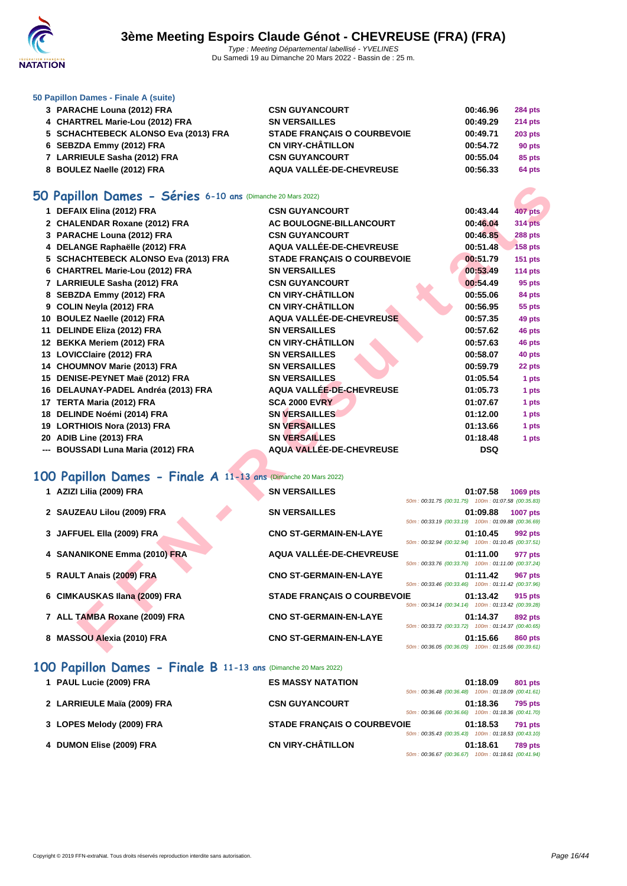### 50 Papillon Dames - Finale A (suite)

| | | | | |
|---|---|---|---|---|
| 3 | PARACHE Louna (2012) FRA | CSN GUYANCOURT | 00:46.96 | 284 pts |
| 4 | CHARTREL Marie-Lou (2012) FRA | SN VERSAILLES | 00:49.29 | 214 pts |
| 5 | SCHACHTEBECK ALONSO Eva (2013) FRA | STADE FRANÇAIS O COURBEVOIE | 00:49.71 | 203 pts |
| 6 | SEBZDA Emmy (2012) FRA | CN VIRY-CHÂTILLON | 00:54.72 | 90 pts |
| 7 | LARRIEULE Sasha (2012) FRA | CSN GUYANCOURT | 00:55.04 | 85 pts |
| 8 | BOULEZ Naelle (2012) FRA | AQUA VALLÉE-DE-CHEVREUSE | 00:56.33 | 64 pts |

## 50 Papillon Dames - Séries 6-10 ans (Dimanche 20 Mars 2022)

| | | | | |
|---|---|---|---|---|
| 1 | DEFAIX Elina (2012) FRA | CSN GUYANCOURT | 00:43.44 | 407 pts |
| 2 | CHALENDAR Roxane (2012) FRA | AC BOULOGNE-BILLANCOURT | 00:46.04 | 314 pts |
| 3 | PARACHE Louna (2012) FRA | CSN GUYANCOURT | 00:46.85 | 288 pts |
| 4 | DELANGE Raphaëlle (2012) FRA | AQUA VALLÉE-DE-CHEVREUSE | 00:51.48 | 158 pts |
| 5 | SCHACHTEBECK ALONSO Eva (2013) FRA | STADE FRANÇAIS O COURBEVOIE | 00:51.79 | 151 pts |
| 6 | CHARTREL Marie-Lou (2012) FRA | SN VERSAILLES | 00:53.49 | 114 pts |
| 7 | LARRIEULE Sasha (2012) FRA | CSN GUYANCOURT | 00:54.49 | 95 pts |
| 8 | SEBZDA Emmy (2012) FRA | CN VIRY-CHÂTILLON | 00:55.06 | 84 pts |
| 9 | COLIN Neyla (2012) FRA | CN VIRY-CHÂTILLON | 00:56.95 | 55 pts |
| 10 | BOULEZ Naelle (2012) FRA | AQUA VALLÉE-DE-CHEVREUSE | 00:57.35 | 49 pts |
| 11 | DELINDE Eliza (2012) FRA | SN VERSAILLES | 00:57.62 | 46 pts |
| 12 | BEKKA Meriem (2012) FRA | CN VIRY-CHÂTILLON | 00:57.63 | 46 pts |
| 13 | LOVICClaire (2012) FRA | SN VERSAILLES | 00:58.07 | 40 pts |
| 14 | CHOUMNOV Marie (2013) FRA | SN VERSAILLES | 00:59.79 | 22 pts |
| 15 | DENISE-PEYNET Maë (2012) FRA | SN VERSAILLES | 01:05.54 | 1 pts |
| 16 | DELAUNAY-PADEL Andréa (2013) FRA | AQUA VALLÉE-DE-CHEVREUSE | 01:05.73 | 1 pts |
| 17 | TERTA Maria (2012) FRA | SCA 2000 EVRY | 01:07.67 | 1 pts |
| 18 | DELINDE Noémi (2014) FRA | SN VERSAILLES | 01:12.00 | 1 pts |
| 19 | LORTHIOIS Nora (2013) FRA | SN VERSAILLES | 01:13.66 | 1 pts |
| 20 | ADIB Line (2013) FRA | SN VERSAILLES | 01:18.48 | 1 pts |
| --- | BOUSSADI Luna Maria (2012) FRA | AQUA VALLÉE-DE-CHEVREUSE | DSQ | |

## 100 Papillon Dames - Finale A 11-13 ans (Dimanche 20 Mars 2022)

| | | | | | |
|---|---|---|---|---|---|
| 1 | AZIZI Lilia (2009) FRA | SN VERSAILLES | 01:07.58 | 1069 pts | 50m : 00:31.75 (00:31.75) 100m : 01:07.58 (00:35.83) |
| 2 | SAUZEAU Lilou (2009) FRA | SN VERSAILLES | 01:09.88 | 1007 pts | 50m : 00:33.19 (00:33.19) 100m : 01:09.88 (00:36.69) |
| 3 | JAFFUEL Ella (2009) FRA | CNO ST-GERMAIN-EN-LAYE | 01:10.45 | 992 pts | 50m : 00:32.94 (00:32.94) 100m : 01:10.45 (00:37.51) |
| 4 | SANANIKONE Emma (2010) FRA | AQUA VALLÉE-DE-CHEVREUSE | 01:11.00 | 977 pts | 50m : 00:33.76 (00:33.76) 100m : 01:11.00 (00:37.24) |
| 5 | RAULT Anais (2009) FRA | CNO ST-GERMAIN-EN-LAYE | 01:11.42 | 967 pts | 50m : 00:33.46 (00:33.46) 100m : 01:11.42 (00:37.96) |
| 6 | CIMKAUSKAS Ilana (2009) FRA | STADE FRANÇAIS O COURBEVOIE | 01:13.42 | 915 pts | 50m : 00:34.14 (00:34.14) 100m : 01:13.42 (00:39.28) |
| 7 | ALL TAMBA Roxane (2009) FRA | CNO ST-GERMAIN-EN-LAYE | 01:14.37 | 892 pts | 50m : 00:33.72 (00:33.72) 100m : 01:14.37 (00:40.65) |
| 8 | MASSOU Alexia (2010) FRA | CNO ST-GERMAIN-EN-LAYE | 01:15.66 | 860 pts | 50m : 00:36.05 (00:36.05) 100m : 01:15.66 (00:39.61) |

## 100 Papillon Dames - Finale B 11-13 ans (Dimanche 20 Mars 2022)

| | | | | | |
|---|---|---|---|---|---|
| 1 | PAUL Lucie (2009) FRA | ES MASSY NATATION | 01:18.09 | 801 pts | 50m : 00:36.48 (00:36.48) 100m : 01:18.09 (00:41.61) |
| 2 | LARRIEULE Maïa (2009) FRA | CSN GUYANCOURT | 01:18.36 | 795 pts | 50m : 00:36.66 (00:36.66) 100m : 01:18.36 (00:41.70) |
| 3 | LOPES Melody (2009) FRA | STADE FRANÇAIS O COURBEVOIE | 01:18.53 | 791 pts | 50m : 00:35.43 (00:35.43) 100m : 01:18.53 (00:43.10) |
| 4 | DUMON Elise (2009) FRA | CN VIRY-CHÂTILLON | 01:18.61 | 789 pts | 50m : 00:36.67 (00:36.67) 100m : 01:18.61 (00:41.94) |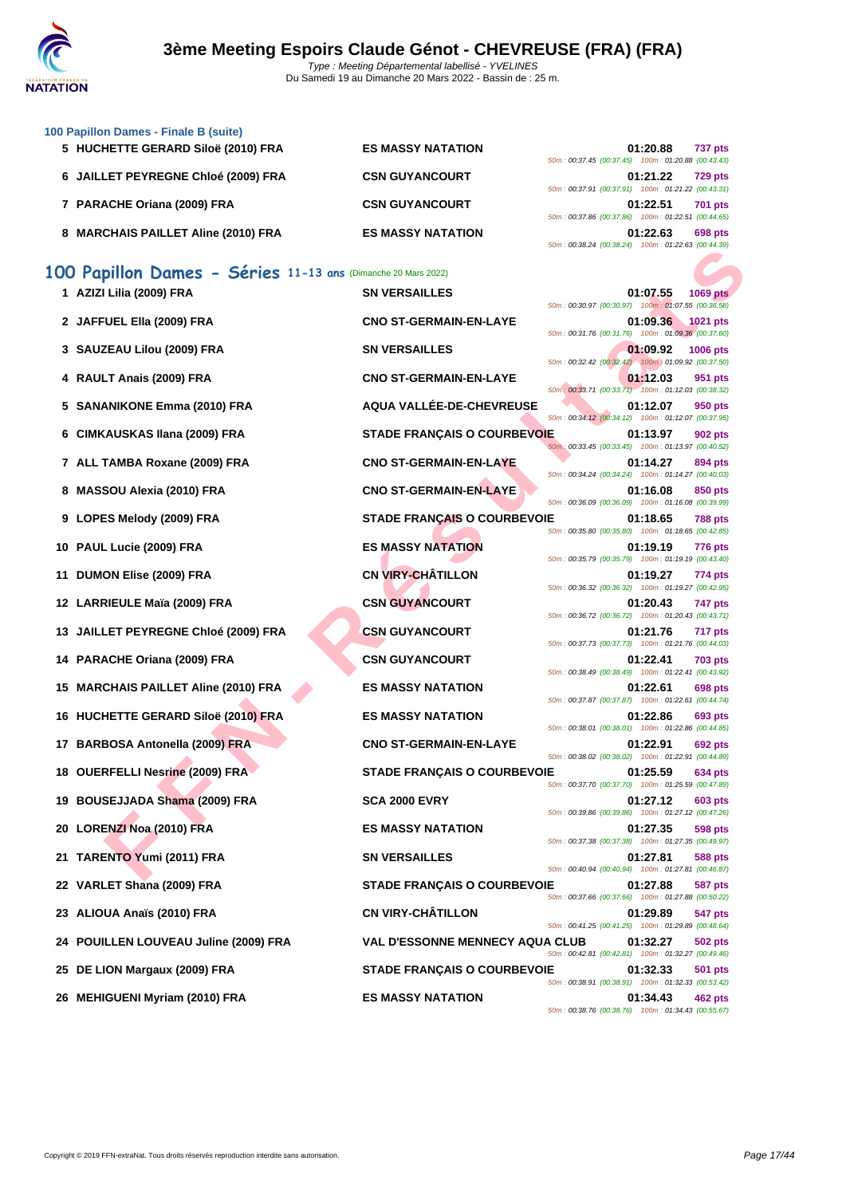### 100 Papillon Dames - Finale B (suite)

| Rang | Nom | Club | Temps | Points | Splits |
|---|---|---|---|---|---|
| 5 | HUCHETTE GERARD Siloë (2010) FRA | ES MASSY NATATION | 01:20.88 | 737 pts | 50m : 00:37.45 (00:37.45) 100m : 01:20.88 (00:43.43) |
| 6 | JAILLET PEYREGNE Chloé (2009) FRA | CSN GUYANCOURT | 01:21.22 | 729 pts | 50m : 00:37.91 (00:37.91) 100m : 01:21.22 (00:43.31) |
| 7 | PARACHE Oriana (2009) FRA | CSN GUYANCOURT | 01:22.51 | 701 pts | 50m : 00:37.86 (00:37.86) 100m : 01:22.51 (00:44.65) |
| 8 | MARCHAIS PAILLET Aline (2010) FRA | ES MASSY NATATION | 01:22.63 | 698 pts | 50m : 00:38.24 (00:38.24) 100m : 01:22.63 (00:44.39) |

## 100 Papillon Dames - Séries 11-13 ans (Dimanche 20 Mars 2022)

| Rang | Nom | Club | Temps | Points | Splits |
|---|---|---|---|---|---|
| 1 | AZIZI Lilia (2009) FRA | SN VERSAILLES | 01:07.55 | 1069 pts | 50m : 00:30.97 (00:30.97) 100m : 01:07.55 (00:36.58) |
| 2 | JAFFUEL Ella (2009) FRA | CNO ST-GERMAIN-EN-LAYE | 01:09.36 | 1021 pts | 50m : 00:31.76 (00:31.76) 100m : 01:09.36 (00:37.60) |
| 3 | SAUZEAU Lilou (2009) FRA | SN VERSAILLES | 01:09.92 | 1006 pts | 50m : 00:32.42 (00:32.42) 100m : 01:09.92 (00:37.50) |
| 4 | RAULT Anais (2009) FRA | CNO ST-GERMAIN-EN-LAYE | 01:12.03 | 951 pts | 50m : 00:33.71 (00:33.71) 100m : 01:12.03 (00:38.32) |
| 5 | SANANIKONE Emma (2010) FRA | AQUA VALLÉE-DE-CHEVREUSE | 01:12.07 | 950 pts | 50m : 00:34.12 (00:34.12) 100m : 01:12.07 (00:37.95) |
| 6 | CIMKAUSKAS Ilana (2009) FRA | STADE FRANÇAIS O COURBEVOIE | 01:13.97 | 902 pts | 50m : 00:33.45 (00:33.45) 100m : 01:13.97 (00:40.52) |
| 7 | ALL TAMBA Roxane (2009) FRA | CNO ST-GERMAIN-EN-LAYE | 01:14.27 | 894 pts | 50m : 00:34.24 (00:34.24) 100m : 01:14.27 (00:40.03) |
| 8 | MASSOU Alexia (2010) FRA | CNO ST-GERMAIN-EN-LAYE | 01:16.08 | 850 pts | 50m : 00:36.09 (00:36.09) 100m : 01:16.08 (00:39.99) |
| 9 | LOPES Melody (2009) FRA | STADE FRANÇAIS O COURBEVOIE | 01:18.65 | 788 pts | 50m : 00:35.80 (00:35.80) 100m : 01:18.65 (00:42.85) |
| 10 | PAUL Lucie (2009) FRA | ES MASSY NATATION | 01:19.19 | 776 pts | 50m : 00:35.79 (00:35.79) 100m : 01:19.19 (00:43.40) |
| 11 | DUMON Elise (2009) FRA | CN VIRY-CHÂTILLON | 01:19.27 | 774 pts | 50m : 00:36.32 (00:36.32) 100m : 01:19.27 (00:42.95) |
| 12 | LARRIEULE Maïa (2009) FRA | CSN GUYANCOURT | 01:20.43 | 747 pts | 50m : 00:36.72 (00:36.72) 100m : 01:20.43 (00:43.71) |
| 13 | JAILLET PEYREGNE Chloé (2009) FRA | CSN GUYANCOURT | 01:21.76 | 717 pts | 50m : 00:37.73 (00:37.73) 100m : 01:21.76 (00:44.03) |
| 14 | PARACHE Oriana (2009) FRA | CSN GUYANCOURT | 01:22.41 | 703 pts | 50m : 00:38.49 (00:38.49) 100m : 01:22.41 (00:43.92) |
| 15 | MARCHAIS PAILLET Aline (2010) FRA | ES MASSY NATATION | 01:22.61 | 698 pts | 50m : 00:37.87 (00:37.87) 100m : 01:22.61 (00:44.74) |
| 16 | HUCHETTE GERARD Siloë (2010) FRA | ES MASSY NATATION | 01:22.86 | 693 pts | 50m : 00:38.01 (00:38.01) 100m : 01:22.86 (00:44.85) |
| 17 | BARBOSA Antonella (2009) FRA | CNO ST-GERMAIN-EN-LAYE | 01:22.91 | 692 pts | 50m : 00:38.02 (00:38.02) 100m : 01:22.91 (00:44.89) |
| 18 | OUERFELLI Nesrine (2009) FRA | STADE FRANÇAIS O COURBEVOIE | 01:25.59 | 634 pts | 50m : 00:37.70 (00:37.70) 100m : 01:25.59 (00:47.89) |
| 19 | BOUSEJJADA Shama (2009) FRA | SCA 2000 EVRY | 01:27.12 | 603 pts | 50m : 00:39.86 (00:39.86) 100m : 01:27.12 (00:47.26) |
| 20 | LORENZI Noa (2010) FRA | ES MASSY NATATION | 01:27.35 | 598 pts | 50m : 00:37.38 (00:37.38) 100m : 01:27.35 (00:49.97) |
| 21 | TARENTO Yumi (2011) FRA | SN VERSAILLES | 01:27.81 | 588 pts | 50m : 00:40.94 (00:40.94) 100m : 01:27.81 (00:46.87) |
| 22 | VARLET Shana (2009) FRA | STADE FRANÇAIS O COURBEVOIE | 01:27.88 | 587 pts | 50m : 00:37.66 (00:37.66) 100m : 01:27.88 (00:50.22) |
| 23 | ALIOUA Anaïs (2010) FRA | CN VIRY-CHÂTILLON | 01:29.89 | 547 pts | 50m : 00:41.25 (00:41.25) 100m : 01:29.89 (00:48.64) |
| 24 | POUILLEN LOUVEAU Juline (2009) FRA | VAL D'ESSONNE MENNECY AQUA CLUB | 01:32.27 | 502 pts | 50m : 00:42.81 (00:42.81) 100m : 01:32.27 (00:49.46) |
| 25 | DE LION Margaux (2009) FRA | STADE FRANÇAIS O COURBEVOIE | 01:32.33 | 501 pts | 50m : 00:38.91 (00:38.91) 100m : 01:32.33 (00:53.42) |
| 26 | MEHIGUENI Myriam (2010) FRA | ES MASSY NATATION | 01:34.43 | 462 pts | 50m : 00:38.76 (00:38.76) 100m : 01:34.43 (00:55.67) |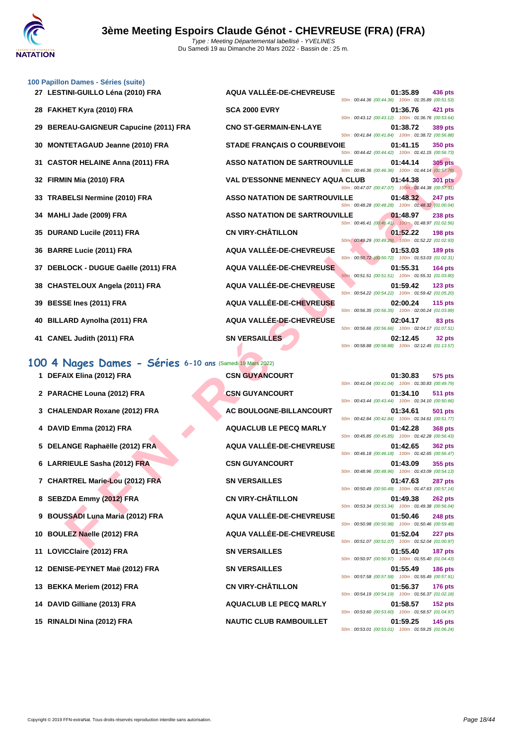### 100 Papillon Dames - Séries (suite)

| Rang | Nom | Club | Temps | Points | Splits |
|---|---|---|---|---|---|
| 27 | LESTINI-GUILLO Léna (2010) FRA | AQUA VALLÉE-DE-CHEVREUSE | 01:35.89 | 436 pts | 50m : 00:44.36 (00:44.36) 100m : 01:35.89 (00:51.53) |
| 28 | FAKHET Kyra (2010) FRA | SCA 2000 EVRY | 01:36.76 | 421 pts | 50m : 00:43.12 (00:43.12) 100m : 01:36.76 (00:53.64) |
| 29 | BEREAU-GAIGNEUR Capucine (2011) FRA | CNO ST-GERMAIN-EN-LAYE | 01:38.72 | 389 pts | 50m : 00:41.84 (00:41.84) 100m : 01:38.72 (00:56.88) |
| 30 | MONTETAGAUD Jeanne (2010) FRA | STADE FRANÇAIS O COURBEVOIE | 01:41.15 | 350 pts | 50m : 00:44.42 (00:44.42) 100m : 01:41.15 (00:56.73) |
| 31 | CASTOR HELAINE Anna (2011) FRA | ASSO NATATION DE SARTROUVILLE | 01:44.14 | 305 pts | 50m : 00:46.36 (00:46.36) 100m : 01:44.14 (00:57.78) |
| 32 | FIRMIN Mia (2010) FRA | VAL D'ESSONNE MENNECY AQUA CLUB | 01:44.38 | 301 pts | 50m : 00:47.07 (00:47.07) 100m : 01:44.38 (00:57.31) |
| 33 | TRABELSI Nermine (2010) FRA | ASSO NATATION DE SARTROUVILLE | 01:48.32 | 247 pts | 50m : 00:48.28 (00:48.28) 100m : 01:48.32 (01:00.04) |
| 34 | MAHLI Jade (2009) FRA | ASSO NATATION DE SARTROUVILLE | 01:48.97 | 238 pts | 50m : 00:46.41 (00:46.41) 100m : 01:48.97 (01:02.56) |
| 35 | DURAND Lucile (2011) FRA | CN VIRY-CHÂTILLON | 01:52.22 | 198 pts | 50m : 00:49.29 (00:49.29) 100m : 01:52.22 (01:02.93) |
| 36 | BARRE Lucie (2011) FRA | AQUA VALLÉE-DE-CHEVREUSE | 01:53.03 | 189 pts | 50m : 00:50.72 (00:50.72) 100m : 01:53.03 (01:02.31) |
| 37 | DEBLOCK - DUGUE Gaëlle (2011) FRA | AQUA VALLÉE-DE-CHEVREUSE | 01:55.31 | 164 pts | 50m : 00:51.51 (00:51.51) 100m : 01:55.31 (01:03.80) |
| 38 | CHASTELOUX Angela (2011) FRA | AQUA VALLÉE-DE-CHEVREUSE | 01:59.42 | 123 pts | 50m : 00:54.22 (00:54.22) 100m : 01:59.42 (01:05.20) |
| 39 | BESSE Ines (2011) FRA | AQUA VALLÉE-DE-CHEVREUSE | 02:00.24 | 115 pts | 50m : 00:56.35 (00:56.35) 100m : 02:00.24 (01:03.89) |
| 40 | BILLARD Aynolha (2011) FRA | AQUA VALLÉE-DE-CHEVREUSE | 02:04.17 | 83 pts | 50m : 00:56.66 (00:56.66) 100m : 02:04.17 (01:07.51) |
| 41 | CANEL Judith (2011) FRA | SN VERSAILLES | 02:12.45 | 32 pts | 50m : 00:58.88 (00:58.88) 100m : 02:12.45 (01:13.57) |

## 100 4 Nages Dames - Séries 6-10 ans (Samedi 19 Mars 2022)

| Rang | Nom | Club | Temps | Points | Splits |
|---|---|---|---|---|---|
| 1 | DEFAIX Elina (2012) FRA | CSN GUYANCOURT | 01:30.83 | 575 pts | 50m : 00:41.04 (00:41.04) 100m : 01:30.83 (00:49.79) |
| 2 | PARACHE Louna (2012) FRA | CSN GUYANCOURT | 01:34.10 | 511 pts | 50m : 00:43.44 (00:43.44) 100m : 01:34.10 (00:50.66) |
| 3 | CHALENDAR Roxane (2012) FRA | AC BOULOGNE-BILLANCOURT | 01:34.61 | 501 pts | 50m : 00:42.84 (00:42.84) 100m : 01:34.61 (00:51.77) |
| 4 | DAVID Emma (2012) FRA | AQUACLUB LE PECQ MARLY | 01:42.28 | 368 pts | 50m : 00:45.85 (00:45.85) 100m : 01:42.28 (00:56.43) |
| 5 | DELANGE Raphaëlle (2012) FRA | AQUA VALLÉE-DE-CHEVREUSE | 01:42.65 | 362 pts | 50m : 00:46.18 (00:46.18) 100m : 01:42.65 (00:56.47) |
| 6 | LARRIEULE Sasha (2012) FRA | CSN GUYANCOURT | 01:43.09 | 355 pts | 50m : 00:48.96 (00:48.96) 100m : 01:43.09 (00:54.13) |
| 7 | CHARTREL Marie-Lou (2012) FRA | SN VERSAILLES | 01:47.63 | 287 pts | 50m : 00:50.49 (00:50.49) 100m : 01:47.63 (00:57.14) |
| 8 | SEBZDA Emmy (2012) FRA | CN VIRY-CHÂTILLON | 01:49.38 | 262 pts | 50m : 00:53.34 (00:53.34) 100m : 01:49.38 (00:56.04) |
| 9 | BOUSSADI Luna Maria (2012) FRA | AQUA VALLÉE-DE-CHEVREUSE | 01:50.46 | 248 pts | 50m : 00:50.98 (00:50.98) 100m : 01:50.46 (00:59.48) |
| 10 | BOULEZ Naelle (2012) FRA | AQUA VALLÉE-DE-CHEVREUSE | 01:52.04 | 227 pts | 50m : 00:51.07 (00:51.07) 100m : 01:52.04 (01:00.97) |
| 11 | LOVICClaire (2012) FRA | SN VERSAILLES | 01:55.40 | 187 pts | 50m : 00:50.97 (00:50.97) 100m : 01:55.40 (01:04.43) |
| 12 | DENISE-PEYNET Maë (2012) FRA | SN VERSAILLES | 01:55.49 | 186 pts | 50m : 00:57.58 (00:57.58) 100m : 01:55.49 (00:57.91) |
| 13 | BEKKA Meriem (2012) FRA | CN VIRY-CHÂTILLON | 01:56.37 | 176 pts | 50m : 00:54.19 (00:54.19) 100m : 01:56.37 (01:02.18) |
| 14 | DAVID Gilliane (2013) FRA | AQUACLUB LE PECQ MARLY | 01:58.57 | 152 pts | 50m : 00:53.60 (00:53.60) 100m : 01:58.57 (01:04.97) |
| 15 | RINALDI Nina (2012) FRA | NAUTIC CLUB RAMBOUILLET | 01:59.25 | 145 pts | 50m : 00:53.01 (00:53.01) 100m : 01:59.25 (01:06.24) |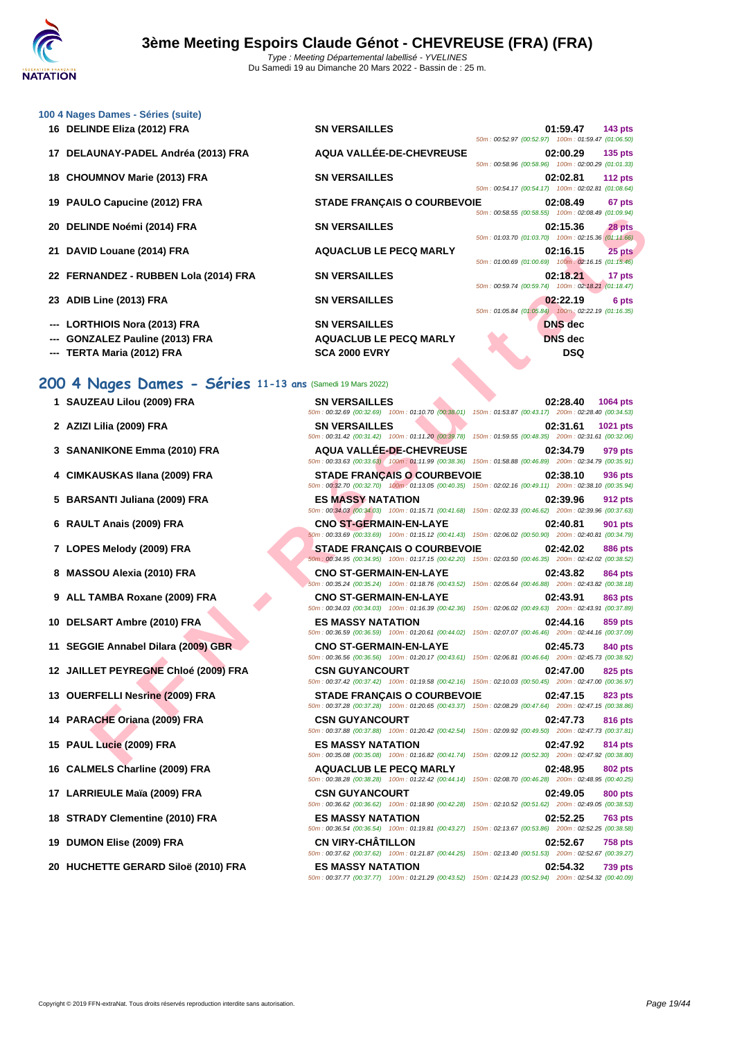# 3ème Meeting Espoirs Claude Génot - CHEVREUSE (FRA) (FRA)

*Type : Meeting Départemental labellisé - YVELINES*
Du Samedi 19 au Dimanche 20 Mars 2022 - Bassin de : 25 m.

### 100 4 Nages Dames - Séries (suite)

| Rang | Nom | Club | Temps | Points | Intermédiaires |
|---|---|---|---|---|---|
| 16 | DELINDE Eliza (2012) FRA | SN VERSAILLES | 01:59.47 | 143 pts | 50m : 00:52.97 (00:52.97) 100m : 01:59.47 (01:06.50) |
| 17 | DELAUNAY-PADEL Andréa (2013) FRA | AQUA VALLÉE-DE-CHEVREUSE | 02:00.29 | 135 pts | 50m : 00:58.96 (00:58.96) 100m : 02:00.29 (01:01.33) |
| 18 | CHOUMNOV Marie (2013) FRA | SN VERSAILLES | 02:02.81 | 112 pts | 50m : 00:54.17 (00:54.17) 100m : 02:02.81 (01:08.64) |
| 19 | PAULO Capucine (2012) FRA | STADE FRANÇAIS O COURBEVOIE | 02:08.49 | 67 pts | 50m : 00:58.55 (00:58.55) 100m : 02:08.49 (01:09.94) |
| 20 | DELINDE Noémi (2014) FRA | SN VERSAILLES | 02:15.36 | 28 pts | 50m : 01:03.70 (01:03.70) 100m : 02:15.36 (01:11.66) |
| 21 | DAVID Louane (2014) FRA | AQUACLUB LE PECQ MARLY | 02:16.15 | 25 pts | 50m : 01:00.69 (01:00.69) 100m : 02:16.15 (01:15.46) |
| 22 | FERNANDEZ - RUBBEN Lola (2014) FRA | SN VERSAILLES | 02:18.21 | 17 pts | 50m : 00:59.74 (00:59.74) 100m : 02:18.21 (01:18.47) |
| 23 | ADIB Line (2013) FRA | SN VERSAILLES | 02:22.19 | 6 pts | 50m : 01:05.84 (01:05.84) 100m : 02:22.19 (01:16.35) |
| --- | LORTHIOIS Nora (2013) FRA | SN VERSAILLES | DNS dec | | |
| --- | GONZALEZ Pauline (2013) FRA | AQUACLUB LE PECQ MARLY | DNS dec | | |
| --- | TERTA Maria (2012) FRA | SCA 2000 EVRY | DSQ | | |

## 200 4 Nages Dames - Séries 11-13 ans (Samedi 19 Mars 2022)

| Rang | Nom | Club | Temps | Points | Intermédiaires |
|---|---|---|---|---|---|
| 1 | SAUZEAU Lilou (2009) FRA | SN VERSAILLES | 02:28.40 | 1064 pts | 50m : 00:32.69 (00:32.69) 100m : 01:10.70 (00:38.01) 150m : 01:53.87 (00:43.17) 200m : 02:28.40 (00:34.53) |
| 2 | AZIZI Lilia (2009) FRA | SN VERSAILLES | 02:31.61 | 1021 pts | 50m : 00:31.42 (00:31.42) 100m : 01:11.20 (00:39.78) 150m : 01:59.55 (00:48.35) 200m : 02:31.61 (00:32.06) |
| 3 | SANANIKONE Emma (2010) FRA | AQUA VALLÉE-DE-CHEVREUSE | 02:34.79 | 979 pts | 50m : 00:33.63 (00:33.63) 100m : 01:11.99 (00:38.36) 150m : 01:58.88 (00:46.89) 200m : 02:34.79 (00:35.91) |
| 4 | CIMKAUSKAS Ilana (2009) FRA | STADE FRANÇAIS O COURBEVOIE | 02:38.10 | 936 pts | 50m : 00:32.70 (00:32.70) 100m : 01:13.05 (00:40.35) 150m : 02:02.16 (00:49.11) 200m : 02:38.10 (00:35.94) |
| 5 | BARSANTI Juliana (2009) FRA | ES MASSY NATATION | 02:39.96 | 912 pts | 50m : 00:34.03 (00:34.03) 100m : 01:15.71 (00:41.68) 150m : 02:02.33 (00:46.62) 200m : 02:39.96 (00:37.63) |
| 6 | RAULT Anais (2009) FRA | CNO ST-GERMAIN-EN-LAYE | 02:40.81 | 901 pts | 50m : 00:33.69 (00:33.69) 100m : 01:15.12 (00:41.43) 150m : 02:06.02 (00:50.90) 200m : 02:40.81 (00:34.79) |
| 7 | LOPES Melody (2009) FRA | STADE FRANÇAIS O COURBEVOIE | 02:42.02 | 886 pts | 50m : 00:34.95 (00:34.95) 100m : 01:17.15 (00:42.20) 150m : 02:03.50 (00:46.35) 200m : 02:42.02 (00:38.52) |
| 8 | MASSOU Alexia (2010) FRA | CNO ST-GERMAIN-EN-LAYE | 02:43.82 | 864 pts | 50m : 00:35.24 (00:35.24) 100m : 01:18.76 (00:43.52) 150m : 02:05.64 (00:46.88) 200m : 02:43.82 (00:38.18) |
| 9 | ALL TAMBA Roxane (2009) FRA | CNO ST-GERMAIN-EN-LAYE | 02:43.91 | 863 pts | 50m : 00:34.03 (00:34.03) 100m : 01:16.39 (00:42.36) 150m : 02:06.02 (00:49.63) 200m : 02:43.91 (00:37.89) |
| 10 | DELSART Ambre (2010) FRA | ES MASSY NATATION | 02:44.16 | 859 pts | 50m : 00:36.59 (00:36.59) 100m : 01:20.61 (00:44.02) 150m : 02:07.07 (00:46.46) 200m : 02:44.16 (00:37.09) |
| 11 | SEGGIE Annabel Dilara (2009) GBR | CNO ST-GERMAIN-EN-LAYE | 02:45.73 | 840 pts | 50m : 00:36.56 (00:36.56) 100m : 01:20.17 (00:43.61) 150m : 02:06.81 (00:46.64) 200m : 02:45.73 (00:38.92) |
| 12 | JAILLET PEYREGNE Chloé (2009) FRA | CSN GUYANCOURT | 02:47.00 | 825 pts | 50m : 00:37.42 (00:37.42) 100m : 01:19.58 (00:42.16) 150m : 02:10.03 (00:50.45) 200m : 02:47.00 (00:36.97) |
| 13 | OUERFELLI Nesrine (2009) FRA | STADE FRANÇAIS O COURBEVOIE | 02:47.15 | 823 pts | 50m : 00:37.28 (00:37.28) 100m : 01:20.65 (00:43.37) 150m : 02:08.29 (00:47.64) 200m : 02:47.15 (00:38.86) |
| 14 | PARACHE Oriana (2009) FRA | CSN GUYANCOURT | 02:47.73 | 816 pts | 50m : 00:37.88 (00:37.88) 100m : 01:20.42 (00:42.54) 150m : 02:09.92 (00:49.50) 200m : 02:47.73 (00:37.81) |
| 15 | PAUL Lucie (2009) FRA | ES MASSY NATATION | 02:47.92 | 814 pts | 50m : 00:35.08 (00:35.08) 100m : 01:16.82 (00:41.74) 150m : 02:09.12 (00:52.30) 200m : 02:47.92 (00:38.80) |
| 16 | CALMELS Charline (2009) FRA | AQUACLUB LE PECQ MARLY | 02:48.95 | 802 pts | 50m : 00:38.28 (00:38.28) 100m : 01:22.42 (00:44.14) 150m : 02:08.70 (00:46.28) 200m : 02:48.95 (00:40.25) |
| 17 | LARRIEULE Maïa (2009) FRA | CSN GUYANCOURT | 02:49.05 | 800 pts | 50m : 00:36.62 (00:36.62) 100m : 01:18.90 (00:42.28) 150m : 02:10.52 (00:51.62) 200m : 02:49.05 (00:38.53) |
| 18 | STRADY Clementine (2010) FRA | ES MASSY NATATION | 02:52.25 | 763 pts | 50m : 00:36.54 (00:36.54) 100m : 01:19.81 (00:43.27) 150m : 02:13.67 (00:53.86) 200m : 02:52.25 (00:38.58) |
| 19 | DUMON Elise (2009) FRA | CN VIRY-CHÂTILLON | 02:52.67 | 758 pts | 50m : 00:37.62 (00:37.62) 100m : 01:21.87 (00:44.25) 150m : 02:13.40 (00:51.53) 200m : 02:52.67 (00:39.27) |
| 20 | HUCHETTE GERARD Siloë (2010) FRA | ES MASSY NATATION | 02:54.32 | 739 pts | 50m : 00:37.77 (00:37.77) 100m : 01:21.29 (00:43.52) 150m : 02:14.23 (00:52.94) 200m : 02:54.32 (00:40.09) |

Copyright © 2019 FFN-extraNat. Tous droits réservés reproduction interdite sans autorisation.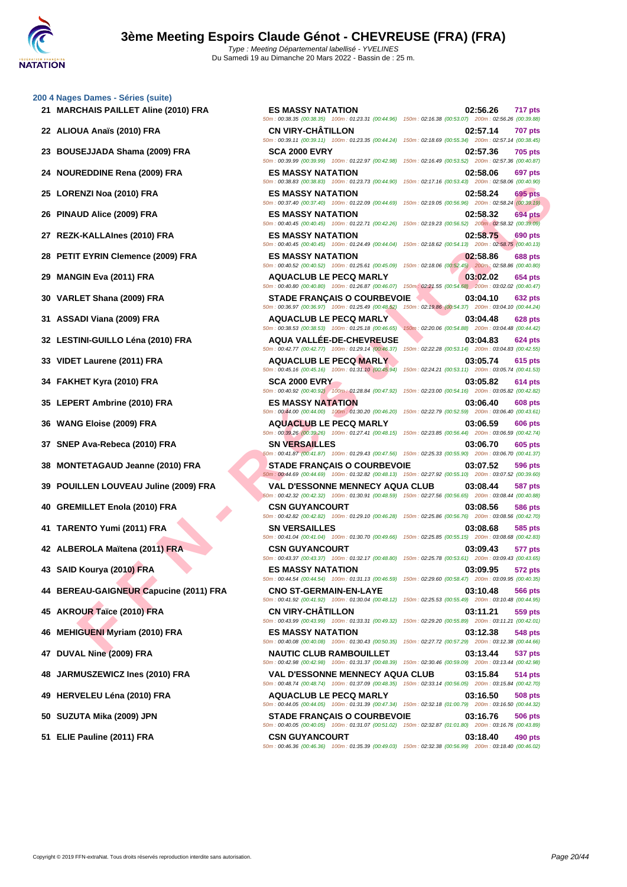## 200 4 Nages Dames - Séries (suite)

| Rang | Nom | Club | Temps | Points | Splits |
|---|---|---|---|---|---|
| 21 | MARCHAIS PAILLET Aline (2010) FRA | ES MASSY NATATION | 02:56.26 | 717 pts | 50m : 00:38.35 (00:38.35) 100m : 01:23.31 (00:44.96) 150m : 02:16.38 (00:53.07) 200m : 02:56.26 (00:39.88) |
| 22 | ALIOUA Anaïs (2010) FRA | CN VIRY-CHÂTILLON | 02:57.14 | 707 pts | 50m : 00:39.11 (00:39.11) 100m : 01:23.35 (00:44.24) 150m : 02:18.69 (00:55.34) 200m : 02:57.14 (00:38.45) |
| 23 | BOUSEJJADA Shama (2009) FRA | SCA 2000 EVRY | 02:57.36 | 705 pts | 50m : 00:39.99 (00:39.99) 100m : 01:22.97 (00:42.98) 150m : 02:16.49 (00:53.52) 200m : 02:57.36 (00:40.87) |
| 24 | NOUREDDINE Rena (2009) FRA | ES MASSY NATATION | 02:58.06 | 697 pts | 50m : 00:38.83 (00:38.83) 100m : 01:23.73 (00:44.90) 150m : 02:17.16 (00:53.43) 200m : 02:58.06 (00:40.90) |
| 25 | LORENZI Noa (2010) FRA | ES MASSY NATATION | 02:58.24 | 695 pts | 50m : 00:37.40 (00:37.40) 100m : 01:22.09 (00:44.69) 150m : 02:19.05 (00:56.96) 200m : 02:58.24 (00:39.19) |
| 26 | PINAUD Alice (2009) FRA | ES MASSY NATATION | 02:58.32 | 694 pts | 50m : 00:40.45 (00:40.45) 100m : 01:22.71 (00:42.26) 150m : 02:19.23 (00:56.52) 200m : 02:58.32 (00:39.09) |
| 27 | REZK-KALLAInes (2010) FRA | ES MASSY NATATION | 02:58.75 | 690 pts | 50m : 00:40.45 (00:40.45) 100m : 01:24.49 (00:44.04) 150m : 02:18.62 (00:54.13) 200m : 02:58.75 (00:40.13) |
| 28 | PETIT EYRIN Clemence (2009) FRA | ES MASSY NATATION | 02:58.86 | 688 pts | 50m : 00:40.52 (00:40.52) 100m : 01:25.61 (00:45.09) 150m : 02:18.06 (00:52.45) 200m : 02:58.86 (00:40.80) |
| 29 | MANGIN Eva (2011) FRA | AQUACLUB LE PECQ MARLY | 03:02.02 | 654 pts | 50m : 00:40.80 (00:40.80) 100m : 01:26.87 (00:46.07) 150m : 02:21.55 (00:54.68) 200m : 03:02.02 (00:40.47) |
| 30 | VARLET Shana (2009) FRA | STADE FRANÇAIS O COURBEVOIE | 03:04.10 | 632 pts | 50m : 00:36.97 (00:36.97) 100m : 01:25.49 (00:48.52) 150m : 02:19.86 (00:54.37) 200m : 03:04.10 (00:44.24) |
| 31 | ASSADI Viana (2009) FRA | AQUACLUB LE PECQ MARLY | 03:04.48 | 628 pts | 50m : 00:38.53 (00:38.53) 100m : 01:25.18 (00:46.65) 150m : 02:20.06 (00:54.88) 200m : 03:04.48 (00:44.42) |
| 32 | LESTINI-GUILLO Léna (2010) FRA | AQUA VALLÉE-DE-CHEVREUSE | 03:04.83 | 624 pts | 50m : 00:42.77 (00:42.77) 100m : 01:29.14 (00:46.37) 150m : 02:22.28 (00:53.14) 200m : 03:04.83 (00:42.55) |
| 33 | VIDET Laurene (2011) FRA | AQUACLUB LE PECQ MARLY | 03:05.74 | 615 pts | 50m : 00:45.16 (00:45.16) 100m : 01:31.10 (00:45.94) 150m : 02:24.21 (00:53.11) 200m : 03:05.74 (00:41.53) |
| 34 | FAKHET Kyra (2010) FRA | SCA 2000 EVRY | 03:05.82 | 614 pts | 50m : 00:40.92 (00:40.92) 100m : 01:28.84 (00:47.92) 150m : 02:23.00 (00:54.16) 200m : 03:05.82 (00:42.82) |
| 35 | LEPERT Ambrine (2010) FRA | ES MASSY NATATION | 03:06.40 | 608 pts | 50m : 00:44.00 (00:44.00) 100m : 01:30.20 (00:46.20) 150m : 02:22.79 (00:52.59) 200m : 03:06.40 (00:43.61) |
| 36 | WANG Eloise (2009) FRA | AQUACLUB LE PECQ MARLY | 03:06.59 | 606 pts | 50m : 00:39.26 (00:39.26) 100m : 01:27.41 (00:48.15) 150m : 02:23.85 (00:56.44) 200m : 03:06.59 (00:42.74) |
| 37 | SNEP Ava-Rebeca (2010) FRA | SN VERSAILLES | 03:06.70 | 605 pts | 50m : 00:41.87 (00:41.87) 100m : 01:29.43 (00:47.56) 150m : 02:25.33 (00:55.90) 200m : 03:06.70 (00:41.37) |
| 38 | MONTETAGAUD Jeanne (2010) FRA | STADE FRANÇAIS O COURBEVOIE | 03:07.52 | 596 pts | 50m : 00:44.69 (00:44.69) 100m : 01:32.82 (00:48.13) 150m : 02:27.92 (00:55.10) 200m : 03:07.52 (00:39.60) |
| 39 | POUILLEN LOUVEAU Juline (2009) FRA | VAL D'ESSONNE MENNECY AQUA CLUB | 03:08.44 | 587 pts | 50m : 00:42.32 (00:42.32) 100m : 01:30.91 (00:48.59) 150m : 02:27.56 (00:56.65) 200m : 03:08.44 (00:40.88) |
| 40 | GREMILLET Enola (2010) FRA | CSN GUYANCOURT | 03:08.56 | 586 pts | 50m : 00:42.82 (00:42.82) 100m : 01:29.10 (00:46.28) 150m : 02:25.86 (00:56.76) 200m : 03:08.56 (00:42.70) |
| 41 | TARENTO Yumi (2011) FRA | SN VERSAILLES | 03:08.68 | 585 pts | 50m : 00:41.04 (00:41.04) 100m : 01:30.70 (00:49.66) 150m : 02:25.85 (00:55.15) 200m : 03:08.68 (00:42.83) |
| 42 | ALBEROLA Maïtena (2011) FRA | CSN GUYANCOURT | 03:09.43 | 577 pts | 50m : 00:43.37 (00:43.37) 100m : 01:32.17 (00:48.80) 150m : 02:25.78 (00:53.61) 200m : 03:09.43 (00:43.65) |
| 43 | SAID Kourya (2010) FRA | ES MASSY NATATION | 03:09.95 | 572 pts | 50m : 00:44.54 (00:44.54) 100m : 01:31.13 (00:46.59) 150m : 02:29.60 (00:58.47) 200m : 03:09.95 (00:40.35) |
| 44 | BEREAU-GAIGNEUR Capucine (2011) FRA | CNO ST-GERMAIN-EN-LAYE | 03:10.48 | 566 pts | 50m : 00:41.92 (00:41.92) 100m : 01:30.04 (00:48.12) 150m : 02:25.53 (00:55.49) 200m : 03:10.48 (00:44.95) |
| 45 | AKROUR Taïce (2010) FRA | CN VIRY-CHÂTILLON | 03:11.21 | 559 pts | 50m : 00:43.99 (00:43.99) 100m : 01:33.31 (00:49.32) 150m : 02:29.20 (00:55.89) 200m : 03:11.21 (00:42.01) |
| 46 | MEHIGUENI Myriam (2010) FRA | ES MASSY NATATION | 03:12.38 | 548 pts | 50m : 00:40.08 (00:40.08) 100m : 01:30.43 (00:50.35) 150m : 02:27.72 (00:57.29) 200m : 03:12.38 (00:44.66) |
| 47 | DUVAL Nine (2009) FRA | NAUTIC CLUB RAMBOUILLET | 03:13.44 | 537 pts | 50m : 00:42.98 (00:42.98) 100m : 01:31.37 (00:48.39) 150m : 02:30.46 (00:59.09) 200m : 03:13.44 (00:42.98) |
| 48 | JARMUSZEWICZ Ines (2010) FRA | VAL D'ESSONNE MENNECY AQUA CLUB | 03:15.84 | 514 pts | 50m : 00:48.74 (00:48.74) 100m : 01:37.09 (00:48.35) 150m : 02:33.14 (00:56.05) 200m : 03:15.84 (00:42.70) |
| 49 | HERVELEU Léna (2010) FRA | AQUACLUB LE PECQ MARLY | 03:16.50 | 508 pts | 50m : 00:44.05 (00:44.05) 100m : 01:31.39 (00:47.34) 150m : 02:32.18 (01:00.79) 200m : 03:16.50 (00:44.32) |
| 50 | SUZUTA Mika (2009) JPN | STADE FRANÇAIS O COURBEVOIE | 03:16.76 | 506 pts | 50m : 00:40.05 (00:40.05) 100m : 01:31.07 (00:51.02) 150m : 02:32.87 (01:01.80) 200m : 03:16.76 (00:43.89) |
| 51 | ELIE Pauline (2011) FRA | CSN GUYANCOURT | 03:18.40 | 490 pts | 50m : 00:46.36 (00:46.36) 100m : 01:35.39 (00:49.03) 150m : 02:32.38 (00:56.99) 200m : 03:18.40 (00:46.02) |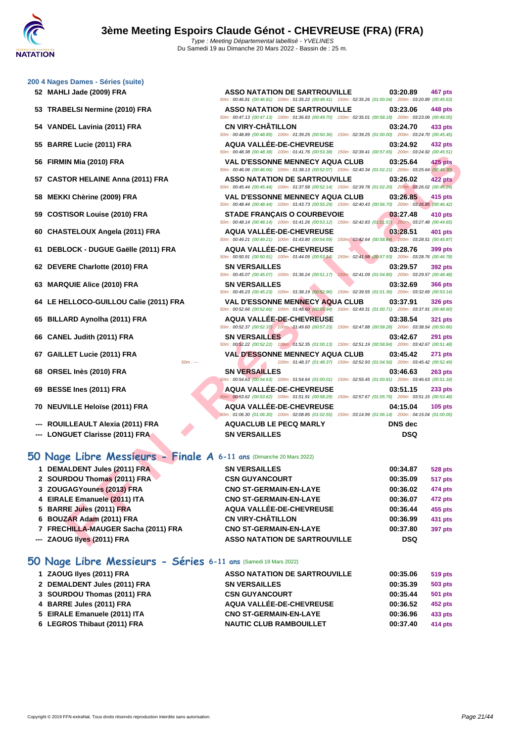# 3ème Meeting Espoirs Claude Génot - CHEVREUSE (FRA) (FRA)

*Type : Meeting Départemental labellisé - YVELINES*
Du Samedi 19 au Dimanche 20 Mars 2022 - Bassin de : 25 m.

### 200 4 Nages Dames - Séries (suite)

| Rg | Nom | Club | Temps | Points |
|---|---|---|---|---|
| 52 | MAHLI Jade (2009) FRA | ASSO NATATION DE SARTROUVILLE | 03:20.89 | 467 pts |
| | | 50m : 00:46.81 (00:46.81) 100m : 01:35.22 (00:48.41) 150m : 02:35.26 (01:00.04) 200m : 03:20.89 (00:45.63) | | |
| 53 | TRABELSI Nermine (2010) FRA | ASSO NATATION DE SARTROUVILLE | 03:23.06 | 448 pts |
| | | 50m : 00:47.13 (00:47.13) 100m : 01:36.83 (00:49.70) 150m : 02:35.01 (00:58.18) 200m : 03:23.06 (00:48.05) | | |
| 54 | VANDEL Lavinia (2011) FRA | CN VIRY-CHÂTILLON | 03:24.70 | 433 pts |
| | | 50m : 00:48.89 (00:48.89) 100m : 01:39.25 (00:50.36) 150m : 02:39.25 (01:00.00) 200m : 03:24.70 (00:45.45) | | |
| 55 | BARRE Lucie (2011) FRA | AQUA VALLÉE-DE-CHEVREUSE | 03:24.92 | 432 pts |
| | | 50m : 00:48.38 (00:48.38) 100m : 01:41.76 (00:53.38) 150m : 02:39.41 (00:57.65) 200m : 03:24.92 (00:45.51) | | |
| 56 | FIRMIN Mia (2010) FRA | VAL D'ESSONNE MENNECY AQUA CLUB | 03:25.64 | 425 pts |
| | | 50m : 00:46.06 (00:46.06) 100m : 01:38.13 (00:52.07) 150m : 02:40.34 (01:02.21) 200m : 03:25.64 (00:45.30) | | |
| 57 | CASTOR HELAINE Anna (2011) FRA | ASSO NATATION DE SARTROUVILLE | 03:26.02 | 422 pts |
| | | 50m : 00:45.44 (00:45.44) 100m : 01:37.58 (00:52.14) 150m : 02:39.78 (01:02.20) 200m : 03:26.02 (00:46.24) | | |
| 58 | MEKKI Chèrine (2009) FRA | VAL D'ESSONNE MENNECY AQUA CLUB | 03:26.85 | 415 pts |
| | | 50m : 00:48.44 (00:48.44) 100m : 01:43.73 (00:55.29) 150m : 02:40.43 (00:56.70) 200m : 03:26.85 (00:46.42) | | |
| 59 | COSTISOR Louise (2010) FRA | STADE FRANÇAIS O COURBEVOIE | 03:27.48 | 410 pts |
| | | 50m : 00:48.14 (00:48.14) 100m : 01:41.26 (00:53.12) 150m : 02:42.83 (01:01.57) 200m : 03:27.48 (00:44.65) | | |
| 60 | CHASTELOUX Angela (2011) FRA | AQUA VALLÉE-DE-CHEVREUSE | 03:28.51 | 401 pts |
| | | 50m : 00:49.21 (00:49.21) 100m : 01:43.80 (00:54.59) 150m : 02:42.64 (00:58.84) 200m : 03:28.51 (00:45.87) | | |
| 61 | DEBLOCK - DUGUE Gaëlle (2011) FRA | AQUA VALLÉE-DE-CHEVREUSE | 03:28.76 | 399 pts |
| | | 50m : 00:50.91 (00:50.91) 100m : 01:44.05 (00:53.14) 150m : 02:41.98 (00:57.93) 200m : 03:28.76 (00:46.78) | | |
| 62 | DEVERE Charlotte (2010) FRA | SN VERSAILLES | 03:29.57 | 392 pts |
| | | 50m : 00:45.07 (00:45.07) 100m : 01:36.24 (00:51.17) 150m : 02:41.09 (01:04.85) 200m : 03:29.57 (00:48.48) | | |
| 63 | MARQUIE Alice (2010) FRA | SN VERSAILLES | 03:32.69 | 366 pts |
| | | 50m : 00:45.23 (00:45.23) 100m : 01:38.19 (00:52.96) 150m : 02:39.55 (01:01.36) 200m : 03:32.69 (00:53.14) | | |
| 64 | LE HELLOCO-GUILLOU Calie (2011) FRA | VAL D'ESSONNE MENNECY AQUA CLUB | 03:37.91 | 326 pts |
| | | 50m : 00:52.66 (00:52.66) 100m : 01:48.60 (00:55.94) 150m : 02:49.31 (01:00.71) 200m : 03:37.91 (00:48.60) | | |
| 65 | BILLARD Aynolha (2011) FRA | AQUA VALLÉE-DE-CHEVREUSE | 03:38.54 | 321 pts |
| | | 50m : 00:52.37 (00:52.37) 100m : 01:49.60 (00:57.23) 150m : 02:47.88 (00:58.28) 200m : 03:38.54 (00:50.66) | | |
| 66 | CANEL Judith (2011) FRA | SN VERSAILLES | 03:42.67 | 291 pts |
| | | 50m : 00:52.22 (00:52.22) 100m : 01:52.35 (01:00.13) 150m : 02:51.19 (00:58.84) 200m : 03:42.67 (00:51.48) | | |
| 67 | GAILLET Lucie (2011) FRA | VAL D'ESSONNE MENNECY AQUA CLUB | 03:45.42 | 271 pts |
| | | 50m : --- 100m : 01:48.37 (01:48.37) 150m : 02:52.93 (01:04.56) 200m : 03:45.42 (00:52.49) | | |
| 68 | ORSEL Inès (2010) FRA | SN VERSAILLES | 03:46.63 | 263 pts |
| | | 50m : 00:54.63 (00:54.63) 100m : 01:54.64 (01:00.01) 150m : 02:55.45 (01:00.81) 200m : 03:46.63 (00:51.18) | | |
| 69 | BESSE Ines (2011) FRA | AQUA VALLÉE-DE-CHEVREUSE | 03:51.15 | 233 pts |
| | | 50m : 00:53.62 (00:53.62) 100m : 01:51.91 (00:58.29) 150m : 02:57.67 (01:05.76) 200m : 03:51.15 (00:53.48) | | |
| 70 | NEUVILLE Heloïse (2011) FRA | AQUA VALLÉE-DE-CHEVREUSE | 04:15.04 | 105 pts |
| | | 50m : 01:06.30 (01:06.30) 100m : 02:08.85 (01:02.55) 150m : 03:14.99 (01:06.14) 200m : 04:15.04 (01:00.05) | | |
| --- | ROUILLEAULT Alexia (2011) FRA | AQUACLUB LE PECQ MARLY | DNS dec | |
| --- | LONGUET Clarisse (2011) FRA | SN VERSAILLES | DSQ | |

## 50 Nage Libre Messieurs - Finale A 6-11 ans (Dimanche 20 Mars 2022)

| Rg | Nom | Club | Temps | Points |
|---|---|---|---|---|
| 1 | DEMALDENT Jules (2011) FRA | SN VERSAILLES | 00:34.87 | 528 pts |
| 2 | SOURDOU Thomas (2011) FRA | CSN GUYANCOURT | 00:35.09 | 517 pts |
| 3 | ZOUGAGYounes (2013) FRA | CNO ST-GERMAIN-EN-LAYE | 00:36.02 | 474 pts |
| 4 | EIRALE Emanuele (2011) ITA | CNO ST-GERMAIN-EN-LAYE | 00:36.07 | 472 pts |
| 5 | BARRE Jules (2011) FRA | AQUA VALLÉE-DE-CHEVREUSE | 00:36.44 | 455 pts |
| 6 | BOUZAR Adam (2011) FRA | CN VIRY-CHÂTILLON | 00:36.99 | 431 pts |
| 7 | FRECHILLA-MAUGER Sacha (2011) FRA | CNO ST-GERMAIN-EN-LAYE | 00:37.80 | 397 pts |
| --- | ZAOUG Ilyes (2011) FRA | ASSO NATATION DE SARTROUVILLE | DSQ | |

## 50 Nage Libre Messieurs - Séries 6-11 ans (Samedi 19 Mars 2022)

| Rg | Nom | Club | Temps | Points |
|---|---|---|---|---|
| 1 | ZAOUG Ilyes (2011) FRA | ASSO NATATION DE SARTROUVILLE | 00:35.06 | 519 pts |
| 2 | DEMALDENT Jules (2011) FRA | SN VERSAILLES | 00:35.39 | 503 pts |
| 3 | SOURDOU Thomas (2011) FRA | CSN GUYANCOURT | 00:35.44 | 501 pts |
| 4 | BARRE Jules (2011) FRA | AQUA VALLÉE-DE-CHEVREUSE | 00:36.52 | 452 pts |
| 5 | EIRALE Emanuele (2011) ITA | CNO ST-GERMAIN-EN-LAYE | 00:36.96 | 433 pts |
| 6 | LEGROS Thibaut (2011) FRA | NAUTIC CLUB RAMBOUILLET | 00:37.40 | 414 pts |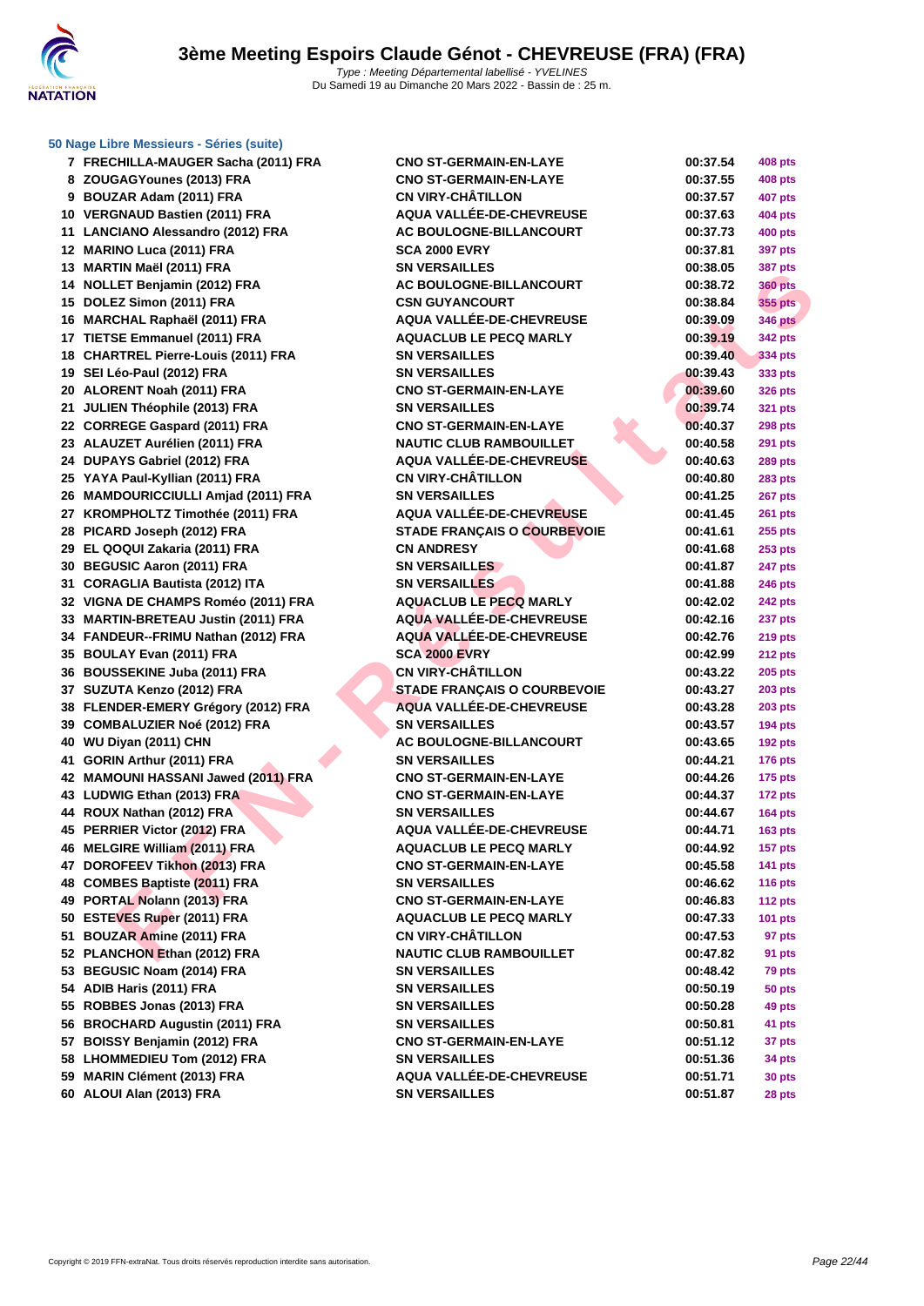# 3ème Meeting Espoirs Claude Génot - CHEVREUSE (FRA) (FRA)

*Type : Meeting Départemental labellisé - YVELINES*
Du Samedi 19 au Dimanche 20 Mars 2022 - Bassin de : 25 m.

### 50 Nage Libre Messieurs - Séries (suite)

| Place | Nom | Club | Temps | Points |
|---|---|---|---|---|
| 7 | FRECHILLA-MAUGER Sacha (2011) FRA | CNO ST-GERMAIN-EN-LAYE | 00:37.54 | 408 pts |
| 8 | ZOUGAGYounes (2013) FRA | CNO ST-GERMAIN-EN-LAYE | 00:37.55 | 408 pts |
| 9 | BOUZAR Adam (2011) FRA | CN VIRY-CHÂTILLON | 00:37.57 | 407 pts |
| 10 | VERGNAUD Bastien (2011) FRA | AQUA VALLÉE-DE-CHEVREUSE | 00:37.63 | 404 pts |
| 11 | LANCIANO Alessandro (2012) FRA | AC BOULOGNE-BILLANCOURT | 00:37.73 | 400 pts |
| 12 | MARINO Luca (2011) FRA | SCA 2000 EVRY | 00:37.81 | 397 pts |
| 13 | MARTIN Maël (2011) FRA | SN VERSAILLES | 00:38.05 | 387 pts |
| 14 | NOLLET Benjamin (2012) FRA | AC BOULOGNE-BILLANCOURT | 00:38.72 | 360 pts |
| 15 | DOLEZ Simon (2011) FRA | CSN GUYANCOURT | 00:38.84 | 355 pts |
| 16 | MARCHAL Raphaël (2011) FRA | AQUA VALLÉE-DE-CHEVREUSE | 00:39.09 | 346 pts |
| 17 | TIETSE Emmanuel (2011) FRA | AQUACLUB LE PECQ MARLY | 00:39.19 | 342 pts |
| 18 | CHARTREL Pierre-Louis (2011) FRA | SN VERSAILLES | 00:39.40 | 334 pts |
| 19 | SEI Léo-Paul (2012) FRA | SN VERSAILLES | 00:39.43 | 333 pts |
| 20 | ALORENT Noah (2011) FRA | CNO ST-GERMAIN-EN-LAYE | 00:39.60 | 326 pts |
| 21 | JULIEN Théophile (2013) FRA | SN VERSAILLES | 00:39.74 | 321 pts |
| 22 | CORREGE Gaspard (2011) FRA | CNO ST-GERMAIN-EN-LAYE | 00:40.37 | 298 pts |
| 23 | ALAUZET Aurélien (2011) FRA | NAUTIC CLUB RAMBOUILLET | 00:40.58 | 291 pts |
| 24 | DUPAYS Gabriel (2012) FRA | AQUA VALLÉE-DE-CHEVREUSE | 00:40.63 | 289 pts |
| 25 | YAYA Paul-Kyllian (2011) FRA | CN VIRY-CHÂTILLON | 00:40.80 | 283 pts |
| 26 | MAMDOURICCIULLI Amjad (2011) FRA | SN VERSAILLES | 00:41.25 | 267 pts |
| 27 | KROMPHOLTZ Timothée (2011) FRA | AQUA VALLÉE-DE-CHEVREUSE | 00:41.45 | 261 pts |
| 28 | PICARD Joseph (2012) FRA | STADE FRANÇAIS O COURBEVOIE | 00:41.61 | 255 pts |
| 29 | EL QOQUI Zakaria (2011) FRA | CN ANDRESY | 00:41.68 | 253 pts |
| 30 | BEGUSIC Aaron (2011) FRA | SN VERSAILLES | 00:41.87 | 247 pts |
| 31 | CORAGLIA Bautista (2012) ITA | SN VERSAILLES | 00:41.88 | 246 pts |
| 32 | VIGNA DE CHAMPS Roméo (2011) FRA | AQUACLUB LE PECQ MARLY | 00:42.02 | 242 pts |
| 33 | MARTIN-BRETEAU Justin (2011) FRA | AQUA VALLÉE-DE-CHEVREUSE | 00:42.16 | 237 pts |
| 34 | FANDEUR--FRIMU Nathan (2012) FRA | AQUA VALLÉE-DE-CHEVREUSE | 00:42.76 | 219 pts |
| 35 | BOULAY Evan (2011) FRA | SCA 2000 EVRY | 00:42.99 | 212 pts |
| 36 | BOUSSEKINE Juba (2011) FRA | CN VIRY-CHÂTILLON | 00:43.22 | 205 pts |
| 37 | SUZUTA Kenzo (2012) FRA | STADE FRANÇAIS O COURBEVOIE | 00:43.27 | 203 pts |
| 38 | FLENDER-EMERY Grégory (2012) FRA | AQUA VALLÉE-DE-CHEVREUSE | 00:43.28 | 203 pts |
| 39 | COMBALUZIER Noé (2012) FRA | SN VERSAILLES | 00:43.57 | 194 pts |
| 40 | WU Diyan (2011) CHN | AC BOULOGNE-BILLANCOURT | 00:43.65 | 192 pts |
| 41 | GORIN Arthur (2011) FRA | SN VERSAILLES | 00:44.21 | 176 pts |
| 42 | MAMOUNI HASSANI Jawed (2011) FRA | CNO ST-GERMAIN-EN-LAYE | 00:44.26 | 175 pts |
| 43 | LUDWIG Ethan (2013) FRA | CNO ST-GERMAIN-EN-LAYE | 00:44.37 | 172 pts |
| 44 | ROUX Nathan (2012) FRA | SN VERSAILLES | 00:44.67 | 164 pts |
| 45 | PERRIER Victor (2012) FRA | AQUA VALLÉE-DE-CHEVREUSE | 00:44.71 | 163 pts |
| 46 | MELGIRE William (2011) FRA | AQUACLUB LE PECQ MARLY | 00:44.92 | 157 pts |
| 47 | DOROFEEV Tikhon (2013) FRA | CNO ST-GERMAIN-EN-LAYE | 00:45.58 | 141 pts |
| 48 | COMBES Baptiste (2011) FRA | SN VERSAILLES | 00:46.62 | 116 pts |
| 49 | PORTAL Nolann (2013) FRA | CNO ST-GERMAIN-EN-LAYE | 00:46.83 | 112 pts |
| 50 | ESTEVES Ruper (2011) FRA | AQUACLUB LE PECQ MARLY | 00:47.33 | 101 pts |
| 51 | BOUZAR Amine (2011) FRA | CN VIRY-CHÂTILLON | 00:47.53 | 97 pts |
| 52 | PLANCHON Ethan (2012) FRA | NAUTIC CLUB RAMBOUILLET | 00:47.82 | 91 pts |
| 53 | BEGUSIC Noam (2014) FRA | SN VERSAILLES | 00:48.42 | 79 pts |
| 54 | ADIB Haris (2011) FRA | SN VERSAILLES | 00:50.19 | 50 pts |
| 55 | ROBBES Jonas (2013) FRA | SN VERSAILLES | 00:50.28 | 49 pts |
| 56 | BROCHARD Augustin (2011) FRA | SN VERSAILLES | 00:50.81 | 41 pts |
| 57 | BOISSY Benjamin (2012) FRA | CNO ST-GERMAIN-EN-LAYE | 00:51.12 | 37 pts |
| 58 | LHOMMEDIEU Tom (2012) FRA | SN VERSAILLES | 00:51.36 | 34 pts |
| 59 | MARIN Clément (2013) FRA | AQUA VALLÉE-DE-CHEVREUSE | 00:51.71 | 30 pts |
| 60 | ALOUI Alan (2013) FRA | SN VERSAILLES | 00:51.87 | 28 pts |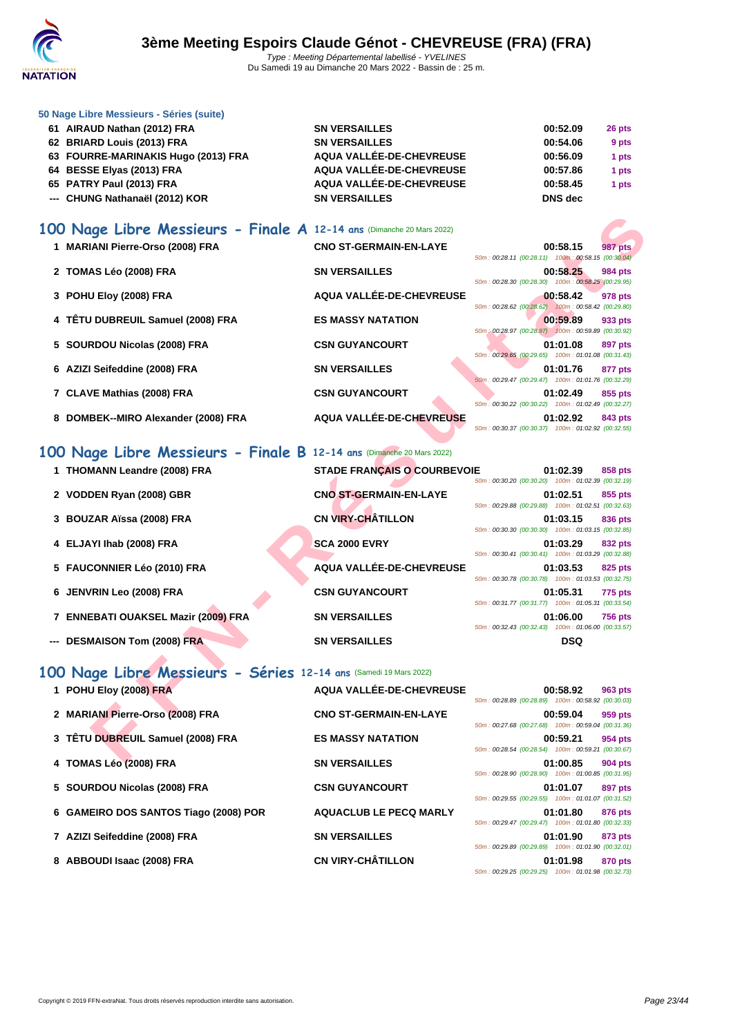# 3ème Meeting Espoirs Claude Génot - CHEVREUSE (FRA) (FRA)

Type : Meeting Départemental labellisé - YVELINES
Du Samedi 19 au Dimanche 20 Mars 2022 - Bassin de : 25 m.

### 50 Nage Libre Messieurs - Séries (suite)

| | | | | |
|---|---|---|---|---|
| 61 | AIRAUD Nathan (2012) FRA | SN VERSAILLES | 00:52.09 | 26 pts |
| 62 | BRIARD Louis (2013) FRA | SN VERSAILLES | 00:54.06 | 9 pts |
| 63 | FOURRE-MARINAKIS Hugo (2013) FRA | AQUA VALLÉE-DE-CHEVREUSE | 00:56.09 | 1 pts |
| 64 | BESSE Elyas (2013) FRA | AQUA VALLÉE-DE-CHEVREUSE | 00:57.86 | 1 pts |
| 65 | PATRY Paul (2013) FRA | AQUA VALLÉE-DE-CHEVREUSE | 00:58.45 | 1 pts |
| --- | CHUNG Nathanaël (2012) KOR | SN VERSAILLES | DNS dec | |

## 100 Nage Libre Messieurs - Finale A 12-14 ans (Dimanche 20 Mars 2022)

| | | | | | |
|---|---|---|---|---|---|
| 1 | MARIANI Pierre-Orso (2008) FRA | CNO ST-GERMAIN-EN-LAYE | 00:58.15 | 987 pts | 50m : 00:28.11 (00:28.11) 100m : 00:58.15 (00:30.04) |
| 2 | TOMAS Léo (2008) FRA | SN VERSAILLES | 00:58.25 | 984 pts | 50m : 00:28.30 (00:28.30) 100m : 00:58.25 (00:29.95) |
| 3 | POHU Eloy (2008) FRA | AQUA VALLÉE-DE-CHEVREUSE | 00:58.42 | 978 pts | 50m : 00:28.62 (00:28.62) 100m : 00:58.42 (00:29.80) |
| 4 | TÊTU DUBREUIL Samuel (2008) FRA | ES MASSY NATATION | 00:59.89 | 933 pts | 50m : 00:28.97 (00:28.97) 100m : 00:59.89 (00:30.92) |
| 5 | SOURDOU Nicolas (2008) FRA | CSN GUYANCOURT | 01:01.08 | 897 pts | 50m : 00:29.65 (00:29.65) 100m : 01:01.08 (00:31.43) |
| 6 | AZIZI Seifeddine (2008) FRA | SN VERSAILLES | 01:01.76 | 877 pts | 50m : 00:29.47 (00:29.47) 100m : 01:01.76 (00:32.29) |
| 7 | CLAVE Mathias (2008) FRA | CSN GUYANCOURT | 01:02.49 | 855 pts | 50m : 00:30.22 (00:30.22) 100m : 01:02.49 (00:32.27) |
| 8 | DOMBEK--MIRO Alexander (2008) FRA | AQUA VALLÉE-DE-CHEVREUSE | 01:02.92 | 843 pts | 50m : 00:30.37 (00:30.37) 100m : 01:02.92 (00:32.55) |

## 100 Nage Libre Messieurs - Finale B 12-14 ans (Dimanche 20 Mars 2022)

| | | | | | |
|---|---|---|---|---|---|
| 1 | THOMANN Leandre (2008) FRA | STADE FRANÇAIS O COURBEVOIE | 01:02.39 | 858 pts | 50m : 00:30.20 (00:30.20) 100m : 01:02.39 (00:32.19) |
| 2 | VODDEN Ryan (2008) GBR | CNO ST-GERMAIN-EN-LAYE | 01:02.51 | 855 pts | 50m : 00:29.88 (00:29.88) 100m : 01:02.51 (00:32.63) |
| 3 | BOUZAR Aïssa (2008) FRA | CN VIRY-CHÂTILLON | 01:03.15 | 836 pts | 50m : 00:30.30 (00:30.30) 100m : 01:03.15 (00:32.85) |
| 4 | ELJAYI Ihab (2008) FRA | SCA 2000 EVRY | 01:03.29 | 832 pts | 50m : 00:30.41 (00:30.41) 100m : 01:03.29 (00:32.88) |
| 5 | FAUCONNIER Léo (2010) FRA | AQUA VALLÉE-DE-CHEVREUSE | 01:03.53 | 825 pts | 50m : 00:30.78 (00:30.78) 100m : 01:03.53 (00:32.75) |
| 6 | JENVRIN Leo (2008) FRA | CSN GUYANCOURT | 01:05.31 | 775 pts | 50m : 00:31.77 (00:31.77) 100m : 01:05.31 (00:33.54) |
| 7 | ENNEBATI OUAKSEL Mazir (2009) FRA | SN VERSAILLES | 01:06.00 | 756 pts | 50m : 00:32.43 (00:32.43) 100m : 01:06.00 (00:33.57) |
| --- | DESMAISON Tom (2008) FRA | SN VERSAILLES | DSQ | | |

## 100 Nage Libre Messieurs - Séries 12-14 ans (Samedi 19 Mars 2022)

| | | | | | |
|---|---|---|---|---|---|
| 1 | POHU Eloy (2008) FRA | AQUA VALLÉE-DE-CHEVREUSE | 00:58.92 | 963 pts | 50m : 00:28.89 (00:28.89) 100m : 00:58.92 (00:30.03) |
| 2 | MARIANI Pierre-Orso (2008) FRA | CNO ST-GERMAIN-EN-LAYE | 00:59.04 | 959 pts | 50m : 00:27.68 (00:27.68) 100m : 00:59.04 (00:31.36) |
| 3 | TÊTU DUBREUIL Samuel (2008) FRA | ES MASSY NATATION | 00:59.21 | 954 pts | 50m : 00:28.54 (00:28.54) 100m : 00:59.21 (00:30.67) |
| 4 | TOMAS Léo (2008) FRA | SN VERSAILLES | 01:00.85 | 904 pts | 50m : 00:28.90 (00:28.90) 100m : 01:00.85 (00:31.95) |
| 5 | SOURDOU Nicolas (2008) FRA | CSN GUYANCOURT | 01:01.07 | 897 pts | 50m : 00:29.55 (00:29.55) 100m : 01:01.07 (00:31.52) |
| 6 | GAMEIRO DOS SANTOS Tiago (2008) POR | AQUACLUB LE PECQ MARLY | 01:01.80 | 876 pts | 50m : 00:29.47 (00:29.47) 100m : 01:01.80 (00:32.33) |
| 7 | AZIZI Seifeddine (2008) FRA | SN VERSAILLES | 01:01.90 | 873 pts | 50m : 00:29.89 (00:29.89) 100m : 01:01.90 (00:32.01) |
| 8 | ABBOUDI Isaac (2008) FRA | CN VIRY-CHÂTILLON | 01:01.98 | 870 pts | 50m : 00:29.25 (00:29.25) 100m : 01:01.98 (00:32.73) |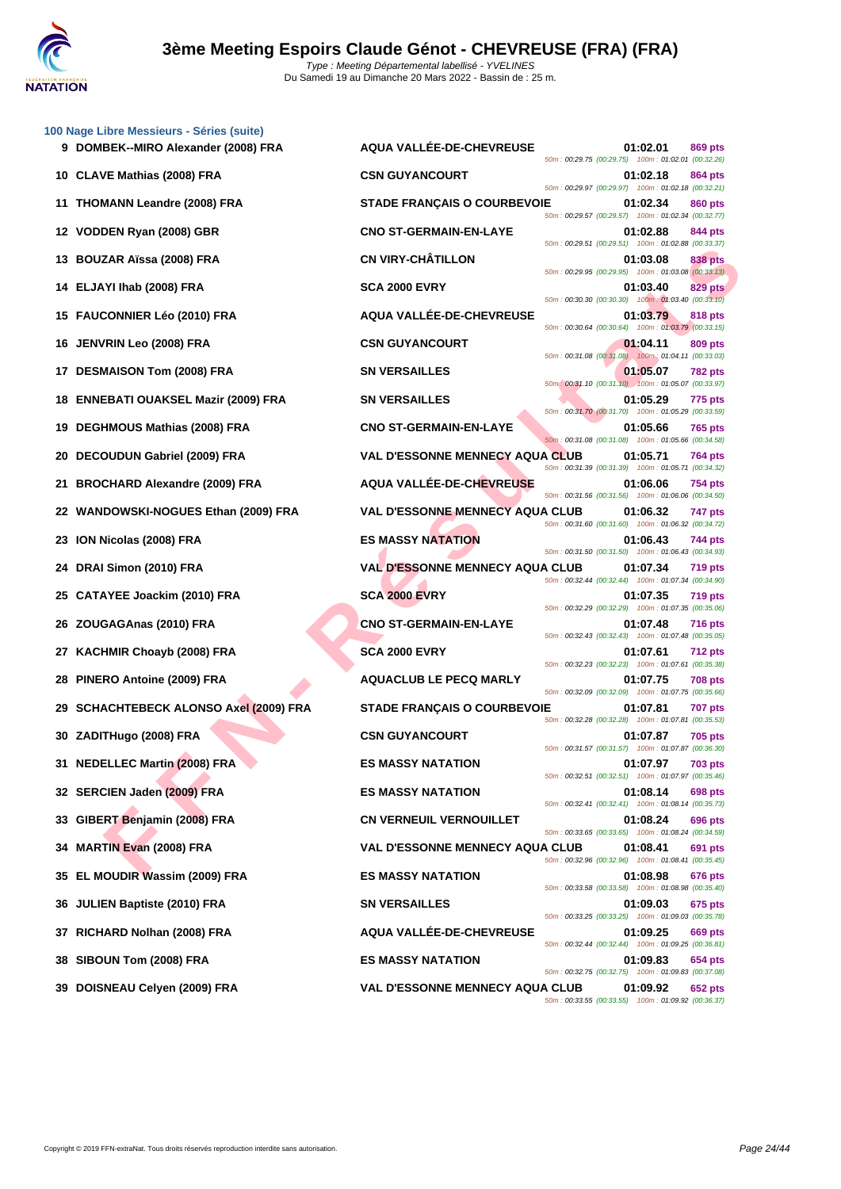### 100 Nage Libre Messieurs - Séries (suite)

| Rang | Nom | Club | Temps | Points | Splits |
|---|---|---|---|---|---|
| 9 | DOMBEK--MIRO Alexander (2008) FRA | AQUA VALLÉE-DE-CHEVREUSE | 01:02.01 | 869 pts | 50m : 00:29.75 (00:29.75) 100m : 01:02.01 (00:32.26) |
| 10 | CLAVE Mathias (2008) FRA | CSN GUYANCOURT | 01:02.18 | 864 pts | 50m : 00:29.97 (00:29.97) 100m : 01:02.18 (00:32.21) |
| 11 | THOMANN Leandre (2008) FRA | STADE FRANÇAIS O COURBEVOIE | 01:02.34 | 860 pts | 50m : 00:29.57 (00:29.57) 100m : 01:02.34 (00:32.77) |
| 12 | VODDEN Ryan (2008) GBR | CNO ST-GERMAIN-EN-LAYE | 01:02.88 | 844 pts | 50m : 00:29.51 (00:29.51) 100m : 01:02.88 (00:33.37) |
| 13 | BOUZAR Aïssa (2008) FRA | CN VIRY-CHÂTILLON | 01:03.08 | 838 pts | 50m : 00:29.95 (00:29.95) 100m : 01:03.08 (00:33.13) |
| 14 | ELJAYI Ihab (2008) FRA | SCA 2000 EVRY | 01:03.40 | 829 pts | 50m : 00:30.30 (00:30.30) 100m : 01:03.40 (00:33.10) |
| 15 | FAUCONNIER Léo (2010) FRA | AQUA VALLÉE-DE-CHEVREUSE | 01:03.79 | 818 pts | 50m : 00:30.64 (00:30.64) 100m : 01:03.79 (00:33.15) |
| 16 | JENVRIN Leo (2008) FRA | CSN GUYANCOURT | 01:04.11 | 809 pts | 50m : 00:31.08 (00:31.08) 100m : 01:04.11 (00:33.03) |
| 17 | DESMAISON Tom (2008) FRA | SN VERSAILLES | 01:05.07 | 782 pts | 50m : 00:31.10 (00:31.10) 100m : 01:05.07 (00:33.97) |
| 18 | ENNEBATI OUAKSEL Mazir (2009) FRA | SN VERSAILLES | 01:05.29 | 775 pts | 50m : 00:31.70 (00:31.70) 100m : 01:05.29 (00:33.59) |
| 19 | DEGHMOUS Mathias (2008) FRA | CNO ST-GERMAIN-EN-LAYE | 01:05.66 | 765 pts | 50m : 00:31.08 (00:31.08) 100m : 01:05.66 (00:34.58) |
| 20 | DECOUDUN Gabriel (2009) FRA | VAL D'ESSONNE MENNECY AQUA CLUB | 01:05.71 | 764 pts | 50m : 00:31.39 (00:31.39) 100m : 01:05.71 (00:34.32) |
| 21 | BROCHARD Alexandre (2009) FRA | AQUA VALLÉE-DE-CHEVREUSE | 01:06.06 | 754 pts | 50m : 00:31.56 (00:31.56) 100m : 01:06.06 (00:34.50) |
| 22 | WANDOWSKI-NOGUES Ethan (2009) FRA | VAL D'ESSONNE MENNECY AQUA CLUB | 01:06.32 | 747 pts | 50m : 00:31.60 (00:31.60) 100m : 01:06.32 (00:34.72) |
| 23 | ION Nicolas (2008) FRA | ES MASSY NATATION | 01:06.43 | 744 pts | 50m : 00:31.50 (00:31.50) 100m : 01:06.43 (00:34.93) |
| 24 | DRAI Simon (2010) FRA | VAL D'ESSONNE MENNECY AQUA CLUB | 01:07.34 | 719 pts | 50m : 00:32.44 (00:32.44) 100m : 01:07.34 (00:34.90) |
| 25 | CATAYEE Joackim (2010) FRA | SCA 2000 EVRY | 01:07.35 | 719 pts | 50m : 00:32.29 (00:32.29) 100m : 01:07.35 (00:35.06) |
| 26 | ZOUGAGAnas (2010) FRA | CNO ST-GERMAIN-EN-LAYE | 01:07.48 | 716 pts | 50m : 00:32.43 (00:32.43) 100m : 01:07.48 (00:35.05) |
| 27 | KACHMIR Choayb (2008) FRA | SCA 2000 EVRY | 01:07.61 | 712 pts | 50m : 00:32.23 (00:32.23) 100m : 01:07.61 (00:35.38) |
| 28 | PINERO Antoine (2009) FRA | AQUACLUB LE PECQ MARLY | 01:07.75 | 708 pts | 50m : 00:32.09 (00:32.09) 100m : 01:07.75 (00:35.66) |
| 29 | SCHACHTEBECK ALONSO Axel (2009) FRA | STADE FRANÇAIS O COURBEVOIE | 01:07.81 | 707 pts | 50m : 00:32.28 (00:32.28) 100m : 01:07.81 (00:35.53) |
| 30 | ZADITHugo (2008) FRA | CSN GUYANCOURT | 01:07.87 | 705 pts | 50m : 00:31.57 (00:31.57) 100m : 01:07.87 (00:36.30) |
| 31 | NEDELLEC Martin (2008) FRA | ES MASSY NATATION | 01:07.97 | 703 pts | 50m : 00:32.51 (00:32.51) 100m : 01:07.97 (00:35.46) |
| 32 | SERCIEN Jaden (2009) FRA | ES MASSY NATATION | 01:08.14 | 698 pts | 50m : 00:32.41 (00:32.41) 100m : 01:08.14 (00:35.73) |
| 33 | GIBERT Benjamin (2008) FRA | CN VERNEUIL VERNOUILLET | 01:08.24 | 696 pts | 50m : 00:33.65 (00:33.65) 100m : 01:08.24 (00:34.59) |
| 34 | MARTIN Evan (2008) FRA | VAL D'ESSONNE MENNECY AQUA CLUB | 01:08.41 | 691 pts | 50m : 00:32.96 (00:32.96) 100m : 01:08.41 (00:35.45) |
| 35 | EL MOUDIR Wassim (2009) FRA | ES MASSY NATATION | 01:08.98 | 676 pts | 50m : 00:33.58 (00:33.58) 100m : 01:08.98 (00:35.40) |
| 36 | JULIEN Baptiste (2010) FRA | SN VERSAILLES | 01:09.03 | 675 pts | 50m : 00:33.25 (00:33.25) 100m : 01:09.03 (00:35.78) |
| 37 | RICHARD Nolhan (2008) FRA | AQUA VALLÉE-DE-CHEVREUSE | 01:09.25 | 669 pts | 50m : 00:32.44 (00:32.44) 100m : 01:09.25 (00:36.81) |
| 38 | SIBOUN Tom (2008) FRA | ES MASSY NATATION | 01:09.83 | 654 pts | 50m : 00:32.75 (00:32.75) 100m : 01:09.83 (00:37.08) |
| 39 | DOISNEAU Celyen (2009) FRA | VAL D'ESSONNE MENNECY AQUA CLUB | 01:09.92 | 652 pts | 50m : 00:33.55 (00:33.55) 100m : 01:09.92 (00:36.37) |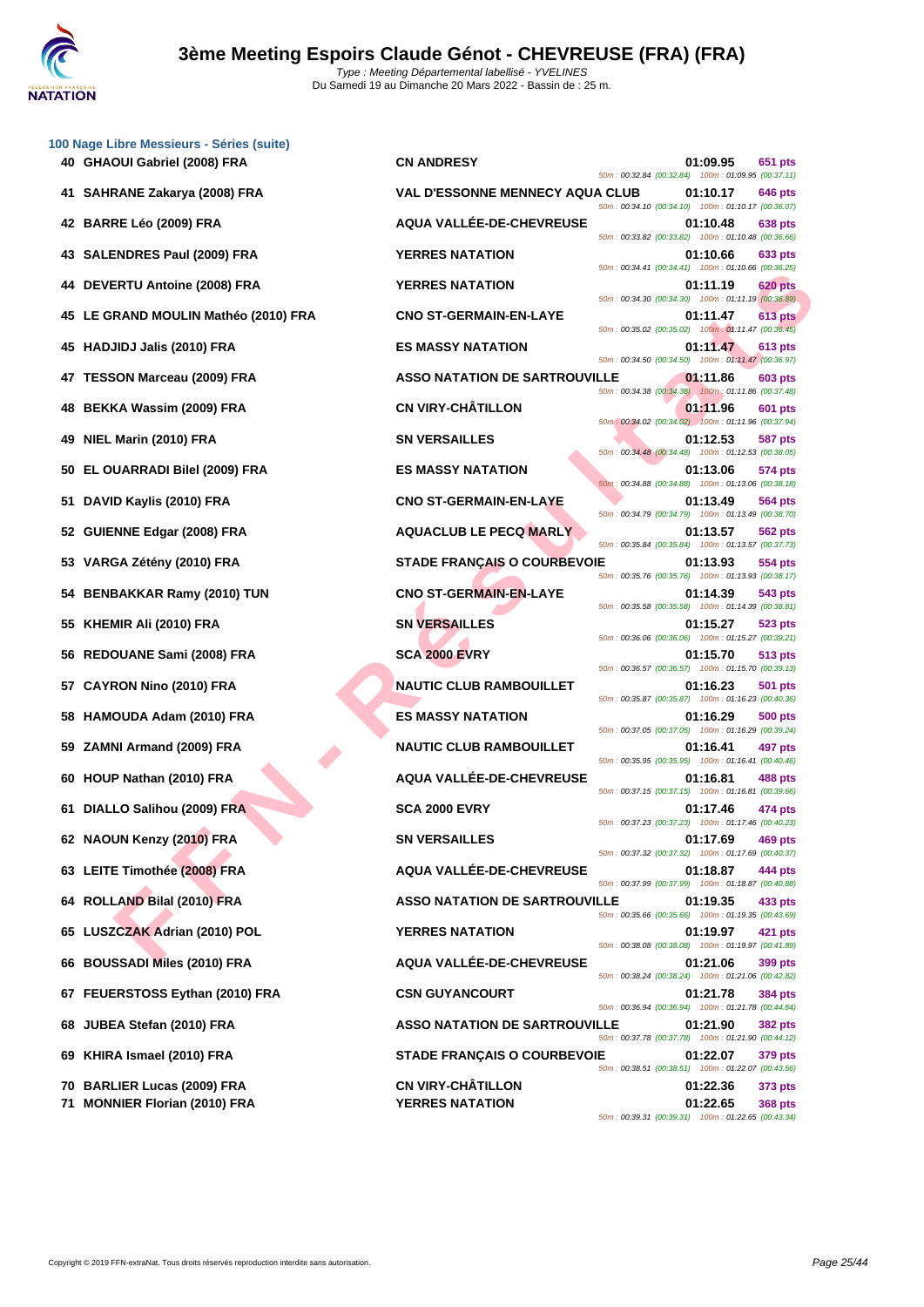## 100 Nage Libre Messieurs - Séries (suite)

| Rang | Nom | Club | Temps | Points | Splits |
|---|---|---|---|---|---|
| 40 | GHAOUI Gabriel (2008) FRA | CN ANDRESY | 01:09.95 | 651 pts | 50m : 00:32.84 (00:32.84) 100m : 01:09.95 (00:37.11) |
| 41 | SAHRANE Zakarya (2008) FRA | VAL D'ESSONNE MENNECY AQUA CLUB | 01:10.17 | 646 pts | 50m : 00:34.10 (00:34.10) 100m : 01:10.17 (00:36.07) |
| 42 | BARRE Léo (2009) FRA | AQUA VALLÉE-DE-CHEVREUSE | 01:10.48 | 638 pts | 50m : 00:33.82 (00:33.82) 100m : 01:10.48 (00:36.66) |
| 43 | SALENDRES Paul (2009) FRA | YERRES NATATION | 01:10.66 | 633 pts | 50m : 00:34.41 (00:34.41) 100m : 01:10.66 (00:36.25) |
| 44 | DEVERTU Antoine (2008) FRA | YERRES NATATION | 01:11.19 | 620 pts | 50m : 00:34.30 (00:34.30) 100m : 01:11.19 (00:36.89) |
| 45 | LE GRAND MOULIN Mathéo (2010) FRA | CNO ST-GERMAIN-EN-LAYE | 01:11.47 | 613 pts | 50m : 00:35.02 (00:35.02) 100m : 01:11.47 (00:36.45) |
| 45 | HADJIDJ Jalis (2010) FRA | ES MASSY NATATION | 01:11.47 | 613 pts | 50m : 00:34.50 (00:34.50) 100m : 01:11.47 (00:36.97) |
| 47 | TESSON Marceau (2009) FRA | ASSO NATATION DE SARTROUVILLE | 01:11.86 | 603 pts | 50m : 00:34.38 (00:34.38) 100m : 01:11.86 (00:37.48) |
| 48 | BEKKA Wassim (2009) FRA | CN VIRY-CHÂTILLON | 01:11.96 | 601 pts | 50m : 00:34.02 (00:34.02) 100m : 01:11.96 (00:37.94) |
| 49 | NIEL Marin (2010) FRA | SN VERSAILLES | 01:12.53 | 587 pts | 50m : 00:34.48 (00:34.48) 100m : 01:12.53 (00:38.05) |
| 50 | EL OUARRADI Bilel (2009) FRA | ES MASSY NATATION | 01:13.06 | 574 pts | 50m : 00:34.88 (00:34.88) 100m : 01:13.06 (00:38.18) |
| 51 | DAVID Kaylis (2010) FRA | CNO ST-GERMAIN-EN-LAYE | 01:13.49 | 564 pts | 50m : 00:34.79 (00:34.79) 100m : 01:13.49 (00:38.70) |
| 52 | GUIENNE Edgar (2008) FRA | AQUACLUB LE PECQ MARLY | 01:13.57 | 562 pts | 50m : 00:35.84 (00:35.84) 100m : 01:13.57 (00:37.73) |
| 53 | VARGA Zétény (2010) FRA | STADE FRANÇAIS O COURBEVOIE | 01:13.93 | 554 pts | 50m : 00:35.76 (00:35.76) 100m : 01:13.93 (00:38.17) |
| 54 | BENBAKKAR Ramy (2010) TUN | CNO ST-GERMAIN-EN-LAYE | 01:14.39 | 543 pts | 50m : 00:35.58 (00:35.58) 100m : 01:14.39 (00:38.81) |
| 55 | KHEMIR Ali (2010) FRA | SN VERSAILLES | 01:15.27 | 523 pts | 50m : 00:36.06 (00:36.06) 100m : 01:15.27 (00:39.21) |
| 56 | REDOUANE Sami (2008) FRA | SCA 2000 EVRY | 01:15.70 | 513 pts | 50m : 00:36.57 (00:36.57) 100m : 01:15.70 (00:39.13) |
| 57 | CAYRON Nino (2010) FRA | NAUTIC CLUB RAMBOUILLET | 01:16.23 | 501 pts | 50m : 00:35.87 (00:35.87) 100m : 01:16.23 (00:40.36) |
| 58 | HAMOUDA Adam (2010) FRA | ES MASSY NATATION | 01:16.29 | 500 pts | 50m : 00:37.05 (00:37.05) 100m : 01:16.29 (00:39.24) |
| 59 | ZAMNI Armand (2009) FRA | NAUTIC CLUB RAMBOUILLET | 01:16.41 | 497 pts | 50m : 00:35.95 (00:35.95) 100m : 01:16.41 (00:40.46) |
| 60 | HOUP Nathan (2010) FRA | AQUA VALLÉE-DE-CHEVREUSE | 01:16.81 | 488 pts | 50m : 00:37.15 (00:37.15) 100m : 01:16.81 (00:39.66) |
| 61 | DIALLO Salihou (2009) FRA | SCA 2000 EVRY | 01:17.46 | 474 pts | 50m : 00:37.23 (00:37.23) 100m : 01:17.46 (00:40.23) |
| 62 | NAOUN Kenzy (2010) FRA | SN VERSAILLES | 01:17.69 | 469 pts | 50m : 00:37.32 (00:37.32) 100m : 01:17.69 (00:40.37) |
| 63 | LEITE Timothée (2008) FRA | AQUA VALLÉE-DE-CHEVREUSE | 01:18.87 | 444 pts | 50m : 00:37.99 (00:37.99) 100m : 01:18.87 (00:40.88) |
| 64 | ROLLAND Bilal (2010) FRA | ASSO NATATION DE SARTROUVILLE | 01:19.35 | 433 pts | 50m : 00:35.66 (00:35.66) 100m : 01:19.35 (00:43.69) |
| 65 | LUSZCZAK Adrian (2010) POL | YERRES NATATION | 01:19.97 | 421 pts | 50m : 00:38.08 (00:38.08) 100m : 01:19.97 (00:41.89) |
| 66 | BOUSSADI Miles (2010) FRA | AQUA VALLÉE-DE-CHEVREUSE | 01:21.06 | 399 pts | 50m : 00:38.24 (00:38.24) 100m : 01:21.06 (00:42.82) |
| 67 | FEUERSTOSS Eythan (2010) FRA | CSN GUYANCOURT | 01:21.78 | 384 pts | 50m : 00:36.94 (00:36.94) 100m : 01:21.78 (00:44.84) |
| 68 | JUBEA Stefan (2010) FRA | ASSO NATATION DE SARTROUVILLE | 01:21.90 | 382 pts | 50m : 00:37.78 (00:37.78) 100m : 01:21.90 (00:44.12) |
| 69 | KHIRA Ismael (2010) FRA | STADE FRANÇAIS O COURBEVOIE | 01:22.07 | 379 pts | 50m : 00:38.51 (00:38.51) 100m : 01:22.07 (00:43.56) |
| 70 | BARLIER Lucas (2009) FRA | CN VIRY-CHÂTILLON | 01:22.36 | 373 pts | |
| 71 | MONNIER Florian (2010) FRA | YERRES NATATION | 01:22.65 | 368 pts | 50m : 00:39.31 (00:39.31) 100m : 01:22.65 (00:43.34) |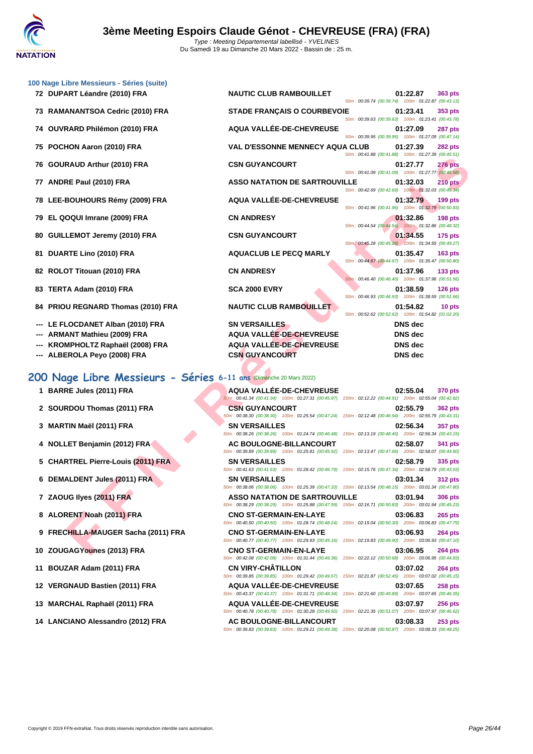# 3ème Meeting Espoirs Claude Génot - CHEVREUSE (FRA) (FRA)

Type : Meeting Départemental labellisé - YVELINES
Du Samedi 19 au Dimanche 20 Mars 2022 - Bassin de : 25 m.

### 100 Nage Libre Messieurs - Séries (suite)

| Rang | Nom | Club | Temps | Points | Intermédiaires |
|---|---|---|---|---|---|
| 72 | DUPART Léandre (2010) FRA | NAUTIC CLUB RAMBOUILLET | 01:22.87 | 363 pts | 50m : 00:39.74 (00:39.74) 100m : 01:22.87 (00:43.13) |
| 73 | RAMANANTSOA Cedric (2010) FRA | STADE FRANÇAIS O COURBEVOIE | 01:23.41 | 353 pts | 50m : 00:39.63 (00:39.63) 100m : 01:23.41 (00:43.78) |
| 74 | OUVRARD Philémon (2010) FRA | AQUA VALLÉE-DE-CHEVREUSE | 01:27.09 | 287 pts | 50m : 00:39.95 (00:39.95) 100m : 01:27.09 (00:47.14) |
| 75 | POCHON Aaron (2010) FRA | VAL D'ESSONNE MENNECY AQUA CLUB | 01:27.39 | 282 pts | 50m : 00:41.88 (00:41.88) 100m : 01:27.39 (00:45.51) |
| 76 | GOURAUD Arthur (2010) FRA | CSN GUYANCOURT | 01:27.77 | 276 pts | 50m : 00:41.09 (00:41.09) 100m : 01:27.77 (00:46.68) |
| 77 | ANDRE Paul (2010) FRA | ASSO NATATION DE SARTROUVILLE | 01:32.03 | 210 pts | 50m : 00:42.69 (00:42.69) 100m : 01:32.03 (00:49.34) |
| 78 | LEE-BOUHOURS Rémy (2009) FRA | AQUA VALLÉE-DE-CHEVREUSE | 01:32.79 | 199 pts | 50m : 00:41.96 (00:41.96) 100m : 01:32.79 (00:50.83) |
| 79 | EL QOQUI Imrane (2009) FRA | CN ANDRESY | 01:32.86 | 198 pts | 50m : 00:44.54 (00:44.54) 100m : 01:32.86 (00:48.32) |
| 80 | GUILLEMOT Jeremy (2010) FRA | CSN GUYANCOURT | 01:34.55 | 175 pts | 50m : 00:45.28 (00:45.28) 100m : 01:34.55 (00:49.27) |
| 81 | DUARTE Lino (2010) FRA | AQUACLUB LE PECQ MARLY | 01:35.47 | 163 pts | 50m : 00:44.67 (00:44.67) 100m : 01:35.47 (00:50.80) |
| 82 | ROLOT Titouan (2010) FRA | CN ANDRESY | 01:37.96 | 133 pts | 50m : 00:46.40 (00:46.40) 100m : 01:37.96 (00:51.56) |
| 83 | TERTA Adam (2010) FRA | SCA 2000 EVRY | 01:38.59 | 126 pts | 50m : 00:46.93 (00:46.93) 100m : 01:38.59 (00:51.66) |
| 84 | PRIOU REGNARD Thomas (2010) FRA | NAUTIC CLUB RAMBOUILLET | 01:54.82 | 10 pts | 50m : 00:52.62 (00:52.62) 100m : 01:54.82 (01:02.20) |
| --- | LE FLOCDANET Alban (2010) FRA | SN VERSAILLES | DNS dec | | |
| --- | ARMANT Mathieu (2009) FRA | AQUA VALLÉE-DE-CHEVREUSE | DNS dec | | |
| --- | KROMPHOLTZ Raphaël (2008) FRA | AQUA VALLÉE-DE-CHEVREUSE | DNS dec | | |
| --- | ALBEROLA Peyo (2008) FRA | CSN GUYANCOURT | DNS dec | | |

## 200 Nage Libre Messieurs - Séries 6-11 ans (Dimanche 20 Mars 2022)

| Rang | Nom | Club | Temps | Points | Intermédiaires |
|---|---|---|---|---|---|
| 1 | BARRE Jules (2011) FRA | AQUA VALLÉE-DE-CHEVREUSE | 02:55.04 | 370 pts | 50m : 00:41.34 (00:41.34) 100m : 01:27.31 (00:45.97) 150m : 02:12.22 (00:44.91) 200m : 02:55.04 (00:42.82) |
| 2 | SOURDOU Thomas (2011) FRA | CSN GUYANCOURT | 02:55.79 | 362 pts | 50m : 00:38.30 (00:38.30) 100m : 01:25.54 (00:47.24) 150m : 02:12.48 (00:46.94) 200m : 02:55.79 (00:43.31) |
| 3 | MARTIN Maël (2011) FRA | SN VERSAILLES | 02:56.34 | 357 pts | 50m : 00:38.26 (00:38.26) 100m : 01:24.74 (00:46.48) 150m : 02:13.19 (00:48.45) 200m : 02:56.34 (00:43.15) |
| 4 | NOLLET Benjamin (2012) FRA | AC BOULOGNE-BILLANCOURT | 02:58.07 | 341 pts | 50m : 00:39.89 (00:39.89) 100m : 01:25.81 (00:45.92) 150m : 02:13.47 (00:47.66) 200m : 02:58.07 (00:44.60) |
| 5 | CHARTREL Pierre-Louis (2011) FRA | SN VERSAILLES | 02:58.79 | 335 pts | 50m : 00:41.63 (00:41.63) 100m : 01:28.42 (00:46.79) 150m : 02:15.76 (00:47.34) 200m : 02:58.79 (00:43.03) |
| 6 | DEMALDENT Jules (2011) FRA | SN VERSAILLES | 03:01.34 | 312 pts | 50m : 00:38.06 (00:38.06) 100m : 01:25.39 (00:47.33) 150m : 02:13.54 (00:48.15) 200m : 03:01.34 (00:47.80) |
| 7 | ZAOUG Ilyes (2011) FRA | ASSO NATATION DE SARTROUVILLE | 03:01.94 | 306 pts | 50m : 00:38.29 (00:38.29) 100m : 01:25.88 (00:47.59) 150m : 02:16.71 (00:50.83) 200m : 03:01.94 (00:45.23) |
| 8 | ALORENT Noah (2011) FRA | CNO ST-GERMAIN-EN-LAYE | 03:06.83 | 265 pts | 50m : 00:40.50 (00:40.50) 100m : 01:28.74 (00:48.24) 150m : 02:19.04 (00:50.30) 200m : 03:06.83 (00:47.79) |
| 9 | FRECHILLA-MAUGER Sacha (2011) FRA | CNO ST-GERMAIN-EN-LAYE | 03:06.93 | 264 pts | 50m : 00:40.77 (00:40.77) 100m : 01:29.93 (00:49.16) 150m : 02:19.83 (00:49.90) 200m : 03:06.93 (00:47.10) |
| 10 | ZOUGAGYounes (2013) FRA | CNO ST-GERMAIN-EN-LAYE | 03:06.95 | 264 pts | 50m : 00:42.08 (00:42.08) 100m : 01:31.44 (00:49.36) 150m : 02:22.12 (00:50.68) 200m : 03:06.95 (00:44.83) |
| 11 | BOUZAR Adam (2011) FRA | CN VIRY-CHÂTILLON | 03:07.02 | 264 pts | 50m : 00:39.85 (00:39.85) 100m : 01:29.42 (00:49.57) 150m : 02:21.87 (00:52.45) 200m : 03:07.02 (00:45.15) |
| 12 | VERGNAUD Bastien (2011) FRA | AQUA VALLÉE-DE-CHEVREUSE | 03:07.65 | 258 pts | 50m : 00:43.37 (00:43.37) 100m : 01:31.71 (00:48.34) 150m : 02:21.60 (00:49.89) 200m : 03:07.65 (00:46.05) |
| 13 | MARCHAL Raphaël (2011) FRA | AQUA VALLÉE-DE-CHEVREUSE | 03:07.97 | 256 pts | 50m : 00:40.78 (00:40.78) 100m : 01:30.28 (00:49.50) 150m : 02:21.35 (00:51.07) 200m : 03:07.97 (00:46.62) |
| 14 | LANCIANO Alessandro (2012) FRA | AC BOULOGNE-BILLANCOURT | 03:08.33 | 253 pts | 50m : 00:39.83 (00:39.83) 100m : 01:29.21 (00:49.38) 150m : 02:20.08 (00:50.87) 200m : 03:08.33 (00:48.25) |

Copyright © 2019 FFN-extraNat. Tous droits réservés reproduction interdite sans autorisation.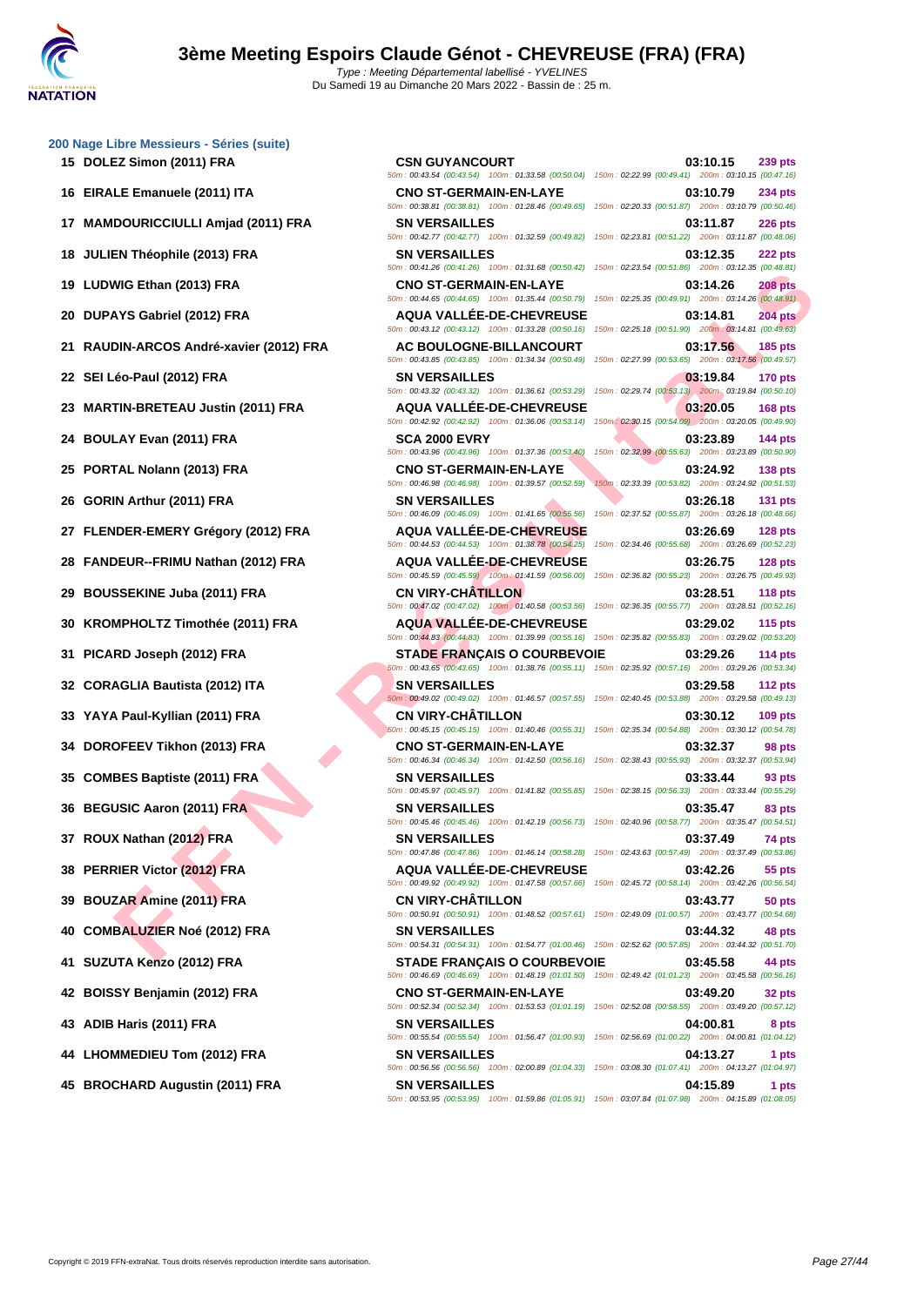# 3ème Meeting Espoirs Claude Génot - CHEVREUSE (FRA) (FRA)

Type : Meeting Départemental labellisé - YVELINES

Du Samedi 19 au Dimanche 20 Mars 2022 - Bassin de : 25 m.

## 200 Nage Libre Messieurs - Séries (suite)

| Rang | Nom | Club | Temps | Points |
|---|---|---|---|---|
| 15 | DOLEZ Simon (2011) FRA | CSN GUYANCOURT | 03:10.15 | 239 pts |
| | | 50m : 00:43.54 (00:43.54) 100m : 01:33.58 (00:50.04) 150m : 02:22.99 (00:49.41) 200m : 03:10.15 (00:47.16) | | |
| 16 | EIRALE Emanuele (2011) ITA | CNO ST-GERMAIN-EN-LAYE | 03:10.79 | 234 pts |
| | | 50m : 00:38.81 (00:38.81) 100m : 01:28.46 (00:49.65) 150m : 02:20.33 (00:51.87) 200m : 03:10.79 (00:50.46) | | |
| 17 | MAMDOURICCIULLI Amjad (2011) FRA | SN VERSAILLES | 03:11.87 | 226 pts |
| | | 50m : 00:42.77 (00:42.77) 100m : 01:32.59 (00:49.82) 150m : 02:23.81 (00:51.22) 200m : 03:11.87 (00:48.06) | | |
| 18 | JULIEN Théophile (2013) FRA | SN VERSAILLES | 03:12.35 | 222 pts |
| | | 50m : 00:41.26 (00:41.26) 100m : 01:31.68 (00:50.42) 150m : 02:23.54 (00:51.86) 200m : 03:12.35 (00:48.81) | | |
| 19 | LUDWIG Ethan (2013) FRA | CNO ST-GERMAIN-EN-LAYE | 03:14.26 | 208 pts |
| | | 50m : 00:44.65 (00:44.65) 100m : 01:35.44 (00:50.79) 150m : 02:25.35 (00:49.91) 200m : 03:14.26 (00:48.91) | | |
| 20 | DUPAYS Gabriel (2012) FRA | AQUA VALLÉE-DE-CHEVREUSE | 03:14.81 | 204 pts |
| | | 50m : 00:43.12 (00:43.12) 100m : 01:33.28 (00:50.16) 150m : 02:25.18 (00:51.90) 200m : 03:14.81 (00:49.63) | | |
| 21 | RAUDIN-ARCOS André-xavier (2012) FRA | AC BOULOGNE-BILLANCOURT | 03:17.56 | 185 pts |
| | | 50m : 00:43.85 (00:43.85) 100m : 01:34.34 (00:50.49) 150m : 02:27.99 (00:53.65) 200m : 03:17.56 (00:49.57) | | |
| 22 | SEI Léo-Paul (2012) FRA | SN VERSAILLES | 03:19.84 | 170 pts |
| | | 50m : 00:43.32 (00:43.32) 100m : 01:36.61 (00:53.29) 150m : 02:29.74 (00:53.13) 200m : 03:19.84 (00:50.10) | | |
| 23 | MARTIN-BRETEAU Justin (2011) FRA | AQUA VALLÉE-DE-CHEVREUSE | 03:20.05 | 168 pts |
| | | 50m : 00:42.92 (00:42.92) 100m : 01:36.06 (00:53.14) 150m : 02:30.15 (00:54.09) 200m : 03:20.05 (00:49.90) | | |
| 24 | BOULAY Evan (2011) FRA | SCA 2000 EVRY | 03:23.89 | 144 pts |
| | | 50m : 00:43.96 (00:43.96) 100m : 01:37.36 (00:53.40) 150m : 02:32.99 (00:55.63) 200m : 03:23.89 (00:50.90) | | |
| 25 | PORTAL Nolann (2013) FRA | CNO ST-GERMAIN-EN-LAYE | 03:24.92 | 138 pts |
| | | 50m : 00:46.98 (00:46.98) 100m : 01:39.57 (00:52.59) 150m : 02:33.39 (00:53.82) 200m : 03:24.92 (00:51.53) | | |
| 26 | GORIN Arthur (2011) FRA | SN VERSAILLES | 03:26.18 | 131 pts |
| | | 50m : 00:46.09 (00:46.09) 100m : 01:41.65 (00:55.56) 150m : 02:37.52 (00:55.87) 200m : 03:26.18 (00:48.66) | | |
| 27 | FLENDER-EMERY Grégory (2012) FRA | AQUA VALLÉE-DE-CHEVREUSE | 03:26.69 | 128 pts |
| | | 50m : 00:44.53 (00:44.53) 100m : 01:38.78 (00:54.25) 150m : 02:34.46 (00:55.68) 200m : 03:26.69 (00:52.23) | | |
| 28 | FANDEUR--FRIMU Nathan (2012) FRA | AQUA VALLÉE-DE-CHEVREUSE | 03:26.75 | 128 pts |
| | | 50m : 00:45.59 (00:45.59) 100m : 01:41.59 (00:56.00) 150m : 02:36.82 (00:55.23) 200m : 03:26.75 (00:49.93) | | |
| 29 | BOUSSEKINE Juba (2011) FRA | CN VIRY-CHÂTILLON | 03:28.51 | 118 pts |
| | | 50m : 00:47.02 (00:47.02) 100m : 01:40.58 (00:53.56) 150m : 02:36.35 (00:55.77) 200m : 03:28.51 (00:52.16) | | |
| 30 | KROMPHOLTZ Timothée (2011) FRA | AQUA VALLÉE-DE-CHEVREUSE | 03:29.02 | 115 pts |
| | | 50m : 00:44.83 (00:44.83) 100m : 01:39.99 (00:55.16) 150m : 02:35.82 (00:55.83) 200m : 03:29.02 (00:53.20) | | |
| 31 | PICARD Joseph (2012) FRA | STADE FRANÇAIS O COURBEVOIE | 03:29.26 | 114 pts |
| | | 50m : 00:43.65 (00:43.65) 100m : 01:38.76 (00:55.11) 150m : 02:35.92 (00:57.16) 200m : 03:29.26 (00:53.34) | | |
| 32 | CORAGLIA Bautista (2012) ITA | SN VERSAILLES | 03:29.58 | 112 pts |
| | | 50m : 00:49.02 (00:49.02) 100m : 01:46.57 (00:57.55) 150m : 02:40.45 (00:53.88) 200m : 03:29.58 (00:49.13) | | |
| 33 | YAYA Paul-Kyllian (2011) FRA | CN VIRY-CHÂTILLON | 03:30.12 | 109 pts |
| | | 50m : 00:45.15 (00:45.15) 100m : 01:40.46 (00:55.31) 150m : 02:35.34 (00:54.88) 200m : 03:30.12 (00:54.78) | | |
| 34 | DOROFEEV Tikhon (2013) FRA | CNO ST-GERMAIN-EN-LAYE | 03:32.37 | 98 pts |
| | | 50m : 00:46.34 (00:46.34) 100m : 01:42.50 (00:56.16) 150m : 02:38.43 (00:55.93) 200m : 03:32.37 (00:53.94) | | |
| 35 | COMBES Baptiste (2011) FRA | SN VERSAILLES | 03:33.44 | 93 pts |
| | | 50m : 00:45.97 (00:45.97) 100m : 01:41.82 (00:55.85) 150m : 02:38.15 (00:56.33) 200m : 03:33.44 (00:55.29) | | |
| 36 | BEGUSIC Aaron (2011) FRA | SN VERSAILLES | 03:35.47 | 83 pts |
| | | 50m : 00:45.46 (00:45.46) 100m : 01:42.19 (00:56.73) 150m : 02:40.96 (00:58.77) 200m : 03:35.47 (00:54.51) | | |
| 37 | ROUX Nathan (2012) FRA | SN VERSAILLES | 03:37.49 | 74 pts |
| | | 50m : 00:47.86 (00:47.86) 100m : 01:46.14 (00:58.28) 150m : 02:43.63 (00:57.49) 200m : 03:37.49 (00:53.86) | | |
| 38 | PERRIER Victor (2012) FRA | AQUA VALLÉE-DE-CHEVREUSE | 03:42.26 | 55 pts |
| | | 50m : 00:49.92 (00:49.92) 100m : 01:47.58 (00:57.66) 150m : 02:45.72 (00:58.14) 200m : 03:42.26 (00:56.54) | | |
| 39 | BOUZAR Amine (2011) FRA | CN VIRY-CHÂTILLON | 03:43.77 | 50 pts |
| | | 50m : 00:50.91 (00:50.91) 100m : 01:48.52 (00:57.61) 150m : 02:49.09 (01:00.57) 200m : 03:43.77 (00:54.68) | | |
| 40 | COMBALUZIER Noé (2012) FRA | SN VERSAILLES | 03:44.32 | 48 pts |
| | | 50m : 00:54.31 (00:54.31) 100m : 01:54.77 (01:00.46) 150m : 02:52.62 (00:57.85) 200m : 03:44.32 (00:51.70) | | |
| 41 | SUZUTA Kenzo (2012) FRA | STADE FRANÇAIS O COURBEVOIE | 03:45.58 | 44 pts |
| | | 50m : 00:46.69 (00:46.69) 100m : 01:48.19 (01:01.50) 150m : 02:49.42 (01:01.23) 200m : 03:45.58 (00:56.16) | | |
| 42 | BOISSY Benjamin (2012) FRA | CNO ST-GERMAIN-EN-LAYE | 03:49.20 | 32 pts |
| | | 50m : 00:52.34 (00:52.34) 100m : 01:53.53 (01:01.19) 150m : 02:52.08 (00:58.55) 200m : 03:49.20 (00:57.12) | | |
| 43 | ADIB Haris (2011) FRA | SN VERSAILLES | 04:00.81 | 8 pts |
| | | 50m : 00:55.54 (00:55.54) 100m : 01:56.47 (01:00.93) 150m : 02:56.69 (01:00.22) 200m : 04:00.81 (01:04.12) | | |
| 44 | LHOMMEDIEU Tom (2012) FRA | SN VERSAILLES | 04:13.27 | 1 pts |
| | | 50m : 00:56.56 (00:56.56) 100m : 02:00.89 (01:04.33) 150m : 03:08.30 (01:07.41) 200m : 04:13.27 (01:04.97) | | |
| 45 | BROCHARD Augustin (2011) FRA | SN VERSAILLES | 04:15.89 | 1 pts |
| | | 50m : 00:53.95 (00:53.95) 100m : 01:59.86 (01:05.91) 150m : 03:07.84 (01:07.98) 200m : 04:15.89 (01:08.05) | | |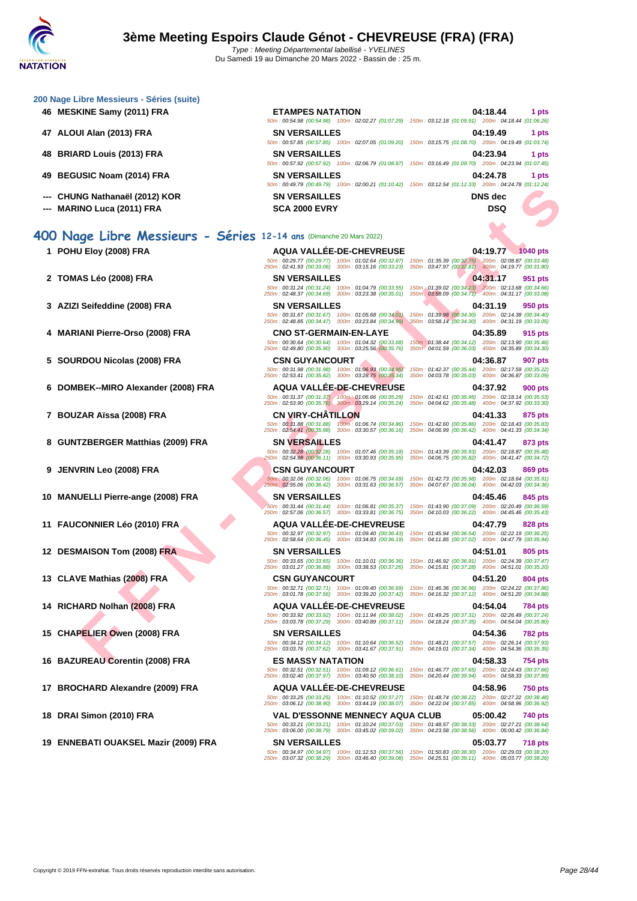## 3ème Meeting Espoirs Claude Génot - CHEVREUSE (FRA) (FRA)

Type : Meeting Départemental labellisé - YVELINES
Du Samedi 19 au Dimanche 20 Mars 2022 - Bassin de : 25 m.

### 200 Nage Libre Messieurs - Séries (suite)

| Rang | Nom | Club | Temps | Points |
|---|---|---|---|---|
| 46 | MESKINE Samy (2011) FRA | ETAMPES NATATION | 04:18.44 | 1 pts |
| | | 50m : 00:54.98 (00:54.98) 100m : 02:02.27 (01:07.29) 150m : 03:12.18 (01:09.91) 200m : 04:18.44 (01:06.26) | | |
| 47 | ALOUI Alan (2013) FRA | SN VERSAILLES | 04:19.49 | 1 pts |
| | | 50m : 00:57.85 (00:57.85) 100m : 02:07.05 (01:09.20) 150m : 03:15.75 (01:08.70) 200m : 04:19.49 (01:03.74) | | |
| 48 | BRIARD Louis (2013) FRA | SN VERSAILLES | 04:23.94 | 1 pts |
| | | 50m : 00:57.92 (00:57.92) 100m : 02:06.79 (01:08.87) 150m : 03:16.49 (01:09.70) 200m : 04:23.94 (01:07.45) | | |
| 49 | BEGUSIC Noam (2014) FRA | SN VERSAILLES | 04:24.78 | 1 pts |
| | | 50m : 00:49.79 (00:49.79) 100m : 02:00.21 (01:10.42) 150m : 03:12.54 (01:12.33) 200m : 04:24.78 (01:12.24) | | |
| --- | CHUNG Nathanaël (2012) KOR | SN VERSAILLES | DNS dec | |
| --- | MARINO Luca (2011) FRA | SCA 2000 EVRY | DSQ | |

### 400 Nage Libre Messieurs - Séries 12-14 ans (Dimanche 20 Mars 2022)

| Rang | Nom | Club | Temps | Points |
|---|---|---|---|---|
| 1 | POHU Eloy (2008) FRA | AQUA VALLÉE-DE-CHEVREUSE | 04:19.77 | 1040 pts |
| | | 50m : 00:29.77 (00:29.77) 100m : 01:02.64 (00:32.87) 150m : 01:35.39 (00:32.75) 200m : 02:08.87 (00:33.48) 250m : 02:41.93 (00:33.06) 300m : 03:15.16 (00:33.23) 350m : 03:47.97 (00:32.81) 400m : 04:19.77 (00:31.80) | | |
| 2 | TOMAS Léo (2008) FRA | SN VERSAILLES | 04:31.17 | 951 pts |
| | | 50m : 00:31.24 (00:31.24) 100m : 01:04.79 (00:33.55) 150m : 01:39.02 (00:34.23) 200m : 02:13.68 (00:34.66) 250m : 02:48.37 (00:34.69) 300m : 03:23.38 (00:35.01) 350m : 03:58.09 (00:34.71) 400m : 04:31.17 (00:33.08) | | |
| 3 | AZIZI Seifeddine (2008) FRA | SN VERSAILLES | 04:31.19 | 950 pts |
| | | 50m : 00:31.67 (00:31.67) 100m : 01:05.68 (00:34.01) 150m : 01:39.98 (00:34.30) 200m : 02:14.38 (00:34.40) 250m : 02:48.85 (00:34.47) 300m : 03:23.84 (00:34.99) 350m : 03:58.14 (00:34.30) 400m : 04:31.19 (00:33.05) | | |
| 4 | MARIANI Pierre-Orso (2008) FRA | CNO ST-GERMAIN-EN-LAYE | 04:35.89 | 915 pts |
| | | 50m : 00:30.64 (00:30.64) 100m : 01:04.32 (00:33.68) 150m : 01:38.44 (00:34.12) 200m : 02:13.90 (00:35.46) 250m : 02:49.80 (00:35.90) 300m : 03:25.56 (00:35.76) 350m : 04:01.59 (00:36.03) 400m : 04:35.89 (00:34.30) | | |
| 5 | SOURDOU Nicolas (2008) FRA | CSN GUYANCOURT | 04:36.87 | 907 pts |
| | | 50m : 00:31.98 (00:31.98) 100m : 01:06.93 (00:34.95) 150m : 01:42.37 (00:35.44) 200m : 02:17.59 (00:35.22) 250m : 02:53.41 (00:35.82) 300m : 03:28.75 (00:35.34) 350m : 04:03.78 (00:35.03) 400m : 04:36.87 (00:33.09) | | |
| 6 | DOMBEK--MIRO Alexander (2008) FRA | AQUA VALLÉE-DE-CHEVREUSE | 04:37.92 | 900 pts |
| | | 50m : 00:31.37 (00:31.37) 100m : 01:06.66 (00:35.29) 150m : 01:42.61 (00:35.95) 200m : 02:18.14 (00:35.53) 250m : 02:53.90 (00:35.76) 300m : 03:29.14 (00:35.24) 350m : 04:04.62 (00:35.48) 400m : 04:37.92 (00:33.30) | | |
| 7 | BOUZAR Aïssa (2008) FRA | CN VIRY-CHÂTILLON | 04:41.33 | 875 pts |
| | | 50m : 00:31.88 (00:31.88) 100m : 01:06.74 (00:34.86) 150m : 01:42.60 (00:35.86) 200m : 02:18.43 (00:35.83) 250m : 02:54.41 (00:35.98) 300m : 03:30.57 (00:36.16) 350m : 04:06.99 (00:36.42) 400m : 04:41.33 (00:34.34) | | |
| 8 | GUNTZBERGER Matthias (2009) FRA | SN VERSAILLES | 04:41.47 | 873 pts |
| | | 50m : 00:32.28 (00:32.28) 100m : 01:07.46 (00:35.18) 150m : 01:43.39 (00:35.93) 200m : 02:18.87 (00:35.48) 250m : 02:54.98 (00:36.11) 300m : 03:30.93 (00:35.95) 350m : 04:06.75 (00:35.82) 400m : 04:41.47 (00:34.72) | | |
| 9 | JENVRIN Leo (2008) FRA | CSN GUYANCOURT | 04:42.03 | 869 pts |
| | | 50m : 00:32.06 (00:32.06) 100m : 01:06.75 (00:34.69) 150m : 01:42.73 (00:35.98) 200m : 02:18.64 (00:35.91) 250m : 02:55.06 (00:36.42) 300m : 03:31.63 (00:36.57) 350m : 04:07.67 (00:36.04) 400m : 04:42.03 (00:34.36) | | |
| 10 | MANUELLI Pierre-ange (2008) FRA | SN VERSAILLES | 04:45.46 | 845 pts |
| | | 50m : 00:31.44 (00:31.44) 100m : 01:06.81 (00:35.37) 150m : 01:43.90 (00:37.09) 200m : 02:20.49 (00:36.59) 250m : 02:57.06 (00:36.57) 300m : 03:33.81 (00:36.75) 350m : 04:10.03 (00:36.22) 400m : 04:45.46 (00:35.43) | | |
| 11 | FAUCONNIER Léo (2010) FRA | AQUA VALLÉE-DE-CHEVREUSE | 04:47.79 | 828 pts |
| | | 50m : 00:32.97 (00:32.97) 100m : 01:09.40 (00:36.43) 150m : 01:45.94 (00:36.54) 200m : 02:22.19 (00:36.25) 250m : 02:58.64 (00:36.45) 300m : 03:34.83 (00:36.19) 350m : 04:11.85 (00:37.02) 400m : 04:47.79 (00:35.94) | | |
| 12 | DESMAISON Tom (2008) FRA | SN VERSAILLES | 04:51.01 | 805 pts |
| | | 50m : 00:33.65 (00:33.65) 100m : 01:10.01 (00:36.36) 150m : 01:46.92 (00:36.91) 200m : 02:24.39 (00:37.47) 250m : 03:01.27 (00:36.88) 300m : 03:38.53 (00:37.26) 350m : 04:15.81 (00:37.28) 400m : 04:51.01 (00:35.20) | | |
| 13 | CLAVE Mathias (2008) FRA | CSN GUYANCOURT | 04:51.20 | 804 pts |
| | | 50m : 00:32.71 (00:32.71) 100m : 01:09.40 (00:36.69) 150m : 01:46.36 (00:36.96) 200m : 02:24.22 (00:37.86) 250m : 03:01.78 (00:37.56) 300m : 03:39.20 (00:37.42) 350m : 04:16.32 (00:37.12) 400m : 04:51.20 (00:34.88) | | |
| 14 | RICHARD Nolhan (2008) FRA | AQUA VALLÉE-DE-CHEVREUSE | 04:54.04 | 784 pts |
| | | 50m : 00:33.92 (00:33.92) 100m : 01:11.94 (00:38.02) 150m : 01:49.25 (00:37.31) 200m : 02:26.49 (00:37.24) 250m : 03:03.78 (00:37.29) 300m : 03:40.89 (00:37.11) 350m : 04:18.24 (00:37.35) 400m : 04:54.04 (00:35.80) | | |
| 15 | CHAPELIER Owen (2008) FRA | SN VERSAILLES | 04:54.36 | 782 pts |
| | | 50m : 00:34.12 (00:34.12) 100m : 01:10.64 (00:36.52) 150m : 01:48.21 (00:37.57) 200m : 02:26.14 (00:37.93) 250m : 03:03.76 (00:37.62) 300m : 03:41.67 (00:37.91) 350m : 04:19.01 (00:37.34) 400m : 04:54.36 (00:35.35) | | |
| 16 | BAZUREAU Corentin (2008) FRA | ES MASSY NATATION | 04:58.33 | 754 pts |
| | | 50m : 00:32.51 (00:32.51) 100m : 01:09.12 (00:36.61) 150m : 01:46.77 (00:37.65) 200m : 02:24.43 (00:37.66) 250m : 03:02.40 (00:37.97) 300m : 03:40.50 (00:38.10) 350m : 04:20.44 (00:39.94) 400m : 04:58.33 (00:37.89) | | |
| 17 | BROCHARD Alexandre (2009) FRA | AQUA VALLÉE-DE-CHEVREUSE | 04:58.96 | 750 pts |
| | | 50m : 00:33.25 (00:33.25) 100m : 01:10.52 (00:37.27) 150m : 01:48.74 (00:38.22) 200m : 02:27.22 (00:38.48) 250m : 03:06.12 (00:38.90) 300m : 03:44.19 (00:38.07) 350m : 04:22.04 (00:37.85) 400m : 04:58.96 (00:36.92) | | |
| 18 | DRAI Simon (2010) FRA | VAL D'ESSONNE MENNECY AQUA CLUB | 05:00.42 | 740 pts |
| | | 50m : 00:33.21 (00:33.21) 100m : 01:10.24 (00:37.03) 150m : 01:48.57 (00:38.33) 200m : 02:27.21 (00:38.64) 250m : 03:06.00 (00:38.79) 300m : 03:45.02 (00:39.02) 350m : 04:23.58 (00:38.56) 400m : 05:00.42 (00:36.84) | | |
| 19 | ENNEBATI OUAKSEL Mazir (2009) FRA | SN VERSAILLES | 05:03.77 | 718 pts |
| | | 50m : 00:34.97 (00:34.97) 100m : 01:12.53 (00:37.56) 150m : 01:50.83 (00:38.30) 200m : 02:29.03 (00:38.20) 250m : 03:07.32 (00:38.29) 300m : 03:46.40 (00:39.08) 350m : 04:25.51 (00:39.11) 400m : 05:03.77 (00:38.26) | | |

Copyright © 2019 FFN-extraNat. Tous droits réservés reproduction interdite sans autorisation.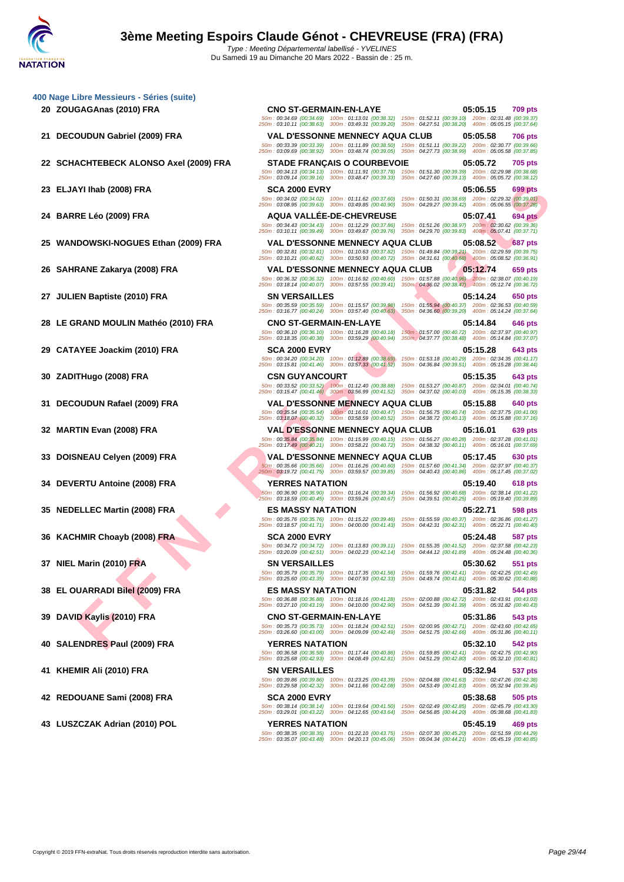## 400 Nage Libre Messieurs - Séries (suite)

| Rang | Nom | Club | Temps | Points |
|---|---|---|---|---|
| 20 | ZOUGAGAnas (2010) FRA | CNO ST-GERMAIN-EN-LAYE | 05:05.15 | 709 pts |
| | 50m : 00:34.69 (00:34.69) 100m : 01:13.01 (00:38.32) 150m : 01:52.11 (00:39.10) 200m : 02:31.48 (00:39.37) 250m : 03:10.11 (00:38.63) 300m : 03:49.31 (00:39.20) 350m : 04:27.51 (00:38.20) 400m : 05:05.15 (00:37.64) | | | |
| 21 | DECOUDUN Gabriel (2009) FRA | VAL D'ESSONNE MENNECY AQUA CLUB | 05:05.58 | 706 pts |
| | 50m : 00:33.39 (00:33.39) 100m : 01:11.89 (00:38.50) 150m : 01:51.11 (00:39.22) 200m : 02:30.77 (00:39.66) 250m : 03:09.69 (00:38.92) 300m : 03:48.74 (00:39.05) 350m : 04:27.73 (00:38.99) 400m : 05:05.58 (00:37.85) | | | |
| 22 | SCHACHTEBECK ALONSO Axel (2009) FRA | STADE FRANÇAIS O COURBEVOIE | 05:05.72 | 705 pts |
| | 50m : 00:34.13 (00:34.13) 100m : 01:11.91 (00:37.78) 150m : 01:51.30 (00:39.39) 200m : 02:29.98 (00:38.68) 250m : 03:09.14 (00:39.16) 300m : 03:48.47 (00:39.33) 350m : 04:27.60 (00:39.13) 400m : 05:05.72 (00:38.12) | | | |
| 23 | ELJAYI Ihab (2008) FRA | SCA 2000 EVRY | 05:06.55 | 699 pts |
| | 50m : 00:34.02 (00:34.02) 100m : 01:11.62 (00:37.60) 150m : 01:50.31 (00:38.69) 200m : 02:29.32 (00:39.01) 250m : 03:08.95 (00:39.63) 300m : 03:49.85 (00:40.90) 350m : 04:29.27 (00:39.42) 400m : 05:06.55 (00:37.28) | | | |
| 24 | BARRE Léo (2009) FRA | AQUA VALLÉE-DE-CHEVREUSE | 05:07.41 | 694 pts |
| | 50m : 00:34.43 (00:34.43) 100m : 01:12.29 (00:37.86) 150m : 01:51.26 (00:38.97) 200m : 02:30.62 (00:39.36) 250m : 03:10.11 (00:39.49) 300m : 03:49.87 (00:39.76) 350m : 04:29.70 (00:39.83) 400m : 05:07.41 (00:37.71) | | | |
| 25 | WANDOWSKI-NOGUES Ethan (2009) FRA | VAL D'ESSONNE MENNECY AQUA CLUB | 05:08.52 | 687 pts |
| | 50m : 00:32.81 (00:32.81) 100m : 01:10.63 (00:37.82) 150m : 01:49.84 (00:39.21) 200m : 02:29.59 (00:39.75) 250m : 03:10.21 (00:40.62) 300m : 03:50.93 (00:40.72) 350m : 04:31.61 (00:40.68) 400m : 05:08.52 (00:36.91) | | | |
| 26 | SAHRANE Zakarya (2008) FRA | VAL D'ESSONNE MENNECY AQUA CLUB | 05:12.74 | 659 pts |
| | 50m : 00:36.32 (00:36.32) 100m : 01:16.92 (00:40.60) 150m : 01:57.88 (00:40.96) 200m : 02:38.07 (00:40.19) 250m : 03:18.14 (00:40.07) 300m : 03:57.55 (00:39.41) 350m : 04:36.02 (00:38.47) 400m : 05:12.74 (00:36.72) | | | |
| 27 | JULIEN Baptiste (2010) FRA | SN VERSAILLES | 05:14.24 | 650 pts |
| | 50m : 00:35.59 (00:35.59) 100m : 01:15.57 (00:39.98) 150m : 01:55.94 (00:40.37) 200m : 02:36.53 (00:40.59) 250m : 03:16.77 (00:40.24) 300m : 03:57.40 (00:40.63) 350m : 04:36.60 (00:39.20) 400m : 05:14.24 (00:37.64) | | | |
| 28 | LE GRAND MOULIN Mathéo (2010) FRA | CNO ST-GERMAIN-EN-LAYE | 05:14.84 | 646 pts |
| | 50m : 00:36.10 (00:36.10) 100m : 01:16.28 (00:40.18) 150m : 01:57.00 (00:40.72) 200m : 02:37.97 (00:40.97) 250m : 03:18.35 (00:40.38) 300m : 03:59.29 (00:40.94) 350m : 04:37.77 (00:38.48) 400m : 05:14.84 (00:37.07) | | | |
| 29 | CATAYEE Joackim (2010) FRA | SCA 2000 EVRY | 05:15.28 | 643 pts |
| | 50m : 00:34.20 (00:34.20) 100m : 01:12.89 (00:38.69) 150m : 01:53.18 (00:40.29) 200m : 02:34.35 (00:41.17) 250m : 03:15.81 (00:41.46) 300m : 03:57.33 (00:41.52) 350m : 04:36.84 (00:39.51) 400m : 05:15.28 (00:38.44) | | | |
| 30 | ZADITHugo (2008) FRA | CSN GUYANCOURT | 05:15.35 | 643 pts |
| | 50m : 00:33.52 (00:33.52) 100m : 01:12.40 (00:38.88) 150m : 01:53.27 (00:40.87) 200m : 02:34.01 (00:40.74) 250m : 03:15.47 (00:41.46) 300m : 03:56.99 (00:41.52) 350m : 04:37.02 (00:40.03) 400m : 05:15.35 (00:38.33) | | | |
| 31 | DECOUDUN Rafael (2009) FRA | VAL D'ESSONNE MENNECY AQUA CLUB | 05:15.88 | 640 pts |
| | 50m : 00:35.54 (00:35.54) 100m : 01:16.01 (00:40.47) 150m : 01:56.75 (00:40.74) 200m : 02:37.75 (00:41.00) 250m : 03:18.07 (00:40.32) 300m : 03:58.59 (00:40.52) 350m : 04:38.72 (00:40.13) 400m : 05:15.88 (00:37.16) | | | |
| 32 | MARTIN Evan (2008) FRA | VAL D'ESSONNE MENNECY AQUA CLUB | 05:16.01 | 639 pts |
| | 50m : 00:35.84 (00:35.84) 100m : 01:15.99 (00:40.15) 150m : 01:56.27 (00:40.28) 200m : 02:37.28 (00:41.01) 250m : 03:17.49 (00:40.21) 300m : 03:58.21 (00:40.72) 350m : 04:38.32 (00:40.11) 400m : 05:16.01 (00:37.69) | | | |
| 33 | DOISNEAU Celyen (2009) FRA | VAL D'ESSONNE MENNECY AQUA CLUB | 05:17.45 | 630 pts |
| | 50m : 00:35.66 (00:35.66) 100m : 01:16.26 (00:40.60) 150m : 01:57.60 (00:41.34) 200m : 02:37.97 (00:40.37) 250m : 03:19.72 (00:41.75) 300m : 03:59.57 (00:39.85) 350m : 04:40.43 (00:40.86) 400m : 05:17.45 (00:37.02) | | | |
| 34 | DEVERTU Antoine (2008) FRA | YERRES NATATION | 05:19.40 | 618 pts |
| | 50m : 00:36.90 (00:36.90) 100m : 01:16.24 (00:39.34) 150m : 01:56.92 (00:40.68) 200m : 02:38.14 (00:41.22) 250m : 03:18.59 (00:40.45) 300m : 03:59.26 (00:40.67) 350m : 04:39.51 (00:40.25) 400m : 05:19.40 (00:39.89) | | | |
| 35 | NEDELLEC Martin (2008) FRA | ES MASSY NATATION | 05:22.71 | 598 pts |
| | 50m : 00:35.76 (00:35.76) 100m : 01:15.22 (00:39.46) 150m : 01:55.59 (00:40.37) 200m : 02:36.86 (00:41.27) 250m : 03:18.57 (00:41.71) 300m : 04:00.00 (00:41.43) 350m : 04:42.31 (00:42.31) 400m : 05:22.71 (00:40.40) | | | |
| 36 | KACHMIR Choayb (2008) FRA | SCA 2000 EVRY | 05:24.48 | 587 pts |
| | 50m : 00:34.72 (00:34.72) 100m : 01:13.83 (00:39.11) 150m : 01:55.35 (00:41.52) 200m : 02:37.58 (00:42.23) 250m : 03:20.09 (00:42.51) 300m : 04:02.23 (00:42.14) 350m : 04:44.12 (00:41.89) 400m : 05:24.48 (00:40.36) | | | |
| 37 | NIEL Marin (2010) FRA | SN VERSAILLES | 05:30.62 | 551 pts |
| | 50m : 00:35.79 (00:35.79) 100m : 01:17.35 (00:41.56) 150m : 01:59.76 (00:42.41) 200m : 02:42.25 (00:42.49) 250m : 03:25.60 (00:43.35) 300m : 04:07.93 (00:42.33) 350m : 04:49.74 (00:41.81) 400m : 05:30.62 (00:40.88) | | | |
| 38 | EL OUARRADI Bilel (2009) FRA | ES MASSY NATATION | 05:31.82 | 544 pts |
| | 50m : 00:36.88 (00:36.88) 100m : 01:18.16 (00:41.28) 150m : 02:00.88 (00:42.72) 200m : 02:43.91 (00:43.03) 250m : 03:27.10 (00:43.19) 300m : 04:10.00 (00:42.90) 350m : 04:51.39 (00:41.39) 400m : 05:31.82 (00:40.43) | | | |
| 39 | DAVID Kaylis (2010) FRA | CNO ST-GERMAIN-EN-LAYE | 05:31.86 | 543 pts |
| | 50m : 00:35.73 (00:35.73) 100m : 01:18.24 (00:42.51) 150m : 02:00.95 (00:42.71) 200m : 02:43.60 (00:42.65) 250m : 03:26.60 (00:43.00) 300m : 04:09.09 (00:42.49) 350m : 04:51.75 (00:42.66) 400m : 05:31.86 (00:40.11) | | | |
| 40 | SALENDRES Paul (2009) FRA | YERRES NATATION | 05:32.10 | 542 pts |
| | 50m : 00:36.58 (00:36.58) 100m : 01:17.44 (00:40.86) 150m : 01:59.85 (00:42.41) 200m : 02:42.75 (00:42.90) 250m : 03:25.68 (00:42.93) 300m : 04:08.49 (00:42.81) 350m : 04:51.29 (00:42.80) 400m : 05:32.10 (00:40.81) | | | |
| 41 | KHEMIR Ali (2010) FRA | SN VERSAILLES | 05:32.94 | 537 pts |
| | 50m : 00:39.86 (00:39.86) 100m : 01:23.25 (00:43.39) 150m : 02:04.88 (00:41.63) 200m : 02:47.26 (00:42.38) 250m : 03:29.58 (00:42.32) 300m : 04:11.66 (00:42.08) 350m : 04:53.49 (00:41.83) 400m : 05:32.94 (00:39.45) | | | |
| 42 | REDOUANE Sami (2008) FRA | SCA 2000 EVRY | 05:38.68 | 505 pts |
| | 50m : 00:38.14 (00:38.14) 100m : 01:19.64 (00:41.50) 150m : 02:02.49 (00:42.85) 200m : 02:45.79 (00:43.30) 250m : 03:29.01 (00:43.22) 300m : 04:12.65 (00:43.64) 350m : 04:56.85 (00:44.20) 400m : 05:38.68 (00:41.83) | | | |
| 43 | LUSZCZAK Adrian (2010) POL | YERRES NATATION | 05:45.19 | 469 pts |
| | 50m : 00:38.35 (00:38.35) 100m : 01:22.10 (00:43.75) 150m : 02:07.30 (00:45.20) 200m : 02:51.59 (00:44.29) 250m : 03:35.07 (00:43.48) 300m : 04:20.13 (00:45.06) 350m : 05:04.34 (00:44.21) 400m : 05:45.19 (00:40.85) | | | |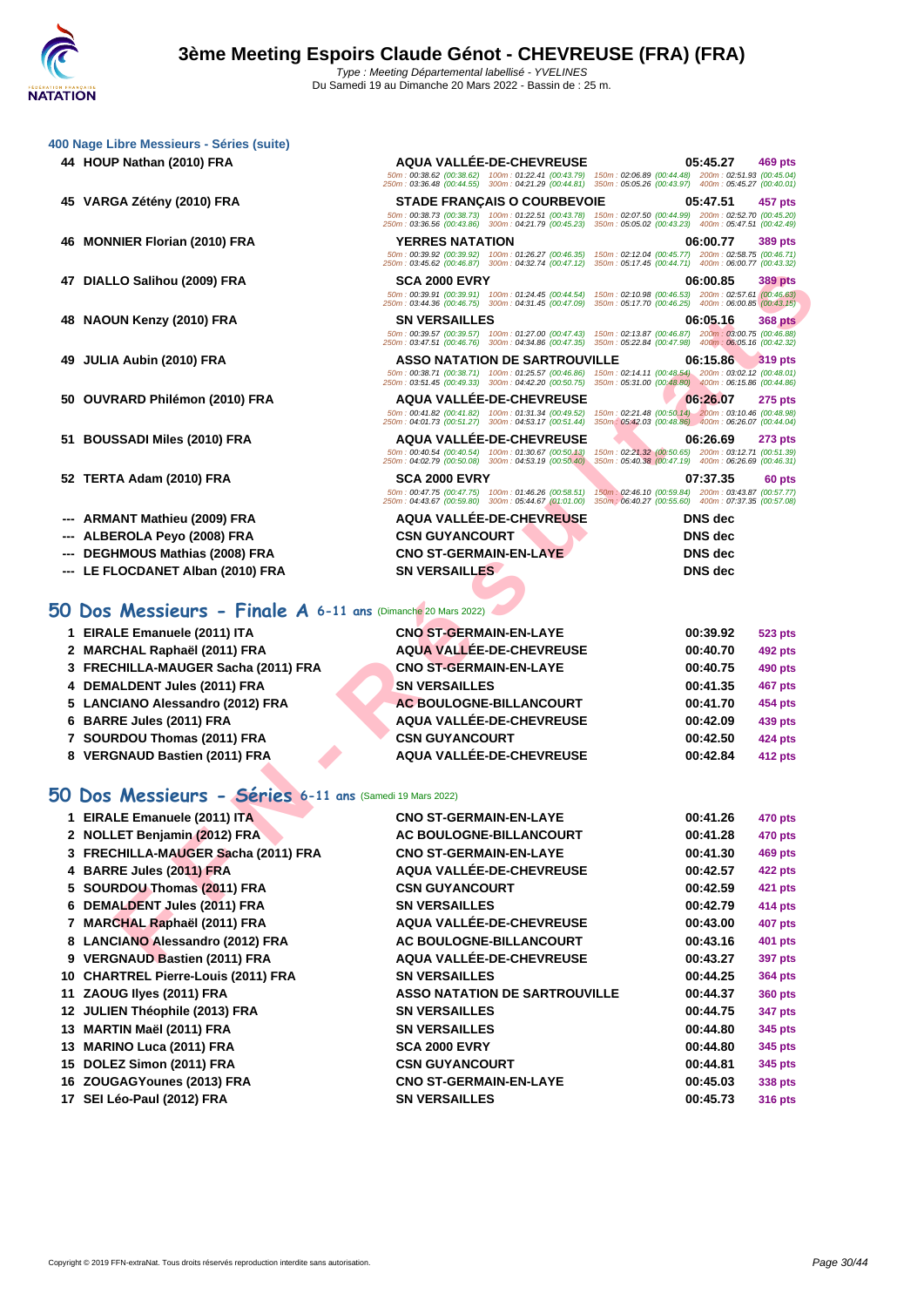# 3ème Meeting Espoirs Claude Génot - CHEVREUSE (FRA) (FRA)

*Type : Meeting Départemental labellisé - YVELINES*

Du Samedi 19 au Dimanche 20 Mars 2022 - Bassin de : 25 m.

### 400 Nage Libre Messieurs - Séries (suite)

| | | | | |
|---|---|---|---|---|
| 44 | HOUP Nathan (2010) FRA | AQUA VALLÉE-DE-CHEVREUSE | 05:45.27 | 469 pts |
| | | 50m : 00:38.62 (00:38.62) 100m : 01:22.41 (00:43.79) 150m : 02:06.89 (00:44.48) 200m : 02:51.93 (00:45.04) 250m : 03:36.48 (00:44.55) 300m : 04:21.29 (00:44.81) 350m : 05:05.26 (00:43.97) 400m : 05:45.27 (00:40.01) | | |
| 45 | VARGA Zétény (2010) FRA | STADE FRANÇAIS O COURBEVOIE | 05:47.51 | 457 pts |
| | | 50m : 00:38.73 (00:38.73) 100m : 01:22.51 (00:43.78) 150m : 02:07.50 (00:44.99) 200m : 02:52.70 (00:45.20) 250m : 03:36.56 (00:43.86) 300m : 04:21.79 (00:45.23) 350m : 05:05.02 (00:43.23) 400m : 05:47.51 (00:42.49) | | |
| 46 | MONNIER Florian (2010) FRA | YERRES NATATION | 06:00.77 | 389 pts |
| | | 50m : 00:39.92 (00:39.92) 100m : 01:26.27 (00:46.35) 150m : 02:12.04 (00:45.77) 200m : 02:58.75 (00:46.71) 250m : 03:45.62 (00:46.87) 300m : 04:32.74 (00:47.12) 350m : 05:17.45 (00:44.71) 400m : 06:00.77 (00:43.32) | | |
| 47 | DIALLO Salihou (2009) FRA | SCA 2000 EVRY | 06:00.85 | 389 pts |
| | | 50m : 00:39.91 (00:39.91) 100m : 01:24.45 (00:44.54) 150m : 02:10.98 (00:46.53) 200m : 02:57.61 (00:46.63) 250m : 03:44.36 (00:46.75) 300m : 04:31.45 (00:47.09) 350m : 05:17.70 (00:46.25) 400m : 06:00.85 (00:43.15) | | |
| 48 | NAOUN Kenzy (2010) FRA | SN VERSAILLES | 06:05.16 | 368 pts |
| | | 50m : 00:39.57 (00:39.57) 100m : 01:27.00 (00:47.43) 150m : 02:13.87 (00:46.87) 200m : 03:00.75 (00:46.88) 250m : 03:47.51 (00:46.76) 300m : 04:34.86 (00:47.35) 350m : 05:22.84 (00:47.98) 400m : 06:05.16 (00:42.32) | | |
| 49 | JULIA Aubin (2010) FRA | ASSO NATATION DE SARTROUVILLE | 06:15.86 | 319 pts |
| | | 50m : 00:38.71 (00:38.71) 100m : 01:25.57 (00:46.86) 150m : 02:14.11 (00:48.54) 200m : 03:02.12 (00:48.01) 250m : 03:51.45 (00:49.33) 300m : 04:42.20 (00:50.75) 350m : 05:31.00 (00:48.80) 400m : 06:15.86 (00:44.86) | | |
| 50 | OUVRARD Philémon (2010) FRA | AQUA VALLÉE-DE-CHEVREUSE | 06:26.07 | 275 pts |
| | | 50m : 00:41.82 (00:41.82) 100m : 01:31.34 (00:49.52) 150m : 02:21.48 (00:50.14) 200m : 03:10.46 (00:48.98) 250m : 04:01.73 (00:51.27) 300m : 04:53.17 (00:51.44) 350m : 05:42.03 (00:48.86) 400m : 06:26.07 (00:44.04) | | |
| 51 | BOUSSADI Miles (2010) FRA | AQUA VALLÉE-DE-CHEVREUSE | 06:26.69 | 273 pts |
| | | 50m : 00:40.54 (00:40.54) 100m : 01:30.67 (00:50.13) 150m : 02:21.32 (00:50.65) 200m : 03:12.71 (00:51.39) 250m : 04:02.79 (00:50.08) 300m : 04:53.19 (00:50.40) 350m : 05:40.38 (00:47.19) 400m : 06:26.69 (00:46.31) | | |
| 52 | TERTA Adam (2010) FRA | SCA 2000 EVRY | 07:37.35 | 60 pts |
| | | 50m : 00:47.75 (00:47.75) 100m : 01:46.26 (00:58.51) 150m : 02:46.10 (00:59.84) 200m : 03:43.87 (00:57.77) 250m : 04:43.67 (00:59.80) 300m : 05:44.67 (01:01.00) 350m : 06:40.27 (00:55.60) 400m : 07:37.35 (00:57.08) | | |
| --- | ARMANT Mathieu (2009) FRA | AQUA VALLÉE-DE-CHEVREUSE | DNS dec | |
| --- | ALBEROLA Peyo (2008) FRA | CSN GUYANCOURT | DNS dec | |
| --- | DEGHMOUS Mathias (2008) FRA | CNO ST-GERMAIN-EN-LAYE | DNS dec | |
| --- | LE FLOCDANET Alban (2010) FRA | SN VERSAILLES | DNS dec | |

## 50 Dos Messieurs - Finale A 6-11 ans (Dimanche 20 Mars 2022)

| | | | | |
|---|---|---|---|---|
| 1 | EIRALE Emanuele (2011) ITA | CNO ST-GERMAIN-EN-LAYE | 00:39.92 | 523 pts |
| 2 | MARCHAL Raphaël (2011) FRA | AQUA VALLÉE-DE-CHEVREUSE | 00:40.70 | 492 pts |
| 3 | FRECHILLA-MAUGER Sacha (2011) FRA | CNO ST-GERMAIN-EN-LAYE | 00:40.75 | 490 pts |
| 4 | DEMALDENT Jules (2011) FRA | SN VERSAILLES | 00:41.35 | 467 pts |
| 5 | LANCIANO Alessandro (2012) FRA | AC BOULOGNE-BILLANCOURT | 00:41.70 | 454 pts |
| 6 | BARRE Jules (2011) FRA | AQUA VALLÉE-DE-CHEVREUSE | 00:42.09 | 439 pts |
| 7 | SOURDOU Thomas (2011) FRA | CSN GUYANCOURT | 00:42.50 | 424 pts |
| 8 | VERGNAUD Bastien (2011) FRA | AQUA VALLÉE-DE-CHEVREUSE | 00:42.84 | 412 pts |

## 50 Dos Messieurs - Séries 6-11 ans (Samedi 19 Mars 2022)

| | | | | |
|---|---|---|---|---|
| 1 | EIRALE Emanuele (2011) ITA | CNO ST-GERMAIN-EN-LAYE | 00:41.26 | 470 pts |
| 2 | NOLLET Benjamin (2012) FRA | AC BOULOGNE-BILLANCOURT | 00:41.28 | 470 pts |
| 3 | FRECHILLA-MAUGER Sacha (2011) FRA | CNO ST-GERMAIN-EN-LAYE | 00:41.30 | 469 pts |
| 4 | BARRE Jules (2011) FRA | AQUA VALLÉE-DE-CHEVREUSE | 00:42.57 | 422 pts |
| 5 | SOURDOU Thomas (2011) FRA | CSN GUYANCOURT | 00:42.59 | 421 pts |
| 6 | DEMALDENT Jules (2011) FRA | SN VERSAILLES | 00:42.79 | 414 pts |
| 7 | MARCHAL Raphaël (2011) FRA | AQUA VALLÉE-DE-CHEVREUSE | 00:43.00 | 407 pts |
| 8 | LANCIANO Alessandro (2012) FRA | AC BOULOGNE-BILLANCOURT | 00:43.16 | 401 pts |
| 9 | VERGNAUD Bastien (2011) FRA | AQUA VALLÉE-DE-CHEVREUSE | 00:43.27 | 397 pts |
| 10 | CHARTREL Pierre-Louis (2011) FRA | SN VERSAILLES | 00:44.25 | 364 pts |
| 11 | ZAOUG Ilyes (2011) FRA | ASSO NATATION DE SARTROUVILLE | 00:44.37 | 360 pts |
| 12 | JULIEN Théophile (2013) FRA | SN VERSAILLES | 00:44.75 | 347 pts |
| 13 | MARTIN Maël (2011) FRA | SN VERSAILLES | 00:44.80 | 345 pts |
| 13 | MARINO Luca (2011) FRA | SCA 2000 EVRY | 00:44.80 | 345 pts |
| 15 | DOLEZ Simon (2011) FRA | CSN GUYANCOURT | 00:44.81 | 345 pts |
| 16 | ZOUGAGYounes (2013) FRA | CNO ST-GERMAIN-EN-LAYE | 00:45.03 | 338 pts |
| 17 | SEI Léo-Paul (2012) FRA | SN VERSAILLES | 00:45.73 | 316 pts |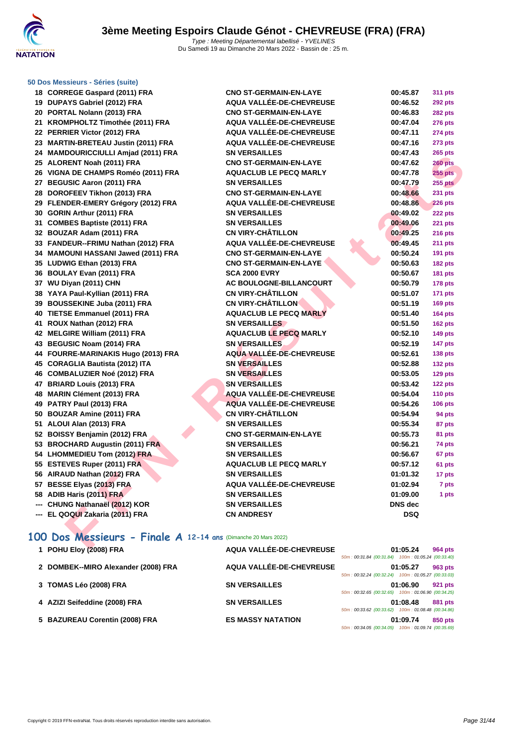# 3ème Meeting Espoirs Claude Génot - CHEVREUSE (FRA) (FRA)

*Type : Meeting Départemental labellisé - YVELINES*
Du Samedi 19 au Dimanche 20 Mars 2022 - Bassin de : 25 m.

### 50 Dos Messieurs - Séries (suite)

| | | | | |
|---|---|---|---|---|
| 18 | CORREGE Gaspard (2011) FRA | CNO ST-GERMAIN-EN-LAYE | 00:45.87 | 311 pts |
| 19 | DUPAYS Gabriel (2012) FRA | AQUA VALLÉE-DE-CHEVREUSE | 00:46.52 | 292 pts |
| 20 | PORTAL Nolann (2013) FRA | CNO ST-GERMAIN-EN-LAYE | 00:46.83 | 282 pts |
| 21 | KROMPHOLTZ Timothée (2011) FRA | AQUA VALLÉE-DE-CHEVREUSE | 00:47.04 | 276 pts |
| 22 | PERRIER Victor (2012) FRA | AQUA VALLÉE-DE-CHEVREUSE | 00:47.11 | 274 pts |
| 23 | MARTIN-BRETEAU Justin (2011) FRA | AQUA VALLÉE-DE-CHEVREUSE | 00:47.16 | 273 pts |
| 24 | MAMDOURICCIULLI Amjad (2011) FRA | SN VERSAILLES | 00:47.43 | 265 pts |
| 25 | ALORENT Noah (2011) FRA | CNO ST-GERMAIN-EN-LAYE | 00:47.62 | 260 pts |
| 26 | VIGNA DE CHAMPS Roméo (2011) FRA | AQUACLUB LE PECQ MARLY | 00:47.78 | 255 pts |
| 27 | BEGUSIC Aaron (2011) FRA | SN VERSAILLES | 00:47.79 | 255 pts |
| 28 | DOROFEEV Tikhon (2013) FRA | CNO ST-GERMAIN-EN-LAYE | 00:48.66 | 231 pts |
| 29 | FLENDER-EMERY Grégory (2012) FRA | AQUA VALLÉE-DE-CHEVREUSE | 00:48.86 | 226 pts |
| 30 | GORIN Arthur (2011) FRA | SN VERSAILLES | 00:49.02 | 222 pts |
| 31 | COMBES Baptiste (2011) FRA | SN VERSAILLES | 00:49.06 | 221 pts |
| 32 | BOUZAR Adam (2011) FRA | CN VIRY-CHÂTILLON | 00:49.25 | 216 pts |
| 33 | FANDEUR--FRIMU Nathan (2012) FRA | AQUA VALLÉE-DE-CHEVREUSE | 00:49.45 | 211 pts |
| 34 | MAMOUNI HASSANI Jawed (2011) FRA | CNO ST-GERMAIN-EN-LAYE | 00:50.24 | 191 pts |
| 35 | LUDWIG Ethan (2013) FRA | CNO ST-GERMAIN-EN-LAYE | 00:50.63 | 182 pts |
| 36 | BOULAY Evan (2011) FRA | SCA 2000 EVRY | 00:50.67 | 181 pts |
| 37 | WU Diyan (2011) CHN | AC BOULOGNE-BILLANCOURT | 00:50.79 | 178 pts |
| 38 | YAYA Paul-Kyllian (2011) FRA | CN VIRY-CHÂTILLON | 00:51.07 | 171 pts |
| 39 | BOUSSEKINE Juba (2011) FRA | CN VIRY-CHÂTILLON | 00:51.19 | 169 pts |
| 40 | TIETSE Emmanuel (2011) FRA | AQUACLUB LE PECQ MARLY | 00:51.40 | 164 pts |
| 41 | ROUX Nathan (2012) FRA | SN VERSAILLES | 00:51.50 | 162 pts |
| 42 | MELGIRE William (2011) FRA | AQUACLUB LE PECQ MARLY | 00:52.10 | 149 pts |
| 43 | BEGUSIC Noam (2014) FRA | SN VERSAILLES | 00:52.19 | 147 pts |
| 44 | FOURRE-MARINAKIS Hugo (2013) FRA | AQUA VALLÉE-DE-CHEVREUSE | 00:52.61 | 138 pts |
| 45 | CORAGLIA Bautista (2012) ITA | SN VERSAILLES | 00:52.88 | 132 pts |
| 46 | COMBALUZIER Noé (2012) FRA | SN VERSAILLES | 00:53.05 | 129 pts |
| 47 | BRIARD Louis (2013) FRA | SN VERSAILLES | 00:53.42 | 122 pts |
| 48 | MARIN Clément (2013) FRA | AQUA VALLÉE-DE-CHEVREUSE | 00:54.04 | 110 pts |
| 49 | PATRY Paul (2013) FRA | AQUA VALLÉE-DE-CHEVREUSE | 00:54.26 | 106 pts |
| 50 | BOUZAR Amine (2011) FRA | CN VIRY-CHÂTILLON | 00:54.94 | 94 pts |
| 51 | ALOUI Alan (2013) FRA | SN VERSAILLES | 00:55.34 | 87 pts |
| 52 | BOISSY Benjamin (2012) FRA | CNO ST-GERMAIN-EN-LAYE | 00:55.73 | 81 pts |
| 53 | BROCHARD Augustin (2011) FRA | SN VERSAILLES | 00:56.21 | 74 pts |
| 54 | LHOMMEDIEU Tom (2012) FRA | SN VERSAILLES | 00:56.67 | 67 pts |
| 55 | ESTEVES Ruper (2011) FRA | AQUACLUB LE PECQ MARLY | 00:57.12 | 61 pts |
| 56 | AIRAUD Nathan (2012) FRA | SN VERSAILLES | 01:01.32 | 17 pts |
| 57 | BESSE Elyas (2013) FRA | AQUA VALLÉE-DE-CHEVREUSE | 01:02.94 | 7 pts |
| 58 | ADIB Haris (2011) FRA | SN VERSAILLES | 01:09.00 | 1 pts |
| --- | CHUNG Nathanaël (2012) KOR | SN VERSAILLES | DNS dec | |
| --- | EL QOQUI Zakaria (2011) FRA | CN ANDRESY | DSQ | |

## 100 Dos Messieurs - Finale A 12-14 ans (Dimanche 20 Mars 2022)

| | | | | | |
|---|---|---|---|---|---|
| 1 | POHU Eloy (2008) FRA | AQUA VALLÉE-DE-CHEVREUSE | 01:05.24 | 964 pts | 50m : 00:31.84 (00:31.84) 100m : 01:05.24 (00:33.40) |
| 2 | DOMBEK--MIRO Alexander (2008) FRA | AQUA VALLÉE-DE-CHEVREUSE | 01:05.27 | 963 pts | 50m : 00:32.24 (00:32.24) 100m : 01:05.27 (00:33.03) |
| 3 | TOMAS Léo (2008) FRA | SN VERSAILLES | 01:06.90 | 921 pts | 50m : 00:32.65 (00:32.65) 100m : 01:06.90 (00:34.25) |
| 4 | AZIZI Seifeddine (2008) FRA | SN VERSAILLES | 01:08.48 | 881 pts | 50m : 00:33.62 (00:33.62) 100m : 01:08.48 (00:34.86) |
| 5 | BAZUREAU Corentin (2008) FRA | ES MASSY NATATION | 01:09.74 | 850 pts | 50m : 00:34.05 (00:34.05) 100m : 01:09.74 (00:35.69) |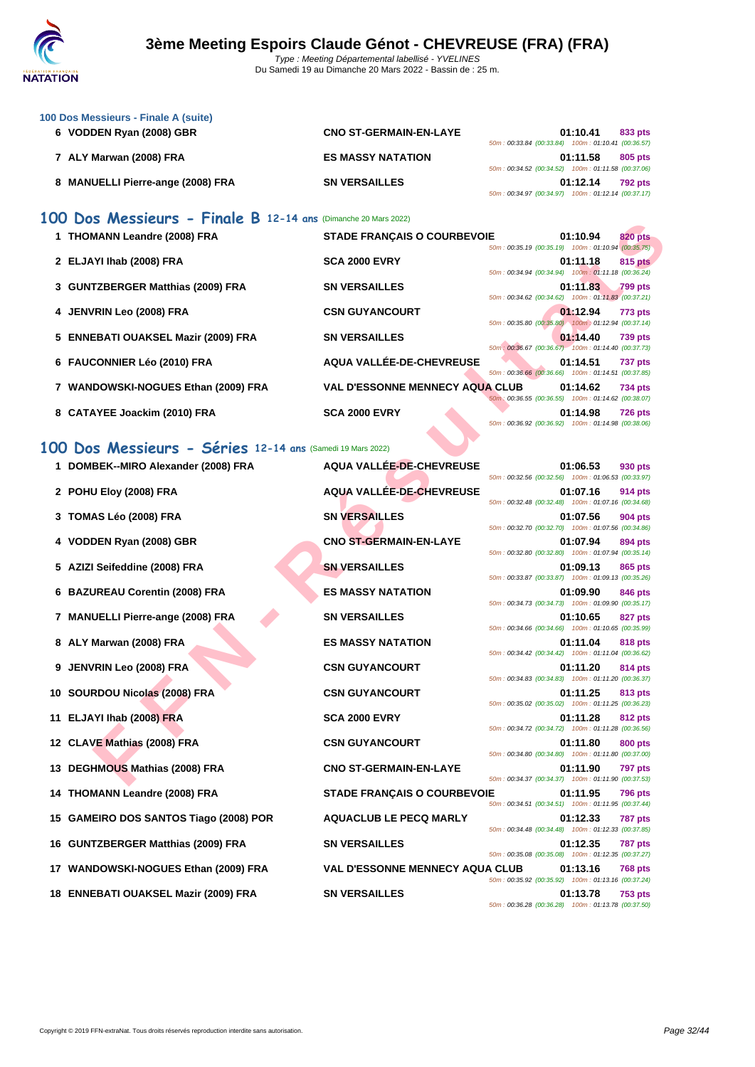### 100 Dos Messieurs - Finale A (suite)

| | | | | |
|---|---|---|---|---|
| 6 | VODDEN Ryan (2008) GBR | CNO ST-GERMAIN-EN-LAYE | 01:10.41 | 833 pts |
| | | | 50m : 00:33.84 (00:33.84) 100m : 01:10.41 (00:36.57) | |
| 7 | ALY Marwan (2008) FRA | ES MASSY NATATION | 01:11.58 | 805 pts |
| | | | 50m : 00:34.52 (00:34.52) 100m : 01:11.58 (00:37.06) | |
| 8 | MANUELLI Pierre-ange (2008) FRA | SN VERSAILLES | 01:12.14 | 792 pts |
| | | | 50m : 00:34.97 (00:34.97) 100m : 01:12.14 (00:37.17) | |

## 100 Dos Messieurs - Finale B 12-14 ans (Dimanche 20 Mars 2022)

| | | | | |
|---|---|---|---|---|
| 1 | THOMANN Leandre (2008) FRA | STADE FRANÇAIS O COURBEVOIE | 01:10.94 | 820 pts |
| | | | 50m : 00:35.19 (00:35.19) 100m : 01:10.94 (00:35.75) | |
| 2 | ELJAYI Ihab (2008) FRA | SCA 2000 EVRY | 01:11.18 | 815 pts |
| | | | 50m : 00:34.94 (00:34.94) 100m : 01:11.18 (00:36.24) | |
| 3 | GUNTZBERGER Matthias (2009) FRA | SN VERSAILLES | 01:11.83 | 799 pts |
| | | | 50m : 00:34.62 (00:34.62) 100m : 01:11.83 (00:37.21) | |
| 4 | JENVRIN Leo (2008) FRA | CSN GUYANCOURT | 01:12.94 | 773 pts |
| | | | 50m : 00:35.80 (00:35.80) 100m : 01:12.94 (00:37.14) | |
| 5 | ENNEBATI OUAKSEL Mazir (2009) FRA | SN VERSAILLES | 01:14.40 | 739 pts |
| | | | 50m : 00:36.67 (00:36.67) 100m : 01:14.40 (00:37.73) | |
| 6 | FAUCONNIER Léo (2010) FRA | AQUA VALLÉE-DE-CHEVREUSE | 01:14.51 | 737 pts |
| | | | 50m : 00:36.66 (00:36.66) 100m : 01:14.51 (00:37.85) | |
| 7 | WANDOWSKI-NOGUES Ethan (2009) FRA | VAL D'ESSONNE MENNECY AQUA CLUB | 01:14.62 | 734 pts |
| | | | 50m : 00:36.55 (00:36.55) 100m : 01:14.62 (00:38.07) | |
| 8 | CATAYEE Joackim (2010) FRA | SCA 2000 EVRY | 01:14.98 | 726 pts |
| | | | 50m : 00:36.92 (00:36.92) 100m : 01:14.98 (00:38.06) | |

## 100 Dos Messieurs - Séries 12-14 ans (Samedi 19 Mars 2022)

| | | | | |
|---|---|---|---|---|
| 1 | DOMBEK--MIRO Alexander (2008) FRA | AQUA VALLÉE-DE-CHEVREUSE | 01:06.53 | 930 pts |
| | | | 50m : 00:32.56 (00:32.56) 100m : 01:06.53 (00:33.97) | |
| 2 | POHU Eloy (2008) FRA | AQUA VALLÉE-DE-CHEVREUSE | 01:07.16 | 914 pts |
| | | | 50m : 00:32.48 (00:32.48) 100m : 01:07.16 (00:34.68) | |
| 3 | TOMAS Léo (2008) FRA | SN VERSAILLES | 01:07.56 | 904 pts |
| | | | 50m : 00:32.70 (00:32.70) 100m : 01:07.56 (00:34.86) | |
| 4 | VODDEN Ryan (2008) GBR | CNO ST-GERMAIN-EN-LAYE | 01:07.94 | 894 pts |
| | | | 50m : 00:32.80 (00:32.80) 100m : 01:07.94 (00:35.14) | |
| 5 | AZIZI Seifeddine (2008) FRA | SN VERSAILLES | 01:09.13 | 865 pts |
| | | | 50m : 00:33.87 (00:33.87) 100m : 01:09.13 (00:35.26) | |
| 6 | BAZUREAU Corentin (2008) FRA | ES MASSY NATATION | 01:09.90 | 846 pts |
| | | | 50m : 00:34.73 (00:34.73) 100m : 01:09.90 (00:35.17) | |
| 7 | MANUELLI Pierre-ange (2008) FRA | SN VERSAILLES | 01:10.65 | 827 pts |
| | | | 50m : 00:34.66 (00:34.66) 100m : 01:10.65 (00:35.99) | |
| 8 | ALY Marwan (2008) FRA | ES MASSY NATATION | 01:11.04 | 818 pts |
| | | | 50m : 00:34.42 (00:34.42) 100m : 01:11.04 (00:36.62) | |
| 9 | JENVRIN Leo (2008) FRA | CSN GUYANCOURT | 01:11.20 | 814 pts |
| | | | 50m : 00:34.83 (00:34.83) 100m : 01:11.20 (00:36.37) | |
| 10 | SOURDOU Nicolas (2008) FRA | CSN GUYANCOURT | 01:11.25 | 813 pts |
| | | | 50m : 00:35.02 (00:35.02) 100m : 01:11.25 (00:36.23) | |
| 11 | ELJAYI Ihab (2008) FRA | SCA 2000 EVRY | 01:11.28 | 812 pts |
| | | | 50m : 00:34.72 (00:34.72) 100m : 01:11.28 (00:36.56) | |
| 12 | CLAVE Mathias (2008) FRA | CSN GUYANCOURT | 01:11.80 | 800 pts |
| | | | 50m : 00:34.80 (00:34.80) 100m : 01:11.80 (00:37.00) | |
| 13 | DEGHMOUS Mathias (2008) FRA | CNO ST-GERMAIN-EN-LAYE | 01:11.90 | 797 pts |
| | | | 50m : 00:34.37 (00:34.37) 100m : 01:11.90 (00:37.53) | |
| 14 | THOMANN Leandre (2008) FRA | STADE FRANÇAIS O COURBEVOIE | 01:11.95 | 796 pts |
| | | | 50m : 00:34.51 (00:34.51) 100m : 01:11.95 (00:37.44) | |
| 15 | GAMEIRO DOS SANTOS Tiago (2008) POR | AQUACLUB LE PECQ MARLY | 01:12.33 | 787 pts |
| | | | 50m : 00:34.48 (00:34.48) 100m : 01:12.33 (00:37.85) | |
| 16 | GUNTZBERGER Matthias (2009) FRA | SN VERSAILLES | 01:12.35 | 787 pts |
| | | | 50m : 00:35.08 (00:35.08) 100m : 01:12.35 (00:37.27) | |
| 17 | WANDOWSKI-NOGUES Ethan (2009) FRA | VAL D'ESSONNE MENNECY AQUA CLUB | 01:13.16 | 768 pts |
| | | | 50m : 00:35.92 (00:35.92) 100m : 01:13.16 (00:37.24) | |
| 18 | ENNEBATI OUAKSEL Mazir (2009) FRA | SN VERSAILLES | 01:13.78 | 753 pts |
| | | | 50m : 00:36.28 (00:36.28) 100m : 01:13.78 (00:37.50) | |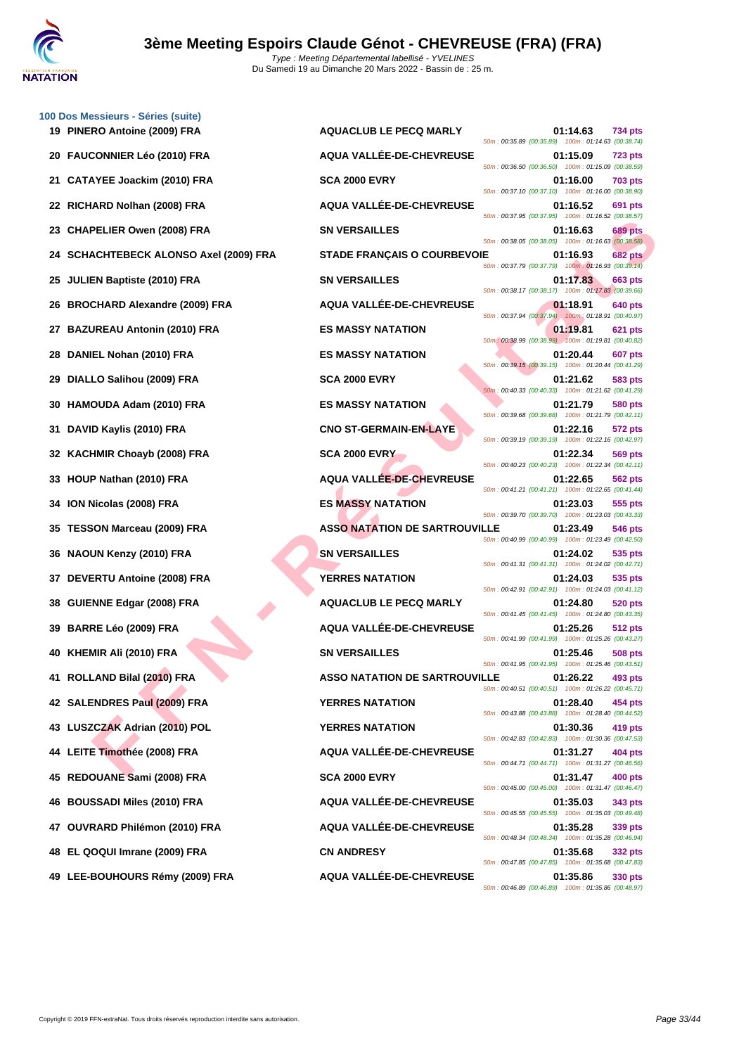## 3ème Meeting Espoirs Claude Génot - CHEVREUSE (FRA) (FRA)

Type : Meeting Départemental labellisé - YVELINES
Du Samedi 19 au Dimanche 20 Mars 2022 - Bassin de : 25 m.

### 100 Dos Messieurs - Séries (suite)

| Pl. | Nom | Club | Temps | Points | Splits |
|---|---|---|---|---|---|
| 19 | PINERO Antoine (2009) FRA | AQUACLUB LE PECQ MARLY | 01:14.63 | 734 pts | 50m : 00:35.89 (00:35.89) 100m : 01:14.63 (00:38.74) |
| 20 | FAUCONNIER Léo (2010) FRA | AQUA VALLÉE-DE-CHEVREUSE | 01:15.09 | 723 pts | 50m : 00:36.50 (00:36.50) 100m : 01:15.09 (00:38.59) |
| 21 | CATAYEE Joackim (2010) FRA | SCA 2000 EVRY | 01:16.00 | 703 pts | 50m : 00:37.10 (00:37.10) 100m : 01:16.00 (00:38.90) |
| 22 | RICHARD Nolhan (2008) FRA | AQUA VALLÉE-DE-CHEVREUSE | 01:16.52 | 691 pts | 50m : 00:37.95 (00:37.95) 100m : 01:16.52 (00:38.57) |
| 23 | CHAPELIER Owen (2008) FRA | SN VERSAILLES | 01:16.63 | 689 pts | 50m : 00:38.05 (00:38.05) 100m : 01:16.63 (00:38.58) |
| 24 | SCHACHTEBECK ALONSO Axel (2009) FRA | STADE FRANÇAIS O COURBEVOIE | 01:16.93 | 682 pts | 50m : 00:37.79 (00:37.79) 100m : 01:16.93 (00:39.14) |
| 25 | JULIEN Baptiste (2010) FRA | SN VERSAILLES | 01:17.83 | 663 pts | 50m : 00:38.17 (00:38.17) 100m : 01:17.83 (00:39.66) |
| 26 | BROCHARD Alexandre (2009) FRA | AQUA VALLÉE-DE-CHEVREUSE | 01:18.91 | 640 pts | 50m : 00:37.94 (00:37.94) 100m : 01:18.91 (00:40.97) |
| 27 | BAZUREAU Antonin (2010) FRA | ES MASSY NATATION | 01:19.81 | 621 pts | 50m : 00:38.99 (00:38.99) 100m : 01:19.81 (00:40.82) |
| 28 | DANIEL Nohan (2010) FRA | ES MASSY NATATION | 01:20.44 | 607 pts | 50m : 00:39.15 (00:39.15) 100m : 01:20.44 (00:41.29) |
| 29 | DIALLO Salihou (2009) FRA | SCA 2000 EVRY | 01:21.62 | 583 pts | 50m : 00:40.33 (00:40.33) 100m : 01:21.62 (00:41.29) |
| 30 | HAMOUDA Adam (2010) FRA | ES MASSY NATATION | 01:21.79 | 580 pts | 50m : 00:39.68 (00:39.68) 100m : 01:21.79 (00:42.11) |
| 31 | DAVID Kaylis (2010) FRA | CNO ST-GERMAIN-EN-LAYE | 01:22.16 | 572 pts | 50m : 00:39.19 (00:39.19) 100m : 01:22.16 (00:42.97) |
| 32 | KACHMIR Choayb (2008) FRA | SCA 2000 EVRY | 01:22.34 | 569 pts | 50m : 00:40.23 (00:40.23) 100m : 01:22.34 (00:42.11) |
| 33 | HOUP Nathan (2010) FRA | AQUA VALLÉE-DE-CHEVREUSE | 01:22.65 | 562 pts | 50m : 00:41.21 (00:41.21) 100m : 01:22.65 (00:41.44) |
| 34 | ION Nicolas (2008) FRA | ES MASSY NATATION | 01:23.03 | 555 pts | 50m : 00:39.70 (00:39.70) 100m : 01:23.03 (00:43.33) |
| 35 | TESSON Marceau (2009) FRA | ASSO NATATION DE SARTROUVILLE | 01:23.49 | 546 pts | 50m : 00:40.99 (00:40.99) 100m : 01:23.49 (00:42.50) |
| 36 | NAOUN Kenzy (2010) FRA | SN VERSAILLES | 01:24.02 | 535 pts | 50m : 00:41.31 (00:41.31) 100m : 01:24.02 (00:42.71) |
| 37 | DEVERTU Antoine (2008) FRA | YERRES NATATION | 01:24.03 | 535 pts | 50m : 00:42.91 (00:42.91) 100m : 01:24.03 (00:41.12) |
| 38 | GUIENNE Edgar (2008) FRA | AQUACLUB LE PECQ MARLY | 01:24.80 | 520 pts | 50m : 00:41.45 (00:41.45) 100m : 01:24.80 (00:43.35) |
| 39 | BARRE Léo (2009) FRA | AQUA VALLÉE-DE-CHEVREUSE | 01:25.26 | 512 pts | 50m : 00:41.99 (00:41.99) 100m : 01:25.26 (00:43.27) |
| 40 | KHEMIR Ali (2010) FRA | SN VERSAILLES | 01:25.46 | 508 pts | 50m : 00:41.95 (00:41.95) 100m : 01:25.46 (00:43.51) |
| 41 | ROLLAND Bilal (2010) FRA | ASSO NATATION DE SARTROUVILLE | 01:26.22 | 493 pts | 50m : 00:40.51 (00:40.51) 100m : 01:26.22 (00:45.71) |
| 42 | SALENDRES Paul (2009) FRA | YERRES NATATION | 01:28.40 | 454 pts | 50m : 00:43.88 (00:43.88) 100m : 01:28.40 (00:44.52) |
| 43 | LUSZCZAK Adrian (2010) POL | YERRES NATATION | 01:30.36 | 419 pts | 50m : 00:42.83 (00:42.83) 100m : 01:30.36 (00:47.53) |
| 44 | LEITE Timothée (2008) FRA | AQUA VALLÉE-DE-CHEVREUSE | 01:31.27 | 404 pts | 50m : 00:44.71 (00:44.71) 100m : 01:31.27 (00:46.56) |
| 45 | REDOUANE Sami (2008) FRA | SCA 2000 EVRY | 01:31.47 | 400 pts | 50m : 00:45.00 (00:45.00) 100m : 01:31.47 (00:46.47) |
| 46 | BOUSSADI Miles (2010) FRA | AQUA VALLÉE-DE-CHEVREUSE | 01:35.03 | 343 pts | 50m : 00:45.55 (00:45.55) 100m : 01:35.03 (00:49.48) |
| 47 | OUVRARD Philémon (2010) FRA | AQUA VALLÉE-DE-CHEVREUSE | 01:35.28 | 339 pts | 50m : 00:48.34 (00:48.34) 100m : 01:35.28 (00:46.94) |
| 48 | EL QOQUI Imrane (2009) FRA | CN ANDRESY | 01:35.68 | 332 pts | 50m : 00:47.85 (00:47.85) 100m : 01:35.68 (00:47.83) |
| 49 | LEE-BOUHOURS Rémy (2009) FRA | AQUA VALLÉE-DE-CHEVREUSE | 01:35.86 | 330 pts | 50m : 00:46.89 (00:46.89) 100m : 01:35.86 (00:48.97) |

Copyright © 2019 FFN-extraNat. Tous droits réservés reproduction interdite sans autorisation.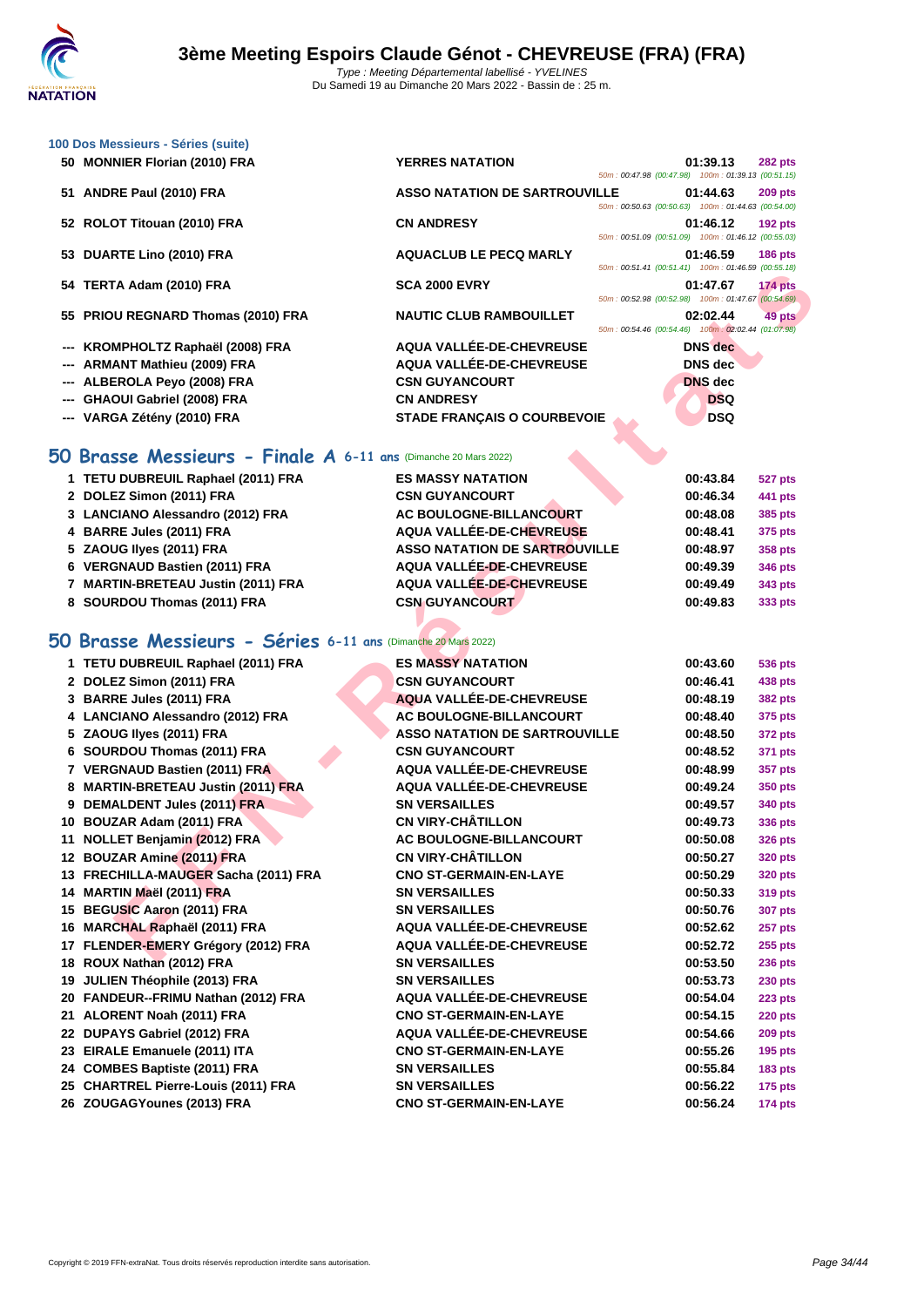# 3ème Meeting Espoirs Claude Génot - CHEVREUSE (FRA) (FRA)

*Type : Meeting Départemental labellisé - YVELINES*
Du Samedi 19 au Dimanche 20 Mars 2022 - Bassin de : 25 m.

### 100 Dos Messieurs - Séries (suite)

| Rang | Nom | Club | Temps | Points |
|---|---|---|---|---|
| 50 | MONNIER Florian (2010) FRA | YERRES NATATION | 01:39.13 | 282 pts |
| | | | 50m : 00:47.98 (00:47.98) 100m : 01:39.13 (00:51.15) | |
| 51 | ANDRE Paul (2010) FRA | ASSO NATATION DE SARTROUVILLE | 01:44.63 | 209 pts |
| | | | 50m : 00:50.63 (00:50.63) 100m : 01:44.63 (00:54.00) | |
| 52 | ROLOT Titouan (2010) FRA | CN ANDRESY | 01:46.12 | 192 pts |
| | | | 50m : 00:51.09 (00:51.09) 100m : 01:46.12 (00:55.03) | |
| 53 | DUARTE Lino (2010) FRA | AQUACLUB LE PECQ MARLY | 01:46.59 | 186 pts |
| | | | 50m : 00:51.41 (00:51.41) 100m : 01:46.59 (00:55.18) | |
| 54 | TERTA Adam (2010) FRA | SCA 2000 EVRY | 01:47.67 | 174 pts |
| | | | 50m : 00:52.98 (00:52.98) 100m : 01:47.67 (00:54.69) | |
| 55 | PRIOU REGNARD Thomas (2010) FRA | NAUTIC CLUB RAMBOUILLET | 02:02.44 | 49 pts |
| | | | 50m : 00:54.46 (00:54.46) 100m : 02:02.44 (01:07.98) | |
| --- | KROMPHOLTZ Raphaël (2008) FRA | AQUA VALLÉE-DE-CHEVREUSE | DNS dec | |
| --- | ARMANT Mathieu (2009) FRA | AQUA VALLÉE-DE-CHEVREUSE | DNS dec | |
| --- | ALBEROLA Peyo (2008) FRA | CSN GUYANCOURT | DNS dec | |
| --- | GHAOUI Gabriel (2008) FRA | CN ANDRESY | DSQ | |
| --- | VARGA Zétény (2010) FRA | STADE FRANÇAIS O COURBEVOIE | DSQ | |

## 50 Brasse Messieurs - Finale A 6-11 ans (Dimanche 20 Mars 2022)

| Rang | Nom | Club | Temps | Points |
|---|---|---|---|---|
| 1 | TETU DUBREUIL Raphael (2011) FRA | ES MASSY NATATION | 00:43.84 | 527 pts |
| 2 | DOLEZ Simon (2011) FRA | CSN GUYANCOURT | 00:46.34 | 441 pts |
| 3 | LANCIANO Alessandro (2012) FRA | AC BOULOGNE-BILLANCOURT | 00:48.08 | 385 pts |
| 4 | BARRE Jules (2011) FRA | AQUA VALLÉE-DE-CHEVREUSE | 00:48.41 | 375 pts |
| 5 | ZAOUG Ilyes (2011) FRA | ASSO NATATION DE SARTROUVILLE | 00:48.97 | 358 pts |
| 6 | VERGNAUD Bastien (2011) FRA | AQUA VALLÉE-DE-CHEVREUSE | 00:49.39 | 346 pts |
| 7 | MARTIN-BRETEAU Justin (2011) FRA | AQUA VALLÉE-DE-CHEVREUSE | 00:49.49 | 343 pts |
| 8 | SOURDOU Thomas (2011) FRA | CSN GUYANCOURT | 00:49.83 | 333 pts |

## 50 Brasse Messieurs - Séries 6-11 ans (Dimanche 20 Mars 2022)

| Rang | Nom | Club | Temps | Points |
|---|---|---|---|---|
| 1 | TETU DUBREUIL Raphael (2011) FRA | ES MASSY NATATION | 00:43.60 | 536 pts |
| 2 | DOLEZ Simon (2011) FRA | CSN GUYANCOURT | 00:46.41 | 438 pts |
| 3 | BARRE Jules (2011) FRA | AQUA VALLÉE-DE-CHEVREUSE | 00:48.19 | 382 pts |
| 4 | LANCIANO Alessandro (2012) FRA | AC BOULOGNE-BILLANCOURT | 00:48.40 | 375 pts |
| 5 | ZAOUG Ilyes (2011) FRA | ASSO NATATION DE SARTROUVILLE | 00:48.50 | 372 pts |
| 6 | SOURDOU Thomas (2011) FRA | CSN GUYANCOURT | 00:48.52 | 371 pts |
| 7 | VERGNAUD Bastien (2011) FRA | AQUA VALLÉE-DE-CHEVREUSE | 00:48.99 | 357 pts |
| 8 | MARTIN-BRETEAU Justin (2011) FRA | AQUA VALLÉE-DE-CHEVREUSE | 00:49.24 | 350 pts |
| 9 | DEMALDENT Jules (2011) FRA | SN VERSAILLES | 00:49.57 | 340 pts |
| 10 | BOUZAR Adam (2011) FRA | CN VIRY-CHÂTILLON | 00:49.73 | 336 pts |
| 11 | NOLLET Benjamin (2012) FRA | AC BOULOGNE-BILLANCOURT | 00:50.08 | 326 pts |
| 12 | BOUZAR Amine (2011) FRA | CN VIRY-CHÂTILLON | 00:50.27 | 320 pts |
| 13 | FRECHILLA-MAUGER Sacha (2011) FRA | CNO ST-GERMAIN-EN-LAYE | 00:50.29 | 320 pts |
| 14 | MARTIN Maël (2011) FRA | SN VERSAILLES | 00:50.33 | 319 pts |
| 15 | BEGUSIC Aaron (2011) FRA | SN VERSAILLES | 00:50.76 | 307 pts |
| 16 | MARCHAL Raphaël (2011) FRA | AQUA VALLÉE-DE-CHEVREUSE | 00:52.62 | 257 pts |
| 17 | FLENDER-EMERY Grégory (2012) FRA | AQUA VALLÉE-DE-CHEVREUSE | 00:52.72 | 255 pts |
| 18 | ROUX Nathan (2012) FRA | SN VERSAILLES | 00:53.50 | 236 pts |
| 19 | JULIEN Théophile (2013) FRA | SN VERSAILLES | 00:53.73 | 230 pts |
| 20 | FANDEUR--FRIMU Nathan (2012) FRA | AQUA VALLÉE-DE-CHEVREUSE | 00:54.04 | 223 pts |
| 21 | ALORENT Noah (2011) FRA | CNO ST-GERMAIN-EN-LAYE | 00:54.15 | 220 pts |
| 22 | DUPAYS Gabriel (2012) FRA | AQUA VALLÉE-DE-CHEVREUSE | 00:54.66 | 209 pts |
| 23 | EIRALE Emanuele (2011) ITA | CNO ST-GERMAIN-EN-LAYE | 00:55.26 | 195 pts |
| 24 | COMBES Baptiste (2011) FRA | SN VERSAILLES | 00:55.84 | 183 pts |
| 25 | CHARTREL Pierre-Louis (2011) FRA | SN VERSAILLES | 00:56.22 | 175 pts |
| 26 | ZOUGAGYounes (2013) FRA | CNO ST-GERMAIN-EN-LAYE | 00:56.24 | 174 pts |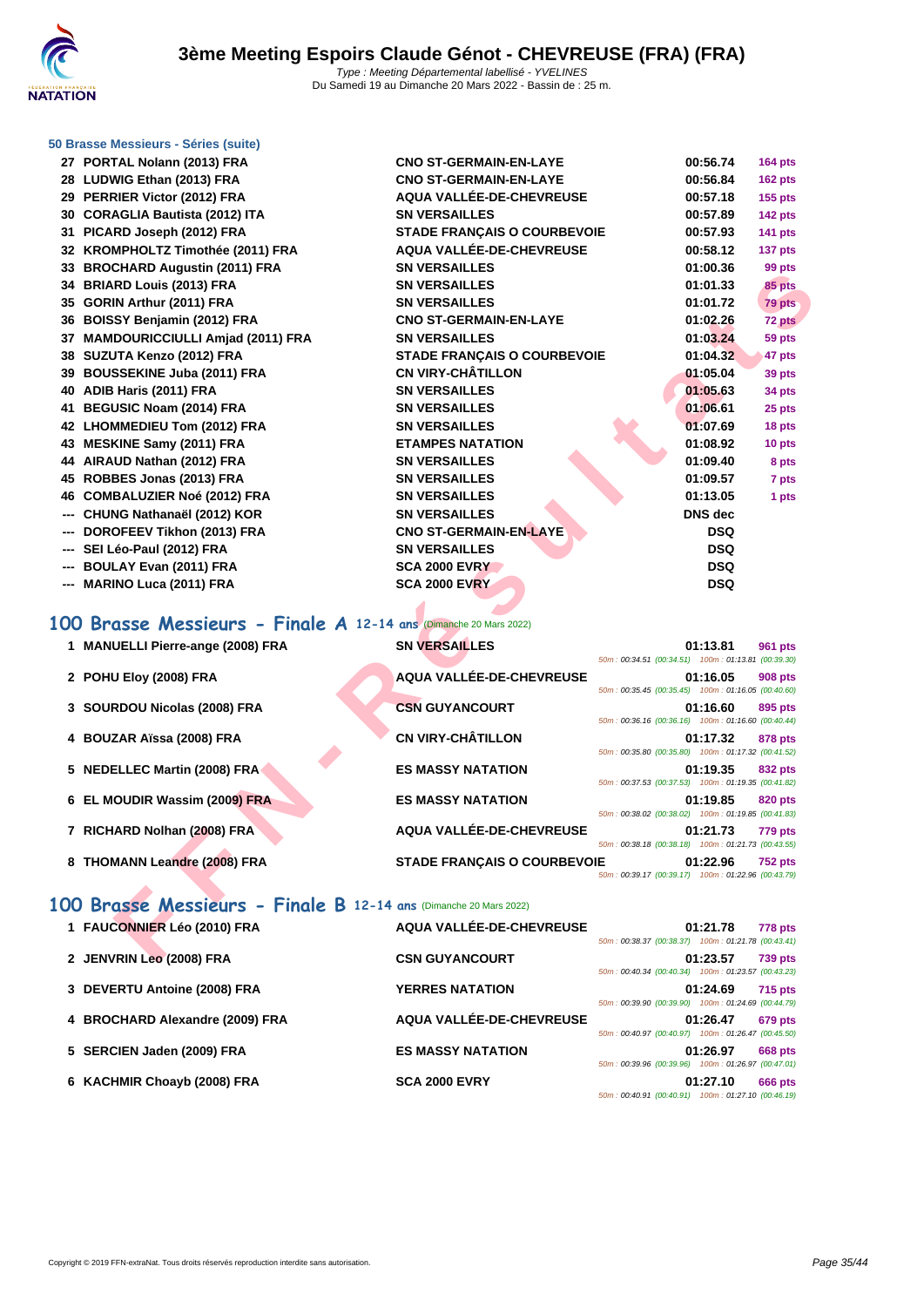# 3ème Meeting Espoirs Claude Génot - CHEVREUSE (FRA) (FRA)

*Type : Meeting Départemental labellisé - YVELINES*
Du Samedi 19 au Dimanche 20 Mars 2022 - Bassin de : 25 m.

### 50 Brasse Messieurs - Séries (suite)

| Place | Nom | Club | Temps | Points |
|---|---|---|---|---|
| 27 | PORTAL Nolann (2013) FRA | CNO ST-GERMAIN-EN-LAYE | 00:56.74 | 164 pts |
| 28 | LUDWIG Ethan (2013) FRA | CNO ST-GERMAIN-EN-LAYE | 00:56.84 | 162 pts |
| 29 | PERRIER Victor (2012) FRA | AQUA VALLÉE-DE-CHEVREUSE | 00:57.18 | 155 pts |
| 30 | CORAGLIA Bautista (2012) ITA | SN VERSAILLES | 00:57.89 | 142 pts |
| 31 | PICARD Joseph (2012) FRA | STADE FRANÇAIS O COURBEVOIE | 00:57.93 | 141 pts |
| 32 | KROMPHOLTZ Timothée (2011) FRA | AQUA VALLÉE-DE-CHEVREUSE | 00:58.12 | 137 pts |
| 33 | BROCHARD Augustin (2011) FRA | SN VERSAILLES | 01:00.36 | 99 pts |
| 34 | BRIARD Louis (2013) FRA | SN VERSAILLES | 01:01.33 | 85 pts |
| 35 | GORIN Arthur (2011) FRA | SN VERSAILLES | 01:01.72 | 79 pts |
| 36 | BOISSY Benjamin (2012) FRA | CNO ST-GERMAIN-EN-LAYE | 01:02.26 | 72 pts |
| 37 | MAMDOURICCIULLI Amjad (2011) FRA | SN VERSAILLES | 01:03.24 | 59 pts |
| 38 | SUZUTA Kenzo (2012) FRA | STADE FRANÇAIS O COURBEVOIE | 01:04.32 | 47 pts |
| 39 | BOUSSEKINE Juba (2011) FRA | CN VIRY-CHÂTILLON | 01:05.04 | 39 pts |
| 40 | ADIB Haris (2011) FRA | SN VERSAILLES | 01:05.63 | 34 pts |
| 41 | BEGUSIC Noam (2014) FRA | SN VERSAILLES | 01:06.61 | 25 pts |
| 42 | LHOMMEDIEU Tom (2012) FRA | SN VERSAILLES | 01:07.69 | 18 pts |
| 43 | MESKINE Samy (2011) FRA | ETAMPES NATATION | 01:08.92 | 10 pts |
| 44 | AIRAUD Nathan (2012) FRA | SN VERSAILLES | 01:09.40 | 8 pts |
| 45 | ROBBES Jonas (2013) FRA | SN VERSAILLES | 01:09.57 | 7 pts |
| 46 | COMBALUZIER Noé (2012) FRA | SN VERSAILLES | 01:13.05 | 1 pts |
| --- | CHUNG Nathanaël (2012) KOR | SN VERSAILLES | DNS dec | |
| --- | DOROFEEV Tikhon (2013) FRA | CNO ST-GERMAIN-EN-LAYE | DSQ | |
| --- | SEI Léo-Paul (2012) FRA | SN VERSAILLES | DSQ | |
| --- | BOULAY Evan (2011) FRA | SCA 2000 EVRY | DSQ | |
| --- | MARINO Luca (2011) FRA | SCA 2000 EVRY | DSQ | |

## 100 Brasse Messieurs - Finale A 12-14 ans (Dimanche 20 Mars 2022)

| Place | Nom | Club | Temps | Points | Intermédiaires |
|---|---|---|---|---|---|
| 1 | MANUELLI Pierre-ange (2008) FRA | SN VERSAILLES | 01:13.81 | 961 pts | 50m : 00:34.51 (00:34.51) 100m : 01:13.81 (00:39.30) |
| 2 | POHU Eloy (2008) FRA | AQUA VALLÉE-DE-CHEVREUSE | 01:16.05 | 908 pts | 50m : 00:35.45 (00:35.45) 100m : 01:16.05 (00:40.60) |
| 3 | SOURDOU Nicolas (2008) FRA | CSN GUYANCOURT | 01:16.60 | 895 pts | 50m : 00:36.16 (00:36.16) 100m : 01:16.60 (00:40.44) |
| 4 | BOUZAR Aïssa (2008) FRA | CN VIRY-CHÂTILLON | 01:17.32 | 878 pts | 50m : 00:35.80 (00:35.80) 100m : 01:17.32 (00:41.52) |
| 5 | NEDELLEC Martin (2008) FRA | ES MASSY NATATION | 01:19.35 | 832 pts | 50m : 00:37.53 (00:37.53) 100m : 01:19.35 (00:41.82) |
| 6 | EL MOUDIR Wassim (2009) FRA | ES MASSY NATATION | 01:19.85 | 820 pts | 50m : 00:38.02 (00:38.02) 100m : 01:19.85 (00:41.83) |
| 7 | RICHARD Nolhan (2008) FRA | AQUA VALLÉE-DE-CHEVREUSE | 01:21.73 | 779 pts | 50m : 00:38.18 (00:38.18) 100m : 01:21.73 (00:43.55) |
| 8 | THOMANN Leandre (2008) FRA | STADE FRANÇAIS O COURBEVOIE | 01:22.96 | 752 pts | 50m : 00:39.17 (00:39.17) 100m : 01:22.96 (00:43.79) |

## 100 Brasse Messieurs - Finale B 12-14 ans (Dimanche 20 Mars 2022)

| Place | Nom | Club | Temps | Points | Intermédiaires |
|---|---|---|---|---|---|
| 1 | FAUCONNIER Léo (2010) FRA | AQUA VALLÉE-DE-CHEVREUSE | 01:21.78 | 778 pts | 50m : 00:38.37 (00:38.37) 100m : 01:21.78 (00:43.41) |
| 2 | JENVRIN Leo (2008) FRA | CSN GUYANCOURT | 01:23.57 | 739 pts | 50m : 00:40.34 (00:40.34) 100m : 01:23.57 (00:43.23) |
| 3 | DEVERTU Antoine (2008) FRA | YERRES NATATION | 01:24.69 | 715 pts | 50m : 00:39.90 (00:39.90) 100m : 01:24.69 (00:44.79) |
| 4 | BROCHARD Alexandre (2009) FRA | AQUA VALLÉE-DE-CHEVREUSE | 01:26.47 | 679 pts | 50m : 00:40.97 (00:40.97) 100m : 01:26.47 (00:45.50) |
| 5 | SERCIEN Jaden (2009) FRA | ES MASSY NATATION | 01:26.97 | 668 pts | 50m : 00:39.96 (00:39.96) 100m : 01:26.97 (00:47.01) |
| 6 | KACHMIR Choayb (2008) FRA | SCA 2000 EVRY | 01:27.10 | 666 pts | 50m : 00:40.91 (00:40.91) 100m : 01:27.10 (00:46.19) |

Copyright © 2019 FFN-extraNat. Tous droits réservés reproduction interdite sans autorisation.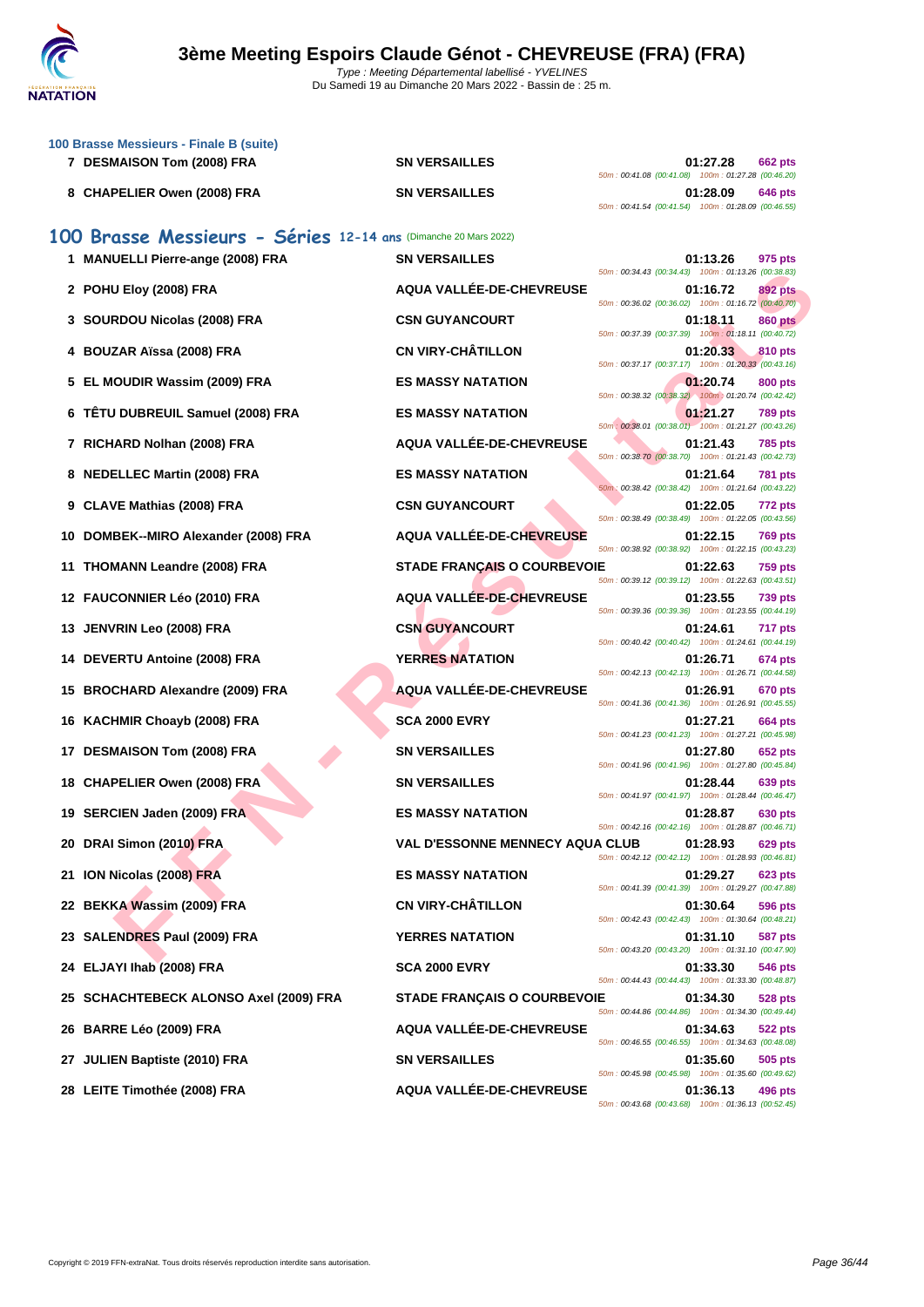### 100 Brasse Messieurs - Finale B (suite)

| | Nom | Club | Temps | Points | Splits |
|---|---|---|---|---|---|
| 7 | DESMAISON Tom (2008) FRA | SN VERSAILLES | 01:27.28 | 662 pts | 50m : 00:41.08 (00:41.08) 100m : 01:27.28 (00:46.20) |
| 8 | CHAPELIER Owen (2008) FRA | SN VERSAILLES | 01:28.09 | 646 pts | 50m : 00:41.54 (00:41.54) 100m : 01:28.09 (00:46.55) |

## 100 Brasse Messieurs - Séries 12-14 ans (Dimanche 20 Mars 2022)

| | Nom | Club | Temps | Points | Splits |
|---|---|---|---|---|---|
| 1 | MANUELLI Pierre-ange (2008) FRA | SN VERSAILLES | 01:13.26 | 975 pts | 50m : 00:34.43 (00:34.43) 100m : 01:13.26 (00:38.83) |
| 2 | POHU Eloy (2008) FRA | AQUA VALLÉE-DE-CHEVREUSE | 01:16.72 | 892 pts | 50m : 00:36.02 (00:36.02) 100m : 01:16.72 (00:40.70) |
| 3 | SOURDOU Nicolas (2008) FRA | CSN GUYANCOURT | 01:18.11 | 860 pts | 50m : 00:37.39 (00:37.39) 100m : 01:18.11 (00:40.72) |
| 4 | BOUZAR Aïssa (2008) FRA | CN VIRY-CHÂTILLON | 01:20.33 | 810 pts | 50m : 00:37.17 (00:37.17) 100m : 01:20.33 (00:43.16) |
| 5 | EL MOUDIR Wassim (2009) FRA | ES MASSY NATATION | 01:20.74 | 800 pts | 50m : 00:38.32 (00:38.32) 100m : 01:20.74 (00:42.42) |
| 6 | TÊTU DUBREUIL Samuel (2008) FRA | ES MASSY NATATION | 01:21.27 | 789 pts | 50m : 00:38.01 (00:38.01) 100m : 01:21.27 (00:43.26) |
| 7 | RICHARD Nolhan (2008) FRA | AQUA VALLÉE-DE-CHEVREUSE | 01:21.43 | 785 pts | 50m : 00:38.70 (00:38.70) 100m : 01:21.43 (00:42.73) |
| 8 | NEDELLEC Martin (2008) FRA | ES MASSY NATATION | 01:21.64 | 781 pts | 50m : 00:38.42 (00:38.42) 100m : 01:21.64 (00:43.22) |
| 9 | CLAVE Mathias (2008) FRA | CSN GUYANCOURT | 01:22.05 | 772 pts | 50m : 00:38.49 (00:38.49) 100m : 01:22.05 (00:43.56) |
| 10 | DOMBEK--MIRO Alexander (2008) FRA | AQUA VALLÉE-DE-CHEVREUSE | 01:22.15 | 769 pts | 50m : 00:38.92 (00:38.92) 100m : 01:22.15 (00:43.23) |
| 11 | THOMANN Leandre (2008) FRA | STADE FRANÇAIS O COURBEVOIE | 01:22.63 | 759 pts | 50m : 00:39.12 (00:39.12) 100m : 01:22.63 (00:43.51) |
| 12 | FAUCONNIER Léo (2010) FRA | AQUA VALLÉE-DE-CHEVREUSE | 01:23.55 | 739 pts | 50m : 00:39.36 (00:39.36) 100m : 01:23.55 (00:44.19) |
| 13 | JENVRIN Leo (2008) FRA | CSN GUYANCOURT | 01:24.61 | 717 pts | 50m : 00:40.42 (00:40.42) 100m : 01:24.61 (00:44.19) |
| 14 | DEVERTU Antoine (2008) FRA | YERRES NATATION | 01:26.71 | 674 pts | 50m : 00:42.13 (00:42.13) 100m : 01:26.71 (00:44.58) |
| 15 | BROCHARD Alexandre (2009) FRA | AQUA VALLÉE-DE-CHEVREUSE | 01:26.91 | 670 pts | 50m : 00:41.36 (00:41.36) 100m : 01:26.91 (00:45.55) |
| 16 | KACHMIR Choayb (2008) FRA | SCA 2000 EVRY | 01:27.21 | 664 pts | 50m : 00:41.23 (00:41.23) 100m : 01:27.21 (00:45.98) |
| 17 | DESMAISON Tom (2008) FRA | SN VERSAILLES | 01:27.80 | 652 pts | 50m : 00:41.96 (00:41.96) 100m : 01:27.80 (00:45.84) |
| 18 | CHAPELIER Owen (2008) FRA | SN VERSAILLES | 01:28.44 | 639 pts | 50m : 00:41.97 (00:41.97) 100m : 01:28.44 (00:46.47) |
| 19 | SERCIEN Jaden (2009) FRA | ES MASSY NATATION | 01:28.87 | 630 pts | 50m : 00:42.16 (00:42.16) 100m : 01:28.87 (00:46.71) |
| 20 | DRAI Simon (2010) FRA | VAL D'ESSONNE MENNECY AQUA CLUB | 01:28.93 | 629 pts | 50m : 00:42.12 (00:42.12) 100m : 01:28.93 (00:46.81) |
| 21 | ION Nicolas (2008) FRA | ES MASSY NATATION | 01:29.27 | 623 pts | 50m : 00:41.39 (00:41.39) 100m : 01:29.27 (00:47.88) |
| 22 | BEKKA Wassim (2009) FRA | CN VIRY-CHÂTILLON | 01:30.64 | 596 pts | 50m : 00:42.43 (00:42.43) 100m : 01:30.64 (00:48.21) |
| 23 | SALENDRES Paul (2009) FRA | YERRES NATATION | 01:31.10 | 587 pts | 50m : 00:43.20 (00:43.20) 100m : 01:31.10 (00:47.90) |
| 24 | ELJAYI Ihab (2008) FRA | SCA 2000 EVRY | 01:33.30 | 546 pts | 50m : 00:44.43 (00:44.43) 100m : 01:33.30 (00:48.87) |
| 25 | SCHACHTEBECK ALONSO Axel (2009) FRA | STADE FRANÇAIS O COURBEVOIE | 01:34.30 | 528 pts | 50m : 00:44.86 (00:44.86) 100m : 01:34.30 (00:49.44) |
| 26 | BARRE Léo (2009) FRA | AQUA VALLÉE-DE-CHEVREUSE | 01:34.63 | 522 pts | 50m : 00:46.55 (00:46.55) 100m : 01:34.63 (00:48.08) |
| 27 | JULIEN Baptiste (2010) FRA | SN VERSAILLES | 01:35.60 | 505 pts | 50m : 00:45.98 (00:45.98) 100m : 01:35.60 (00:49.62) |
| 28 | LEITE Timothée (2008) FRA | AQUA VALLÉE-DE-CHEVREUSE | 01:36.13 | 496 pts | 50m : 00:43.68 (00:43.68) 100m : 01:36.13 (00:52.45) |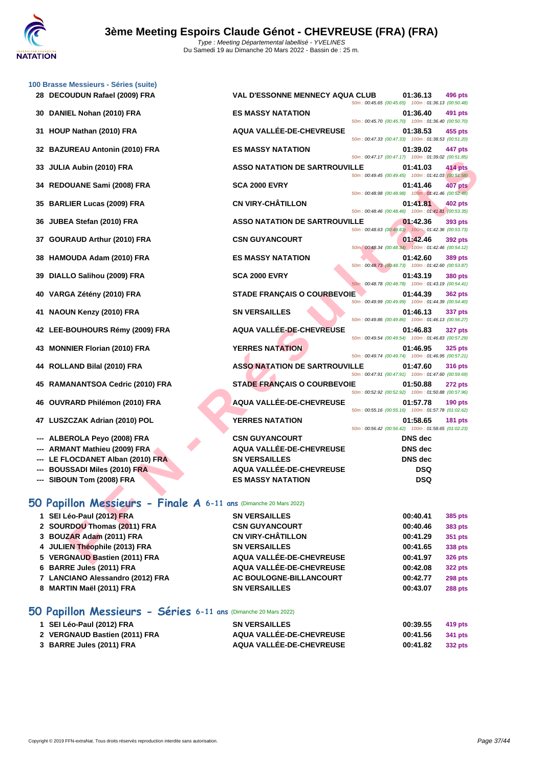# 3ème Meeting Espoirs Claude Génot - CHEVREUSE (FRA) (FRA)

*Type : Meeting Départemental labellisé - YVELINES*
Du Samedi 19 au Dimanche 20 Mars 2022 - Bassin de : 25 m.

### 100 Brasse Messieurs - Séries (suite)

| Pl. | Nom | Club | Temps | Points | Splits |
|---|---|---|---|---|---|
| 28 | DECOUDUN Rafael (2009) FRA | VAL D'ESSONNE MENNECY AQUA CLUB | 01:36.13 | 496 pts | 50m : 00:45.65 (00:45.65) 100m : 01:36.13 (00:50.48) |
| 30 | DANIEL Nohan (2010) FRA | ES MASSY NATATION | 01:36.40 | 491 pts | 50m : 00:45.70 (00:45.70) 100m : 01:36.40 (00:50.70) |
| 31 | HOUP Nathan (2010) FRA | AQUA VALLÉE-DE-CHEVREUSE | 01:38.53 | 455 pts | 50m : 00:47.33 (00:47.33) 100m : 01:38.53 (00:51.20) |
| 32 | BAZUREAU Antonin (2010) FRA | ES MASSY NATATION | 01:39.02 | 447 pts | 50m : 00:47.17 (00:47.17) 100m : 01:39.02 (00:51.85) |
| 33 | JULIA Aubin (2010) FRA | ASSO NATATION DE SARTROUVILLE | 01:41.03 | 414 pts | 50m : 00:49.45 (00:49.45) 100m : 01:41.03 (00:51.58) |
| 34 | REDOUANE Sami (2008) FRA | SCA 2000 EVRY | 01:41.46 | 407 pts | 50m : 00:48.98 (00:48.98) 100m : 01:41.46 (00:52.48) |
| 35 | BARLIER Lucas (2009) FRA | CN VIRY-CHÂTILLON | 01:41.81 | 402 pts | 50m : 00:48.46 (00:48.46) 100m : 01:41.81 (00:53.35) |
| 36 | JUBEA Stefan (2010) FRA | ASSO NATATION DE SARTROUVILLE | 01:42.36 | 393 pts | 50m : 00:48.63 (00:48.63) 100m : 01:42.36 (00:53.73) |
| 37 | GOURAUD Arthur (2010) FRA | CSN GUYANCOURT | 01:42.46 | 392 pts | 50m : 00:48.34 (00:48.34) 100m : 01:42.46 (00:54.12) |
| 38 | HAMOUDA Adam (2010) FRA | ES MASSY NATATION | 01:42.60 | 389 pts | 50m : 00:48.73 (00:48.73) 100m : 01:42.60 (00:53.87) |
| 39 | DIALLO Salihou (2009) FRA | SCA 2000 EVRY | 01:43.19 | 380 pts | 50m : 00:48.78 (00:48.78) 100m : 01:43.19 (00:54.41) |
| 40 | VARGA Zétény (2010) FRA | STADE FRANÇAIS O COURBEVOIE | 01:44.39 | 362 pts | 50m : 00:49.99 (00:49.99) 100m : 01:44.39 (00:54.40) |
| 41 | NAOUN Kenzy (2010) FRA | SN VERSAILLES | 01:46.13 | 337 pts | 50m : 00:49.86 (00:49.86) 100m : 01:46.13 (00:56.27) |
| 42 | LEE-BOUHOURS Rémy (2009) FRA | AQUA VALLÉE-DE-CHEVREUSE | 01:46.83 | 327 pts | 50m : 00:49.54 (00:49.54) 100m : 01:46.83 (00:57.29) |
| 43 | MONNIER Florian (2010) FRA | YERRES NATATION | 01:46.95 | 325 pts | 50m : 00:49.74 (00:49.74) 100m : 01:46.95 (00:57.21) |
| 44 | ROLLAND Bilal (2010) FRA | ASSO NATATION DE SARTROUVILLE | 01:47.60 | 316 pts | 50m : 00:47.91 (00:47.91) 100m : 01:47.60 (00:59.69) |
| 45 | RAMANANTSOA Cedric (2010) FRA | STADE FRANÇAIS O COURBEVOIE | 01:50.88 | 272 pts | 50m : 00:52.92 (00:52.92) 100m : 01:50.88 (00:57.96) |
| 46 | OUVRARD Philémon (2010) FRA | AQUA VALLÉE-DE-CHEVREUSE | 01:57.78 | 190 pts | 50m : 00:55.16 (00:55.16) 100m : 01:57.78 (01:02.62) |
| 47 | LUSZCZAK Adrian (2010) POL | YERRES NATATION | 01:58.65 | 181 pts | 50m : 00:56.42 (00:56.42) 100m : 01:58.65 (01:02.23) |
| --- | ALBEROLA Peyo (2008) FRA | CSN GUYANCOURT | DNS dec | | |
| --- | ARMANT Mathieu (2009) FRA | AQUA VALLÉE-DE-CHEVREUSE | DNS dec | | |
| --- | LE FLOCDANET Alban (2010) FRA | SN VERSAILLES | DNS dec | | |
| --- | BOUSSADI Miles (2010) FRA | AQUA VALLÉE-DE-CHEVREUSE | DSQ | | |
| --- | SIBOUN Tom (2008) FRA | ES MASSY NATATION | DSQ | | |

## 50 Papillon Messieurs - Finale A 6-11 ans (Dimanche 20 Mars 2022)

| Pl. | Nom | Club | Temps | Points |
|---|---|---|---|---|
| 1 | SEI Léo-Paul (2012) FRA | SN VERSAILLES | 00:40.41 | 385 pts |
| 2 | SOURDOU Thomas (2011) FRA | CSN GUYANCOURT | 00:40.46 | 383 pts |
| 3 | BOUZAR Adam (2011) FRA | CN VIRY-CHÂTILLON | 00:41.29 | 351 pts |
| 4 | JULIEN Théophile (2013) FRA | SN VERSAILLES | 00:41.65 | 338 pts |
| 5 | VERGNAUD Bastien (2011) FRA | AQUA VALLÉE-DE-CHEVREUSE | 00:41.97 | 326 pts |
| 6 | BARRE Jules (2011) FRA | AQUA VALLÉE-DE-CHEVREUSE | 00:42.08 | 322 pts |
| 7 | LANCIANO Alessandro (2012) FRA | AC BOULOGNE-BILLANCOURT | 00:42.77 | 298 pts |
| 8 | MARTIN Maël (2011) FRA | SN VERSAILLES | 00:43.07 | 288 pts |

## 50 Papillon Messieurs - Séries 6-11 ans (Dimanche 20 Mars 2022)

| Pl. | Nom | Club | Temps | Points |
|---|---|---|---|---|
| 1 | SEI Léo-Paul (2012) FRA | SN VERSAILLES | 00:39.55 | 419 pts |
| 2 | VERGNAUD Bastien (2011) FRA | AQUA VALLÉE-DE-CHEVREUSE | 00:41.56 | 341 pts |
| 3 | BARRE Jules (2011) FRA | AQUA VALLÉE-DE-CHEVREUSE | 00:41.82 | 332 pts |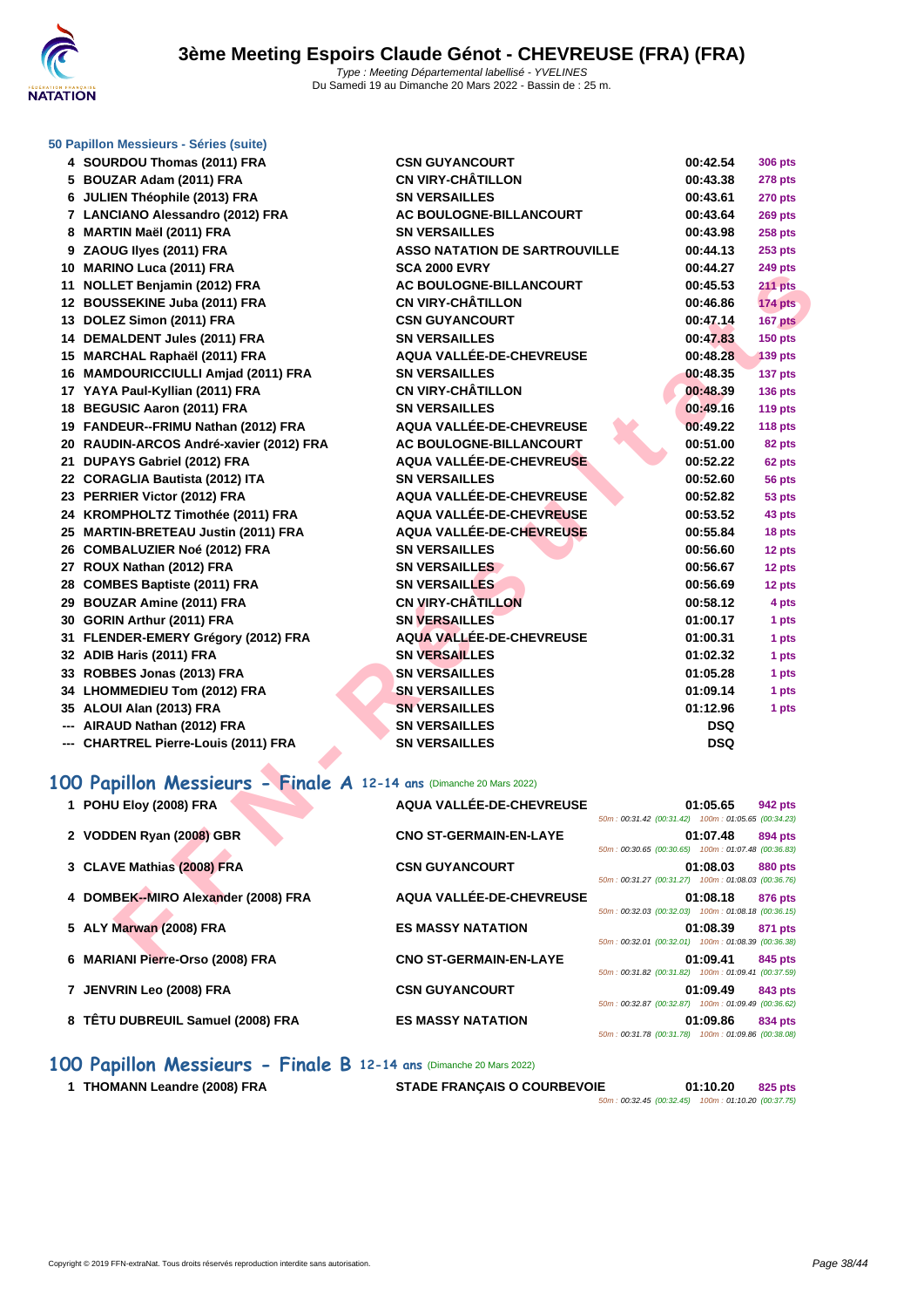# 3ème Meeting Espoirs Claude Génot - CHEVREUSE (FRA) (FRA)

*Type : Meeting Départemental labellisé - YVELINES*
Du Samedi 19 au Dimanche 20 Mars 2022 - Bassin de : 25 m.

### 50 Papillon Messieurs - Séries (suite)

| Pl. | Nom | Club | Temps | Points |
|---|---|---|---|---|
| 4 | SOURDOU Thomas (2011) FRA | CSN GUYANCOURT | 00:42.54 | 306 pts |
| 5 | BOUZAR Adam (2011) FRA | CN VIRY-CHÂTILLON | 00:43.38 | 278 pts |
| 6 | JULIEN Théophile (2013) FRA | SN VERSAILLES | 00:43.61 | 270 pts |
| 7 | LANCIANO Alessandro (2012) FRA | AC BOULOGNE-BILLANCOURT | 00:43.64 | 269 pts |
| 8 | MARTIN Maël (2011) FRA | SN VERSAILLES | 00:43.98 | 258 pts |
| 9 | ZAOUG Ilyes (2011) FRA | ASSO NATATION DE SARTROUVILLE | 00:44.13 | 253 pts |
| 10 | MARINO Luca (2011) FRA | SCA 2000 EVRY | 00:44.27 | 249 pts |
| 11 | NOLLET Benjamin (2012) FRA | AC BOULOGNE-BILLANCOURT | 00:45.53 | 211 pts |
| 12 | BOUSSEKINE Juba (2011) FRA | CN VIRY-CHÂTILLON | 00:46.86 | 174 pts |
| 13 | DOLEZ Simon (2011) FRA | CSN GUYANCOURT | 00:47.14 | 167 pts |
| 14 | DEMALDENT Jules (2011) FRA | SN VERSAILLES | 00:47.83 | 150 pts |
| 15 | MARCHAL Raphaël (2011) FRA | AQUA VALLÉE-DE-CHEVREUSE | 00:48.28 | 139 pts |
| 16 | MAMDOURICCIULLI Amjad (2011) FRA | SN VERSAILLES | 00:48.35 | 137 pts |
| 17 | YAYA Paul-Kyllian (2011) FRA | CN VIRY-CHÂTILLON | 00:48.39 | 136 pts |
| 18 | BEGUSIC Aaron (2011) FRA | SN VERSAILLES | 00:49.16 | 119 pts |
| 19 | FANDEUR--FRIMU Nathan (2012) FRA | AQUA VALLÉE-DE-CHEVREUSE | 00:49.22 | 118 pts |
| 20 | RAUDIN-ARCOS André-xavier (2012) FRA | AC BOULOGNE-BILLANCOURT | 00:51.00 | 82 pts |
| 21 | DUPAYS Gabriel (2012) FRA | AQUA VALLÉE-DE-CHEVREUSE | 00:52.22 | 62 pts |
| 22 | CORAGLIA Bautista (2012) ITA | SN VERSAILLES | 00:52.60 | 56 pts |
| 23 | PERRIER Victor (2012) FRA | AQUA VALLÉE-DE-CHEVREUSE | 00:52.82 | 53 pts |
| 24 | KROMPHOLTZ Timothée (2011) FRA | AQUA VALLÉE-DE-CHEVREUSE | 00:53.52 | 43 pts |
| 25 | MARTIN-BRETEAU Justin (2011) FRA | AQUA VALLÉE-DE-CHEVREUSE | 00:55.84 | 18 pts |
| 26 | COMBALUZIER Noé (2012) FRA | SN VERSAILLES | 00:56.60 | 12 pts |
| 27 | ROUX Nathan (2012) FRA | SN VERSAILLES | 00:56.67 | 12 pts |
| 28 | COMBES Baptiste (2011) FRA | SN VERSAILLES | 00:56.69 | 12 pts |
| 29 | BOUZAR Amine (2011) FRA | CN VIRY-CHÂTILLON | 00:58.12 | 4 pts |
| 30 | GORIN Arthur (2011) FRA | SN VERSAILLES | 01:00.17 | 1 pts |
| 31 | FLENDER-EMERY Grégory (2012) FRA | AQUA VALLÉE-DE-CHEVREUSE | 01:00.31 | 1 pts |
| 32 | ADIB Haris (2011) FRA | SN VERSAILLES | 01:02.32 | 1 pts |
| 33 | ROBBES Jonas (2013) FRA | SN VERSAILLES | 01:05.28 | 1 pts |
| 34 | LHOMMEDIEU Tom (2012) FRA | SN VERSAILLES | 01:09.14 | 1 pts |
| 35 | ALOUI Alan (2013) FRA | SN VERSAILLES | 01:12.96 | 1 pts |
| --- | AIRAUD Nathan (2012) FRA | SN VERSAILLES | DSQ | |
| --- | CHARTREL Pierre-Louis (2011) FRA | SN VERSAILLES | DSQ | |

## 100 Papillon Messieurs - Finale A 12-14 ans (Dimanche 20 Mars 2022)

| Pl. | Nom | Club | Temps | Points | Intermédiaires |
|---|---|---|---|---|---|
| 1 | POHU Eloy (2008) FRA | AQUA VALLÉE-DE-CHEVREUSE | 01:05.65 | 942 pts | 50m : 00:31.42 (00:31.42) 100m : 01:05.65 (00:34.23) |
| 2 | VODDEN Ryan (2008) GBR | CNO ST-GERMAIN-EN-LAYE | 01:07.48 | 894 pts | 50m : 00:30.65 (00:30.65) 100m : 01:07.48 (00:36.83) |
| 3 | CLAVE Mathias (2008) FRA | CSN GUYANCOURT | 01:08.03 | 880 pts | 50m : 00:31.27 (00:31.27) 100m : 01:08.03 (00:36.76) |
| 4 | DOMBEK--MIRO Alexander (2008) FRA | AQUA VALLÉE-DE-CHEVREUSE | 01:08.18 | 876 pts | 50m : 00:32.03 (00:32.03) 100m : 01:08.18 (00:36.15) |
| 5 | ALY Marwan (2008) FRA | ES MASSY NATATION | 01:08.39 | 871 pts | 50m : 00:32.01 (00:32.01) 100m : 01:08.39 (00:36.38) |
| 6 | MARIANI Pierre-Orso (2008) FRA | CNO ST-GERMAIN-EN-LAYE | 01:09.41 | 845 pts | 50m : 00:31.82 (00:31.82) 100m : 01:09.41 (00:37.59) |
| 7 | JENVRIN Leo (2008) FRA | CSN GUYANCOURT | 01:09.49 | 843 pts | 50m : 00:32.87 (00:32.87) 100m : 01:09.49 (00:36.62) |
| 8 | TÊTU DUBREUIL Samuel (2008) FRA | ES MASSY NATATION | 01:09.86 | 834 pts | 50m : 00:31.78 (00:31.78) 100m : 01:09.86 (00:38.08) |

## 100 Papillon Messieurs - Finale B 12-14 ans (Dimanche 20 Mars 2022)

| Pl. | Nom | Club | Temps | Points | Intermédiaires |
|---|---|---|---|---|---|
| 1 | THOMANN Leandre (2008) FRA | STADE FRANÇAIS O COURBEVOIE | 01:10.20 | 825 pts | 50m : 00:32.45 (00:32.45) 100m : 01:10.20 (00:37.75) |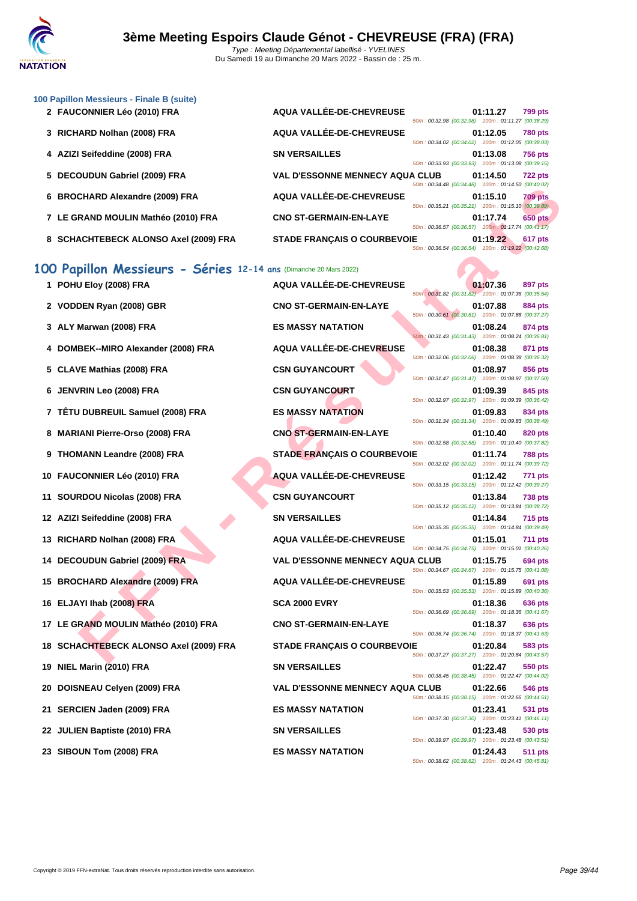### 100 Papillon Messieurs - Finale B (suite)

| Place | Nom | Club | Temps | Points | Splits |
|---|---|---|---|---|---|
| 2 | FAUCONNIER Léo (2010) FRA | AQUA VALLÉE-DE-CHEVREUSE | 01:11.27 | 799 pts | 50m : 00:32.98 (00:32.98) 100m : 01:11.27 (00:38.29) |
| 3 | RICHARD Nolhan (2008) FRA | AQUA VALLÉE-DE-CHEVREUSE | 01:12.05 | 780 pts | 50m : 00:34.02 (00:34.02) 100m : 01:12.05 (00:38.03) |
| 4 | AZIZI Seifeddine (2008) FRA | SN VERSAILLES | 01:13.08 | 756 pts | 50m : 00:33.93 (00:33.93) 100m : 01:13.08 (00:39.15) |
| 5 | DECOUDUN Gabriel (2009) FRA | VAL D'ESSONNE MENNECY AQUA CLUB | 01:14.50 | 722 pts | 50m : 00:34.48 (00:34.48) 100m : 01:14.50 (00:40.02) |
| 6 | BROCHARD Alexandre (2009) FRA | AQUA VALLÉE-DE-CHEVREUSE | 01:15.10 | 709 pts | 50m : 00:35.21 (00:35.21) 100m : 01:15.10 (00:39.89) |
| 7 | LE GRAND MOULIN Mathéo (2010) FRA | CNO ST-GERMAIN-EN-LAYE | 01:17.74 | 650 pts | 50m : 00:36.57 (00:36.57) 100m : 01:17.74 (00:41.17) |
| 8 | SCHACHTEBECK ALONSO Axel (2009) FRA | STADE FRANÇAIS O COURBEVOIE | 01:19.22 | 617 pts | 50m : 00:36.54 (00:36.54) 100m : 01:19.22 (00:42.68) |

## 100 Papillon Messieurs - Séries 12-14 ans (Dimanche 20 Mars 2022)

| Place | Nom | Club | Temps | Points | Splits |
|---|---|---|---|---|---|
| 1 | POHU Eloy (2008) FRA | AQUA VALLÉE-DE-CHEVREUSE | 01:07.36 | 897 pts | 50m : 00:31.82 (00:31.82) 100m : 01:07.36 (00:35.54) |
| 2 | VODDEN Ryan (2008) GBR | CNO ST-GERMAIN-EN-LAYE | 01:07.88 | 884 pts | 50m : 00:30.61 (00:30.61) 100m : 01:07.88 (00:37.27) |
| 3 | ALY Marwan (2008) FRA | ES MASSY NATATION | 01:08.24 | 874 pts | 50m : 00:31.43 (00:31.43) 100m : 01:08.24 (00:36.81) |
| 4 | DOMBEK--MIRO Alexander (2008) FRA | AQUA VALLÉE-DE-CHEVREUSE | 01:08.38 | 871 pts | 50m : 00:32.06 (00:32.06) 100m : 01:08.38 (00:36.32) |
| 5 | CLAVE Mathias (2008) FRA | CSN GUYANCOURT | 01:08.97 | 856 pts | 50m : 00:31.47 (00:31.47) 100m : 01:08.97 (00:37.50) |
| 6 | JENVRIN Leo (2008) FRA | CSN GUYANCOURT | 01:09.39 | 845 pts | 50m : 00:32.97 (00:32.97) 100m : 01:09.39 (00:36.42) |
| 7 | TÊTU DUBREUIL Samuel (2008) FRA | ES MASSY NATATION | 01:09.83 | 834 pts | 50m : 00:31.34 (00:31.34) 100m : 01:09.83 (00:38.49) |
| 8 | MARIANI Pierre-Orso (2008) FRA | CNO ST-GERMAIN-EN-LAYE | 01:10.40 | 820 pts | 50m : 00:32.58 (00:32.58) 100m : 01:10.40 (00:37.82) |
| 9 | THOMANN Leandre (2008) FRA | STADE FRANÇAIS O COURBEVOIE | 01:11.74 | 788 pts | 50m : 00:32.02 (00:32.02) 100m : 01:11.74 (00:39.72) |
| 10 | FAUCONNIER Léo (2010) FRA | AQUA VALLÉE-DE-CHEVREUSE | 01:12.42 | 771 pts | 50m : 00:33.15 (00:33.15) 100m : 01:12.42 (00:39.27) |
| 11 | SOURDOU Nicolas (2008) FRA | CSN GUYANCOURT | 01:13.84 | 738 pts | 50m : 00:35.12 (00:35.12) 100m : 01:13.84 (00:38.72) |
| 12 | AZIZI Seifeddine (2008) FRA | SN VERSAILLES | 01:14.84 | 715 pts | 50m : 00:35.35 (00:35.35) 100m : 01:14.84 (00:39.49) |
| 13 | RICHARD Nolhan (2008) FRA | AQUA VALLÉE-DE-CHEVREUSE | 01:15.01 | 711 pts | 50m : 00:34.75 (00:34.75) 100m : 01:15.01 (00:40.26) |
| 14 | DECOUDUN Gabriel (2009) FRA | VAL D'ESSONNE MENNECY AQUA CLUB | 01:15.75 | 694 pts | 50m : 00:34.67 (00:34.67) 100m : 01:15.75 (00:41.08) |
| 15 | BROCHARD Alexandre (2009) FRA | AQUA VALLÉE-DE-CHEVREUSE | 01:15.89 | 691 pts | 50m : 00:35.53 (00:35.53) 100m : 01:15.89 (00:40.36) |
| 16 | ELJAYI Ihab (2008) FRA | SCA 2000 EVRY | 01:18.36 | 636 pts | 50m : 00:36.69 (00:36.69) 100m : 01:18.36 (00:41.67) |
| 17 | LE GRAND MOULIN Mathéo (2010) FRA | CNO ST-GERMAIN-EN-LAYE | 01:18.37 | 636 pts | 50m : 00:36.74 (00:36.74) 100m : 01:18.37 (00:41.63) |
| 18 | SCHACHTEBECK ALONSO Axel (2009) FRA | STADE FRANÇAIS O COURBEVOIE | 01:20.84 | 583 pts | 50m : 00:37.27 (00:37.27) 100m : 01:20.84 (00:43.57) |
| 19 | NIEL Marin (2010) FRA | SN VERSAILLES | 01:22.47 | 550 pts | 50m : 00:38.45 (00:38.45) 100m : 01:22.47 (00:44.02) |
| 20 | DOISNEAU Celyen (2009) FRA | VAL D'ESSONNE MENNECY AQUA CLUB | 01:22.66 | 546 pts | 50m : 00:38.15 (00:38.15) 100m : 01:22.66 (00:44.51) |
| 21 | SERCIEN Jaden (2009) FRA | ES MASSY NATATION | 01:23.41 | 531 pts | 50m : 00:37.30 (00:37.30) 100m : 01:23.41 (00:46.11) |
| 22 | JULIEN Baptiste (2010) FRA | SN VERSAILLES | 01:23.48 | 530 pts | 50m : 00:39.97 (00:39.97) 100m : 01:23.48 (00:43.51) |
| 23 | SIBOUN Tom (2008) FRA | ES MASSY NATATION | 01:24.43 | 511 pts | 50m : 00:38.62 (00:38.62) 100m : 01:24.43 (00:45.81) |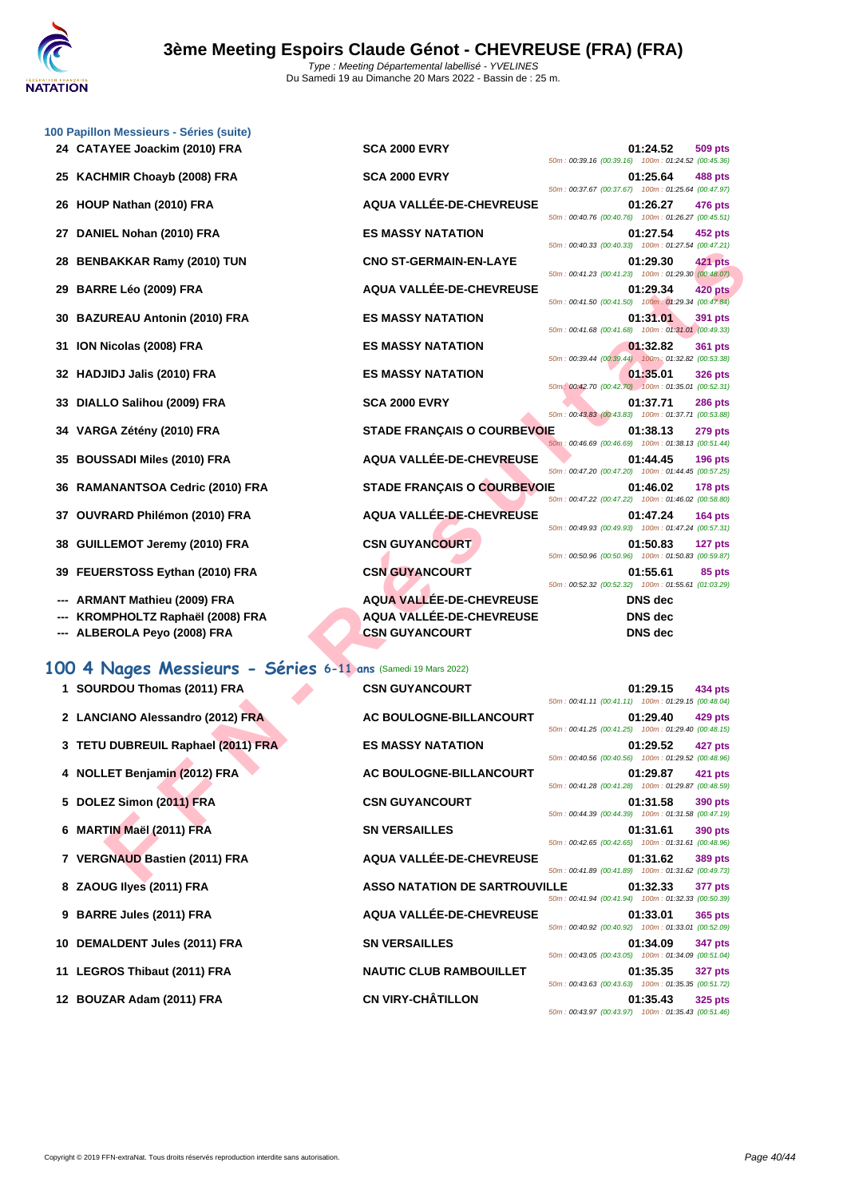### 100 Papillon Messieurs - Séries (suite)

| Rang | Nom | Club | Temps | Points | Splits |
|---|---|---|---|---|---|
| 24 | CATAYEE Joackim (2010) FRA | SCA 2000 EVRY | 01:24.52 | 509 pts | 50m : 00:39.16 (00:39.16) 100m : 01:24.52 (00:45.36) |
| 25 | KACHMIR Choayb (2008) FRA | SCA 2000 EVRY | 01:25.64 | 488 pts | 50m : 00:37.67 (00:37.67) 100m : 01:25.64 (00:47.97) |
| 26 | HOUP Nathan (2010) FRA | AQUA VALLÉE-DE-CHEVREUSE | 01:26.27 | 476 pts | 50m : 00:40.76 (00:40.76) 100m : 01:26.27 (00:45.51) |
| 27 | DANIEL Nohan (2010) FRA | ES MASSY NATATION | 01:27.54 | 452 pts | 50m : 00:40.33 (00:40.33) 100m : 01:27.54 (00:47.21) |
| 28 | BENBAKKAR Ramy (2010) TUN | CNO ST-GERMAIN-EN-LAYE | 01:29.30 | 421 pts | 50m : 00:41.23 (00:41.23) 100m : 01:29.30 (00:48.07) |
| 29 | BARRE Léo (2009) FRA | AQUA VALLÉE-DE-CHEVREUSE | 01:29.34 | 420 pts | 50m : 00:41.50 (00:41.50) 100m : 01:29.34 (00:47.84) |
| 30 | BAZUREAU Antonin (2010) FRA | ES MASSY NATATION | 01:31.01 | 391 pts | 50m : 00:41.68 (00:41.68) 100m : 01:31.01 (00:49.33) |
| 31 | ION Nicolas (2008) FRA | ES MASSY NATATION | 01:32.82 | 361 pts | 50m : 00:39.44 (00:39.44) 100m : 01:32.82 (00:53.38) |
| 32 | HADJIDJ Jalis (2010) FRA | ES MASSY NATATION | 01:35.01 | 326 pts | 50m : 00:42.70 (00:42.70) 100m : 01:35.01 (00:52.31) |
| 33 | DIALLO Salihou (2009) FRA | SCA 2000 EVRY | 01:37.71 | 286 pts | 50m : 00:43.83 (00:43.83) 100m : 01:37.71 (00:53.88) |
| 34 | VARGA Zétény (2010) FRA | STADE FRANÇAIS O COURBEVOIE | 01:38.13 | 279 pts | 50m : 00:46.69 (00:46.69) 100m : 01:38.13 (00:51.44) |
| 35 | BOUSSADI Miles (2010) FRA | AQUA VALLÉE-DE-CHEVREUSE | 01:44.45 | 196 pts | 50m : 00:47.20 (00:47.20) 100m : 01:44.45 (00:57.25) |
| 36 | RAMANANTSOA Cedric (2010) FRA | STADE FRANÇAIS O COURBEVOIE | 01:46.02 | 178 pts | 50m : 00:47.22 (00:47.22) 100m : 01:46.02 (00:58.80) |
| 37 | OUVRARD Philémon (2010) FRA | AQUA VALLÉE-DE-CHEVREUSE | 01:47.24 | 164 pts | 50m : 00:49.93 (00:49.93) 100m : 01:47.24 (00:57.31) |
| 38 | GUILLEMOT Jeremy (2010) FRA | CSN GUYANCOURT | 01:50.83 | 127 pts | 50m : 00:50.96 (00:50.96) 100m : 01:50.83 (00:59.87) |
| 39 | FEUERSTOSS Eythan (2010) FRA | CSN GUYANCOURT | 01:55.61 | 85 pts | 50m : 00:52.32 (00:52.32) 100m : 01:55.61 (01:03.29) |
| --- | ARMANT Mathieu (2009) FRA | AQUA VALLÉE-DE-CHEVREUSE | DNS dec | | |
| --- | KROMPHOLTZ Raphaël (2008) FRA | AQUA VALLÉE-DE-CHEVREUSE | DNS dec | | |
| --- | ALBEROLA Peyo (2008) FRA | CSN GUYANCOURT | DNS dec | | |

## 100 4 Nages Messieurs - Séries 6-11 ans (Samedi 19 Mars 2022)

| Rang | Nom | Club | Temps | Points | Splits |
|---|---|---|---|---|---|
| 1 | SOURDOU Thomas (2011) FRA | CSN GUYANCOURT | 01:29.15 | 434 pts | 50m : 00:41.11 (00:41.11) 100m : 01:29.15 (00:48.04) |
| 2 | LANCIANO Alessandro (2012) FRA | AC BOULOGNE-BILLANCOURT | 01:29.40 | 429 pts | 50m : 00:41.25 (00:41.25) 100m : 01:29.40 (00:48.15) |
| 3 | TETU DUBREUIL Raphael (2011) FRA | ES MASSY NATATION | 01:29.52 | 427 pts | 50m : 00:40.56 (00:40.56) 100m : 01:29.52 (00:48.96) |
| 4 | NOLLET Benjamin (2012) FRA | AC BOULOGNE-BILLANCOURT | 01:29.87 | 421 pts | 50m : 00:41.28 (00:41.28) 100m : 01:29.87 (00:48.59) |
| 5 | DOLEZ Simon (2011) FRA | CSN GUYANCOURT | 01:31.58 | 390 pts | 50m : 00:44.39 (00:44.39) 100m : 01:31.58 (00:47.19) |
| 6 | MARTIN Maël (2011) FRA | SN VERSAILLES | 01:31.61 | 390 pts | 50m : 00:42.65 (00:42.65) 100m : 01:31.61 (00:48.96) |
| 7 | VERGNAUD Bastien (2011) FRA | AQUA VALLÉE-DE-CHEVREUSE | 01:31.62 | 389 pts | 50m : 00:41.89 (00:41.89) 100m : 01:31.62 (00:49.73) |
| 8 | ZAOUG Ilyes (2011) FRA | ASSO NATATION DE SARTROUVILLE | 01:32.33 | 377 pts | 50m : 00:41.94 (00:41.94) 100m : 01:32.33 (00:50.39) |
| 9 | BARRE Jules (2011) FRA | AQUA VALLÉE-DE-CHEVREUSE | 01:33.01 | 365 pts | 50m : 00:40.92 (00:40.92) 100m : 01:33.01 (00:52.09) |
| 10 | DEMALDENT Jules (2011) FRA | SN VERSAILLES | 01:34.09 | 347 pts | 50m : 00:43.05 (00:43.05) 100m : 01:34.09 (00:51.04) |
| 11 | LEGROS Thibaut (2011) FRA | NAUTIC CLUB RAMBOUILLET | 01:35.35 | 327 pts | 50m : 00:43.63 (00:43.63) 100m : 01:35.35 (00:51.72) |
| 12 | BOUZAR Adam (2011) FRA | CN VIRY-CHÂTILLON | 01:35.43 | 325 pts | 50m : 00:43.97 (00:43.97) 100m : 01:35.43 (00:51.46) |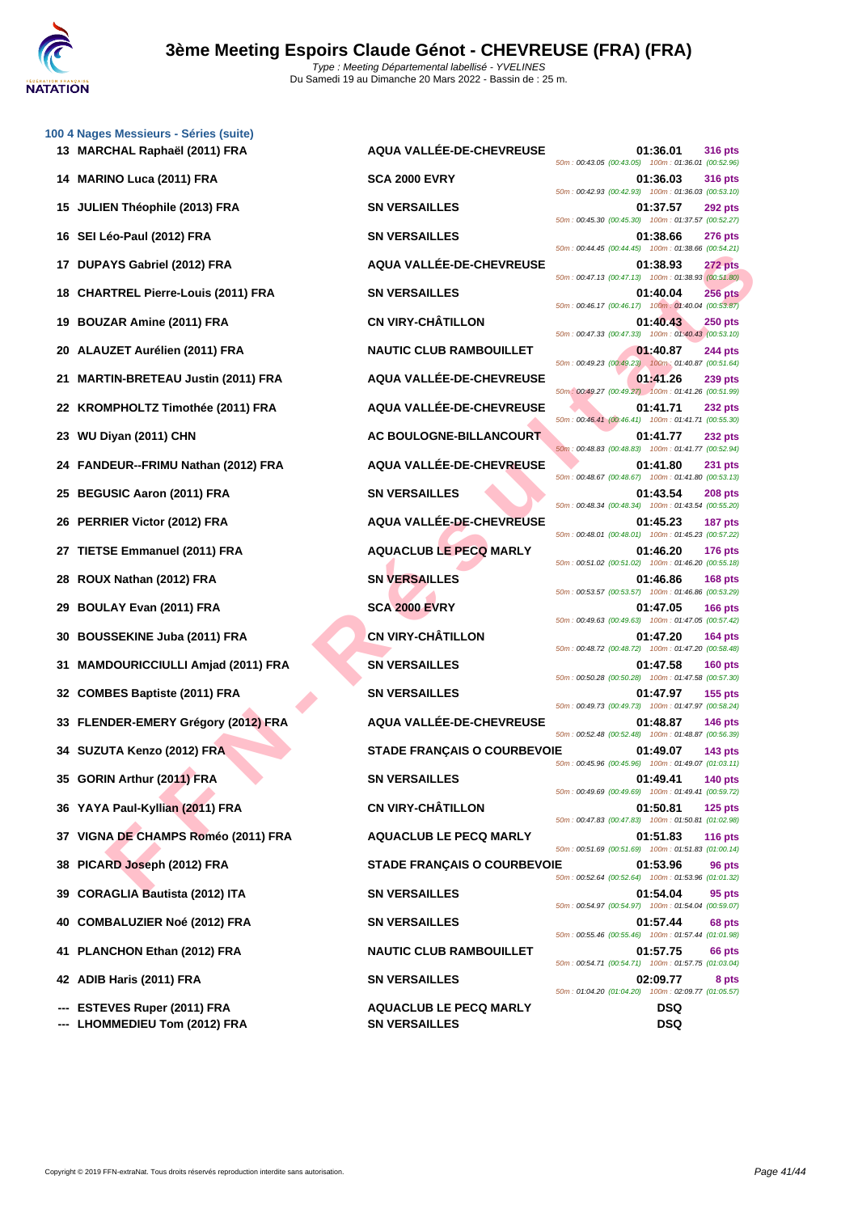# 3ème Meeting Espoirs Claude Génot - CHEVREUSE (FRA) (FRA)

Type : Meeting Départemental labellisé - YVELINES
Du Samedi 19 au Dimanche 20 Mars 2022 - Bassin de : 25 m.

## 100 4 Nages Messieurs - Séries (suite)

| Rang | Nom | Club | Temps | Points | Splits |
|---|---|---|---|---|---|
| 13 | MARCHAL Raphaël (2011) FRA | AQUA VALLÉE-DE-CHEVREUSE | 01:36.01 | 316 pts | 50m : 00:43.05 (00:43.05) 100m : 01:36.01 (00:52.96) |
| 14 | MARINO Luca (2011) FRA | SCA 2000 EVRY | 01:36.03 | 316 pts | 50m : 00:42.93 (00:42.93) 100m : 01:36.03 (00:53.10) |
| 15 | JULIEN Théophile (2013) FRA | SN VERSAILLES | 01:37.57 | 292 pts | 50m : 00:45.30 (00:45.30) 100m : 01:37.57 (00:52.27) |
| 16 | SEI Léo-Paul (2012) FRA | SN VERSAILLES | 01:38.66 | 276 pts | 50m : 00:44.45 (00:44.45) 100m : 01:38.66 (00:54.21) |
| 17 | DUPAYS Gabriel (2012) FRA | AQUA VALLÉE-DE-CHEVREUSE | 01:38.93 | 272 pts | 50m : 00:47.13 (00:47.13) 100m : 01:38.93 (00:51.80) |
| 18 | CHARTREL Pierre-Louis (2011) FRA | SN VERSAILLES | 01:40.04 | 256 pts | 50m : 00:46.17 (00:46.17) 100m : 01:40.04 (00:53.87) |
| 19 | BOUZAR Amine (2011) FRA | CN VIRY-CHÂTILLON | 01:40.43 | 250 pts | 50m : 00:47.33 (00:47.33) 100m : 01:40.43 (00:53.10) |
| 20 | ALAUZET Aurélien (2011) FRA | NAUTIC CLUB RAMBOUILLET | 01:40.87 | 244 pts | 50m : 00:49.23 (00:49.23) 100m : 01:40.87 (00:51.64) |
| 21 | MARTIN-BRETEAU Justin (2011) FRA | AQUA VALLÉE-DE-CHEVREUSE | 01:41.26 | 239 pts | 50m : 00:49.27 (00:49.27) 100m : 01:41.26 (00:51.99) |
| 22 | KROMPHOLTZ Timothée (2011) FRA | AQUA VALLÉE-DE-CHEVREUSE | 01:41.71 | 232 pts | 50m : 00:46.41 (00:46.41) 100m : 01:41.71 (00:55.30) |
| 23 | WU Diyan (2011) CHN | AC BOULOGNE-BILLANCOURT | 01:41.77 | 232 pts | 50m : 00:48.83 (00:48.83) 100m : 01:41.77 (00:52.94) |
| 24 | FANDEUR--FRIMU Nathan (2012) FRA | AQUA VALLÉE-DE-CHEVREUSE | 01:41.80 | 231 pts | 50m : 00:48.67 (00:48.67) 100m : 01:41.80 (00:53.13) |
| 25 | BEGUSIC Aaron (2011) FRA | SN VERSAILLES | 01:43.54 | 208 pts | 50m : 00:48.34 (00:48.34) 100m : 01:43.54 (00:55.20) |
| 26 | PERRIER Victor (2012) FRA | AQUA VALLÉE-DE-CHEVREUSE | 01:45.23 | 187 pts | 50m : 00:48.01 (00:48.01) 100m : 01:45.23 (00:57.22) |
| 27 | TIETSE Emmanuel (2011) FRA | AQUACLUB LE PECQ MARLY | 01:46.20 | 176 pts | 50m : 00:51.02 (00:51.02) 100m : 01:46.20 (00:55.18) |
| 28 | ROUX Nathan (2012) FRA | SN VERSAILLES | 01:46.86 | 168 pts | 50m : 00:53.57 (00:53.57) 100m : 01:46.86 (00:53.29) |
| 29 | BOULAY Evan (2011) FRA | SCA 2000 EVRY | 01:47.05 | 166 pts | 50m : 00:49.63 (00:49.63) 100m : 01:47.05 (00:57.42) |
| 30 | BOUSSEKINE Juba (2011) FRA | CN VIRY-CHÂTILLON | 01:47.20 | 164 pts | 50m : 00:48.72 (00:48.72) 100m : 01:47.20 (00:58.48) |
| 31 | MAMDOURICCIULLI Amjad (2011) FRA | SN VERSAILLES | 01:47.58 | 160 pts | 50m : 00:50.28 (00:50.28) 100m : 01:47.58 (00:57.30) |
| 32 | COMBES Baptiste (2011) FRA | SN VERSAILLES | 01:47.97 | 155 pts | 50m : 00:49.73 (00:49.73) 100m : 01:47.97 (00:58.24) |
| 33 | FLENDER-EMERY Grégory (2012) FRA | AQUA VALLÉE-DE-CHEVREUSE | 01:48.87 | 146 pts | 50m : 00:52.48 (00:52.48) 100m : 01:48.87 (00:56.39) |
| 34 | SUZUTA Kenzo (2012) FRA | STADE FRANÇAIS O COURBEVOIE | 01:49.07 | 143 pts | 50m : 00:45.96 (00:45.96) 100m : 01:49.07 (01:03.11) |
| 35 | GORIN Arthur (2011) FRA | SN VERSAILLES | 01:49.41 | 140 pts | 50m : 00:49.69 (00:49.69) 100m : 01:49.41 (00:59.72) |
| 36 | YAYA Paul-Kyllian (2011) FRA | CN VIRY-CHÂTILLON | 01:50.81 | 125 pts | 50m : 00:47.83 (00:47.83) 100m : 01:50.81 (01:02.98) |
| 37 | VIGNA DE CHAMPS Roméo (2011) FRA | AQUACLUB LE PECQ MARLY | 01:51.83 | 116 pts | 50m : 00:51.69 (00:51.69) 100m : 01:51.83 (01:00.14) |
| 38 | PICARD Joseph (2012) FRA | STADE FRANÇAIS O COURBEVOIE | 01:53.96 | 96 pts | 50m : 00:52.64 (00:52.64) 100m : 01:53.96 (01:01.32) |
| 39 | CORAGLIA Bautista (2012) ITA | SN VERSAILLES | 01:54.04 | 95 pts | 50m : 00:54.97 (00:54.97) 100m : 01:54.04 (00:59.07) |
| 40 | COMBALUZIER Noé (2012) FRA | SN VERSAILLES | 01:57.44 | 68 pts | 50m : 00:55.46 (00:55.46) 100m : 01:57.44 (01:01.98) |
| 41 | PLANCHON Ethan (2012) FRA | NAUTIC CLUB RAMBOUILLET | 01:57.75 | 66 pts | 50m : 00:54.71 (00:54.71) 100m : 01:57.75 (01:03.04) |
| 42 | ADIB Haris (2011) FRA | SN VERSAILLES | 02:09.77 | 8 pts | 50m : 01:04.20 (01:04.20) 100m : 02:09.77 (01:05.57) |
| --- | ESTEVES Ruper (2011) FRA | AQUACLUB LE PECQ MARLY | DSQ | | |
| --- | LHOMMEDIEU Tom (2012) FRA | SN VERSAILLES | DSQ | | |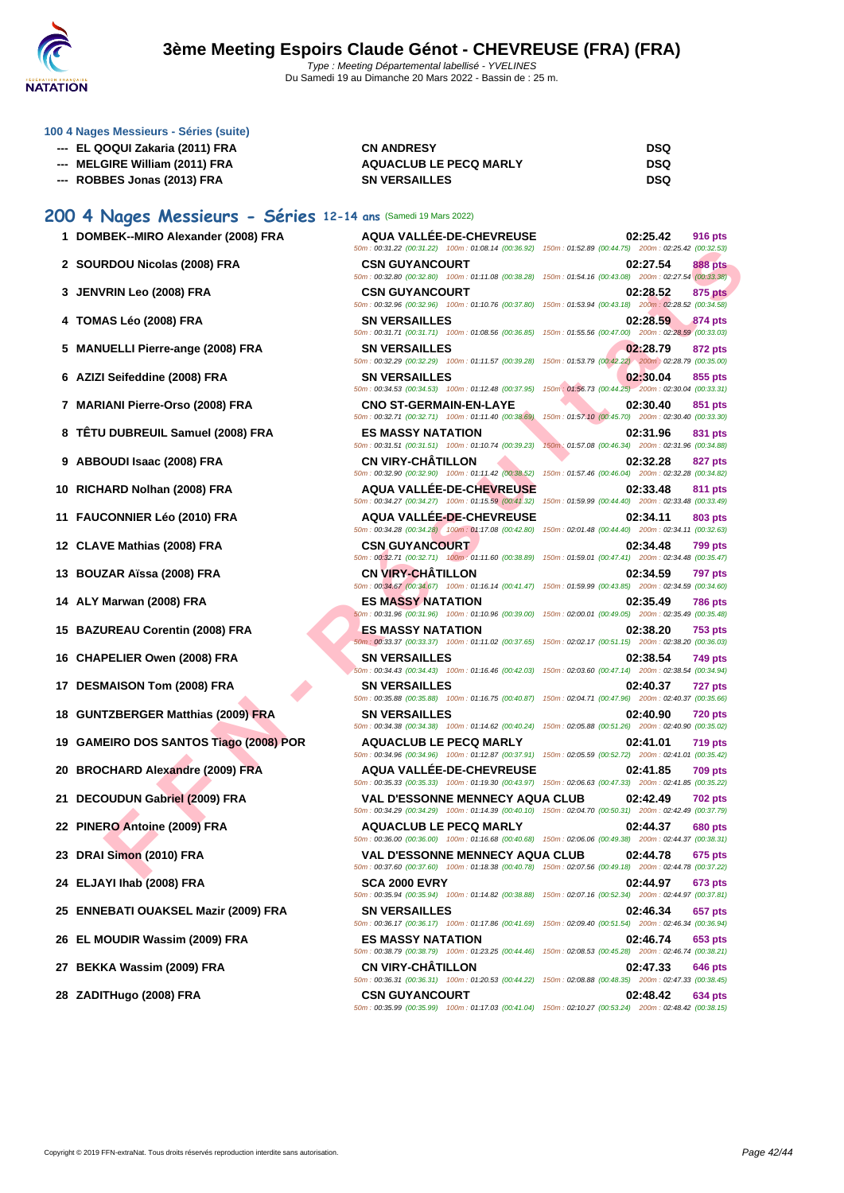# 3ème Meeting Espoirs Claude Génot - CHEVREUSE (FRA) (FRA)

*Type : Meeting Départemental labellisé - YVELINES*
Du Samedi 19 au Dimanche 20 Mars 2022 - Bassin de : 25 m.

### 100 4 Nages Messieurs - Séries (suite)

| | | | |
|---|---|---|---|
| --- | EL QOQUI Zakaria (2011) FRA | CN ANDRESY | DSQ |
| --- | MELGIRE William (2011) FRA | AQUACLUB LE PECQ MARLY | DSQ |
| --- | ROBBES Jonas (2013) FRA | SN VERSAILLES | DSQ |

## 200 4 Nages Messieurs - Séries 12-14 ans (Samedi 19 Mars 2022)

| Rang | Nom | Club | Temps | Points | Splits |
|---|---|---|---|---|---|
| 1 | DOMBEK--MIRO Alexander (2008) FRA | AQUA VALLÉE-DE-CHEVREUSE | 02:25.42 | 916 pts | 50m : 00:31.22 (00:31.22) 100m : 01:08.14 (00:36.92) 150m : 01:52.89 (00:44.75) 200m : 02:25.42 (00:32.53) |
| 2 | SOURDOU Nicolas (2008) FRA | CSN GUYANCOURT | 02:27.54 | 888 pts | 50m : 00:32.80 (00:32.80) 100m : 01:11.08 (00:38.28) 150m : 01:54.16 (00:43.08) 200m : 02:27.54 (00:33.38) |
| 3 | JENVRIN Leo (2008) FRA | CSN GUYANCOURT | 02:28.52 | 875 pts | 50m : 00:32.96 (00:32.96) 100m : 01:10.76 (00:37.80) 150m : 01:53.94 (00:43.18) 200m : 02:28.52 (00:34.58) |
| 4 | TOMAS Léo (2008) FRA | SN VERSAILLES | 02:28.59 | 874 pts | 50m : 00:31.71 (00:31.71) 100m : 01:08.56 (00:36.85) 150m : 01:55.56 (00:47.00) 200m : 02:28.59 (00:33.03) |
| 5 | MANUELLI Pierre-ange (2008) FRA | SN VERSAILLES | 02:28.79 | 872 pts | 50m : 00:32.29 (00:32.29) 100m : 01:11.57 (00:39.28) 150m : 01:53.79 (00:42.22) 200m : 02:28.79 (00:35.00) |
| 6 | AZIZI Seifeddine (2008) FRA | SN VERSAILLES | 02:30.04 | 855 pts | 50m : 00:34.53 (00:34.53) 100m : 01:12.48 (00:37.95) 150m : 01:56.73 (00:44.25) 200m : 02:30.04 (00:33.31) |
| 7 | MARIANI Pierre-Orso (2008) FRA | CNO ST-GERMAIN-EN-LAYE | 02:30.40 | 851 pts | 50m : 00:32.71 (00:32.71) 100m : 01:11.40 (00:38.69) 150m : 01:57.10 (00:45.70) 200m : 02:30.40 (00:33.30) |
| 8 | TÊTU DUBREUIL Samuel (2008) FRA | ES MASSY NATATION | 02:31.96 | 831 pts | 50m : 00:31.51 (00:31.51) 100m : 01:10.74 (00:39.23) 150m : 01:57.08 (00:46.34) 200m : 02:31.96 (00:34.88) |
| 9 | ABBOUDI Isaac (2008) FRA | CN VIRY-CHÂTILLON | 02:32.28 | 827 pts | 50m : 00:32.90 (00:32.90) 100m : 01:11.42 (00:38.52) 150m : 01:57.46 (00:46.04) 200m : 02:32.28 (00:34.82) |
| 10 | RICHARD Nolhan (2008) FRA | AQUA VALLÉE-DE-CHEVREUSE | 02:33.48 | 811 pts | 50m : 00:34.27 (00:34.27) 100m : 01:15.59 (00:41.32) 150m : 01:59.99 (00:44.40) 200m : 02:33.48 (00:33.49) |
| 11 | FAUCONNIER Léo (2010) FRA | AQUA VALLÉE-DE-CHEVREUSE | 02:34.11 | 803 pts | 50m : 00:34.28 (00:34.28) 100m : 01:17.08 (00:42.80) 150m : 02:01.48 (00:44.40) 200m : 02:34.11 (00:32.63) |
| 12 | CLAVE Mathias (2008) FRA | CSN GUYANCOURT | 02:34.48 | 799 pts | 50m : 00:32.71 (00:32.71) 100m : 01:11.60 (00:38.89) 150m : 01:59.01 (00:47.41) 200m : 02:34.48 (00:35.47) |
| 13 | BOUZAR Aïssa (2008) FRA | CN VIRY-CHÂTILLON | 02:34.59 | 797 pts | 50m : 00:34.67 (00:34.67) 100m : 01:16.14 (00:41.47) 150m : 01:59.99 (00:43.85) 200m : 02:34.59 (00:34.60) |
| 14 | ALY Marwan (2008) FRA | ES MASSY NATATION | 02:35.49 | 786 pts | 50m : 00:31.96 (00:31.96) 100m : 01:10.96 (00:39.00) 150m : 02:00.01 (00:49.05) 200m : 02:35.49 (00:35.48) |
| 15 | BAZUREAU Corentin (2008) FRA | ES MASSY NATATION | 02:38.20 | 753 pts | 50m : 00:33.37 (00:33.37) 100m : 01:11.02 (00:37.65) 150m : 02:02.17 (00:51.15) 200m : 02:38.20 (00:36.03) |
| 16 | CHAPELIER Owen (2008) FRA | SN VERSAILLES | 02:38.54 | 749 pts | 50m : 00:34.43 (00:34.43) 100m : 01:16.46 (00:42.03) 150m : 02:03.60 (00:47.14) 200m : 02:38.54 (00:34.94) |
| 17 | DESMAISON Tom (2008) FRA | SN VERSAILLES | 02:40.37 | 727 pts | 50m : 00:35.88 (00:35.88) 100m : 01:16.75 (00:40.87) 150m : 02:04.71 (00:47.96) 200m : 02:40.37 (00:35.66) |
| 18 | GUNTZBERGER Matthias (2009) FRA | SN VERSAILLES | 02:40.90 | 720 pts | 50m : 00:34.38 (00:34.38) 100m : 01:14.62 (00:40.24) 150m : 02:05.88 (00:51.26) 200m : 02:40.90 (00:35.02) |
| 19 | GAMEIRO DOS SANTOS Tiago (2008) POR | AQUACLUB LE PECQ MARLY | 02:41.01 | 719 pts | 50m : 00:34.96 (00:34.96) 100m : 01:12.87 (00:37.91) 150m : 02:05.59 (00:52.72) 200m : 02:41.01 (00:35.42) |
| 20 | BROCHARD Alexandre (2009) FRA | AQUA VALLÉE-DE-CHEVREUSE | 02:41.85 | 709 pts | 50m : 00:35.33 (00:35.33) 100m : 01:19.30 (00:43.97) 150m : 02:06.63 (00:47.33) 200m : 02:41.85 (00:35.22) |
| 21 | DECOUDUN Gabriel (2009) FRA | VAL D'ESSONNE MENNECY AQUA CLUB | 02:42.49 | 702 pts | 50m : 00:34.29 (00:34.29) 100m : 01:14.39 (00:40.10) 150m : 02:04.70 (00:50.31) 200m : 02:42.49 (00:37.79) |
| 22 | PINERO Antoine (2009) FRA | AQUACLUB LE PECQ MARLY | 02:44.37 | 680 pts | 50m : 00:36.00 (00:36.00) 100m : 01:16.68 (00:40.68) 150m : 02:06.06 (00:49.38) 200m : 02:44.37 (00:38.31) |
| 23 | DRAI Simon (2010) FRA | VAL D'ESSONNE MENNECY AQUA CLUB | 02:44.78 | 675 pts | 50m : 00:37.60 (00:37.60) 100m : 01:18.38 (00:40.78) 150m : 02:07.56 (00:49.18) 200m : 02:44.78 (00:37.22) |
| 24 | ELJAYI Ihab (2008) FRA | SCA 2000 EVRY | 02:44.97 | 673 pts | 50m : 00:35.94 (00:35.94) 100m : 01:14.82 (00:38.88) 150m : 02:07.16 (00:52.34) 200m : 02:44.97 (00:37.81) |
| 25 | ENNEBATI OUAKSEL Mazir (2009) FRA | SN VERSAILLES | 02:46.34 | 657 pts | 50m : 00:36.17 (00:36.17) 100m : 01:17.86 (00:41.69) 150m : 02:09.40 (00:51.54) 200m : 02:46.34 (00:36.94) |
| 26 | EL MOUDIR Wassim (2009) FRA | ES MASSY NATATION | 02:46.74 | 653 pts | 50m : 00:38.79 (00:38.79) 100m : 01:23.25 (00:44.46) 150m : 02:08.53 (00:45.28) 200m : 02:46.74 (00:38.21) |
| 27 | BEKKA Wassim (2009) FRA | CN VIRY-CHÂTILLON | 02:47.33 | 646 pts | 50m : 00:36.31 (00:36.31) 100m : 01:20.53 (00:44.22) 150m : 02:08.88 (00:48.35) 200m : 02:47.33 (00:38.45) |
| 28 | ZADITHugo (2008) FRA | CSN GUYANCOURT | 02:48.42 | 634 pts | 50m : 00:35.99 (00:35.99) 100m : 01:17.03 (00:41.04) 150m : 02:10.27 (00:53.24) 200m : 02:48.42 (00:38.15) |

Copyright © 2019 FFN-extraNat. Tous droits réservés reproduction interdite sans autorisation.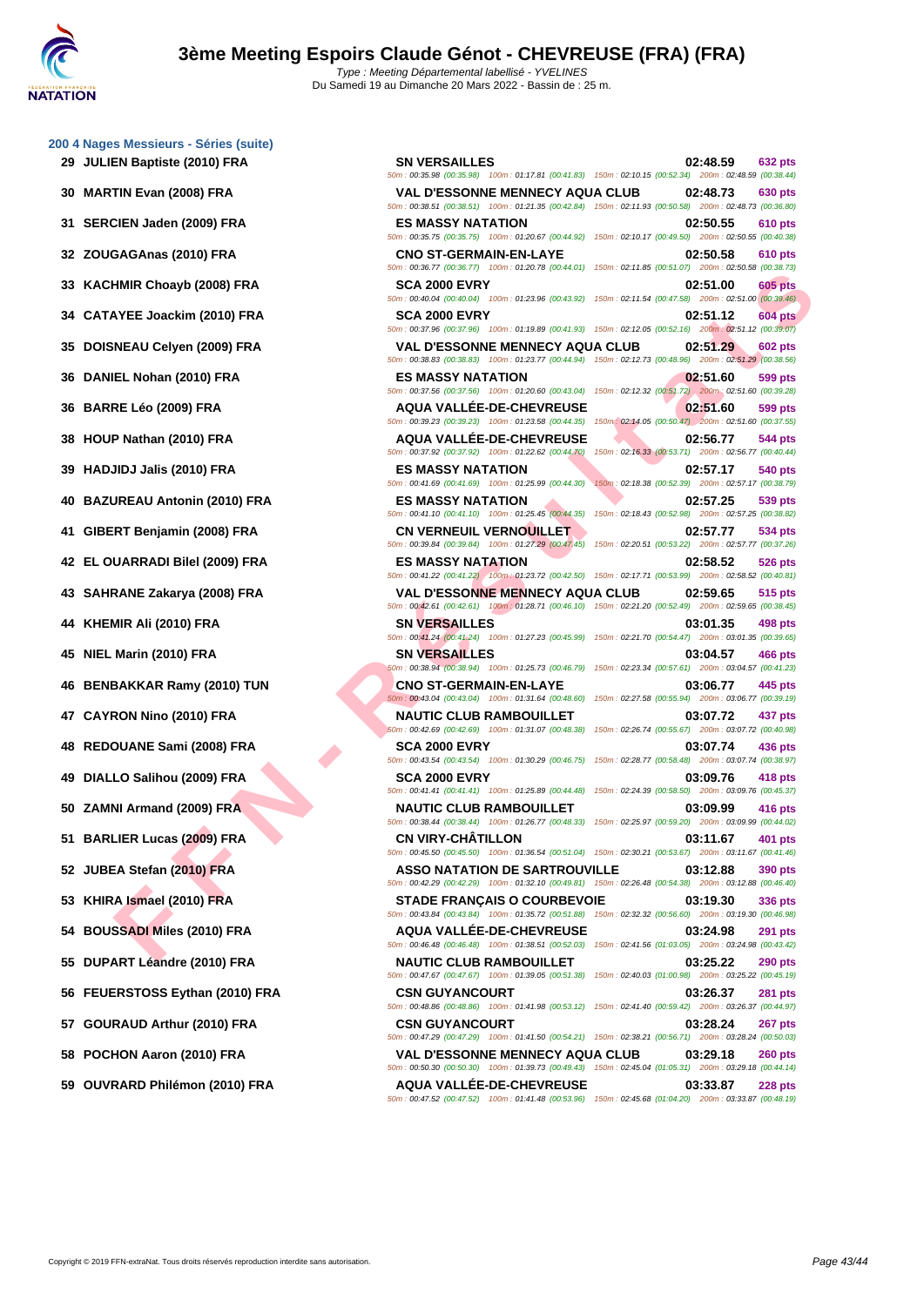# 3ème Meeting Espoirs Claude Génot - CHEVREUSE (FRA) (FRA)

*Type : Meeting Départemental labellisé - YVELINES*
Du Samedi 19 au Dimanche 20 Mars 2022 - Bassin de : 25 m.

## 200 4 Nages Messieurs - Séries (suite)

| Rang | Nom | Club | Temps | Points |
|---|---|---|---|---|
| 29 | JULIEN Baptiste (2010) FRA | SN VERSAILLES | 02:48.59 | 632 pts |
| | | 50m : 00:35.98 (00:35.98) 100m : 01:17.81 (00:41.83) 150m : 02:10.15 (00:52.34) 200m : 02:48.59 (00:38.44) | | |
| 30 | MARTIN Evan (2008) FRA | VAL D'ESSONNE MENNECY AQUA CLUB | 02:48.73 | 630 pts |
| | | 50m : 00:38.51 (00:38.51) 100m : 01:21.35 (00:42.84) 150m : 02:11.93 (00:50.58) 200m : 02:48.73 (00:36.80) | | |
| 31 | SERCIEN Jaden (2009) FRA | ES MASSY NATATION | 02:50.55 | 610 pts |
| | | 50m : 00:35.75 (00:35.75) 100m : 01:20.67 (00:44.92) 150m : 02:10.17 (00:49.50) 200m : 02:50.55 (00:40.38) | | |
| 32 | ZOUGAGAnas (2010) FRA | CNO ST-GERMAIN-EN-LAYE | 02:50.58 | 610 pts |
| | | 50m : 00:36.77 (00:36.77) 100m : 01:20.78 (00:44.01) 150m : 02:11.85 (00:51.07) 200m : 02:50.58 (00:38.73) | | |
| 33 | KACHMIR Choayb (2008) FRA | SCA 2000 EVRY | 02:51.00 | 605 pts |
| | | 50m : 00:40.04 (00:40.04) 100m : 01:23.96 (00:43.92) 150m : 02:11.54 (00:47.58) 200m : 02:51.00 (00:39.46) | | |
| 34 | CATAYEE Joackim (2010) FRA | SCA 2000 EVRY | 02:51.12 | 604 pts |
| | | 50m : 00:37.96 (00:37.96) 100m : 01:19.89 (00:41.93) 150m : 02:12.05 (00:52.16) 200m : 02:51.12 (00:39.07) | | |
| 35 | DOISNEAU Celyen (2009) FRA | VAL D'ESSONNE MENNECY AQUA CLUB | 02:51.29 | 602 pts |
| | | 50m : 00:38.83 (00:38.83) 100m : 01:23.77 (00:44.94) 150m : 02:12.73 (00:48.96) 200m : 02:51.29 (00:38.56) | | |
| 36 | DANIEL Nohan (2010) FRA | ES MASSY NATATION | 02:51.60 | 599 pts |
| | | 50m : 00:37.56 (00:37.56) 100m : 01:20.60 (00:43.04) 150m : 02:12.32 (00:51.72) 200m : 02:51.60 (00:39.28) | | |
| 36 | BARRE Léo (2009) FRA | AQUA VALLÉE-DE-CHEVREUSE | 02:51.60 | 599 pts |
| | | 50m : 00:39.23 (00:39.23) 100m : 01:23.58 (00:44.35) 150m : 02:14.05 (00:50.47) 200m : 02:51.60 (00:37.55) | | |
| 38 | HOUP Nathan (2010) FRA | AQUA VALLÉE-DE-CHEVREUSE | 02:56.77 | 544 pts |
| | | 50m : 00:37.92 (00:37.92) 100m : 01:22.62 (00:44.70) 150m : 02:16.33 (00:53.71) 200m : 02:56.77 (00:40.44) | | |
| 39 | HADJIDJ Jalis (2010) FRA | ES MASSY NATATION | 02:57.17 | 540 pts |
| | | 50m : 00:41.69 (00:41.69) 100m : 01:25.99 (00:44.30) 150m : 02:18.38 (00:52.39) 200m : 02:57.17 (00:38.79) | | |
| 40 | BAZUREAU Antonin (2010) FRA | ES MASSY NATATION | 02:57.25 | 539 pts |
| | | 50m : 00:41.10 (00:41.10) 100m : 01:25.45 (00:44.35) 150m : 02:18.43 (00:52.98) 200m : 02:57.25 (00:38.82) | | |
| 41 | GIBERT Benjamin (2008) FRA | CN VERNEUIL VERNOUILLET | 02:57.77 | 534 pts |
| | | 50m : 00:39.84 (00:39.84) 100m : 01:27.29 (00:47.45) 150m : 02:20.51 (00:53.22) 200m : 02:57.77 (00:37.26) | | |
| 42 | EL OUARRADI Bilel (2009) FRA | ES MASSY NATATION | 02:58.52 | 526 pts |
| | | 50m : 00:41.22 (00:41.22) 100m : 01:23.72 (00:42.50) 150m : 02:17.71 (00:53.99) 200m : 02:58.52 (00:40.81) | | |
| 43 | SAHRANE Zakarya (2008) FRA | VAL D'ESSONNE MENNECY AQUA CLUB | 02:59.65 | 515 pts |
| | | 50m : 00:42.61 (00:42.61) 100m : 01:28.71 (00:46.10) 150m : 02:21.20 (00:52.49) 200m : 02:59.65 (00:38.45) | | |
| 44 | KHEMIR Ali (2010) FRA | SN VERSAILLES | 03:01.35 | 498 pts |
| | | 50m : 00:41.24 (00:41.24) 100m : 01:27.23 (00:45.99) 150m : 02:21.70 (00:54.47) 200m : 03:01.35 (00:39.65) | | |
| 45 | NIEL Marin (2010) FRA | SN VERSAILLES | 03:04.57 | 466 pts |
| | | 50m : 00:38.94 (00:38.94) 100m : 01:25.73 (00:46.79) 150m : 02:23.34 (00:57.61) 200m : 03:04.57 (00:41.23) | | |
| 46 | BENBAKKAR Ramy (2010) TUN | CNO ST-GERMAIN-EN-LAYE | 03:06.77 | 445 pts |
| | | 50m : 00:43.04 (00:43.04) 100m : 01:31.64 (00:48.60) 150m : 02:27.58 (00:55.94) 200m : 03:06.77 (00:39.19) | | |
| 47 | CAYRON Nino (2010) FRA | NAUTIC CLUB RAMBOUILLET | 03:07.72 | 437 pts |
| | | 50m : 00:42.69 (00:42.69) 100m : 01:31.07 (00:48.38) 150m : 02:26.74 (00:55.67) 200m : 03:07.72 (00:40.98) | | |
| 48 | REDOUANE Sami (2008) FRA | SCA 2000 EVRY | 03:07.74 | 436 pts |
| | | 50m : 00:43.54 (00:43.54) 100m : 01:30.29 (00:46.75) 150m : 02:28.77 (00:58.48) 200m : 03:07.74 (00:38.97) | | |
| 49 | DIALLO Salihou (2009) FRA | SCA 2000 EVRY | 03:09.76 | 418 pts |
| | | 50m : 00:41.41 (00:41.41) 100m : 01:25.89 (00:44.48) 150m : 02:24.39 (00:58.50) 200m : 03:09.76 (00:45.37) | | |
| 50 | ZAMNI Armand (2009) FRA | NAUTIC CLUB RAMBOUILLET | 03:09.99 | 416 pts |
| | | 50m : 00:38.44 (00:38.44) 100m : 01:26.77 (00:48.33) 150m : 02:25.97 (00:59.20) 200m : 03:09.99 (00:44.02) | | |
| 51 | BARLIER Lucas (2009) FRA | CN VIRY-CHÂTILLON | 03:11.67 | 401 pts |
| | | 50m : 00:45.50 (00:45.50) 100m : 01:36.54 (00:51.04) 150m : 02:30.21 (00:53.67) 200m : 03:11.67 (00:41.46) | | |
| 52 | JUBEA Stefan (2010) FRA | ASSO NATATION DE SARTROUVILLE | 03:12.88 | 390 pts |
| | | 50m : 00:42.29 (00:42.29) 100m : 01:32.10 (00:49.81) 150m : 02:26.48 (00:54.38) 200m : 03:12.88 (00:46.40) | | |
| 53 | KHIRA Ismael (2010) FRA | STADE FRANÇAIS O COURBEVOIE | 03:19.30 | 336 pts |
| | | 50m : 00:43.84 (00:43.84) 100m : 01:35.72 (00:51.88) 150m : 02:32.32 (00:56.60) 200m : 03:19.30 (00:46.98) | | |
| 54 | BOUSSADI Miles (2010) FRA | AQUA VALLÉE-DE-CHEVREUSE | 03:24.98 | 291 pts |
| | | 50m : 00:46.48 (00:46.48) 100m : 01:38.51 (00:52.03) 150m : 02:41.56 (01:03.05) 200m : 03:24.98 (00:43.42) | | |
| 55 | DUPART Léandre (2010) FRA | NAUTIC CLUB RAMBOUILLET | 03:25.22 | 290 pts |
| | | 50m : 00:47.67 (00:47.67) 100m : 01:39.05 (00:51.38) 150m : 02:40.03 (01:00.98) 200m : 03:25.22 (00:45.19) | | |
| 56 | FEUERSTOSS Eythan (2010) FRA | CSN GUYANCOURT | 03:26.37 | 281 pts |
| | | 50m : 00:48.86 (00:48.86) 100m : 01:41.98 (00:53.12) 150m : 02:41.40 (00:59.42) 200m : 03:26.37 (00:44.97) | | |
| 57 | GOURAUD Arthur (2010) FRA | CSN GUYANCOURT | 03:28.24 | 267 pts |
| | | 50m : 00:47.29 (00:47.29) 100m : 01:41.50 (00:54.21) 150m : 02:38.21 (00:56.71) 200m : 03:28.24 (00:50.03) | | |
| 58 | POCHON Aaron (2010) FRA | VAL D'ESSONNE MENNECY AQUA CLUB | 03:29.18 | 260 pts |
| | | 50m : 00:50.30 (00:50.30) 100m : 01:39.73 (00:49.43) 150m : 02:45.04 (01:05.31) 200m : 03:29.18 (00:44.14) | | |
| 59 | OUVRARD Philémon (2010) FRA | AQUA VALLÉE-DE-CHEVREUSE | 03:33.87 | 228 pts |
| | | 50m : 00:47.52 (00:47.52) 100m : 01:41.48 (00:53.96) 150m : 02:45.68 (01:04.20) 200m : 03:33.87 (00:48.19) | | |

Copyright © 2019 FFN-extraNat. Tous droits réservés reproduction interdite sans autorisation.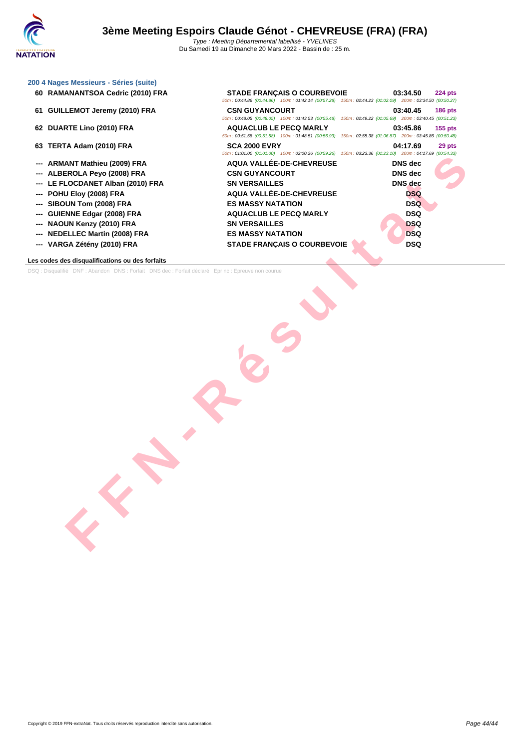# 3ème Meeting Espoirs Claude Génot - CHEVREUSE (FRA) (FRA)

*Type : Meeting Départemental labellisé - YVELINES*
Du Samedi 19 au Dimanche 20 Mars 2022 - Bassin de : 25 m.

## 200 4 Nages Messieurs - Séries (suite)

| | | | | |
|---|---|---|---|---|
| 60 | RAMANANTSOA Cedric (2010) FRA | STADE FRANÇAIS O COURBEVOIE | 03:34.50 | 224 pts |
| | | 50m : 00:44.86 (00:44.86) 100m : 01:42.14 (00:57.28) 150m : 02:44.23 (01:02.09) 200m : 03:34.50 (00:50.27) | | |
| 61 | GUILLEMOT Jeremy (2010) FRA | CSN GUYANCOURT | 03:40.45 | 186 pts |
| | | 50m : 00:48.05 (00:48.05) 100m : 01:43.53 (00:55.48) 150m : 02:49.22 (01:05.69) 200m : 03:40.45 (00:51.23) | | |
| 62 | DUARTE Lino (2010) FRA | AQUACLUB LE PECQ MARLY | 03:45.86 | 155 pts |
| | | 50m : 00:51.58 (00:51.58) 100m : 01:48.51 (00:56.93) 150m : 02:55.38 (01:06.87) 200m : 03:45.86 (00:50.48) | | |
| 63 | TERTA Adam (2010) FRA | SCA 2000 EVRY | 04:17.69 | 29 pts |
| | | 50m : 01:01.00 (01:01.00) 100m : 02:00.26 (00:59.26) 150m : 03:23.36 (01:23.10) 200m : 04:17.69 (00:54.33) | | |
| --- | ARMANT Mathieu (2009) FRA | AQUA VALLÉE-DE-CHEVREUSE | DNS dec | |
| --- | ALBEROLA Peyo (2008) FRA | CSN GUYANCOURT | DNS dec | |
| --- | LE FLOCDANET Alban (2010) FRA | SN VERSAILLES | DNS dec | |
| --- | POHU Eloy (2008) FRA | AQUA VALLÉE-DE-CHEVREUSE | DSQ | |
| --- | SIBOUN Tom (2008) FRA | ES MASSY NATATION | DSQ | |
| --- | GUIENNE Edgar (2008) FRA | AQUACLUB LE PECQ MARLY | DSQ | |
| --- | NAOUN Kenzy (2010) FRA | SN VERSAILLES | DSQ | |
| --- | NEDELLEC Martin (2008) FRA | ES MASSY NATATION | DSQ | |
| --- | VARGA Zétény (2010) FRA | STADE FRANÇAIS O COURBEVOIE | DSQ | |

**Les codes des disqualifications ou des forfaits**

DSQ : Disqualifié DNF : Abandon DNS : Forfait DNS dec : Forfait déclaré Epr nc : Epreuve non courue